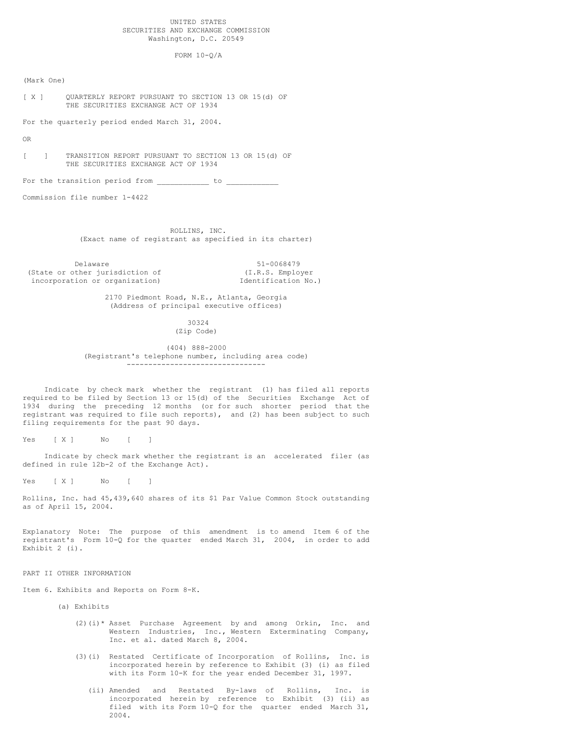UNITED STATES
SECURITIES AND EXCHANGE COMMISSION
Washington, D.C. 20549

FORM 10-Q/A

(Mark One)

[ X ] QUARTERLY REPORT PURSUANT TO SECTION 13 OR 15(d) OF THE SECURITIES EXCHANGE ACT OF 1934

For the quarterly period ended March 31, 2004.

OR

[ ] TRANSITION REPORT PURSUANT TO SECTION 13 OR 15(d) OF THE SECURITIES EXCHANGE ACT OF 1934

For the transition period from ___________ to ___________

Commission file number 1-4422

ROLLINS, INC.
(Exact name of registrant as specified in its charter)

| Delaware | 51-0068479 |
|---|---|
| (State or other jurisdiction of incorporation or organization) | (I.R.S. Employer Identification No.) |

2170 Piedmont Road, N.E., Atlanta, Georgia
(Address of principal executive offices)

30324
(Zip Code)

(404) 888-2000
(Registrant's telephone number, including area code)

---

Indicate by check mark whether the registrant (1) has filed all reports required to be filed by Section 13 or 15(d) of the Securities Exchange Act of 1934 during the preceding 12 months (or for such shorter period that the registrant was required to file such reports), and (2) has been subject to such filing requirements for the past 90 days.

Yes [ X ] No [ ]

Indicate by check mark whether the registrant is an accelerated filer (as defined in rule 12b-2 of the Exchange Act).

Yes [ X ] No [ ]

Rollins, Inc. had 45,439,640 shares of its $1 Par Value Common Stock outstanding as of April 15, 2004.

Explanatory Note: The purpose of this amendment is to amend Item 6 of the registrant's Form 10-Q for the quarter ended March 31, 2004, in order to add Exhibit 2 (i).

PART II OTHER INFORMATION

Item 6. Exhibits and Reports on Form 8-K.

(a) Exhibits

(2)(i)* Asset Purchase Agreement by and among Orkin, Inc. and Western Industries, Inc., Western Exterminating Company, Inc. et al. dated March 8, 2004.

(3)(i) Restated Certificate of Incorporation of Rollins, Inc. is incorporated herein by reference to Exhibit (3) (i) as filed with its Form 10-K for the year ended December 31, 1997.

(ii) Amended and Restated By-laws of Rollins, Inc. is incorporated herein by reference to Exhibit (3) (ii) as filed with its Form 10-Q for the quarter ended March 31, 2004.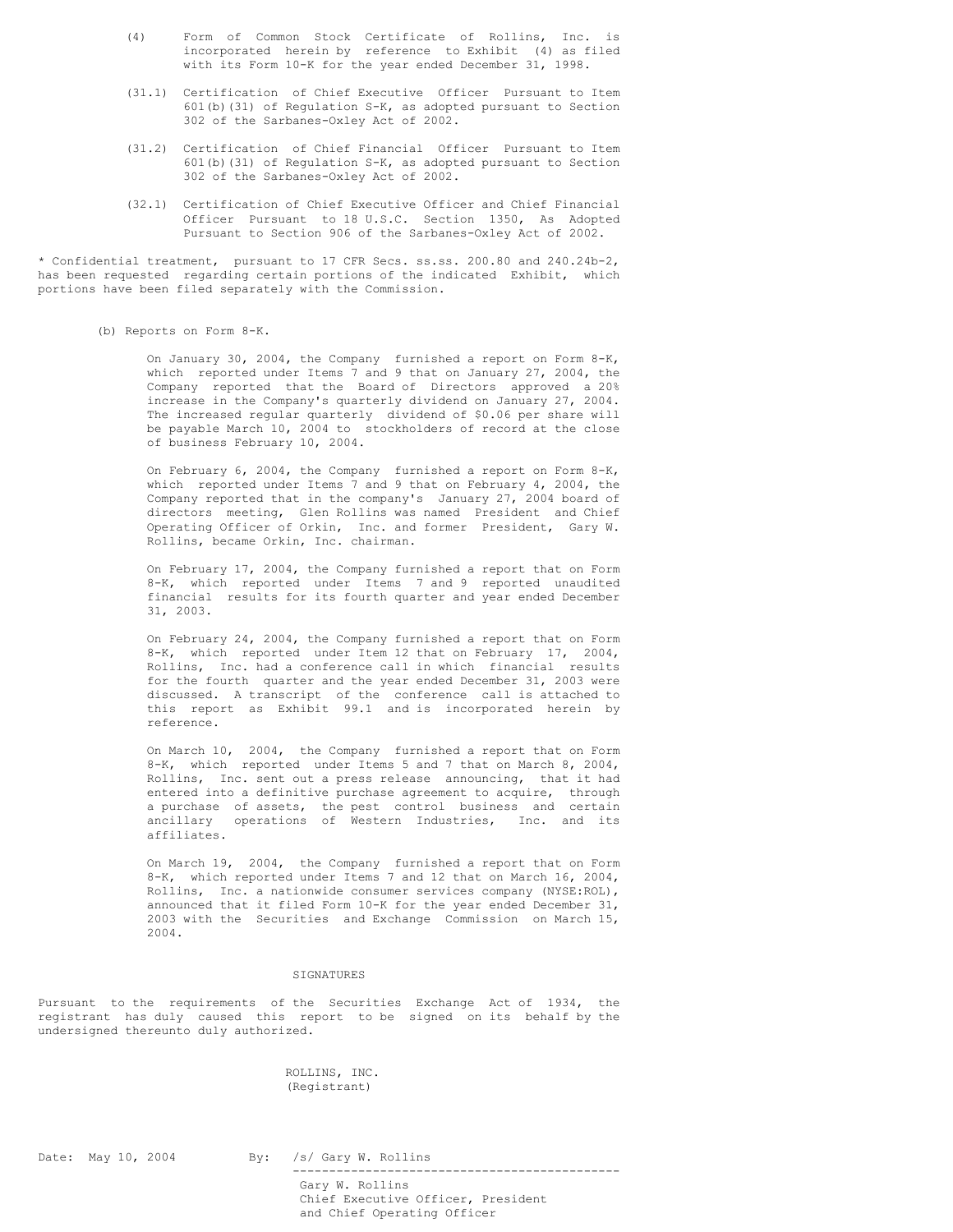(4) Form of Common Stock Certificate of Rollins, Inc. is incorporated herein by reference to Exhibit (4) as filed with its Form 10-K for the year ended December 31, 1998.

(31.1) Certification of Chief Executive Officer Pursuant to Item 601(b)(31) of Regulation S-K, as adopted pursuant to Section 302 of the Sarbanes-Oxley Act of 2002.

(31.2) Certification of Chief Financial Officer Pursuant to Item 601(b)(31) of Regulation S-K, as adopted pursuant to Section 302 of the Sarbanes-Oxley Act of 2002.

(32.1) Certification of Chief Executive Officer and Chief Financial Officer Pursuant to 18 U.S.C. Section 1350, As Adopted Pursuant to Section 906 of the Sarbanes-Oxley Act of 2002.

* Confidential treatment, pursuant to 17 CFR Secs. ss.ss. 200.80 and 240.24b-2, has been requested regarding certain portions of the indicated Exhibit, which portions have been filed separately with the Commission.

(b) Reports on Form 8-K.

On January 30, 2004, the Company furnished a report on Form 8-K, which reported under Items 7 and 9 that on January 27, 2004, the Company reported that the Board of Directors approved a 20% increase in the Company's quarterly dividend on January 27, 2004. The increased regular quarterly dividend of $0.06 per share will be payable March 10, 2004 to stockholders of record at the close of business February 10, 2004.

On February 6, 2004, the Company furnished a report on Form 8-K, which reported under Items 7 and 9 that on February 4, 2004, the Company reported that in the company's January 27, 2004 board of directors meeting, Glen Rollins was named President and Chief Operating Officer of Orkin, Inc. and former President, Gary W. Rollins, became Orkin, Inc. chairman.

On February 17, 2004, the Company furnished a report that on Form 8-K, which reported under Items 7 and 9 and reported unaudited financial results for its fourth quarter and year ended December 31, 2003.

On February 24, 2004, the Company furnished a report that on Form 8-K, which reported under Item 12 that on February 17, 2004, Rollins, Inc. had a conference call in which financial results for the fourth quarter and the year ended December 31, 2003 were discussed. A transcript of the conference call is attached to this report as Exhibit 99.1 and is incorporated herein by reference.

On March 10, 2004, the Company furnished a report that on Form 8-K, which reported under Items 5 and 7 that on March 8, 2004, Rollins, Inc. sent out a press release announcing, that it had entered into a definitive purchase agreement to acquire, through a purchase of assets, the pest control business and certain ancillary operations of Western Industries, Inc. and its affiliates.

On March 19, 2004, the Company furnished a report that on Form 8-K, which reported under Items 7 and 12 that on March 16, 2004, Rollins, Inc. a nationwide consumer services company (NYSE:ROL), announced that it filed Form 10-K for the year ended December 31, 2003 with the Securities and Exchange Commission on March 15, 2004.

## SIGNATURES

Pursuant to the requirements of the Securities Exchange Act of 1934, the registrant has duly caused this report to be signed on its behalf by the undersigned thereunto duly authorized.

ROLLINS, INC.
(Registrant)

Date: May 10, 2004

By: /s/ Gary W. Rollins

Gary W. Rollins
Chief Executive Officer, President and Chief Operating Officer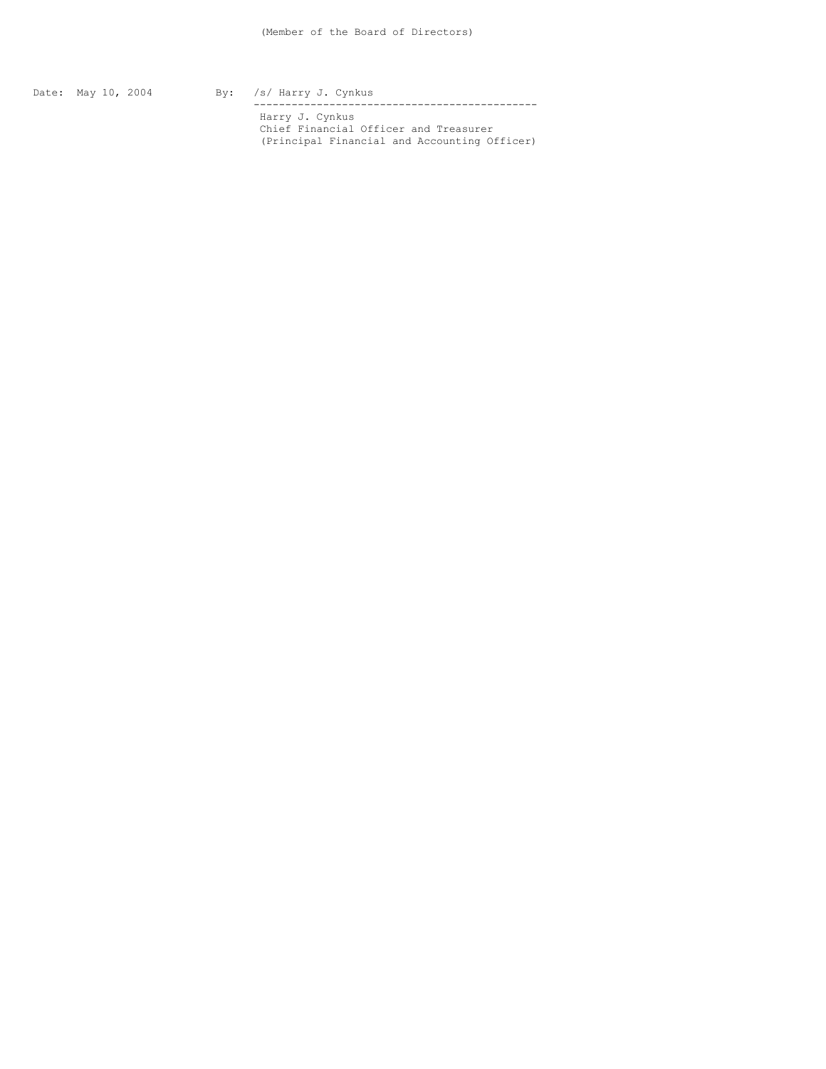(Member of the Board of Directors)

Date: May 10, 2004 By: /s/ Harry J. Cynkus

--------------------------------------------

Harry J. Cynkus
Chief Financial Officer and Treasurer
(Principal Financial and Accounting Officer)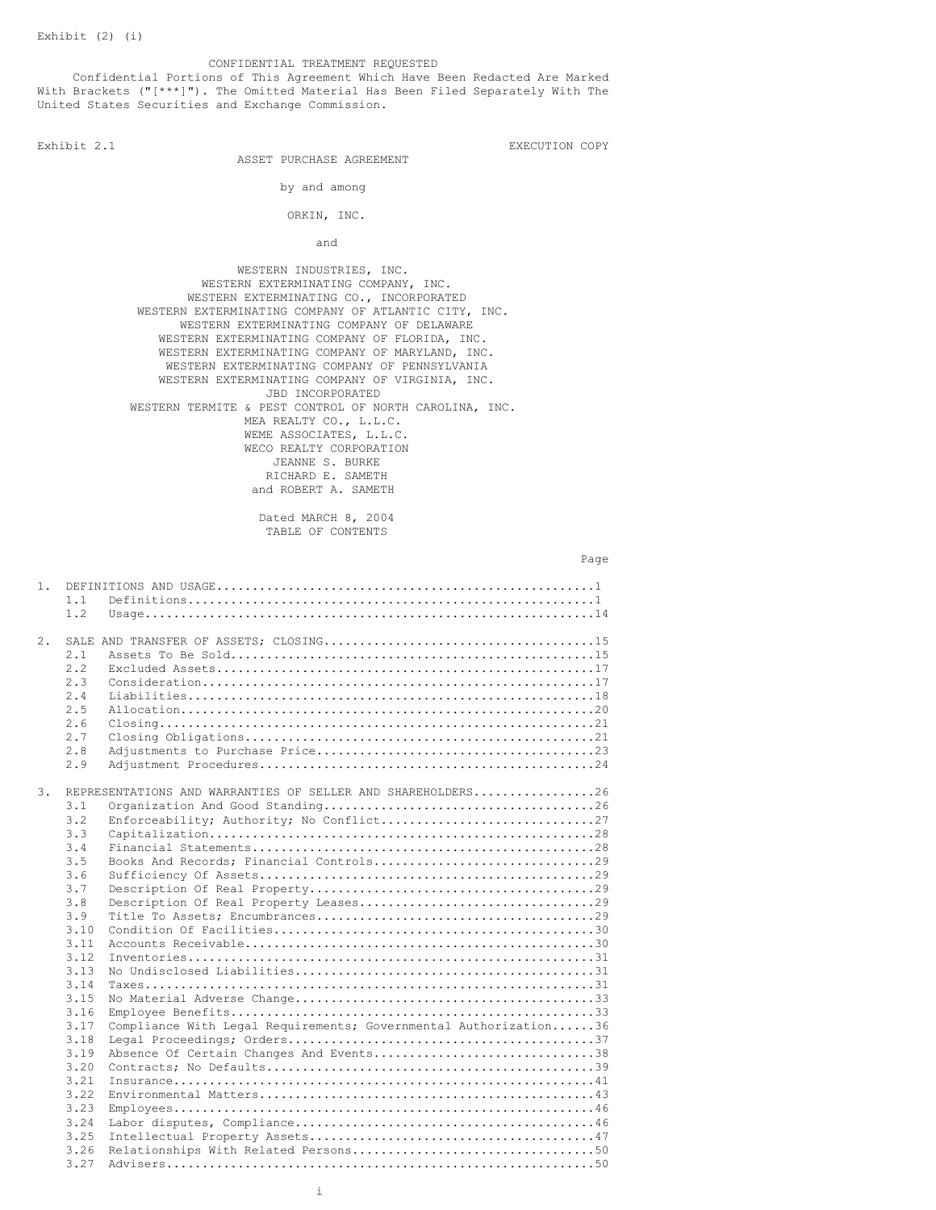Exhibit (2) (i)

CONFIDENTIAL TREATMENT REQUESTED

Confidential Portions of This Agreement Which Have Been Redacted Are Marked With Brackets ("[***]"). The Omitted Material Has Been Filed Separately With The United States Securities and Exchange Commission.

Exhibit 2.1 EXECUTION COPY

# ASSET PURCHASE AGREEMENT

by and among

ORKIN, INC.

and

WESTERN INDUSTRIES, INC.
WESTERN EXTERMINATING COMPANY, INC.
WESTERN EXTERMINATING CO., INCORPORATED
WESTERN EXTERMINATING COMPANY OF ATLANTIC CITY, INC.
WESTERN EXTERMINATING COMPANY OF DELAWARE
WESTERN EXTERMINATING COMPANY OF FLORIDA, INC.
WESTERN EXTERMINATING COMPANY OF MARYLAND, INC.
WESTERN EXTERMINATING COMPANY OF PENNSYLVANIA
WESTERN EXTERMINATING COMPANY OF VIRGINIA, INC.
JBD INCORPORATED
WESTERN TERMITE & PEST CONTROL OF NORTH CAROLINA, INC.
MEA REALTY CO., L.L.C.
WEME ASSOCIATES, L.L.C.
WECO REALTY CORPORATION
JEANNE S. BURKE
RICHARD E. SAMETH
and ROBERT A. SAMETH

Dated MARCH 8, 2004

## TABLE OF CONTENTS

| | | Page |
|---|---|---|
| 1. | DEFINITIONS AND USAGE | 1 |
| 1.1 | Definitions | 1 |
| 1.2 | Usage | 14 |
| 2. | SALE AND TRANSFER OF ASSETS; CLOSING | 15 |
| 2.1 | Assets To Be Sold | 15 |
| 2.2 | Excluded Assets | 17 |
| 2.3 | Consideration | 17 |
| 2.4 | Liabilities | 18 |
| 2.5 | Allocation | 20 |
| 2.6 | Closing | 21 |
| 2.7 | Closing Obligations | 21 |
| 2.8 | Adjustments to Purchase Price | 23 |
| 2.9 | Adjustment Procedures | 24 |
| 3. | REPRESENTATIONS AND WARRANTIES OF SELLER AND SHAREHOLDERS | 26 |
| 3.1 | Organization And Good Standing | 26 |
| 3.2 | Enforceability; Authority; No Conflict | 27 |
| 3.3 | Capitalization | 28 |
| 3.4 | Financial Statements | 28 |
| 3.5 | Books And Records; Financial Controls | 29 |
| 3.6 | Sufficiency Of Assets | 29 |
| 3.7 | Description Of Real Property | 29 |
| 3.8 | Description Of Real Property Leases | 29 |
| 3.9 | Title To Assets; Encumbrances | 29 |
| 3.10 | Condition Of Facilities | 30 |
| 3.11 | Accounts Receivable | 30 |
| 3.12 | Inventories | 31 |
| 3.13 | No Undisclosed Liabilities | 31 |
| 3.14 | Taxes | 31 |
| 3.15 | No Material Adverse Change | 33 |
| 3.16 | Employee Benefits | 33 |
| 3.17 | Compliance With Legal Requirements; Governmental Authorization | 36 |
| 3.18 | Legal Proceedings; Orders | 37 |
| 3.19 | Absence Of Certain Changes And Events | 38 |
| 3.20 | Contracts; No Defaults | 39 |
| 3.21 | Insurance | 41 |
| 3.22 | Environmental Matters | 43 |
| 3.23 | Employees | 46 |
| 3.24 | Labor disputes, Compliance | 46 |
| 3.25 | Intellectual Property Assets | 47 |
| 3.26 | Relationships With Related Persons | 50 |
| 3.27 | Advisers | 50 |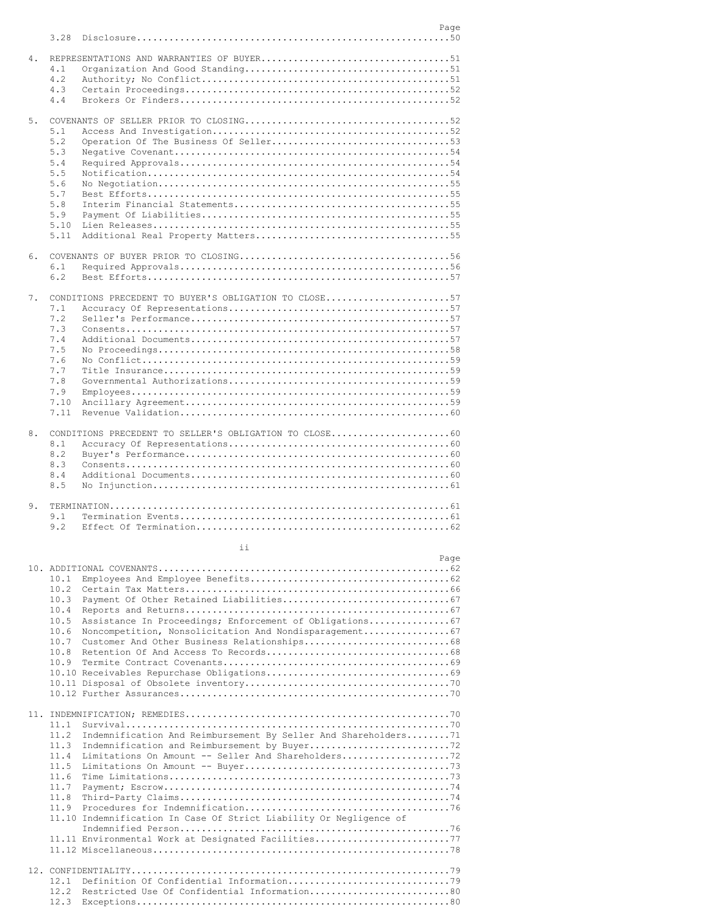| | | Page |
|---|---|---|
| 3.28 | Disclosure | 50 |
| | | |
| 4. | REPRESENTATIONS AND WARRANTIES OF BUYER | 51 |
| 4.1 | Organization And Good Standing | 51 |
| 4.2 | Authority; No Conflict | 51 |
| 4.3 | Certain Proceedings | 52 |
| 4.4 | Brokers Or Finders | 52 |
| | | |
| 5. | COVENANTS OF SELLER PRIOR TO CLOSING | 52 |
| 5.1 | Access And Investigation | 52 |
| 5.2 | Operation Of The Business Of Seller | 53 |
| 5.3 | Negative Covenant | 54 |
| 5.4 | Required Approvals | 54 |
| 5.5 | Notification | 54 |
| 5.6 | No Negotiation | 55 |
| 5.7 | Best Efforts | 55 |
| 5.8 | Interim Financial Statements | 55 |
| 5.9 | Payment Of Liabilities | 55 |
| 5.10 | Lien Releases | 55 |
| 5.11 | Additional Real Property Matters | 55 |
| | | |
| 6. | COVENANTS OF BUYER PRIOR TO CLOSING | 56 |
| 6.1 | Required Approvals | 56 |
| 6.2 | Best Efforts | 57 |
| | | |
| 7. | CONDITIONS PRECEDENT TO BUYER'S OBLIGATION TO CLOSE | 57 |
| 7.1 | Accuracy Of Representations | 57 |
| 7.2 | Seller's Performance | 57 |
| 7.3 | Consents | 57 |
| 7.4 | Additional Documents | 57 |
| 7.5 | No Proceedings | 58 |
| 7.6 | No Conflict | 59 |
| 7.7 | Title Insurance | 59 |
| 7.8 | Governmental Authorizations | 59 |
| 7.9 | Employees | 59 |
| 7.10 | Ancillary Agreement | 59 |
| 7.11 | Revenue Validation | 60 |
| | | |
| 8. | CONDITIONS PRECEDENT TO SELLER'S OBLIGATION TO CLOSE | 60 |
| 8.1 | Accuracy Of Representations | 60 |
| 8.2 | Buyer's Performance | 60 |
| 8.3 | Consents | 60 |
| 8.4 | Additional Documents | 60 |
| 8.5 | No Injunction | 61 |
| | | |
| 9. | TERMINATION | 61 |
| 9.1 | Termination Events | 61 |
| 9.2 | Effect Of Termination | 62 |

| | | Page |
|---|---|---|
| 10. | ADDITIONAL COVENANTS | 62 |
| 10.1 | Employees And Employee Benefits | 62 |
| 10.2 | Certain Tax Matters | 66 |
| 10.3 | Payment Of Other Retained Liabilities | 67 |
| 10.4 | Reports and Returns | 67 |
| 10.5 | Assistance In Proceedings; Enforcement of Obligations | 67 |
| 10.6 | Noncompetition, Nonsolicitation And Nondisparagement | 67 |
| 10.7 | Customer And Other Business Relationships | 68 |
| 10.8 | Retention Of And Access To Records | 68 |
| 10.9 | Termite Contract Covenants | 69 |
| 10.10 | Receivables Repurchase Obligations | 69 |
| 10.11 | Disposal of Obsolete inventory | 70 |
| 10.12 | Further Assurances | 70 |
| | | |
| 11. | INDEMNIFICATION; REMEDIES | 70 |
| 11.1 | Survival | 70 |
| 11.2 | Indemnification And Reimbursement By Seller And Shareholders | 71 |
| 11.3 | Indemnification and Reimbursement by Buyer | 72 |
| 11.4 | Limitations On Amount -- Seller And Shareholders | 72 |
| 11.5 | Limitations On Amount -- Buyer | 73 |
| 11.6 | Time Limitations | 73 |
| 11.7 | Payment; Escrow | 74 |
| 11.8 | Third-Party Claims | 74 |
| 11.9 | Procedures for Indemnification | 76 |
| 11.10 | Indemnification In Case Of Strict Liability Or Negligence of Indemnified Person | 76 |
| 11.11 | Environmental Work at Designated Facilities | 77 |
| 11.12 | Miscellaneous | 78 |
| | | |
| 12. | CONFIDENTIALITY | 79 |
| 12.1 | Definition Of Confidential Information | 79 |
| 12.2 | Restricted Use Of Confidential Information | 80 |
| 12.3 | Exceptions | 80 |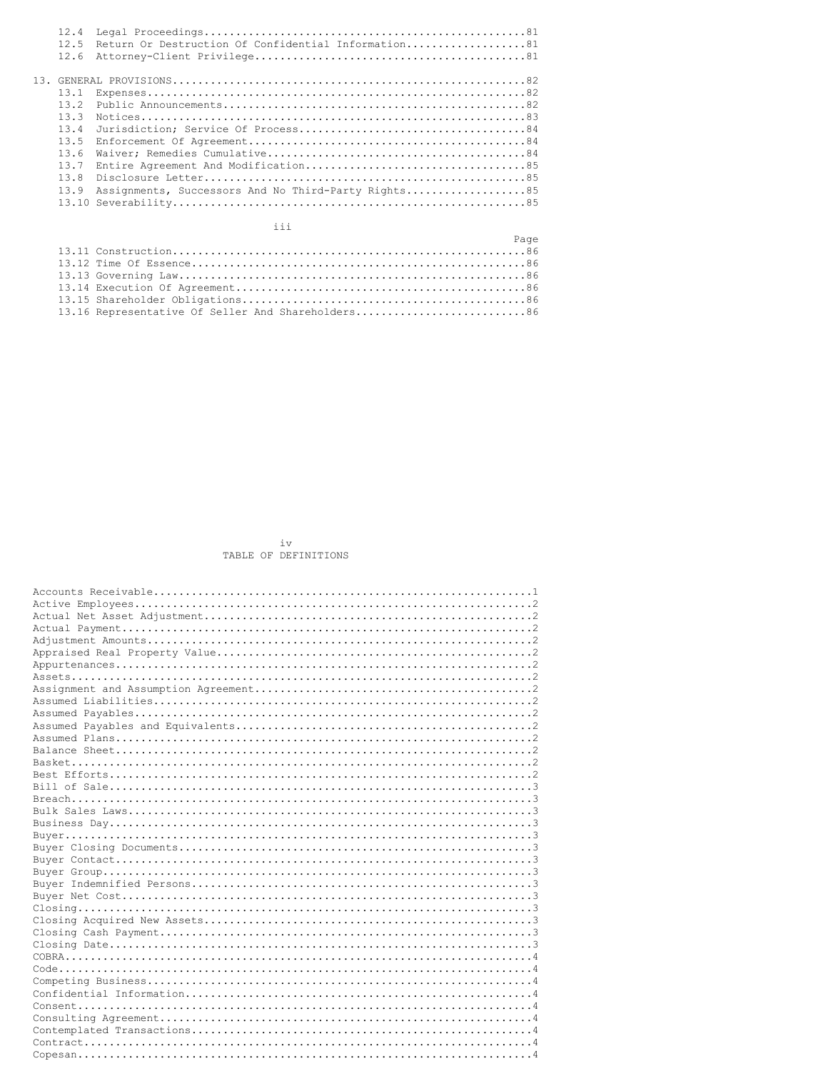12.4 Legal Proceedings....................................................81
12.5 Return Or Destruction Of Confidential Information...................81
12.6 Attorney-Client Privilege............................................81

13. GENERAL PROVISIONS......................................................82
13.1 Expenses.............................................................82
13.2 Public Announcements.................................................82
13.3 Notices..............................................................83
13.4 Jurisdiction; Service Of Process.....................................84
13.5 Enforcement Of Agreement.............................................84
13.6 Waiver; Remedies Cumulative..........................................84
13.7 Entire Agreement And Modification....................................85
13.8 Disclosure Letter....................................................85
13.9 Assignments, Successors And No Third-Party Rights....................85
13.10 Severability........................................................85

Page

13.11 Construction........................................................86
13.12 Time Of Essence.....................................................86
13.13 Governing Law.......................................................86
13.14 Execution Of Agreement..............................................86
13.15 Shareholder Obligations.............................................86
13.16 Representative Of Seller And Shareholders...........................86

TABLE OF DEFINITIONS

Accounts Receivable.........................................................1
Active Employees............................................................2
Actual Net Asset Adjustment.................................................2
Actual Payment..............................................................2
Adjustment Amounts..........................................................2
Appraised Real Property Value...............................................2
Appurtenances...............................................................2
Assets......................................................................2
Assignment and Assumption Agreement.........................................2
Assumed Liabilities.........................................................2
Assumed Payables............................................................2
Assumed Payables and Equivalents............................................2
Assumed Plans...............................................................2
Balance Sheet...............................................................2
Basket......................................................................2
Best Efforts................................................................2
Bill of Sale................................................................3
Breach......................................................................3
Bulk Sales Laws.............................................................3
Business Day................................................................3
Buyer.......................................................................3
Buyer Closing Documents.....................................................3
Buyer Contact...............................................................3
Buyer Group.................................................................3
Buyer Indemnified Persons...................................................3
Buyer Net Cost..............................................................3
Closing.....................................................................3
Closing Acquired New Assets.................................................3
Closing Cash Payment........................................................3
Closing Date................................................................3
COBRA.......................................................................4
Code........................................................................4
Competing Business..........................................................4
Confidential Information....................................................4
Consent.....................................................................4
Consulting Agreement........................................................4
Contemplated Transactions...................................................4
Contract....................................................................4
Copesan.....................................................................4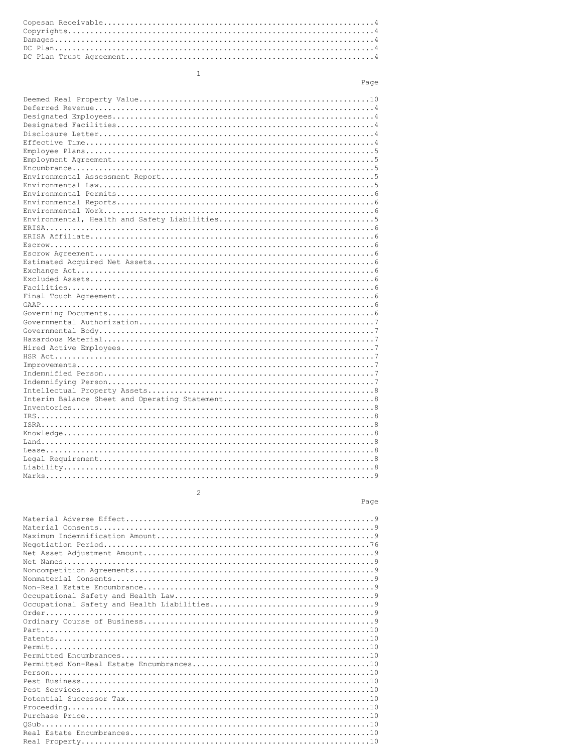Copesan Receivable..........................................................4
Copyrights..................................................................4
Damages.....................................................................4
DC Plan.....................................................................4
DC Plan Trust Agreement.....................................................4

Page

Deemed Real Property Value.................................................10
Deferred Revenue............................................................4
Designated Employees........................................................4
Designated Facilities.......................................................4
Disclosure Letter...........................................................4
Effective Time..............................................................4
Employee Plans..............................................................5
Employment Agreement........................................................5
Encumbrance.................................................................5
Environmental Assessment Report.............................................5
Environmental Law...........................................................5
Environmental Permits.......................................................6
Environmental Reports.......................................................6
Environmental Work..........................................................6
Environmental, Health and Safety Liabilities................................5
ERISA.......................................................................6
ERISA Affiliate.............................................................6
Escrow......................................................................6
Escrow Agreement............................................................6
Estimated Acquired Net Assets...............................................6
Exchange Act................................................................6
Excluded Assets.............................................................6
Facilities..................................................................6
Final Touch Agreement.......................................................6
GAAP........................................................................6
Governing Documents.........................................................6
Governmental Authorization..................................................7
Governmental Body...........................................................7
Hazardous Material..........................................................7
Hired Active Employees......................................................7
HSR Act.....................................................................7
Improvements................................................................7
Indemnified Person..........................................................7
Indemnifying Person.........................................................7
Intellectual Property Assets................................................8
Interim Balance Sheet and Operating Statement...............................8
Inventories.................................................................8
IRS.........................................................................8
ISRA........................................................................8
Knowledge...................................................................8
Land........................................................................8
Lease.......................................................................8
Legal Requirement...........................................................8
Liability...................................................................8
Marks.......................................................................9

Page

Material Adverse Effect.....................................................9
Material Consents...........................................................9
Maximum Indemnification Amount..............................................9
Negotiation Period.........................................................76
Net Asset Adjustment Amount.................................................9
Net Names...................................................................9
Noncompetition Agreements...................................................9
Nonmaterial Consents........................................................9
Non-Real Estate Encumbrance.................................................9
Occupational Safety and Health Law..........................................9
Occupational Safety and Health Liabilities..................................9
Order.......................................................................9
Ordinary Course of Business.................................................9
Part.......................................................................10
Patents....................................................................10
Permit.....................................................................10
Permitted Encumbrances.....................................................10
Permitted Non-Real Estate Encumbrances.....................................10
Person.....................................................................10
Pest Business..............................................................10
Pest Services..............................................................10
Potential Successor Tax....................................................10
Proceeding.................................................................10
Purchase Price.............................................................10
QSub.......................................................................10
Real Estate Encumbrances...................................................10
Real Property..............................................................10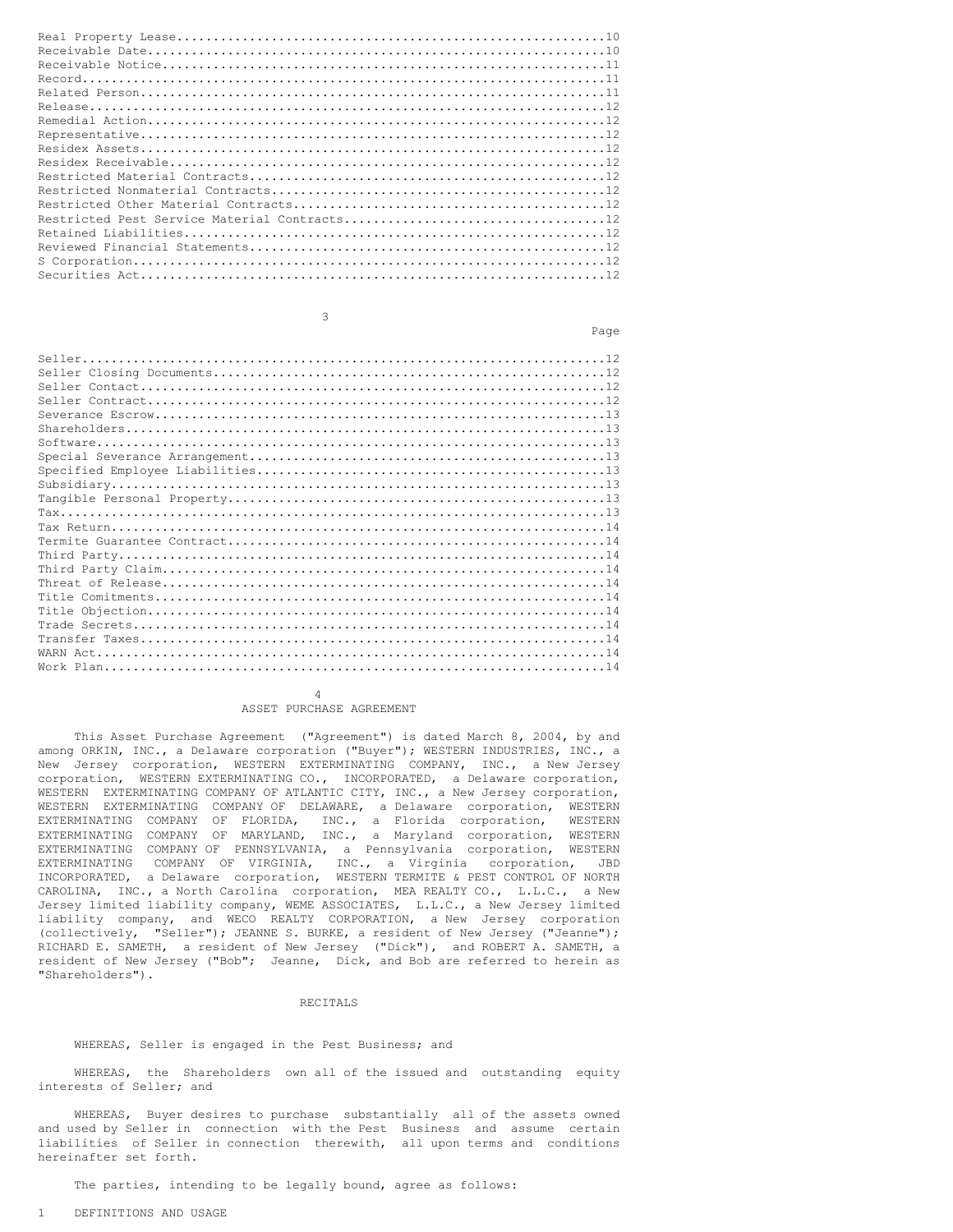| | |
|---|---|
| Real Property Lease | 10 |
| Receivable Date | 10 |
| Receivable Notice | 11 |
| Record | 11 |
| Related Person | 11 |
| Release | 12 |
| Remedial Action | 12 |
| Representative | 12 |
| Residex Assets | 12 |
| Residex Receivable | 12 |
| Restricted Material Contracts | 12 |
| Restricted Nonmaterial Contracts | 12 |
| Restricted Other Material Contracts | 12 |
| Restricted Pest Service Material Contracts | 12 |
| Retained Liabilities | 12 |
| Reviewed Financial Statements | 12 |
| S Corporation | 12 |
| Securities Act | 12 |

| | Page |
|---|---|
| Seller | 12 |
| Seller Closing Documents | 12 |
| Seller Contact | 12 |
| Seller Contract | 12 |
| Severance Escrow | 13 |
| Shareholders | 13 |
| Software | 13 |
| Special Severance Arrangement | 13 |
| Specified Employee Liabilities | 13 |
| Subsidiary | 13 |
| Tangible Personal Property | 13 |
| Tax | 13 |
| Tax Return | 14 |
| Termite Guarantee Contract | 14 |
| Third Party | 14 |
| Third Party Claim | 14 |
| Threat of Release | 14 |
| Title Comitments | 14 |
| Title Objection | 14 |
| Trade Secrets | 14 |
| Transfer Taxes | 14 |
| WARN Act | 14 |
| Work Plan | 14 |

# ASSET PURCHASE AGREEMENT

This Asset Purchase Agreement ("Agreement") is dated March 8, 2004, by and among ORKIN, INC., a Delaware corporation ("Buyer"); WESTERN INDUSTRIES, INC., a New Jersey corporation, WESTERN EXTERMINATING COMPANY, INC., a New Jersey corporation, WESTERN EXTERMINATING CO., INCORPORATED, a Delaware corporation, WESTERN EXTERMINATING COMPANY OF ATLANTIC CITY, INC., a New Jersey corporation, WESTERN EXTERMINATING COMPANY OF DELAWARE, a Delaware corporation, WESTERN EXTERMINATING COMPANY OF FLORIDA, INC., a Florida corporation, WESTERN EXTERMINATING COMPANY OF MARYLAND, INC., a Maryland corporation, WESTERN EXTERMINATING COMPANY OF PENNSYLVANIA, a Pennsylvania corporation, WESTERN EXTERMINATING COMPANY OF VIRGINIA, INC., a Virginia corporation, JBD INCORPORATED, a Delaware corporation, WESTERN TERMITE & PEST CONTROL OF NORTH CAROLINA, INC., a North Carolina corporation, MEA REALTY CO., L.L.C., a New Jersey limited liability company, WEME ASSOCIATES, L.L.C., a New Jersey limited liability company, and WECO REALTY CORPORATION, a New Jersey corporation (collectively, "Seller"); JEANNE S. BURKE, a resident of New Jersey ("Jeanne"); RICHARD E. SAMETH, a resident of New Jersey ("Dick"), and ROBERT A. SAMETH, a resident of New Jersey ("Bob"; Jeanne, Dick, and Bob are referred to herein as "Shareholders").

## RECITALS

WHEREAS, Seller is engaged in the Pest Business; and

WHEREAS, the Shareholders own all of the issued and outstanding equity interests of Seller; and

WHEREAS, Buyer desires to purchase substantially all of the assets owned and used by Seller in connection with the Pest Business and assume certain liabilities of Seller in connection therewith, all upon terms and conditions hereinafter set forth.

The parties, intending to be legally bound, agree as follows:

## 1 DEFINITIONS AND USAGE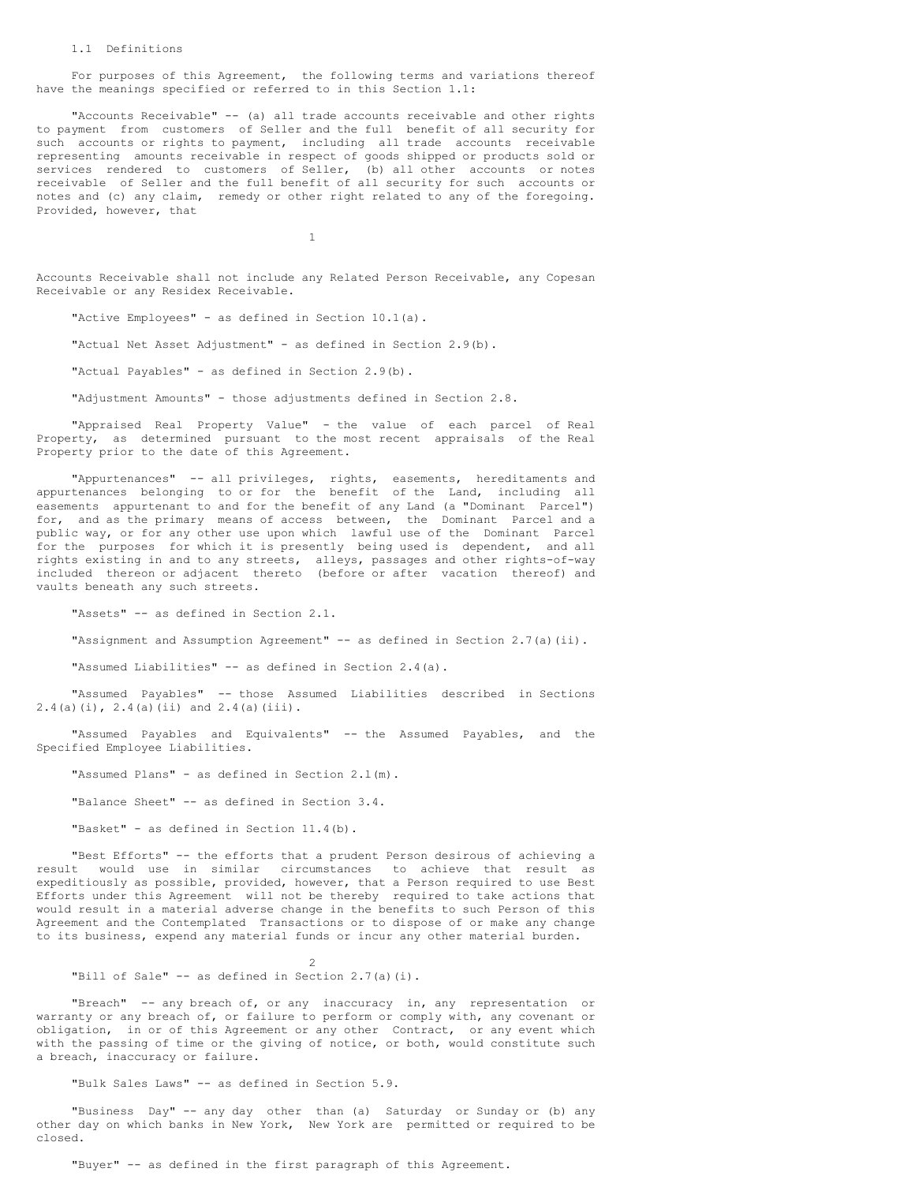1.1 Definitions

For purposes of this Agreement, the following terms and variations thereof have the meanings specified or referred to in this Section 1.1:

"Accounts Receivable" -- (a) all trade accounts receivable and other rights to payment from customers of Seller and the full benefit of all security for such accounts or rights to payment, including all trade accounts receivable representing amounts receivable in respect of goods shipped or products sold or services rendered to customers of Seller, (b) all other accounts or notes receivable of Seller and the full benefit of all security for such accounts or notes and (c) any claim, remedy or other right related to any of the foregoing. Provided, however, that Accounts Receivable shall not include any Related Person Receivable, any Copesan Receivable or any Residex Receivable.

"Active Employees" - as defined in Section 10.1(a).

"Actual Net Asset Adjustment" - as defined in Section 2.9(b).

"Actual Payables" - as defined in Section 2.9(b).

"Adjustment Amounts" - those adjustments defined in Section 2.8.

"Appraised Real Property Value" - the value of each parcel of Real Property, as determined pursuant to the most recent appraisals of the Real Property prior to the date of this Agreement.

"Appurtenances" -- all privileges, rights, easements, hereditaments and appurtenances belonging to or for the benefit of the Land, including all easements appurtenant to and for the benefit of any Land (a "Dominant Parcel") for, and as the primary means of access between, the Dominant Parcel and a public way, or for any other use upon which lawful use of the Dominant Parcel for the purposes for which it is presently being used is dependent, and all rights existing in and to any streets, alleys, passages and other rights-of-way included thereon or adjacent thereto (before or after vacation thereof) and vaults beneath any such streets.

"Assets" -- as defined in Section 2.1.

"Assignment and Assumption Agreement" -- as defined in Section 2.7(a)(ii).

"Assumed Liabilities" -- as defined in Section 2.4(a).

"Assumed Payables" -- those Assumed Liabilities described in Sections 2.4(a)(i), 2.4(a)(ii) and 2.4(a)(iii).

"Assumed Payables and Equivalents" -- the Assumed Payables, and the Specified Employee Liabilities.

"Assumed Plans" - as defined in Section 2.1(m).

"Balance Sheet" -- as defined in Section 3.4.

"Basket" - as defined in Section 11.4(b).

"Best Efforts" -- the efforts that a prudent Person desirous of achieving a result would use in similar circumstances to achieve that result as expeditiously as possible, provided, however, that a Person required to use Best Efforts under this Agreement will not be thereby required to take actions that would result in a material adverse change in the benefits to such Person of this Agreement and the Contemplated Transactions or to dispose of or make any change to its business, expend any material funds or incur any other material burden.

"Bill of Sale" -- as defined in Section 2.7(a)(i).

"Breach" -- any breach of, or any inaccuracy in, any representation or warranty or any breach of, or failure to perform or comply with, any covenant or obligation, in or of this Agreement or any other Contract, or any event which with the passing of time or the giving of notice, or both, would constitute such a breach, inaccuracy or failure.

"Bulk Sales Laws" -- as defined in Section 5.9.

"Business Day" -- any day other than (a) Saturday or Sunday or (b) any other day on which banks in New York, New York are permitted or required to be closed.

"Buyer" -- as defined in the first paragraph of this Agreement.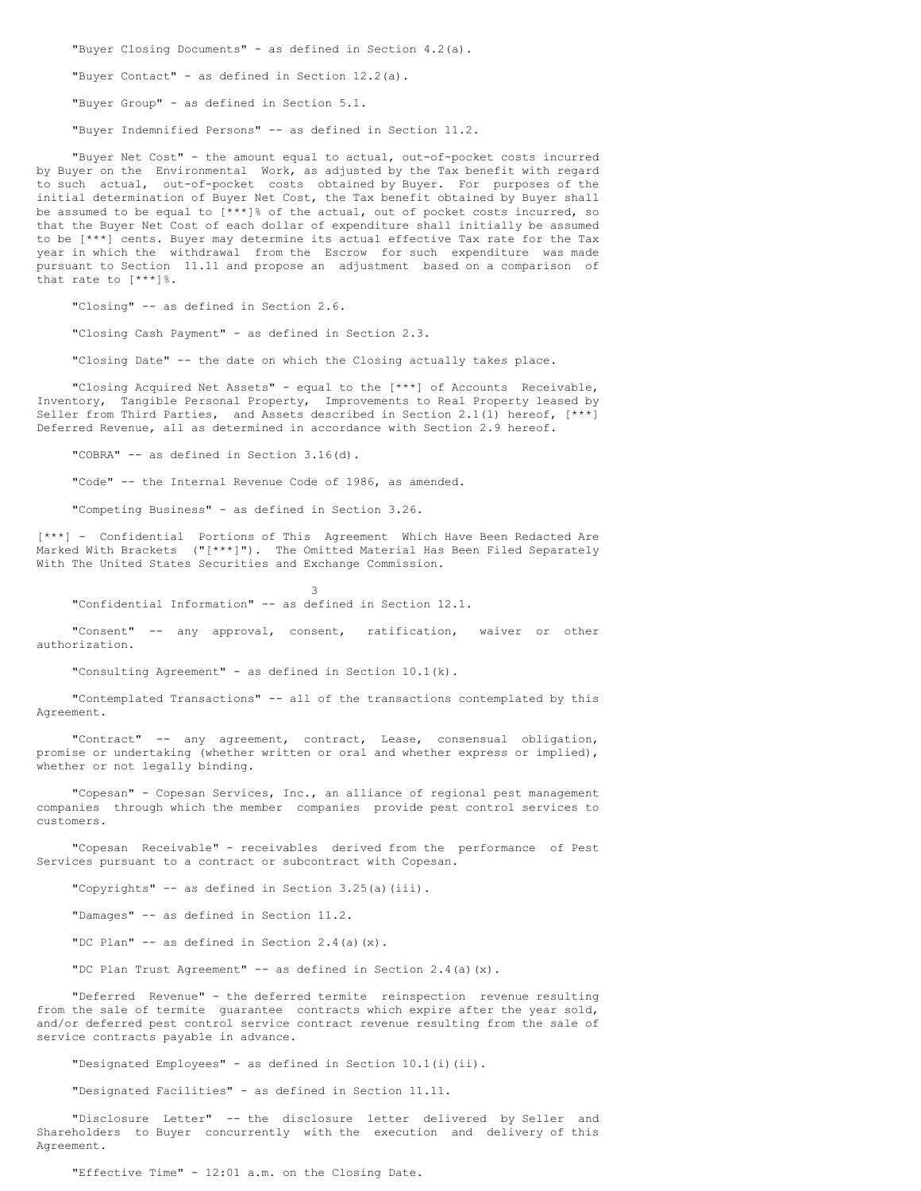"Buyer Closing Documents" - as defined in Section 4.2(a).

"Buyer Contact" - as defined in Section 12.2(a).

"Buyer Group" - as defined in Section 5.1.

"Buyer Indemnified Persons" -- as defined in Section 11.2.

"Buyer Net Cost" - the amount equal to actual, out-of-pocket costs incurred by Buyer on the Environmental Work, as adjusted by the Tax benefit with regard to such actual, out-of-pocket costs obtained by Buyer. For purposes of the initial determination of Buyer Net Cost, the Tax benefit obtained by Buyer shall be assumed to be equal to [***]% of the actual, out of pocket costs incurred, so that the Buyer Net Cost of each dollar of expenditure shall initially be assumed to be [***] cents. Buyer may determine its actual effective Tax rate for the Tax year in which the withdrawal from the Escrow for such expenditure was made pursuant to Section 11.11 and propose an adjustment based on a comparison of that rate to [***]%.

"Closing" -- as defined in Section 2.6.

"Closing Cash Payment" - as defined in Section 2.3.

"Closing Date" -- the date on which the Closing actually takes place.

"Closing Acquired Net Assets" - equal to the [***] of Accounts Receivable, Inventory, Tangible Personal Property, Improvements to Real Property leased by Seller from Third Parties, and Assets described in Section 2.1(l) hereof, [***] Deferred Revenue, all as determined in accordance with Section 2.9 hereof.

"COBRA" -- as defined in Section 3.16(d).

"Code" -- the Internal Revenue Code of 1986, as amended.

"Competing Business" - as defined in Section 3.26.

[***] - Confidential Portions of This Agreement Which Have Been Redacted Are Marked With Brackets ("[***]"). The Omitted Material Has Been Filed Separately With The United States Securities and Exchange Commission.

"Confidential Information" -- as defined in Section 12.1.

"Consent" -- any approval, consent, ratification, waiver or other authorization.

"Consulting Agreement" - as defined in Section 10.1(k).

"Contemplated Transactions" -- all of the transactions contemplated by this Agreement.

"Contract" -- any agreement, contract, Lease, consensual obligation, promise or undertaking (whether written or oral and whether express or implied), whether or not legally binding.

"Copesan" - Copesan Services, Inc., an alliance of regional pest management companies through which the member companies provide pest control services to customers.

"Copesan Receivable" - receivables derived from the performance of Pest Services pursuant to a contract or subcontract with Copesan.

"Copyrights" -- as defined in Section 3.25(a)(iii).

"Damages" -- as defined in Section 11.2.

"DC Plan" -- as defined in Section 2.4(a)(x).

"DC Plan Trust Agreement" -- as defined in Section 2.4(a)(x).

"Deferred Revenue" - the deferred termite reinspection revenue resulting from the sale of termite guarantee contracts which expire after the year sold, and/or deferred pest control service contract revenue resulting from the sale of service contracts payable in advance.

"Designated Employees" - as defined in Section 10.1(i)(ii).

"Designated Facilities" - as defined in Section 11.11.

"Disclosure Letter" -- the disclosure letter delivered by Seller and Shareholders to Buyer concurrently with the execution and delivery of this Agreement.

"Effective Time" - 12:01 a.m. on the Closing Date.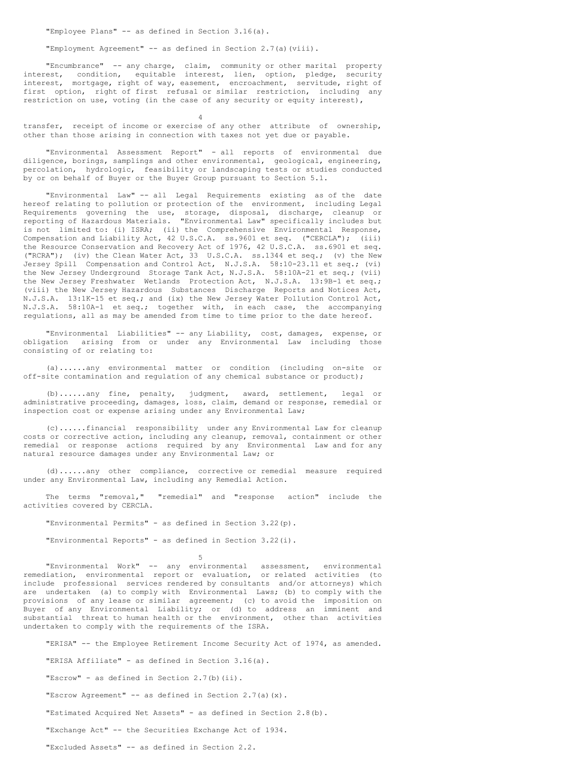"Employee Plans" -- as defined in Section 3.16(a).

"Employment Agreement" -- as defined in Section 2.7(a)(viii).

"Encumbrance" -- any charge, claim, community or other marital property interest, condition, equitable interest, lien, option, pledge, security interest, mortgage, right of way, easement, encroachment, servitude, right of first option, right of first refusal or similar restriction, including any restriction on use, voting (in the case of any security or equity interest), transfer, receipt of income or exercise of any other attribute of ownership, other than those arising in connection with taxes not yet due or payable.

"Environmental Assessment Report" - all reports of environmental due diligence, borings, samplings and other environmental, geological, engineering, percolation, hydrologic, feasibility or landscaping tests or studies conducted by or on behalf of Buyer or the Buyer Group pursuant to Section 5.1.

"Environmental Law" -- all Legal Requirements existing as of the date hereof relating to pollution or protection of the environment, including Legal Requirements governing the use, storage, disposal, discharge, cleanup or reporting of Hazardous Materials. "Environmental Law" specifically includes but is not limited to: (i) ISRA; (ii) the Comprehensive Environmental Response, Compensation and Liability Act, 42 U.S.C.A. ss.9601 et seq. ("CERCLA"); (iii) the Resource Conservation and Recovery Act of 1976, 42 U.S.C.A. ss.6901 et seq. ("RCRA"); (iv) the Clean Water Act, 33 U.S.C.A. ss.1344 et seq.; (v) the New Jersey Spill Compensation and Control Act, N.J.S.A. 58:10-23.11 et seq.; (vi) the New Jersey Underground Storage Tank Act, N.J.S.A. 58:10A-21 et seq.; (vii) the New Jersey Freshwater Wetlands Protection Act, N.J.S.A. 13:9B-1 et seq.; (viii) the New Jersey Hazardous Substances Discharge Reports and Notices Act, N.J.S.A. 13:1K-15 et seq.; and (ix) the New Jersey Water Pollution Control Act, N.J.S.A. 58:10A-1 et seq.; together with, in each case, the accompanying regulations, all as may be amended from time to time prior to the date hereof.

"Environmental Liabilities" -- any Liability, cost, damages, expense, or obligation arising from or under any Environmental Law including those consisting of or relating to:

(a)......any environmental matter or condition (including on-site or off-site contamination and regulation of any chemical substance or product);

(b)......any fine, penalty, judgment, award, settlement, legal or administrative proceeding, damages, loss, claim, demand or response, remedial or inspection cost or expense arising under any Environmental Law;

(c)......financial responsibility under any Environmental Law for cleanup costs or corrective action, including any cleanup, removal, containment or other remedial or response actions required by any Environmental Law and for any natural resource damages under any Environmental Law; or

(d)......any other compliance, corrective or remedial measure required under any Environmental Law, including any Remedial Action.

The terms "removal," "remedial" and "response action" include the activities covered by CERCLA.

"Environmental Permits" - as defined in Section 3.22(p).

"Environmental Reports" - as defined in Section 3.22(i).

"Environmental Work" -- any environmental assessment, environmental remediation, environmental report or evaluation, or related activities (to include professional services rendered by consultants and/or attorneys) which are undertaken (a) to comply with Environmental Laws; (b) to comply with the provisions of any lease or similar agreement; (c) to avoid the imposition on Buyer of any Environmental Liability; or (d) to address an imminent and substantial threat to human health or the environment, other than activities undertaken to comply with the requirements of the ISRA.

"ERISA" -- the Employee Retirement Income Security Act of 1974, as amended.

"ERISA Affiliate" - as defined in Section 3.16(a).

"Escrow" - as defined in Section 2.7(b)(ii).

"Escrow Agreement" -- as defined in Section 2.7(a)(x).

"Estimated Acquired Net Assets" - as defined in Section 2.8(b).

"Exchange Act" -- the Securities Exchange Act of 1934.

"Excluded Assets" -- as defined in Section 2.2.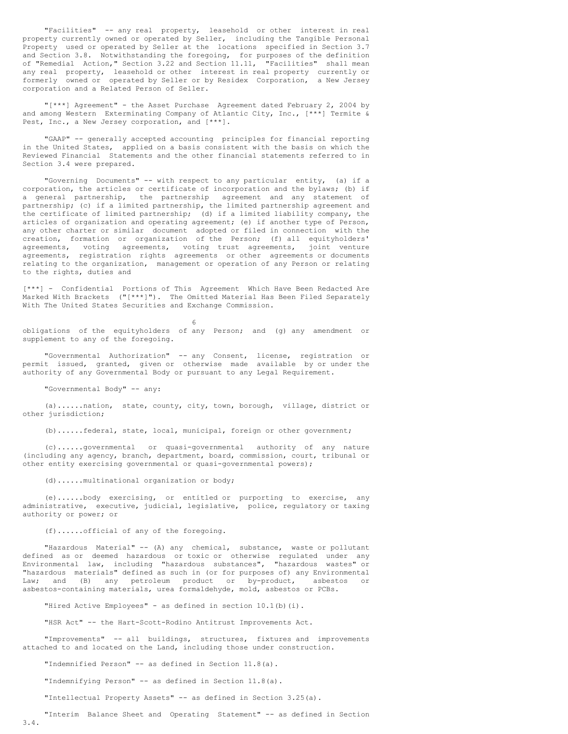"Facilities" -- any real property, leasehold or other interest in real property currently owned or operated by Seller, including the Tangible Personal Property used or operated by Seller at the locations specified in Section 3.7 and Section 3.8. Notwithstanding the foregoing, for purposes of the definition of "Remedial Action," Section 3.22 and Section 11.11, "Facilities" shall mean any real property, leasehold or other interest in real property currently or formerly owned or operated by Seller or by Residex Corporation, a New Jersey corporation and a Related Person of Seller.

"[***] Agreement" - the Asset Purchase Agreement dated February 2, 2004 by and among Western Exterminating Company of Atlantic City, Inc., [***] Termite & Pest, Inc., a New Jersey corporation, and [***].

"GAAP" -- generally accepted accounting principles for financial reporting in the United States, applied on a basis consistent with the basis on which the Reviewed Financial Statements and the other financial statements referred to in Section 3.4 were prepared.

"Governing Documents" -- with respect to any particular entity, (a) if a corporation, the articles or certificate of incorporation and the bylaws; (b) if a general partnership, the partnership agreement and any statement of partnership; (c) if a limited partnership, the limited partnership agreement and the certificate of limited partnership; (d) if a limited liability company, the articles of organization and operating agreement; (e) if another type of Person, any other charter or similar document adopted or filed in connection with the creation, formation or organization of the Person; (f) all equityholders' agreements, voting agreements, voting trust agreements, joint venture agreements, registration rights agreements or other agreements or documents relating to the organization, management or operation of any Person or relating to the rights, duties and

[***] - Confidential Portions of This Agreement Which Have Been Redacted Are Marked With Brackets ("[***]"). The Omitted Material Has Been Filed Separately With The United States Securities and Exchange Commission.

obligations of the equityholders of any Person; and (g) any amendment or supplement to any of the foregoing.

"Governmental Authorization" -- any Consent, license, registration or permit issued, granted, given or otherwise made available by or under the authority of any Governmental Body or pursuant to any Legal Requirement.

"Governmental Body" -- any:

(a)......nation, state, county, city, town, borough, village, district or other jurisdiction;

(b)......federal, state, local, municipal, foreign or other government;

(c)......governmental or quasi-governmental authority of any nature (including any agency, branch, department, board, commission, court, tribunal or other entity exercising governmental or quasi-governmental powers);

(d)......multinational organization or body;

(e)......body exercising, or entitled or purporting to exercise, any administrative, executive, judicial, legislative, police, regulatory or taxing authority or power; or

(f)......official of any of the foregoing.

"Hazardous Material" -- (A) any chemical, substance, waste or pollutant defined as or deemed hazardous or toxic or otherwise regulated under any Environmental law, including "hazardous substances", "hazardous wastes" or "hazardous materials" defined as such in (or for purposes of) any Environmental Law; and (B) any petroleum product or by-product, asbestos or asbestos-containing materials, urea formaldehyde, mold, asbestos or PCBs.

"Hired Active Employees" - as defined in section 10.1(b)(i).

"HSR Act" -- the Hart-Scott-Rodino Antitrust Improvements Act.

"Improvements" -- all buildings, structures, fixtures and improvements attached to and located on the Land, including those under construction.

"Indemnified Person" -- as defined in Section 11.8(a).

"Indemnifying Person" -- as defined in Section 11.8(a).

"Intellectual Property Assets" -- as defined in Section 3.25(a).

"Interim Balance Sheet and Operating Statement" -- as defined in Section 3.4.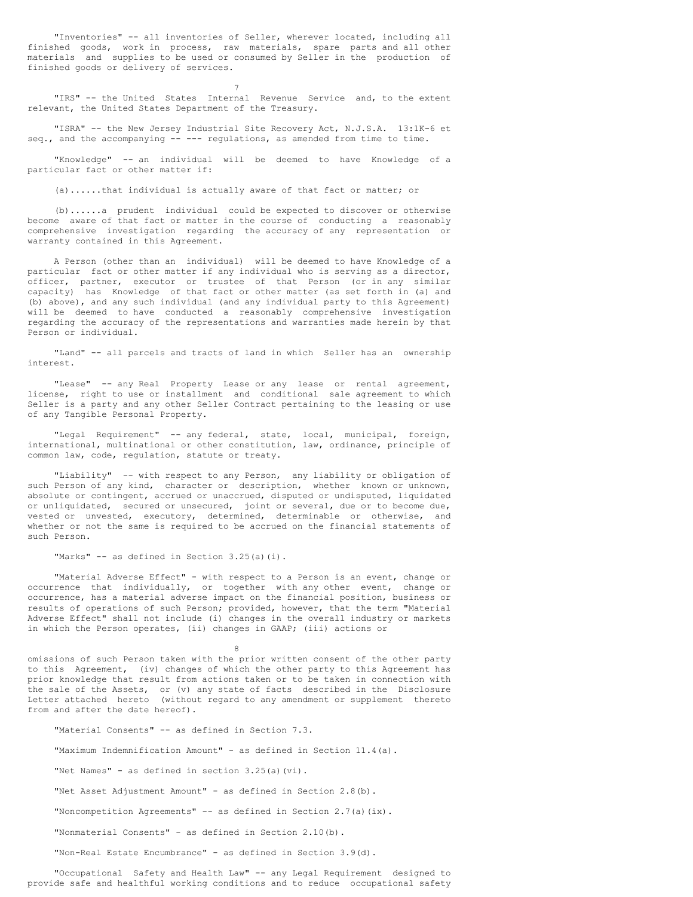"Inventories" -- all inventories of Seller, wherever located, including all finished goods, work in process, raw materials, spare parts and all other materials and supplies to be used or consumed by Seller in the production of finished goods or delivery of services.

"IRS" -- the United States Internal Revenue Service and, to the extent relevant, the United States Department of the Treasury.

"ISRA" -- the New Jersey Industrial Site Recovery Act, N.J.S.A. 13:1K-6 et seq., and the accompanying -- --- regulations, as amended from time to time.

"Knowledge" -- an individual will be deemed to have Knowledge of a particular fact or other matter if:

(a)......that individual is actually aware of that fact or matter; or

(b)......a prudent individual could be expected to discover or otherwise become aware of that fact or matter in the course of conducting a reasonably comprehensive investigation regarding the accuracy of any representation or warranty contained in this Agreement.

A Person (other than an individual) will be deemed to have Knowledge of a particular fact or other matter if any individual who is serving as a director, officer, partner, executor or trustee of that Person (or in any similar capacity) has Knowledge of that fact or other matter (as set forth in (a) and (b) above), and any such individual (and any individual party to this Agreement) will be deemed to have conducted a reasonably comprehensive investigation regarding the accuracy of the representations and warranties made herein by that Person or individual.

"Land" -- all parcels and tracts of land in which Seller has an ownership interest.

"Lease" -- any Real Property Lease or any lease or rental agreement, license, right to use or installment and conditional sale agreement to which Seller is a party and any other Seller Contract pertaining to the leasing or use of any Tangible Personal Property.

"Legal Requirement" -- any federal, state, local, municipal, foreign, international, multinational or other constitution, law, ordinance, principle of common law, code, regulation, statute or treaty.

"Liability" -- with respect to any Person, any liability or obligation of such Person of any kind, character or description, whether known or unknown, absolute or contingent, accrued or unaccrued, disputed or undisputed, liquidated or unliquidated, secured or unsecured, joint or several, due or to become due, vested or unvested, executory, determined, determinable or otherwise, and whether or not the same is required to be accrued on the financial statements of such Person.

"Marks" -- as defined in Section 3.25(a)(i).

"Material Adverse Effect" - with respect to a Person is an event, change or occurrence that individually, or together with any other event, change or occurrence, has a material adverse impact on the financial position, business or results of operations of such Person; provided, however, that the term "Material Adverse Effect" shall not include (i) changes in the overall industry or markets in which the Person operates, (ii) changes in GAAP; (iii) actions or omissions of such Person taken with the prior written consent of the other party to this Agreement, (iv) changes of which the other party to this Agreement has prior knowledge that result from actions taken or to be taken in connection with the sale of the Assets, or (v) any state of facts described in the Disclosure Letter attached hereto (without regard to any amendment or supplement thereto from and after the date hereof).

"Material Consents" -- as defined in Section 7.3.

"Maximum Indemnification Amount" - as defined in Section 11.4(a).

"Net Names" - as defined in section 3.25(a)(vi).

"Net Asset Adjustment Amount" - as defined in Section 2.8(b).

"Noncompetition Agreements" -- as defined in Section 2.7(a)(ix).

"Nonmaterial Consents" - as defined in Section 2.10(b).

"Non-Real Estate Encumbrance" - as defined in Section 3.9(d).

"Occupational Safety and Health Law" -- any Legal Requirement designed to provide safe and healthful working conditions and to reduce occupational safety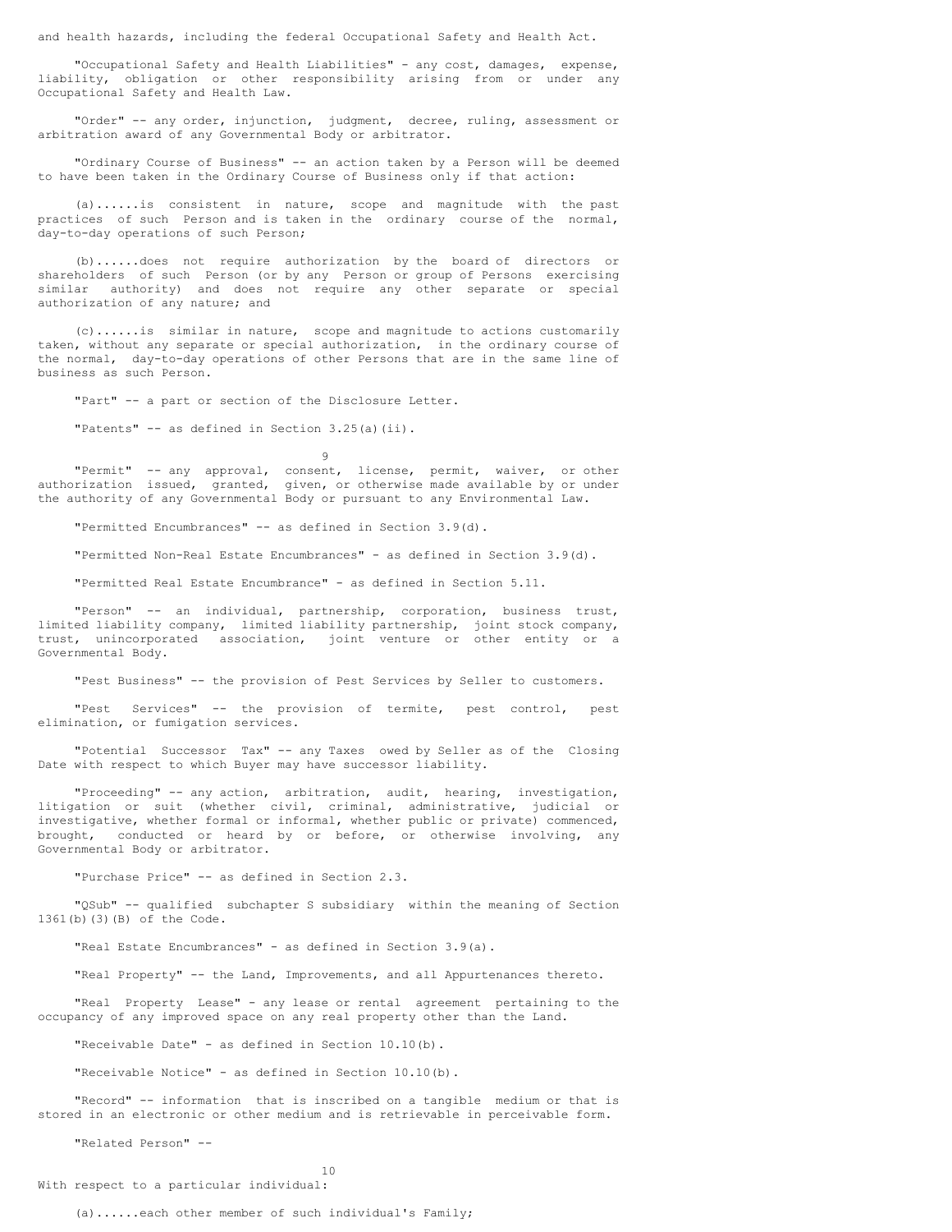and health hazards, including the federal Occupational Safety and Health Act.

"Occupational Safety and Health Liabilities" - any cost, damages, expense, liability, obligation or other responsibility arising from or under any Occupational Safety and Health Law.

"Order" -- any order, injunction, judgment, decree, ruling, assessment or arbitration award of any Governmental Body or arbitrator.

"Ordinary Course of Business" -- an action taken by a Person will be deemed to have been taken in the Ordinary Course of Business only if that action:

(a)......is consistent in nature, scope and magnitude with the past practices of such Person and is taken in the ordinary course of the normal, day-to-day operations of such Person;

(b)......does not require authorization by the board of directors or shareholders of such Person (or by any Person or group of Persons exercising similar authority) and does not require any other separate or special authorization of any nature; and

(c)......is similar in nature, scope and magnitude to actions customarily taken, without any separate or special authorization, in the ordinary course of the normal, day-to-day operations of other Persons that are in the same line of business as such Person.

"Part" -- a part or section of the Disclosure Letter.

"Patents" -- as defined in Section 3.25(a)(ii).

"Permit" -- any approval, consent, license, permit, waiver, or other authorization issued, granted, given, or otherwise made available by or under the authority of any Governmental Body or pursuant to any Environmental Law.

"Permitted Encumbrances" -- as defined in Section 3.9(d).

"Permitted Non-Real Estate Encumbrances" - as defined in Section 3.9(d).

"Permitted Real Estate Encumbrance" - as defined in Section 5.11.

"Person" -- an individual, partnership, corporation, business trust, limited liability company, limited liability partnership, joint stock company, trust, unincorporated association, joint venture or other entity or a Governmental Body.

"Pest Business" -- the provision of Pest Services by Seller to customers.

"Pest Services" -- the provision of termite, pest control, pest elimination, or fumigation services.

"Potential Successor Tax" -- any Taxes owed by Seller as of the Closing Date with respect to which Buyer may have successor liability.

"Proceeding" -- any action, arbitration, audit, hearing, investigation, litigation or suit (whether civil, criminal, administrative, judicial or investigative, whether formal or informal, whether public or private) commenced, brought, conducted or heard by or before, or otherwise involving, any Governmental Body or arbitrator.

"Purchase Price" -- as defined in Section 2.3.

"QSub" -- qualified subchapter S subsidiary within the meaning of Section 1361(b)(3)(B) of the Code.

"Real Estate Encumbrances" - as defined in Section 3.9(a).

"Real Property" -- the Land, Improvements, and all Appurtenances thereto.

"Real Property Lease" - any lease or rental agreement pertaining to the occupancy of any improved space on any real property other than the Land.

"Receivable Date" - as defined in Section 10.10(b).

"Receivable Notice" - as defined in Section 10.10(b).

"Record" -- information that is inscribed on a tangible medium or that is stored in an electronic or other medium and is retrievable in perceivable form.

"Related Person" --

With respect to a particular individual:

(a)......each other member of such individual's Family;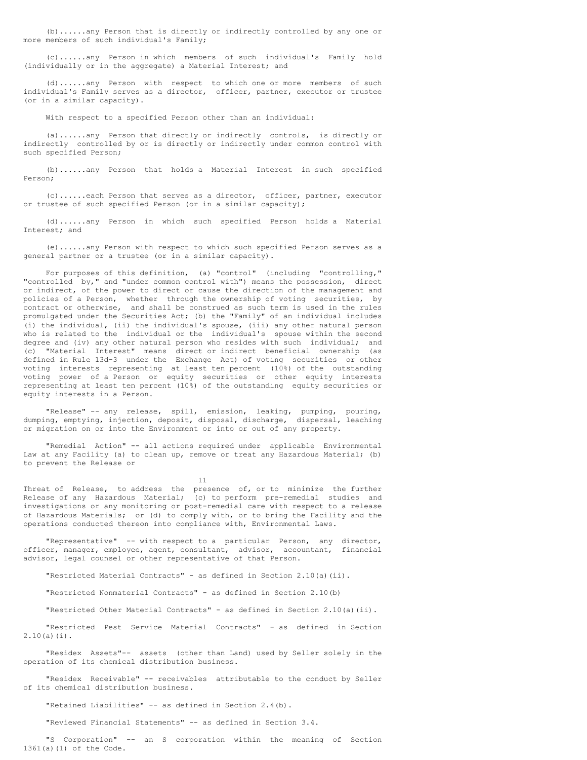(b)......any Person that is directly or indirectly controlled by any one or more members of such individual's Family;

(c)......any Person in which members of such individual's Family hold (individually or in the aggregate) a Material Interest; and

(d)......any Person with respect to which one or more members of such individual's Family serves as a director, officer, partner, executor or trustee (or in a similar capacity).

With respect to a specified Person other than an individual:

(a)......any Person that directly or indirectly controls, is directly or indirectly controlled by or is directly or indirectly under common control with such specified Person;

(b)......any Person that holds a Material Interest in such specified Person;

(c)......each Person that serves as a director, officer, partner, executor or trustee of such specified Person (or in a similar capacity);

(d)......any Person in which such specified Person holds a Material Interest; and

(e)......any Person with respect to which such specified Person serves as a general partner or a trustee (or in a similar capacity).

For purposes of this definition, (a) "control" (including "controlling," "controlled by," and "under common control with") means the possession, direct or indirect, of the power to direct or cause the direction of the management and policies of a Person, whether through the ownership of voting securities, by contract or otherwise, and shall be construed as such term is used in the rules promulgated under the Securities Act; (b) the "Family" of an individual includes (i) the individual, (ii) the individual's spouse, (iii) any other natural person who is related to the individual or the individual's spouse within the second degree and (iv) any other natural person who resides with such individual; and (c) "Material Interest" means direct or indirect beneficial ownership (as defined in Rule 13d-3 under the Exchange Act) of voting securities or other voting interests representing at least ten percent (10%) of the outstanding voting power of a Person or equity securities or other equity interests representing at least ten percent (10%) of the outstanding equity securities or equity interests in a Person.

"Release" -- any release, spill, emission, leaking, pumping, pouring, dumping, emptying, injection, deposit, disposal, discharge, dispersal, leaching or migration on or into the Environment or into or out of any property.

"Remedial Action" -- all actions required under applicable Environmental Law at any Facility (a) to clean up, remove or treat any Hazardous Material; (b) to prevent the Release or Threat of Release, to address the presence of, or to minimize the further Release of any Hazardous Material; (c) to perform pre-remedial studies and investigations or any monitoring or post-remedial care with respect to a release of Hazardous Materials; or (d) to comply with, or to bring the Facility and the operations conducted thereon into compliance with, Environmental Laws.

"Representative" -- with respect to a particular Person, any director, officer, manager, employee, agent, consultant, advisor, accountant, financial advisor, legal counsel or other representative of that Person.

"Restricted Material Contracts" - as defined in Section 2.10(a)(ii).

"Restricted Nonmaterial Contracts" - as defined in Section 2.10(b)

"Restricted Other Material Contracts" - as defined in Section 2.10(a)(ii).

"Restricted Pest Service Material Contracts" - as defined in Section 2.10(a)(i).

"Residex Assets"-- assets (other than Land) used by Seller solely in the operation of its chemical distribution business.

"Residex Receivable" -- receivables attributable to the conduct by Seller of its chemical distribution business.

"Retained Liabilities" -- as defined in Section 2.4(b).

"Reviewed Financial Statements" -- as defined in Section 3.4.

"S Corporation" -- an S corporation within the meaning of Section 1361(a)(1) of the Code.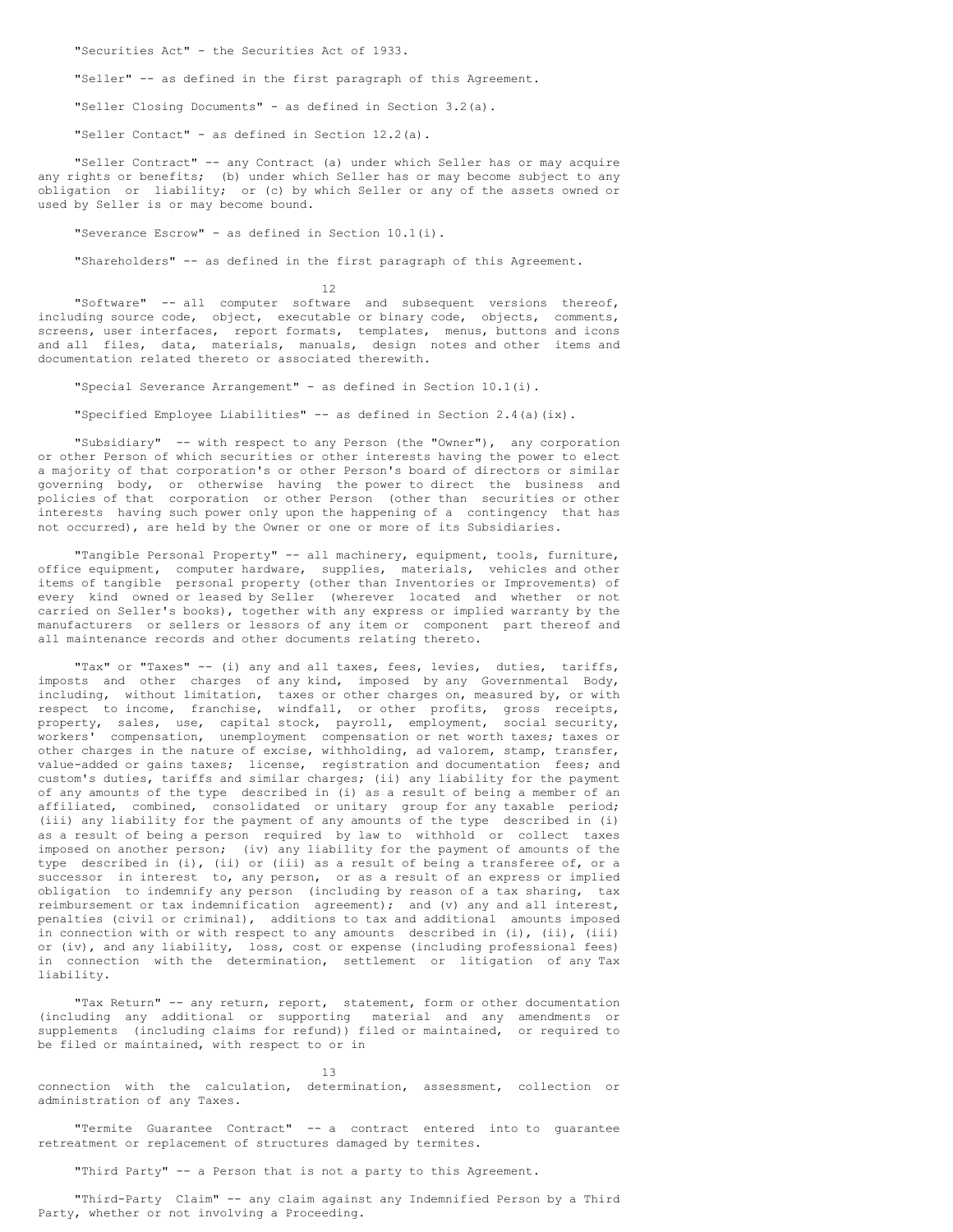"Securities Act" - the Securities Act of 1933.

"Seller" -- as defined in the first paragraph of this Agreement.

"Seller Closing Documents" - as defined in Section 3.2(a).

"Seller Contact" - as defined in Section 12.2(a).

"Seller Contract" -- any Contract (a) under which Seller has or may acquire any rights or benefits; (b) under which Seller has or may become subject to any obligation or liability; or (c) by which Seller or any of the assets owned or used by Seller is or may become bound.

"Severance Escrow" - as defined in Section 10.1(i).

"Shareholders" -- as defined in the first paragraph of this Agreement.

"Software" -- all computer software and subsequent versions thereof, including source code, object, executable or binary code, objects, comments, screens, user interfaces, report formats, templates, menus, buttons and icons and all files, data, materials, manuals, design notes and other items and documentation related thereto or associated therewith.

"Special Severance Arrangement" - as defined in Section 10.1(i).

"Specified Employee Liabilities" -- as defined in Section 2.4(a)(ix).

"Subsidiary" -- with respect to any Person (the "Owner"), any corporation or other Person of which securities or other interests having the power to elect a majority of that corporation's or other Person's board of directors or similar governing body, or otherwise having the power to direct the business and policies of that corporation or other Person (other than securities or other interests having such power only upon the happening of a contingency that has not occurred), are held by the Owner or one or more of its Subsidiaries.

"Tangible Personal Property" -- all machinery, equipment, tools, furniture, office equipment, computer hardware, supplies, materials, vehicles and other items of tangible personal property (other than Inventories or Improvements) of every kind owned or leased by Seller (wherever located and whether or not carried on Seller's books), together with any express or implied warranty by the manufacturers or sellers or lessors of any item or component part thereof and all maintenance records and other documents relating thereto.

"Tax" or "Taxes" -- (i) any and all taxes, fees, levies, duties, tariffs, imposts and other charges of any kind, imposed by any Governmental Body, including, without limitation, taxes or other charges on, measured by, or with respect to income, franchise, windfall, or other profits, gross receipts, property, sales, use, capital stock, payroll, employment, social security, workers' compensation, unemployment compensation or net worth taxes; taxes or other charges in the nature of excise, withholding, ad valorem, stamp, transfer, value-added or gains taxes; license, registration and documentation fees; and custom's duties, tariffs and similar charges; (ii) any liability for the payment of any amounts of the type described in (i) as a result of being a member of an affiliated, combined, consolidated or unitary group for any taxable period; (iii) any liability for the payment of any amounts of the type described in (i) as a result of being a person required by law to withhold or collect taxes imposed on another person; (iv) any liability for the payment of amounts of the type described in (i), (ii) or (iii) as a result of being a transferee of, or a successor in interest to, any person, or as a result of an express or implied obligation to indemnify any person (including by reason of a tax sharing, tax reimbursement or tax indemnification agreement); and (v) any and all interest, penalties (civil or criminal), additions to tax and additional amounts imposed in connection with or with respect to any amounts described in (i), (ii), (iii) or (iv), and any liability, loss, cost or expense (including professional fees) in connection with the determination, settlement or litigation of any Tax liability.

"Tax Return" -- any return, report, statement, form or other documentation (including any additional or supporting material and any amendments or supplements (including claims for refund)) filed or maintained, or required to be filed or maintained, with respect to or in connection with the calculation, determination, assessment, collection or administration of any Taxes.

"Termite Guarantee Contract" -- a contract entered into to guarantee retreatment or replacement of structures damaged by termites.

"Third Party" -- a Person that is not a party to this Agreement.

"Third-Party Claim" -- any claim against any Indemnified Person by a Third Party, whether or not involving a Proceeding.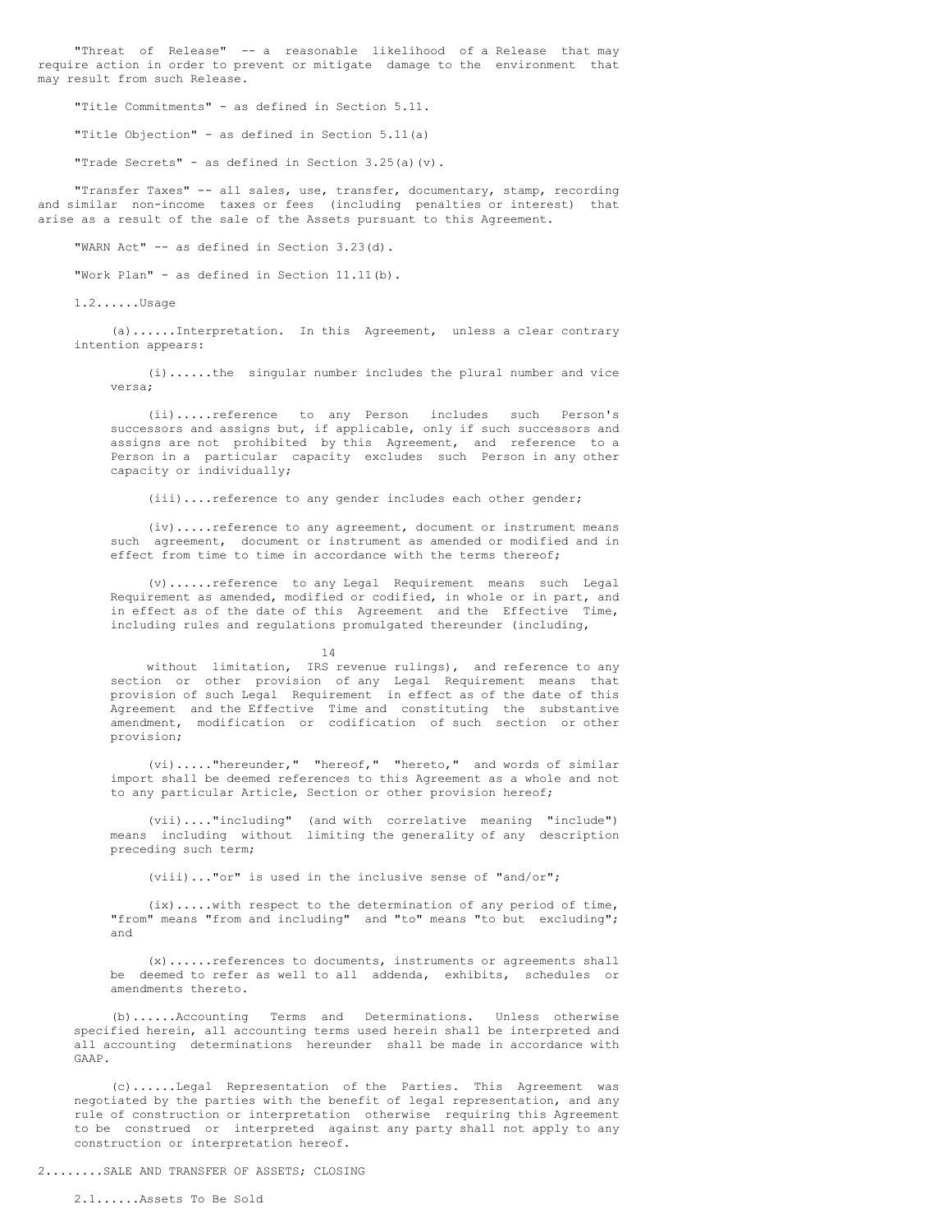"Threat of Release" -- a reasonable likelihood of a Release that may require action in order to prevent or mitigate damage to the environment that may result from such Release.

"Title Commitments" - as defined in Section 5.11.

"Title Objection" - as defined in Section 5.11(a)

"Trade Secrets" - as defined in Section 3.25(a)(v).

"Transfer Taxes" -- all sales, use, transfer, documentary, stamp, recording and similar non-income taxes or fees (including penalties or interest) that arise as a result of the sale of the Assets pursuant to this Agreement.

"WARN Act" -- as defined in Section 3.23(d).

"Work Plan" - as defined in Section 11.11(b).

1.2......Usage

(a)......Interpretation. In this Agreement, unless a clear contrary intention appears:

(i)......the singular number includes the plural number and vice versa;

(ii).....reference to any Person includes such Person's successors and assigns but, if applicable, only if such successors and assigns are not prohibited by this Agreement, and reference to a Person in a particular capacity excludes such Person in any other capacity or individually;

(iii)....reference to any gender includes each other gender;

(iv).....reference to any agreement, document or instrument means such agreement, document or instrument as amended or modified and in effect from time to time in accordance with the terms thereof;

(v)......reference to any Legal Requirement means such Legal Requirement as amended, modified or codified, in whole or in part, and in effect as of the date of this Agreement and the Effective Time, including rules and regulations promulgated thereunder (including, without limitation, IRS revenue rulings), and reference to any section or other provision of any Legal Requirement means that provision of such Legal Requirement in effect as of the date of this Agreement and the Effective Time and constituting the substantive amendment, modification or codification of such section or other provision;

(vi)....."hereunder," "hereof," "hereto," and words of similar import shall be deemed references to this Agreement as a whole and not to any particular Article, Section or other provision hereof;

(vii)...."including" (and with correlative meaning "include") means including without limiting the generality of any description preceding such term;

(viii)..."or" is used in the inclusive sense of "and/or";

(ix).....with respect to the determination of any period of time, "from" means "from and including" and "to" means "to but excluding"; and

(x)......references to documents, instruments or agreements shall be deemed to refer as well to all addenda, exhibits, schedules or amendments thereto.

(b)......Accounting Terms and Determinations. Unless otherwise specified herein, all accounting terms used herein shall be interpreted and all accounting determinations hereunder shall be made in accordance with GAAP.

(c)......Legal Representation of the Parties. This Agreement was negotiated by the parties with the benefit of legal representation, and any rule of construction or interpretation otherwise requiring this Agreement to be construed or interpreted against any party shall not apply to any construction or interpretation hereof.

2........SALE AND TRANSFER OF ASSETS; CLOSING

2.1......Assets To Be Sold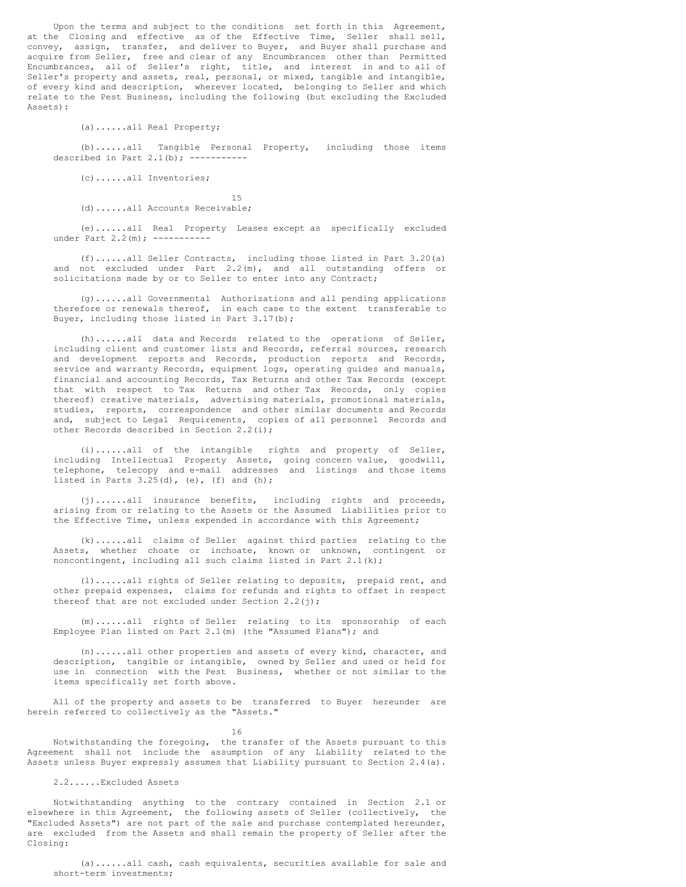Upon the terms and subject to the conditions set forth in this Agreement, at the Closing and effective as of the Effective Time, Seller shall sell, convey, assign, transfer, and deliver to Buyer, and Buyer shall purchase and acquire from Seller, free and clear of any Encumbrances other than Permitted Encumbrances, all of Seller's right, title, and interest in and to all of Seller's property and assets, real, personal, or mixed, tangible and intangible, of every kind and description, wherever located, belonging to Seller and which relate to the Pest Business, including the following (but excluding the Excluded Assets):

(a)......all Real Property;

(b)......all Tangible Personal Property, including those items described in Part 2.1(b);

(c)......all Inventories;

(d)......all Accounts Receivable;

(e)......all Real Property Leases except as specifically excluded under Part 2.2(m);

(f)......all Seller Contracts, including those listed in Part 3.20(a) and not excluded under Part 2.2(m), and all outstanding offers or solicitations made by or to Seller to enter into any Contract;

(g)......all Governmental Authorizations and all pending applications therefore or renewals thereof, in each case to the extent transferable to Buyer, including those listed in Part 3.17(b);

(h)......all data and Records related to the operations of Seller, including client and customer lists and Records, referral sources, research and development reports and Records, production reports and Records, service and warranty Records, equipment logs, operating guides and manuals, financial and accounting Records, Tax Returns and other Tax Records (except that with respect to Tax Returns and other Tax Records, only copies thereof) creative materials, advertising materials, promotional materials, studies, reports, correspondence and other similar documents and Records and, subject to Legal Requirements, copies of all personnel Records and other Records described in Section 2.2(i);

(i)......all of the intangible rights and property of Seller, including Intellectual Property Assets, going concern value, goodwill, telephone, telecopy and e-mail addresses and listings and those items listed in Parts 3.25(d), (e), (f) and (h);

(j)......all insurance benefits, including rights and proceeds, arising from or relating to the Assets or the Assumed Liabilities prior to the Effective Time, unless expended in accordance with this Agreement;

(k)......all claims of Seller against third parties relating to the Assets, whether choate or inchoate, known or unknown, contingent or noncontingent, including all such claims listed in Part 2.1(k);

(l)......all rights of Seller relating to deposits, prepaid rent, and other prepaid expenses, claims for refunds and rights to offset in respect thereof that are not excluded under Section 2.2(j);

(m)......all rights of Seller relating to its sponsorship of each Employee Plan listed on Part 2.1(m) (the "Assumed Plans"); and

(n)......all other properties and assets of every kind, character, and description, tangible or intangible, owned by Seller and used or held for use in connection with the Pest Business, whether or not similar to the items specifically set forth above.

All of the property and assets to be transferred to Buyer hereunder are herein referred to collectively as the "Assets."

Notwithstanding the foregoing, the transfer of the Assets pursuant to this Agreement shall not include the assumption of any Liability related to the Assets unless Buyer expressly assumes that Liability pursuant to Section 2.4(a).

2.2......Excluded Assets

Notwithstanding anything to the contrary contained in Section 2.1 or elsewhere in this Agreement, the following assets of Seller (collectively, the "Excluded Assets") are not part of the sale and purchase contemplated hereunder, are excluded from the Assets and shall remain the property of Seller after the Closing:

(a)......all cash, cash equivalents, securities available for sale and short-term investments;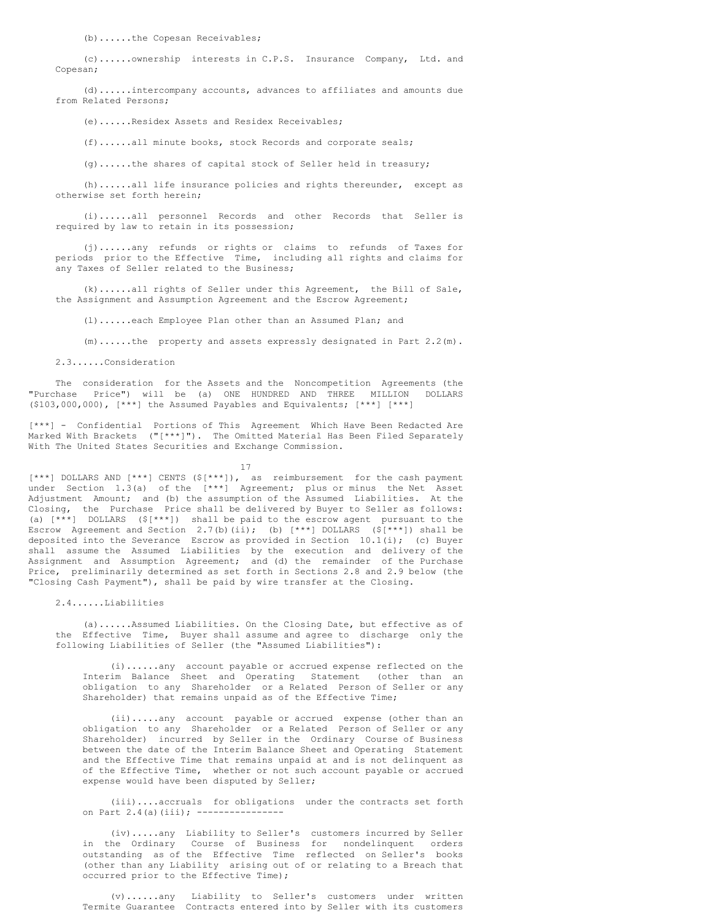(b)......the Copesan Receivables;

(c)......ownership interests in C.P.S. Insurance Company, Ltd. and Copesan;

(d)......intercompany accounts, advances to affiliates and amounts due from Related Persons;

(e)......Residex Assets and Residex Receivables;

(f)......all minute books, stock Records and corporate seals;

(g)......the shares of capital stock of Seller held in treasury;

(h)......all life insurance policies and rights thereunder, except as otherwise set forth herein;

(i)......all personnel Records and other Records that Seller is required by law to retain in its possession;

(j)......any refunds or rights or claims to refunds of Taxes for periods prior to the Effective Time, including all rights and claims for any Taxes of Seller related to the Business;

(k)......all rights of Seller under this Agreement, the Bill of Sale, the Assignment and Assumption Agreement and the Escrow Agreement;

(l)......each Employee Plan other than an Assumed Plan; and

(m)......the property and assets expressly designated in Part 2.2(m).

2.3......Consideration

The consideration for the Assets and the Noncompetition Agreements (the "Purchase Price") will be (a) ONE HUNDRED AND THREE MILLION DOLLARS ($103,000,000), [***] the Assumed Payables and Equivalents; [***] [***]

[***] - Confidential Portions of This Agreement Which Have Been Redacted Are Marked With Brackets ("[***]"). The Omitted Material Has Been Filed Separately With The United States Securities and Exchange Commission.

[***] DOLLARS AND [***] CENTS ($[***]), as reimbursement for the cash payment under Section 1.3(a) of the [***] Agreement; plus or minus the Net Asset Adjustment Amount; and (b) the assumption of the Assumed Liabilities. At the Closing, the Purchase Price shall be delivered by Buyer to Seller as follows: (a) [***] DOLLARS ($[***]) shall be paid to the escrow agent pursuant to the Escrow Agreement and Section 2.7(b)(ii); (b) [***] DOLLARS ($[***]) shall be deposited into the Severance Escrow as provided in Section 10.1(i); (c) Buyer shall assume the Assumed Liabilities by the execution and delivery of the Assignment and Assumption Agreement; and (d) the remainder of the Purchase Price, preliminarily determined as set forth in Sections 2.8 and 2.9 below (the "Closing Cash Payment"), shall be paid by wire transfer at the Closing.

2.4......Liabilities

(a)......Assumed Liabilities. On the Closing Date, but effective as of the Effective Time, Buyer shall assume and agree to discharge only the following Liabilities of Seller (the "Assumed Liabilities"):

(i)......any account payable or accrued expense reflected on the Interim Balance Sheet and Operating Statement (other than an obligation to any Shareholder or a Related Person of Seller or any Shareholder) that remains unpaid as of the Effective Time;

(ii).....any account payable or accrued expense (other than an obligation to any Shareholder or a Related Person of Seller or any Shareholder) incurred by Seller in the Ordinary Course of Business between the date of the Interim Balance Sheet and Operating Statement and the Effective Time that remains unpaid at and is not delinquent as of the Effective Time, whether or not such account payable or accrued expense would have been disputed by Seller;

(iii)....accruals for obligations under the contracts set forth on Part 2.4(a)(iii);

(iv).....any Liability to Seller's customers incurred by Seller in the Ordinary Course of Business for nondelinquent orders outstanding as of the Effective Time reflected on Seller's books (other than any Liability arising out of or relating to a Breach that occurred prior to the Effective Time);

(v)......any Liability to Seller's customers under written Termite Guarantee Contracts entered into by Seller with its customers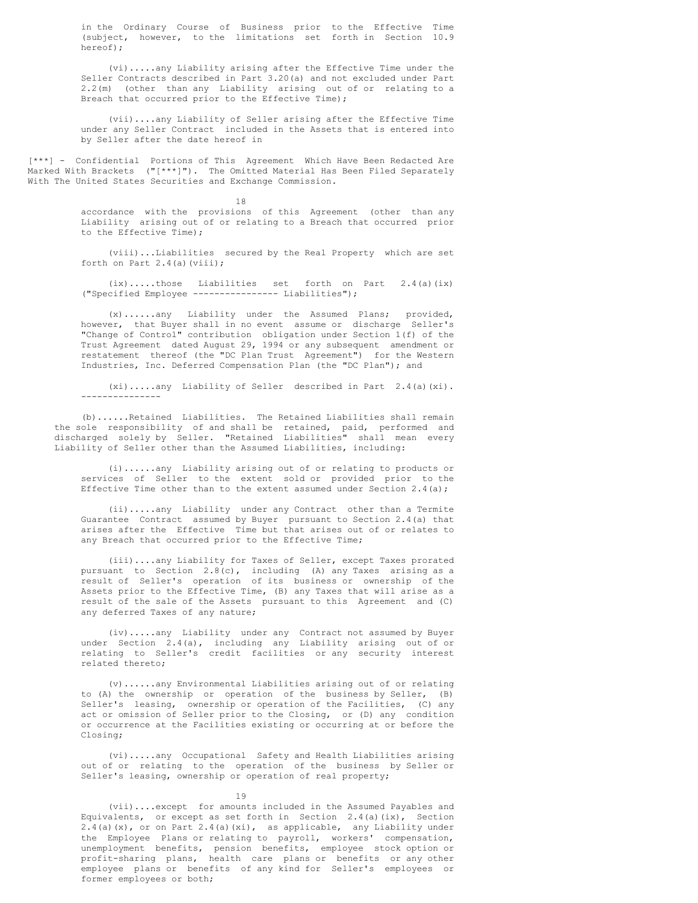in the Ordinary Course of Business prior to the Effective Time (subject, however, to the limitations set forth in Section 10.9 hereof);

(vi).....any Liability arising after the Effective Time under the Seller Contracts described in Part 3.20(a) and not excluded under Part 2.2(m) (other than any Liability arising out of or relating to a Breach that occurred prior to the Effective Time);

(vii)....any Liability of Seller arising after the Effective Time under any Seller Contract included in the Assets that is entered into by Seller after the date hereof in

[***] - Confidential Portions of This Agreement Which Have Been Redacted Are Marked With Brackets ("[***]"). The Omitted Material Has Been Filed Separately With The United States Securities and Exchange Commission.

accordance with the provisions of this Agreement (other than any Liability arising out of or relating to a Breach that occurred prior to the Effective Time);

(viii)...Liabilities secured by the Real Property which are set forth on Part 2.4(a)(viii);

(ix).....those Liabilities set forth on Part 2.4(a)(ix) ("Specified Employee Liabilities");

(x)......any Liability under the Assumed Plans; provided, however, that Buyer shall in no event assume or discharge Seller's "Change of Control" contribution obligation under Section 1(f) of the Trust Agreement dated August 29, 1994 or any subsequent amendment or restatement thereof (the "DC Plan Trust Agreement") for the Western Industries, Inc. Deferred Compensation Plan (the "DC Plan"); and

(xi).....any Liability of Seller described in Part 2.4(a)(xi).

(b)......Retained Liabilities. The Retained Liabilities shall remain the sole responsibility of and shall be retained, paid, performed and discharged solely by Seller. "Retained Liabilities" shall mean every Liability of Seller other than the Assumed Liabilities, including:

(i)......any Liability arising out of or relating to products or services of Seller to the extent sold or provided prior to the Effective Time other than to the extent assumed under Section 2.4(a);

(ii).....any Liability under any Contract other than a Termite Guarantee Contract assumed by Buyer pursuant to Section 2.4(a) that arises after the Effective Time but that arises out of or relates to any Breach that occurred prior to the Effective Time;

(iii)....any Liability for Taxes of Seller, except Taxes prorated pursuant to Section 2.8(c), including (A) any Taxes arising as a result of Seller's operation of its business or ownership of the Assets prior to the Effective Time, (B) any Taxes that will arise as a result of the sale of the Assets pursuant to this Agreement and (C) any deferred Taxes of any nature;

(iv).....any Liability under any Contract not assumed by Buyer under Section 2.4(a), including any Liability arising out of or relating to Seller's credit facilities or any security interest related thereto;

(v)......any Environmental Liabilities arising out of or relating to (A) the ownership or operation of the business by Seller, (B) Seller's leasing, ownership or operation of the Facilities, (C) any act or omission of Seller prior to the Closing, or (D) any condition or occurrence at the Facilities existing or occurring at or before the Closing;

(vi).....any Occupational Safety and Health Liabilities arising out of or relating to the operation of the business by Seller or Seller's leasing, ownership or operation of real property;

(vii)....except for amounts included in the Assumed Payables and Equivalents, or except as set forth in Section 2.4(a)(ix), Section 2.4(a)(x), or on Part 2.4(a)(xi), as applicable, any Liability under the Employee Plans or relating to payroll, workers' compensation, unemployment benefits, pension benefits, employee stock option or profit-sharing plans, health care plans or benefits or any other employee plans or benefits of any kind for Seller's employees or former employees or both;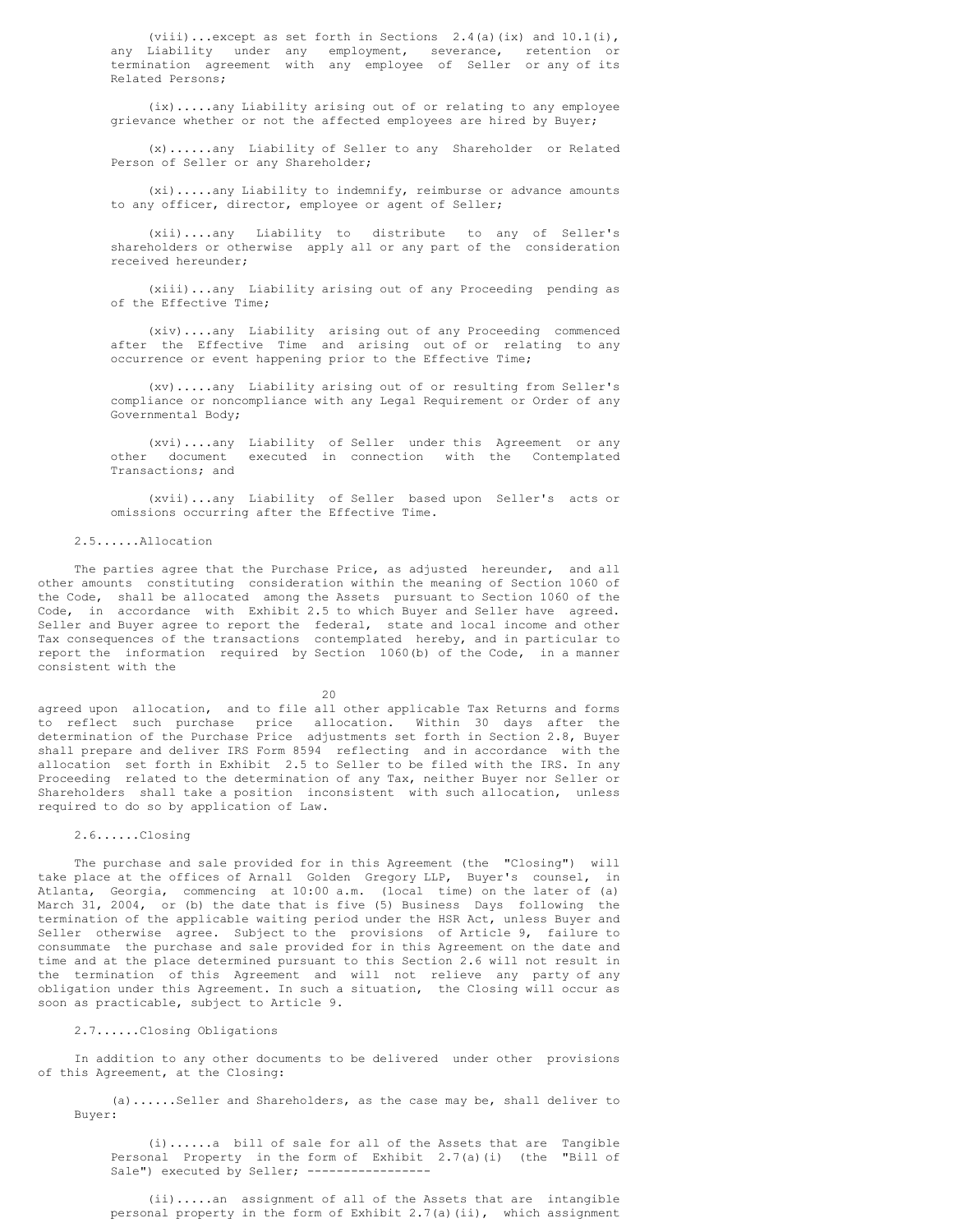(viii)...except as set forth in Sections 2.4(a)(ix) and 10.1(i), any Liability under any employment, severance, retention or termination agreement with any employee of Seller or any of its Related Persons;

(ix).....any Liability arising out of or relating to any employee grievance whether or not the affected employees are hired by Buyer;

(x)......any Liability of Seller to any Shareholder or Related Person of Seller or any Shareholder;

(xi).....any Liability to indemnify, reimburse or advance amounts to any officer, director, employee or agent of Seller;

(xii)....any Liability to distribute to any of Seller's shareholders or otherwise apply all or any part of the consideration received hereunder;

(xiii)...any Liability arising out of any Proceeding pending as of the Effective Time;

(xiv)....any Liability arising out of any Proceeding commenced after the Effective Time and arising out of or relating to any occurrence or event happening prior to the Effective Time;

(xv).....any Liability arising out of or resulting from Seller's compliance or noncompliance with any Legal Requirement or Order of any Governmental Body;

(xvi)....any Liability of Seller under this Agreement or any other document executed in connection with the Contemplated Transactions; and

(xvii)...any Liability of Seller based upon Seller's acts or omissions occurring after the Effective Time.

2.5......Allocation

The parties agree that the Purchase Price, as adjusted hereunder, and all other amounts constituting consideration within the meaning of Section 1060 of the Code, shall be allocated among the Assets pursuant to Section 1060 of the Code, in accordance with Exhibit 2.5 to which Buyer and Seller have agreed. Seller and Buyer agree to report the federal, state and local income and other Tax consequences of the transactions contemplated hereby, and in particular to report the information required by Section 1060(b) of the Code, in a manner consistent with the agreed upon allocation, and to file all other applicable Tax Returns and forms to reflect such purchase price allocation. Within 30 days after the determination of the Purchase Price adjustments set forth in Section 2.8, Buyer shall prepare and deliver IRS Form 8594 reflecting and in accordance with the allocation set forth in Exhibit 2.5 to Seller to be filed with the IRS. In any Proceeding related to the determination of any Tax, neither Buyer nor Seller or Shareholders shall take a position inconsistent with such allocation, unless required to do so by application of Law.

2.6......Closing

The purchase and sale provided for in this Agreement (the "Closing") will take place at the offices of Arnall Golden Gregory LLP, Buyer's counsel, in Atlanta, Georgia, commencing at 10:00 a.m. (local time) on the later of (a) March 31, 2004, or (b) the date that is five (5) Business Days following the termination of the applicable waiting period under the HSR Act, unless Buyer and Seller otherwise agree. Subject to the provisions of Article 9, failure to consummate the purchase and sale provided for in this Agreement on the date and time and at the place determined pursuant to this Section 2.6 will not result in the termination of this Agreement and will not relieve any party of any obligation under this Agreement. In such a situation, the Closing will occur as soon as practicable, subject to Article 9.

2.7......Closing Obligations

In addition to any other documents to be delivered under other provisions of this Agreement, at the Closing:

(a)......Seller and Shareholders, as the case may be, shall deliver to Buyer:

(i)......a bill of sale for all of the Assets that are Tangible Personal Property in the form of Exhibit 2.7(a)(i) (the "Bill of Sale") executed by Seller;

(ii).....an assignment of all of the Assets that are intangible personal property in the form of Exhibit 2.7(a)(ii), which assignment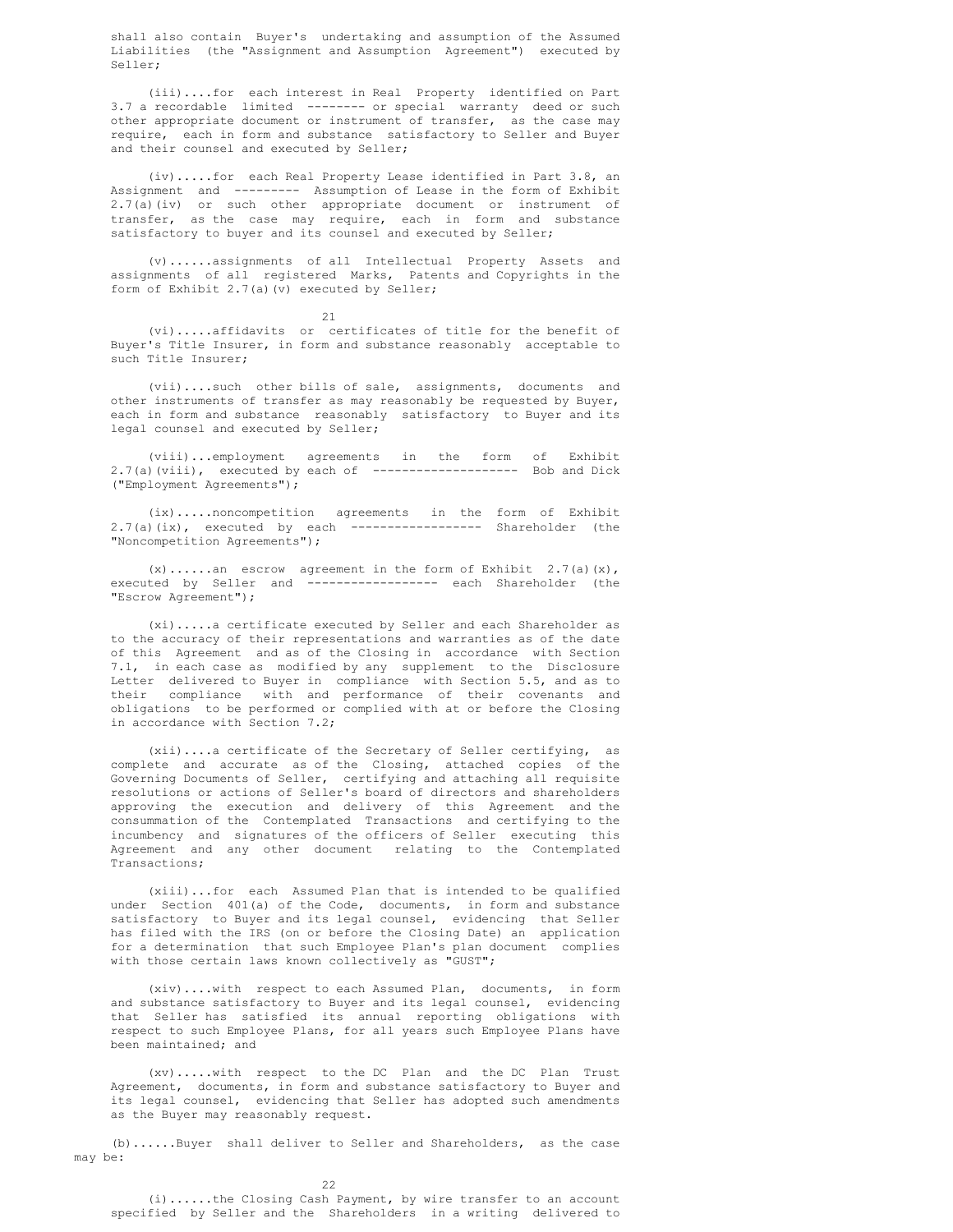shall also contain Buyer's undertaking and assumption of the Assumed Liabilities (the "Assignment and Assumption Agreement") executed by Seller;

(iii)....for each interest in Real Property identified on Part 3.7 a recordable limited -------- or special warranty deed or such other appropriate document or instrument of transfer, as the case may require, each in form and substance satisfactory to Seller and Buyer and their counsel and executed by Seller;

(iv).....for each Real Property Lease identified in Part 3.8, an Assignment and --------- Assumption of Lease in the form of Exhibit 2.7(a)(iv) or such other appropriate document or instrument of transfer, as the case may require, each in form and substance satisfactory to buyer and its counsel and executed by Seller;

(v)......assignments of all Intellectual Property Assets and assignments of all registered Marks, Patents and Copyrights in the form of Exhibit 2.7(a)(v) executed by Seller;

(vi).....affidavits or certificates of title for the benefit of Buyer's Title Insurer, in form and substance reasonably acceptable to such Title Insurer;

(vii)....such other bills of sale, assignments, documents and other instruments of transfer as may reasonably be requested by Buyer, each in form and substance reasonably satisfactory to Buyer and its legal counsel and executed by Seller;

(viii)...employment agreements in the form of Exhibit 2.7(a)(viii), executed by each of -------------------- Bob and Dick ("Employment Agreements");

(ix).....noncompetition agreements in the form of Exhibit 2.7(a)(ix), executed by each ------------------ Shareholder (the "Noncompetition Agreements");

(x)......an escrow agreement in the form of Exhibit 2.7(a)(x), executed by Seller and ------------------ each Shareholder (the "Escrow Agreement");

(xi).....a certificate executed by Seller and each Shareholder as to the accuracy of their representations and warranties as of the date of this Agreement and as of the Closing in accordance with Section 7.1, in each case as modified by any supplement to the Disclosure Letter delivered to Buyer in compliance with Section 5.5, and as to their compliance with and performance of their covenants and obligations to be performed or complied with at or before the Closing in accordance with Section 7.2;

(xii)....a certificate of the Secretary of Seller certifying, as complete and accurate as of the Closing, attached copies of the Governing Documents of Seller, certifying and attaching all requisite resolutions or actions of Seller's board of directors and shareholders approving the execution and delivery of this Agreement and the consummation of the Contemplated Transactions and certifying to the incumbency and signatures of the officers of Seller executing this Agreement and any other document relating to the Contemplated Transactions;

(xiii)...for each Assumed Plan that is intended to be qualified under Section 401(a) of the Code, documents, in form and substance satisfactory to Buyer and its legal counsel, evidencing that Seller has filed with the IRS (on or before the Closing Date) an application for a determination that such Employee Plan's plan document complies with those certain laws known collectively as "GUST";

(xiv)....with respect to each Assumed Plan, documents, in form and substance satisfactory to Buyer and its legal counsel, evidencing that Seller has satisfied its annual reporting obligations with respect to such Employee Plans, for all years such Employee Plans have been maintained; and

(xv).....with respect to the DC Plan and the DC Plan Trust Agreement, documents, in form and substance satisfactory to Buyer and its legal counsel, evidencing that Seller has adopted such amendments as the Buyer may reasonably request.

(b)......Buyer shall deliver to Seller and Shareholders, as the case may be:

(i)......the Closing Cash Payment, by wire transfer to an account specified by Seller and the Shareholders in a writing delivered to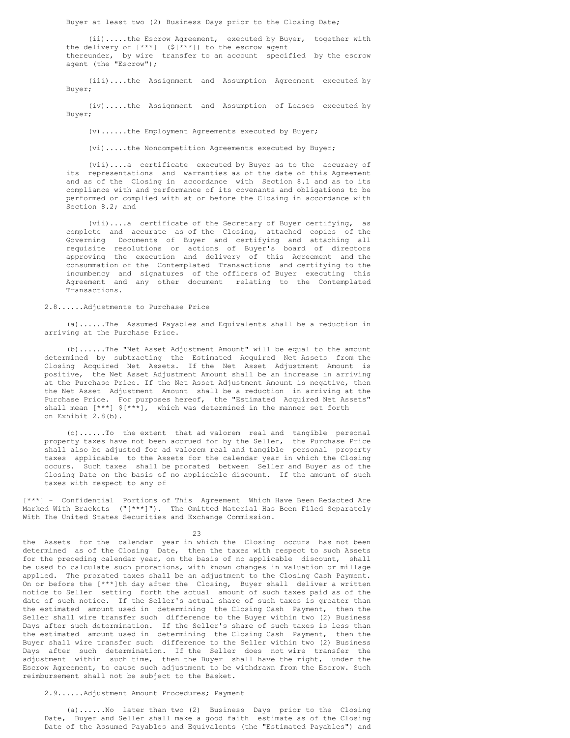Buyer at least two (2) Business Days prior to the Closing Date;

(ii).....the Escrow Agreement, executed by Buyer, together with the delivery of [***] ($[***]) to the escrow agent thereunder, by wire transfer to an account specified by the escrow agent (the "Escrow");

(iii)....the Assignment and Assumption Agreement executed by Buyer;

(iv).....the Assignment and Assumption of Leases executed by Buyer;

(v)......the Employment Agreements executed by Buyer;

(vi).....the Noncompetition Agreements executed by Buyer;

(vii)....a certificate executed by Buyer as to the accuracy of its representations and warranties as of the date of this Agreement and as of the Closing in accordance with Section 8.1 and as to its compliance with and performance of its covenants and obligations to be performed or complied with at or before the Closing in accordance with Section 8.2; and

(vii)....a certificate of the Secretary of Buyer certifying, as complete and accurate as of the Closing, attached copies of the Governing Documents of Buyer and certifying and attaching all requisite resolutions or actions of Buyer's board of directors approving the execution and delivery of this Agreement and the consummation of the Contemplated Transactions and certifying to the incumbency and signatures of the officers of Buyer executing this Agreement and any other document relating to the Contemplated Transactions.

2.8......Adjustments to Purchase Price

(a)......The Assumed Payables and Equivalents shall be a reduction in arriving at the Purchase Price.

(b)......The "Net Asset Adjustment Amount" will be equal to the amount determined by subtracting the Estimated Acquired Net Assets from the Closing Acquired Net Assets. If the Net Asset Adjustment Amount is positive, the Net Asset Adjustment Amount shall be an increase in arriving at the Purchase Price. If the Net Asset Adjustment Amount is negative, then the Net Asset Adjustment Amount shall be a reduction in arriving at the Purchase Price. For purposes hereof, the "Estimated Acquired Net Assets" shall mean [***] $[***], which was determined in the manner set forth on Exhibit 2.8(b).

(c)......To the extent that ad valorem real and tangible personal property taxes have not been accrued for by the Seller, the Purchase Price shall also be adjusted for ad valorem real and tangible personal property taxes applicable to the Assets for the calendar year in which the Closing occurs. Such taxes shall be prorated between Seller and Buyer as of the Closing Date on the basis of no applicable discount. If the amount of such taxes with respect to any of

[***] - Confidential Portions of This Agreement Which Have Been Redacted Are Marked With Brackets ("[***]"). The Omitted Material Has Been Filed Separately With The United States Securities and Exchange Commission.

the Assets for the calendar year in which the Closing occurs has not been determined as of the Closing Date, then the taxes with respect to such Assets for the preceding calendar year, on the basis of no applicable discount, shall be used to calculate such prorations, with known changes in valuation or millage applied. The prorated taxes shall be an adjustment to the Closing Cash Payment. On or before the [***]th day after the Closing, Buyer shall deliver a written notice to Seller setting forth the actual amount of such taxes paid as of the date of such notice. If the Seller's actual share of such taxes is greater than the estimated amount used in determining the Closing Cash Payment, then the Seller shall wire transfer such difference to the Buyer within two (2) Business Days after such determination. If the Seller's share of such taxes is less than the estimated amount used in determining the Closing Cash Payment, then the Buyer shall wire transfer such difference to the Seller within two (2) Business Days after such determination. If the Seller does not wire transfer the adjustment within such time, then the Buyer shall have the right, under the Escrow Agreement, to cause such adjustment to be withdrawn from the Escrow. Such reimbursement shall not be subject to the Basket.

2.9......Adjustment Amount Procedures; Payment

(a)......No later than two (2) Business Days prior to the Closing Date, Buyer and Seller shall make a good faith estimate as of the Closing Date of the Assumed Payables and Equivalents (the "Estimated Payables") and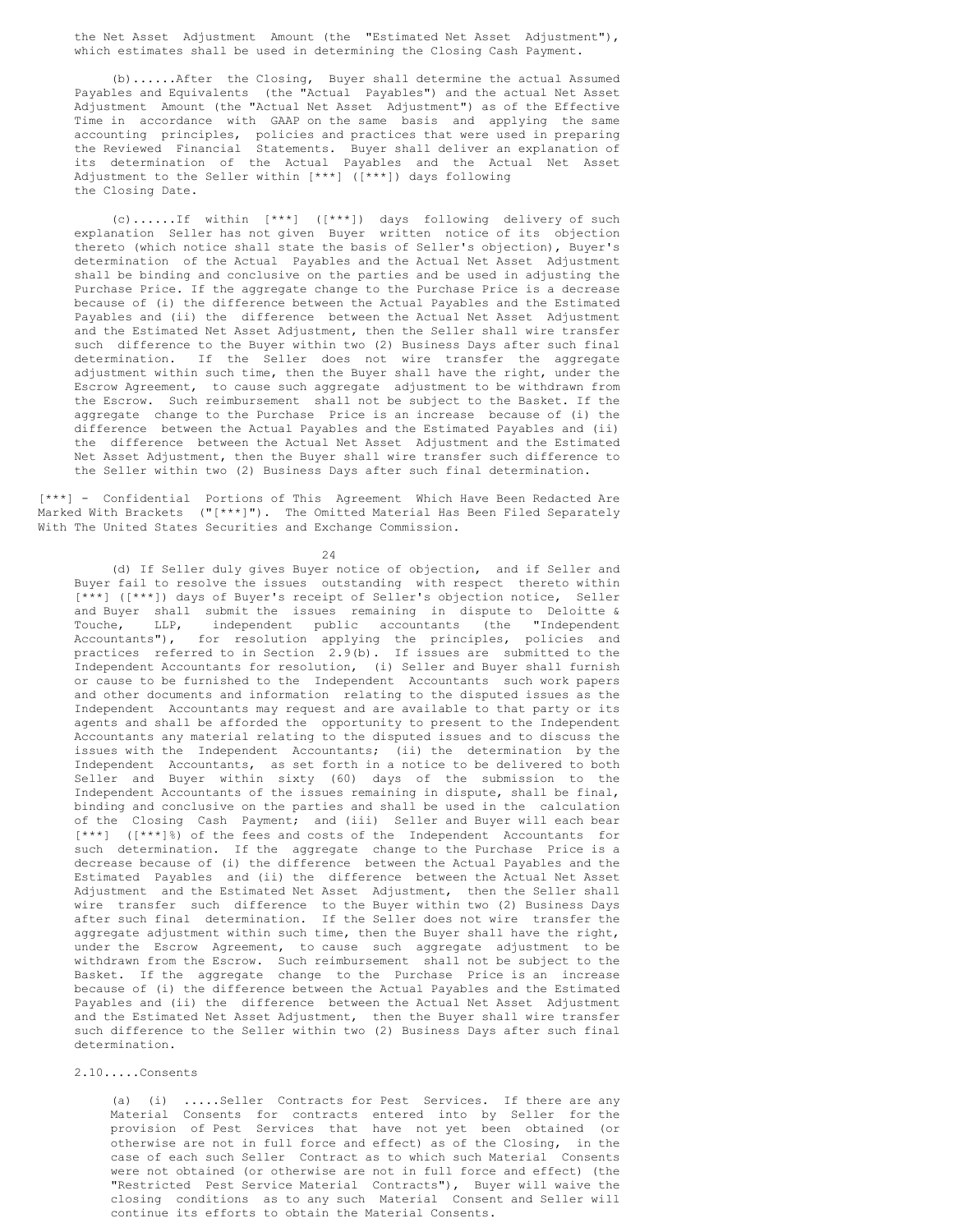the Net Asset Adjustment Amount (the "Estimated Net Asset Adjustment"), which estimates shall be used in determining the Closing Cash Payment.

(b)......After the Closing, Buyer shall determine the actual Assumed Payables and Equivalents (the "Actual Payables") and the actual Net Asset Adjustment Amount (the "Actual Net Asset Adjustment") as of the Effective Time in accordance with GAAP on the same basis and applying the same accounting principles, policies and practices that were used in preparing the Reviewed Financial Statements. Buyer shall deliver an explanation of its determination of the Actual Payables and the Actual Net Asset Adjustment to the Seller within [***] ([***]) days following the Closing Date.

(c)......If within [***] ([***]) days following delivery of such explanation Seller has not given Buyer written notice of its objection thereto (which notice shall state the basis of Seller's objection), Buyer's determination of the Actual Payables and the Actual Net Asset Adjustment shall be binding and conclusive on the parties and be used in adjusting the Purchase Price. If the aggregate change to the Purchase Price is a decrease because of (i) the difference between the Actual Payables and the Estimated Payables and (ii) the difference between the Actual Net Asset Adjustment and the Estimated Net Asset Adjustment, then the Seller shall wire transfer such difference to the Buyer within two (2) Business Days after such final determination. If the Seller does not wire transfer the aggregate adjustment within such time, then the Buyer shall have the right, under the Escrow Agreement, to cause such aggregate adjustment to be withdrawn from the Escrow. Such reimbursement shall not be subject to the Basket. If the aggregate change to the Purchase Price is an increase because of (i) the difference between the Actual Payables and the Estimated Payables and (ii) the difference between the Actual Net Asset Adjustment and the Estimated Net Asset Adjustment, then the Buyer shall wire transfer such difference to the Seller within two (2) Business Days after such final determination.

[***] - Confidential Portions of This Agreement Which Have Been Redacted Are Marked With Brackets ("[***]"). The Omitted Material Has Been Filed Separately With The United States Securities and Exchange Commission.

(d) If Seller duly gives Buyer notice of objection, and if Seller and Buyer fail to resolve the issues outstanding with respect thereto within [***] ([***]) days of Buyer's receipt of Seller's objection notice, Seller and Buyer shall submit the issues remaining in dispute to Deloitte & Touche, LLP, independent public accountants (the "Independent Accountants"), for resolution applying the principles, policies and practices referred to in Section 2.9(b). If issues are submitted to the Independent Accountants for resolution, (i) Seller and Buyer shall furnish or cause to be furnished to the Independent Accountants such work papers and other documents and information relating to the disputed issues as the Independent Accountants may request and are available to that party or its agents and shall be afforded the opportunity to present to the Independent Accountants any material relating to the disputed issues and to discuss the issues with the Independent Accountants; (ii) the determination by the Independent Accountants, as set forth in a notice to be delivered to both Seller and Buyer within sixty (60) days of the submission to the Independent Accountants of the issues remaining in dispute, shall be final, binding and conclusive on the parties and shall be used in the calculation of the Closing Cash Payment; and (iii) Seller and Buyer will each bear [***] ([***]%) of the fees and costs of the Independent Accountants for such determination. If the aggregate change to the Purchase Price is a decrease because of (i) the difference between the Actual Payables and the Estimated Payables and (ii) the difference between the Actual Net Asset Adjustment and the Estimated Net Asset Adjustment, then the Seller shall wire transfer such difference to the Buyer within two (2) Business Days after such final determination. If the Seller does not wire transfer the aggregate adjustment within such time, then the Buyer shall have the right, under the Escrow Agreement, to cause such aggregate adjustment to be withdrawn from the Escrow. Such reimbursement shall not be subject to the Basket. If the aggregate change to the Purchase Price is an increase because of (i) the difference between the Actual Payables and the Estimated Payables and (ii) the difference between the Actual Net Asset Adjustment and the Estimated Net Asset Adjustment, then the Buyer shall wire transfer such difference to the Seller within two (2) Business Days after such final determination.

2.10.....Consents

(a) (i) .....Seller Contracts for Pest Services. If there are any Material Consents for contracts entered into by Seller for the provision of Pest Services that have not yet been obtained (or otherwise are not in full force and effect) as of the Closing, in the case of each such Seller Contract as to which such Material Consents were not obtained (or otherwise are not in full force and effect) (the "Restricted Pest Service Material Contracts"), Buyer will waive the closing conditions as to any such Material Consent and Seller will continue its efforts to obtain the Material Consents.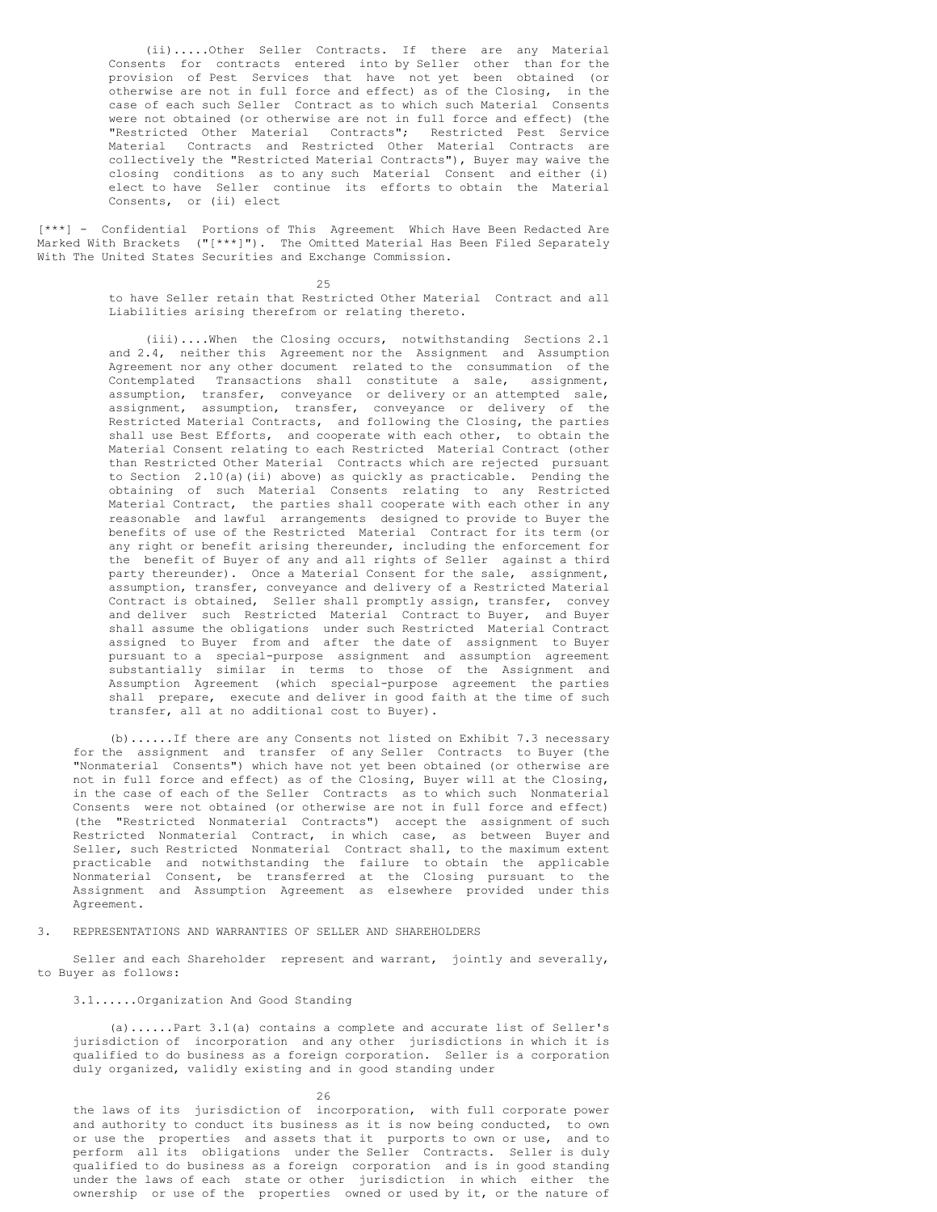(ii).....Other Seller Contracts. If there are any Material Consents for contracts entered into by Seller other than for the provision of Pest Services that have not yet been obtained (or otherwise are not in full force and effect) as of the Closing, in the case of each such Seller Contract as to which such Material Consents were not obtained (or otherwise are not in full force and effect) (the "Restricted Other Material Contracts"; Restricted Pest Service Material Contracts and Restricted Other Material Contracts are collectively the "Restricted Material Contracts"), Buyer may waive the closing conditions as to any such Material Consent and either (i) elect to have Seller continue its efforts to obtain the Material Consents, or (ii) elect

[***] - Confidential Portions of This Agreement Which Have Been Redacted Are Marked With Brackets ("[***]"). The Omitted Material Has Been Filed Separately With The United States Securities and Exchange Commission.

to have Seller retain that Restricted Other Material Contract and all Liabilities arising therefrom or relating thereto.

(iii)....When the Closing occurs, notwithstanding Sections 2.1 and 2.4, neither this Agreement nor the Assignment and Assumption Agreement nor any other document related to the consummation of the Contemplated Transactions shall constitute a sale, assignment, assumption, transfer, conveyance or delivery or an attempted sale, assignment, assumption, transfer, conveyance or delivery of the Restricted Material Contracts, and following the Closing, the parties shall use Best Efforts, and cooperate with each other, to obtain the Material Consent relating to each Restricted Material Contract (other than Restricted Other Material Contracts which are rejected pursuant to Section 2.10(a)(ii) above) as quickly as practicable. Pending the obtaining of such Material Consents relating to any Restricted Material Contract, the parties shall cooperate with each other in any reasonable and lawful arrangements designed to provide to Buyer the benefits of use of the Restricted Material Contract for its term (or any right or benefit arising thereunder, including the enforcement for the benefit of Buyer of any and all rights of Seller against a third party thereunder). Once a Material Consent for the sale, assignment, assumption, transfer, conveyance and delivery of a Restricted Material Contract is obtained, Seller shall promptly assign, transfer, convey and deliver such Restricted Material Contract to Buyer, and Buyer shall assume the obligations under such Restricted Material Contract assigned to Buyer from and after the date of assignment to Buyer pursuant to a special-purpose assignment and assumption agreement substantially similar in terms to those of the Assignment and Assumption Agreement (which special-purpose agreement the parties shall prepare, execute and deliver in good faith at the time of such transfer, all at no additional cost to Buyer).

(b)......If there are any Consents not listed on Exhibit 7.3 necessary for the assignment and transfer of any Seller Contracts to Buyer (the "Nonmaterial Consents") which have not yet been obtained (or otherwise are not in full force and effect) as of the Closing, Buyer will at the Closing, in the case of each of the Seller Contracts as to which such Nonmaterial Consents were not obtained (or otherwise are not in full force and effect) (the "Restricted Nonmaterial Contracts") accept the assignment of such Restricted Nonmaterial Contract, in which case, as between Buyer and Seller, such Restricted Nonmaterial Contract shall, to the maximum extent practicable and notwithstanding the failure to obtain the applicable Nonmaterial Consent, be transferred at the Closing pursuant to the Assignment and Assumption Agreement as elsewhere provided under this Agreement.

## 3. REPRESENTATIONS AND WARRANTIES OF SELLER AND SHAREHOLDERS

Seller and each Shareholder represent and warrant, jointly and severally, to Buyer as follows:

### 3.1......Organization And Good Standing

(a)......Part 3.1(a) contains a complete and accurate list of Seller's jurisdiction of incorporation and any other jurisdictions in which it is qualified to do business as a foreign corporation. Seller is a corporation duly organized, validly existing and in good standing under the laws of its jurisdiction of incorporation, with full corporate power and authority to conduct its business as it is now being conducted, to own or use the properties and assets that it purports to own or use, and to perform all its obligations under the Seller Contracts. Seller is duly qualified to do business as a foreign corporation and is in good standing under the laws of each state or other jurisdiction in which either the ownership or use of the properties owned or used by it, or the nature of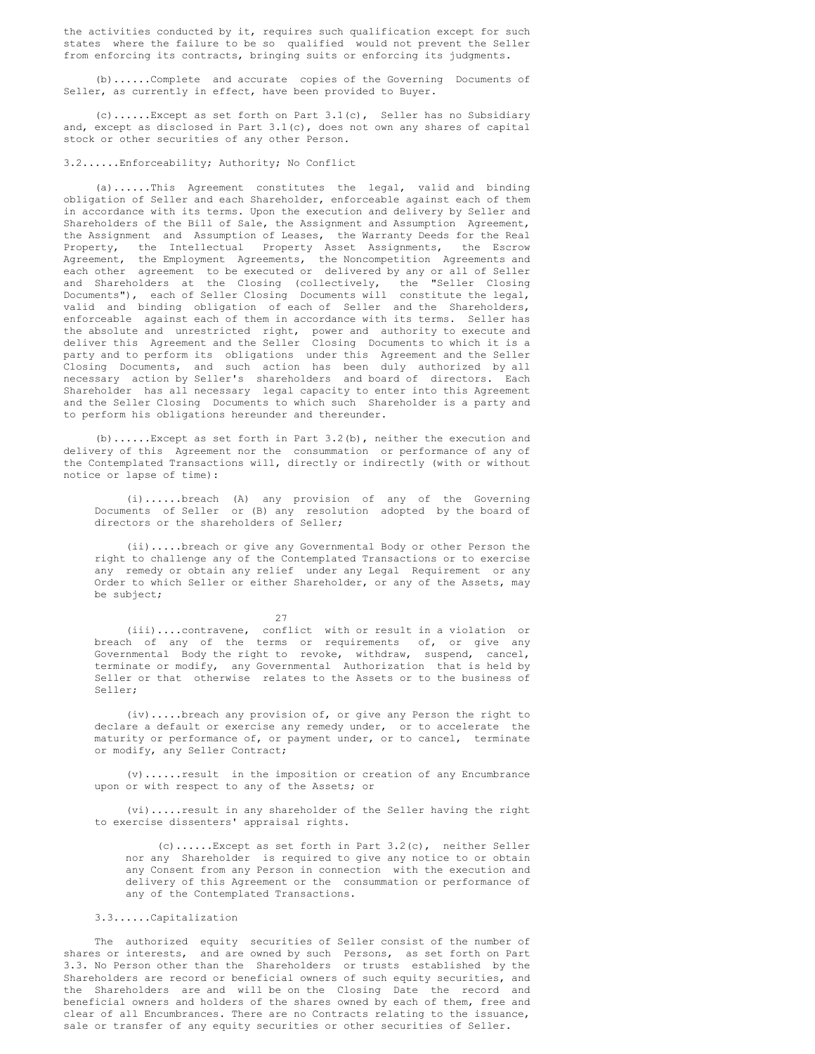the activities conducted by it, requires such qualification except for such states where the failure to be so qualified would not prevent the Seller from enforcing its contracts, bringing suits or enforcing its judgments.

(b)......Complete and accurate copies of the Governing Documents of Seller, as currently in effect, have been provided to Buyer.

(c)......Except as set forth on Part 3.1(c), Seller has no Subsidiary and, except as disclosed in Part 3.1(c), does not own any shares of capital stock or other securities of any other Person.

3.2......Enforceability; Authority; No Conflict

(a)......This Agreement constitutes the legal, valid and binding obligation of Seller and each Shareholder, enforceable against each of them in accordance with its terms. Upon the execution and delivery by Seller and Shareholders of the Bill of Sale, the Assignment and Assumption Agreement, the Assignment and Assumption of Leases, the Warranty Deeds for the Real Property, the Intellectual Property Asset Assignments, the Escrow Agreement, the Employment Agreements, the Noncompetition Agreements and each other agreement to be executed or delivered by any or all of Seller and Shareholders at the Closing (collectively, the "Seller Closing Documents"), each of Seller Closing Documents will constitute the legal, valid and binding obligation of each of Seller and the Shareholders, enforceable against each of them in accordance with its terms. Seller has the absolute and unrestricted right, power and authority to execute and deliver this Agreement and the Seller Closing Documents to which it is a party and to perform its obligations under this Agreement and the Seller Closing Documents, and such action has been duly authorized by all necessary action by Seller's shareholders and board of directors. Each Shareholder has all necessary legal capacity to enter into this Agreement and the Seller Closing Documents to which such Shareholder is a party and to perform his obligations hereunder and thereunder.

(b)......Except as set forth in Part 3.2(b), neither the execution and delivery of this Agreement nor the consummation or performance of any of the Contemplated Transactions will, directly or indirectly (with or without notice or lapse of time):

(i)......breach (A) any provision of any of the Governing Documents of Seller or (B) any resolution adopted by the board of directors or the shareholders of Seller;

(ii).....breach or give any Governmental Body or other Person the right to challenge any of the Contemplated Transactions or to exercise any remedy or obtain any relief under any Legal Requirement or any Order to which Seller or either Shareholder, or any of the Assets, may be subject;

(iii)....contravene, conflict with or result in a violation or breach of any of the terms or requirements of, or give any Governmental Body the right to revoke, withdraw, suspend, cancel, terminate or modify, any Governmental Authorization that is held by Seller or that otherwise relates to the Assets or to the business of Seller;

(iv).....breach any provision of, or give any Person the right to declare a default or exercise any remedy under, or to accelerate the maturity or performance of, or payment under, or to cancel, terminate or modify, any Seller Contract;

(v)......result in the imposition or creation of any Encumbrance upon or with respect to any of the Assets; or

(vi).....result in any shareholder of the Seller having the right to exercise dissenters' appraisal rights.

(c)......Except as set forth in Part 3.2(c), neither Seller nor any Shareholder is required to give any notice to or obtain any Consent from any Person in connection with the execution and delivery of this Agreement or the consummation or performance of any of the Contemplated Transactions.

3.3......Capitalization

The authorized equity securities of Seller consist of the number of shares or interests, and are owned by such Persons, as set forth on Part 3.3. No Person other than the Shareholders or trusts established by the Shareholders are record or beneficial owners of such equity securities, and the Shareholders are and will be on the Closing Date the record and beneficial owners and holders of the shares owned by each of them, free and clear of all Encumbrances. There are no Contracts relating to the issuance, sale or transfer of any equity securities or other securities of Seller.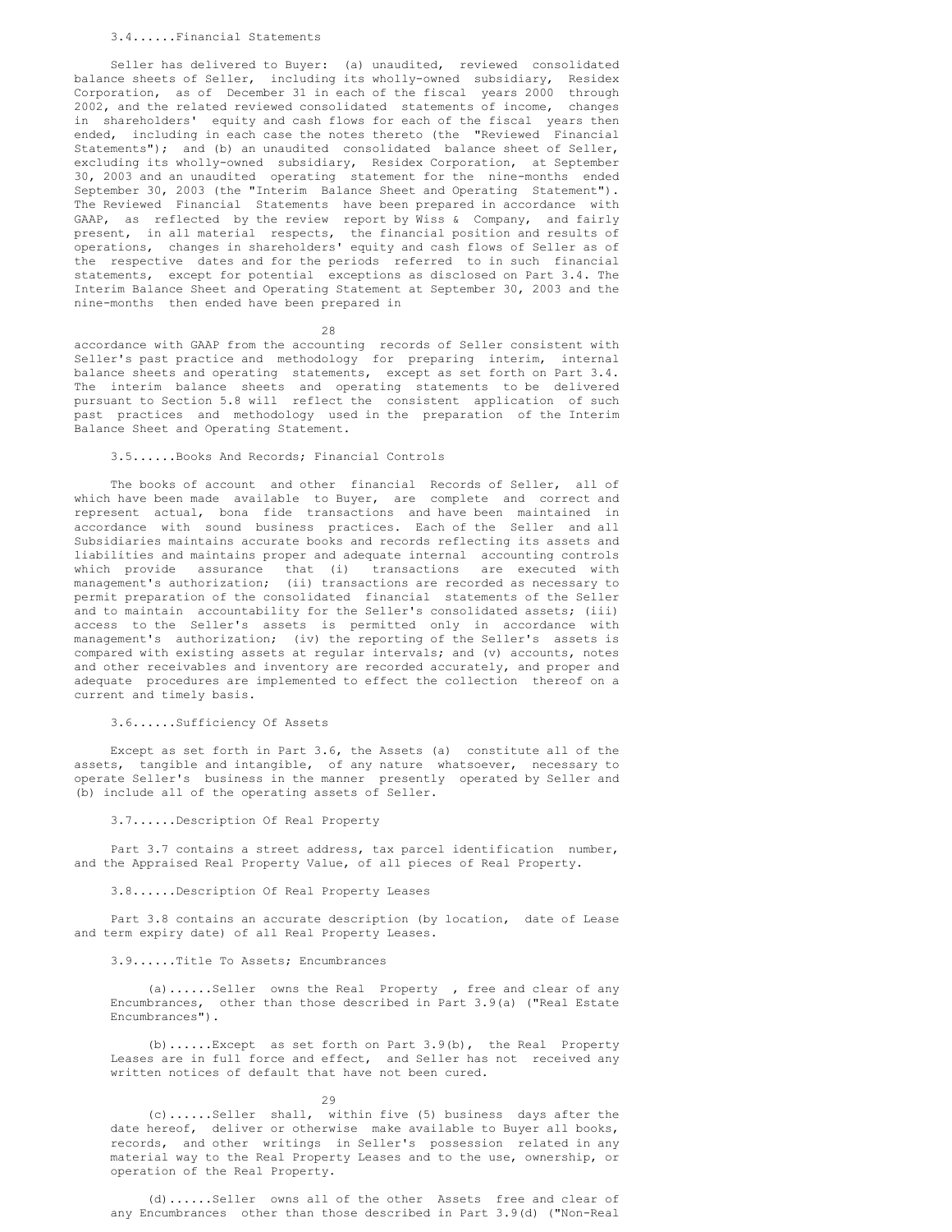### 3.4......Financial Statements

Seller has delivered to Buyer: (a) unaudited, reviewed consolidated balance sheets of Seller, including its wholly-owned subsidiary, Residex Corporation, as of December 31 in each of the fiscal years 2000 through 2002, and the related reviewed consolidated statements of income, changes in shareholders' equity and cash flows for each of the fiscal years then ended, including in each case the notes thereto (the "Reviewed Financial Statements"); and (b) an unaudited consolidated balance sheet of Seller, excluding its wholly-owned subsidiary, Residex Corporation, at September 30, 2003 and an unaudited operating statement for the nine-months ended September 30, 2003 (the "Interim Balance Sheet and Operating Statement"). The Reviewed Financial Statements have been prepared in accordance with GAAP, as reflected by the review report by Wiss & Company, and fairly present, in all material respects, the financial position and results of operations, changes in shareholders' equity and cash flows of Seller as of the respective dates and for the periods referred to in such financial statements, except for potential exceptions as disclosed on Part 3.4. The Interim Balance Sheet and Operating Statement at September 30, 2003 and the nine-months then ended have been prepared in accordance with GAAP from the accounting records of Seller consistent with Seller's past practice and methodology for preparing interim, internal balance sheets and operating statements, except as set forth on Part 3.4. The interim balance sheets and operating statements to be delivered pursuant to Section 5.8 will reflect the consistent application of such past practices and methodology used in the preparation of the Interim Balance Sheet and Operating Statement.

### 3.5......Books And Records; Financial Controls

The books of account and other financial Records of Seller, all of which have been made available to Buyer, are complete and correct and represent actual, bona fide transactions and have been maintained in accordance with sound business practices. Each of the Seller and all Subsidiaries maintains accurate books and records reflecting its assets and liabilities and maintains proper and adequate internal accounting controls which provide assurance that (i) transactions are executed with management's authorization; (ii) transactions are recorded as necessary to permit preparation of the consolidated financial statements of the Seller and to maintain accountability for the Seller's consolidated assets; (iii) access to the Seller's assets is permitted only in accordance with management's authorization; (iv) the reporting of the Seller's assets is compared with existing assets at regular intervals; and (v) accounts, notes and other receivables and inventory are recorded accurately, and proper and adequate procedures are implemented to effect the collection thereof on a current and timely basis.

### 3.6......Sufficiency Of Assets

Except as set forth in Part 3.6, the Assets (a) constitute all of the assets, tangible and intangible, of any nature whatsoever, necessary to operate Seller's business in the manner presently operated by Seller and (b) include all of the operating assets of Seller.

### 3.7......Description Of Real Property

Part 3.7 contains a street address, tax parcel identification number, and the Appraised Real Property Value, of all pieces of Real Property.

### 3.8......Description Of Real Property Leases

Part 3.8 contains an accurate description (by location, date of Lease and term expiry date) of all Real Property Leases.

### 3.9......Title To Assets; Encumbrances

(a)......Seller owns the Real Property , free and clear of any Encumbrances, other than those described in Part 3.9(a) ("Real Estate Encumbrances").

(b)......Except as set forth on Part 3.9(b), the Real Property Leases are in full force and effect, and Seller has not received any written notices of default that have not been cured.

(c)......Seller shall, within five (5) business days after the date hereof, deliver or otherwise make available to Buyer all books, records, and other writings in Seller's possession related in any material way to the Real Property Leases and to the use, ownership, or operation of the Real Property.

(d)......Seller owns all of the other Assets free and clear of any Encumbrances other than those described in Part 3.9(d) ("Non-Real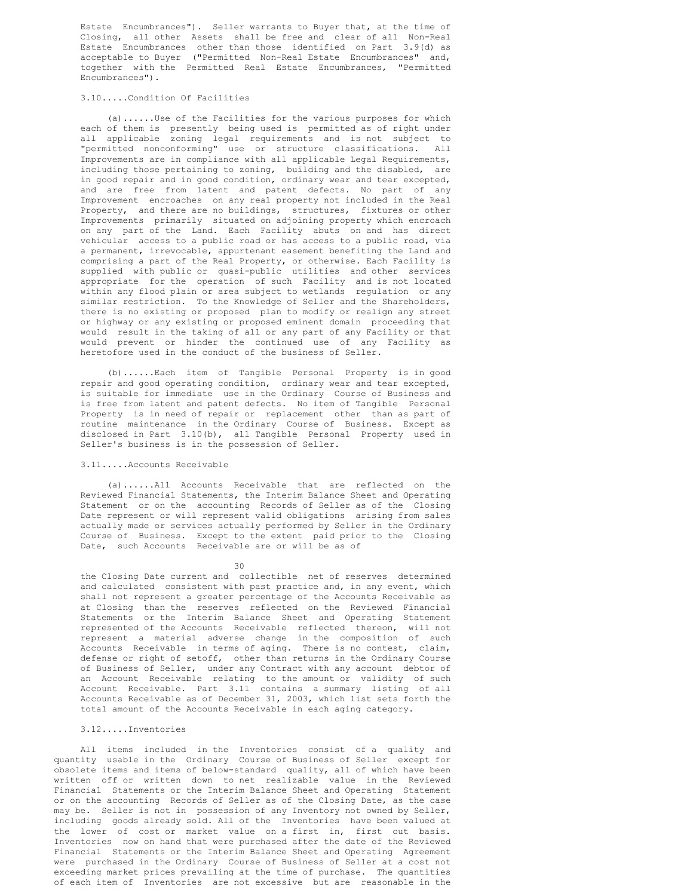Estate Encumbrances"). Seller warrants to Buyer that, at the time of Closing, all other Assets shall be free and clear of all Non-Real Estate Encumbrances other than those identified on Part 3.9(d) as acceptable to Buyer ("Permitted Non-Real Estate Encumbrances" and, together with the Permitted Real Estate Encumbrances, "Permitted Encumbrances").

3.10.....Condition Of Facilities

(a)......Use of the Facilities for the various purposes for which each of them is presently being used is permitted as of right under all applicable zoning legal requirements and is not subject to "permitted nonconforming" use or structure classifications. All Improvements are in compliance with all applicable Legal Requirements, including those pertaining to zoning, building and the disabled, are in good repair and in good condition, ordinary wear and tear excepted, and are free from latent and patent defects. No part of any Improvement encroaches on any real property not included in the Real Property, and there are no buildings, structures, fixtures or other Improvements primarily situated on adjoining property which encroach on any part of the Land. Each Facility abuts on and has direct vehicular access to a public road or has access to a public road, via a permanent, irrevocable, appurtenant easement benefiting the Land and comprising a part of the Real Property, or otherwise. Each Facility is supplied with public or quasi-public utilities and other services appropriate for the operation of such Facility and is not located within any flood plain or area subject to wetlands regulation or any similar restriction. To the Knowledge of Seller and the Shareholders, there is no existing or proposed plan to modify or realign any street or highway or any existing or proposed eminent domain proceeding that would result in the taking of all or any part of any Facility or that would prevent or hinder the continued use of any Facility as heretofore used in the conduct of the business of Seller.

(b)......Each item of Tangible Personal Property is in good repair and good operating condition, ordinary wear and tear excepted, is suitable for immediate use in the Ordinary Course of Business and is free from latent and patent defects. No item of Tangible Personal Property is in need of repair or replacement other than as part of routine maintenance in the Ordinary Course of Business. Except as disclosed in Part 3.10(b), all Tangible Personal Property used in Seller's business is in the possession of Seller.

3.11.....Accounts Receivable

(a)......All Accounts Receivable that are reflected on the Reviewed Financial Statements, the Interim Balance Sheet and Operating Statement or on the accounting Records of Seller as of the Closing Date represent or will represent valid obligations arising from sales actually made or services actually performed by Seller in the Ordinary Course of Business. Except to the extent paid prior to the Closing Date, such Accounts Receivable are or will be as of the Closing Date current and collectible net of reserves determined and calculated consistent with past practice and, in any event, which shall not represent a greater percentage of the Accounts Receivable as at Closing than the reserves reflected on the Reviewed Financial Statements or the Interim Balance Sheet and Operating Statement represented of the Accounts Receivable reflected thereon, will not represent a material adverse change in the composition of such Accounts Receivable in terms of aging. There is no contest, claim, defense or right of setoff, other than returns in the Ordinary Course of Business of Seller, under any Contract with any account debtor of an Account Receivable relating to the amount or validity of such Account Receivable. Part 3.11 contains a summary listing of all Accounts Receivable as of December 31, 2003, which list sets forth the total amount of the Accounts Receivable in each aging category.

3.12.....Inventories

All items included in the Inventories consist of a quality and quantity usable in the Ordinary Course of Business of Seller except for obsolete items and items of below-standard quality, all of which have been written off or written down to net realizable value in the Reviewed Financial Statements or the Interim Balance Sheet and Operating Statement or on the accounting Records of Seller as of the Closing Date, as the case may be. Seller is not in possession of any Inventory not owned by Seller, including goods already sold. All of the Inventories have been valued at the lower of cost or market value on a first in, first out basis. Inventories now on hand that were purchased after the date of the Reviewed Financial Statements or the Interim Balance Sheet and Operating Agreement were purchased in the Ordinary Course of Business of Seller at a cost not exceeding market prices prevailing at the time of purchase. The quantities of each item of Inventories are not excessive but are reasonable in the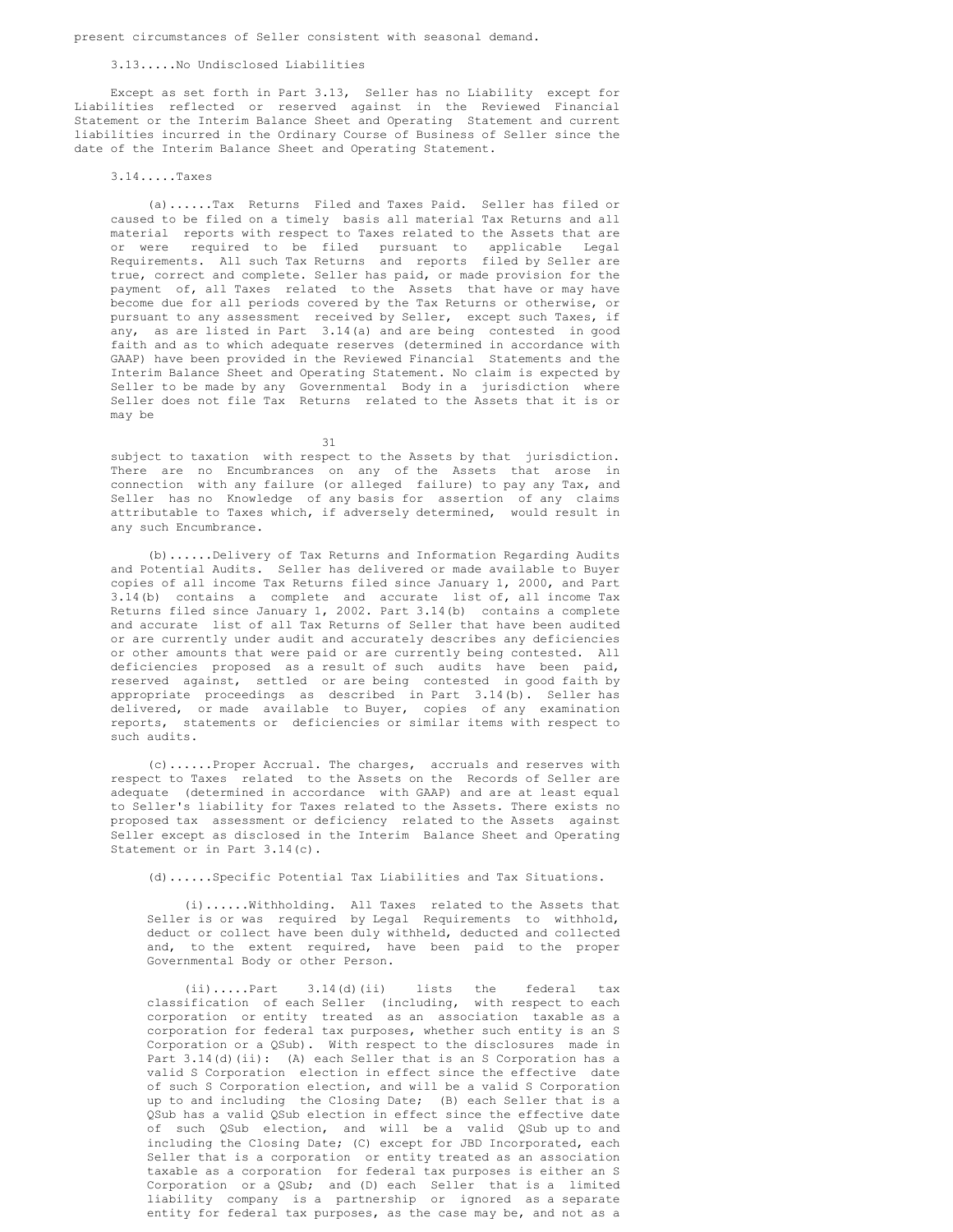present circumstances of Seller consistent with seasonal demand.

3.13.....No Undisclosed Liabilities

Except as set forth in Part 3.13, Seller has no Liability except for Liabilities reflected or reserved against in the Reviewed Financial Statement or the Interim Balance Sheet and Operating Statement and current liabilities incurred in the Ordinary Course of Business of Seller since the date of the Interim Balance Sheet and Operating Statement.

3.14.....Taxes

(a)......Tax Returns Filed and Taxes Paid. Seller has filed or caused to be filed on a timely basis all material Tax Returns and all material reports with respect to Taxes related to the Assets that are or were required to be filed pursuant to applicable Legal Requirements. All such Tax Returns and reports filed by Seller are true, correct and complete. Seller has paid, or made provision for the payment of, all Taxes related to the Assets that have or may have become due for all periods covered by the Tax Returns or otherwise, or pursuant to any assessment received by Seller, except such Taxes, if any, as are listed in Part 3.14(a) and are being contested in good faith and as to which adequate reserves (determined in accordance with GAAP) have been provided in the Reviewed Financial Statements and the Interim Balance Sheet and Operating Statement. No claim is expected by Seller to be made by any Governmental Body in a jurisdiction where Seller does not file Tax Returns related to the Assets that it is or may be subject to taxation with respect to the Assets by that jurisdiction. There are no Encumbrances on any of the Assets that arose in connection with any failure (or alleged failure) to pay any Tax, and Seller has no Knowledge of any basis for assertion of any claims attributable to Taxes which, if adversely determined, would result in any such Encumbrance.

(b)......Delivery of Tax Returns and Information Regarding Audits and Potential Audits. Seller has delivered or made available to Buyer copies of all income Tax Returns filed since January 1, 2000, and Part 3.14(b) contains a complete and accurate list of, all income Tax Returns filed since January 1, 2002. Part 3.14(b) contains a complete and accurate list of all Tax Returns of Seller that have been audited or are currently under audit and accurately describes any deficiencies or other amounts that were paid or are currently being contested. All deficiencies proposed as a result of such audits have been paid, reserved against, settled or are being contested in good faith by appropriate proceedings as described in Part 3.14(b). Seller has delivered, or made available to Buyer, copies of any examination reports, statements or deficiencies or similar items with respect to such audits.

(c)......Proper Accrual. The charges, accruals and reserves with respect to Taxes related to the Assets on the Records of Seller are adequate (determined in accordance with GAAP) and are at least equal to Seller's liability for Taxes related to the Assets. There exists no proposed tax assessment or deficiency related to the Assets against Seller except as disclosed in the Interim Balance Sheet and Operating Statement or in Part 3.14(c).

(d)......Specific Potential Tax Liabilities and Tax Situations.

(i)......Withholding. All Taxes related to the Assets that Seller is or was required by Legal Requirements to withhold, deduct or collect have been duly withheld, deducted and collected and, to the extent required, have been paid to the proper Governmental Body or other Person.

(ii).....Part 3.14(d)(ii) lists the federal tax classification of each Seller (including, with respect to each corporation or entity treated as an association taxable as a corporation for federal tax purposes, whether such entity is an S Corporation or a QSub). With respect to the disclosures made in Part 3.14(d)(ii): (A) each Seller that is an S Corporation has a valid S Corporation election in effect since the effective date of such S Corporation election, and will be a valid S Corporation up to and including the Closing Date; (B) each Seller that is a QSub has a valid QSub election in effect since the effective date of such QSub election, and will be a valid QSub up to and including the Closing Date; (C) except for JBD Incorporated, each Seller that is a corporation or entity treated as an association taxable as a corporation for federal tax purposes is either an S Corporation or a QSub; and (D) each Seller that is a limited liability company is a partnership or ignored as a separate entity for federal tax purposes, as the case may be, and not as a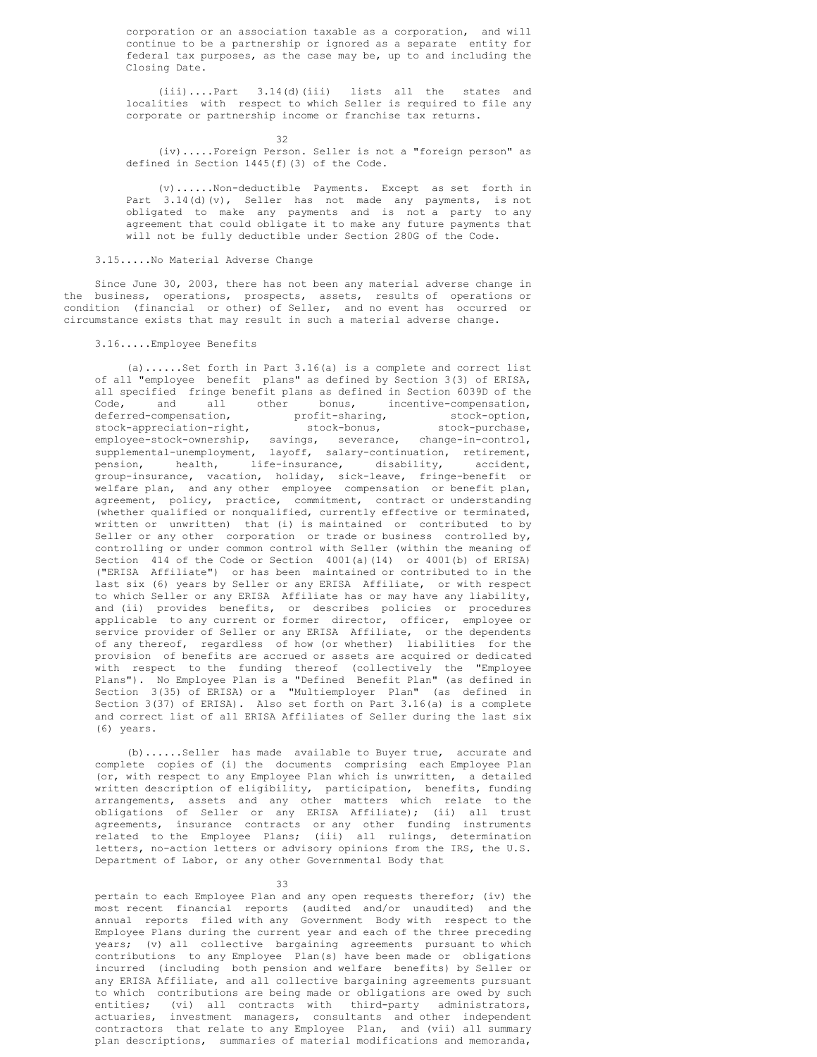corporation or an association taxable as a corporation, and will continue to be a partnership or ignored as a separate entity for federal tax purposes, as the case may be, up to and including the Closing Date.

(iii)....Part 3.14(d)(iii) lists all the states and localities with respect to which Seller is required to file any corporate or partnership income or franchise tax returns.

(iv).....Foreign Person. Seller is not a "foreign person" as defined in Section 1445(f)(3) of the Code.

(v)......Non-deductible Payments. Except as set forth in Part 3.14(d)(v), Seller has not made any payments, is not obligated to make any payments and is not a party to any agreement that could obligate it to make any future payments that will not be fully deductible under Section 280G of the Code.

3.15.....No Material Adverse Change

Since June 30, 2003, there has not been any material adverse change in the business, operations, prospects, assets, results of operations or condition (financial or other) of Seller, and no event has occurred or circumstance exists that may result in such a material adverse change.

3.16.....Employee Benefits

(a)......Set forth in Part 3.16(a) is a complete and correct list of all "employee benefit plans" as defined by Section 3(3) of ERISA, all specified fringe benefit plans as defined in Section 6039D of the Code, and all other bonus, incentive-compensation, deferred-compensation, profit-sharing, stock-option, stock-appreciation-right, stock-bonus, stock-purchase, employee-stock-ownership, savings, severance, change-in-control, supplemental-unemployment, layoff, salary-continuation, retirement, pension, health, life-insurance, disability, accident, group-insurance, vacation, holiday, sick-leave, fringe-benefit or welfare plan, and any other employee compensation or benefit plan, agreement, policy, practice, commitment, contract or understanding (whether qualified or nonqualified, currently effective or terminated, written or unwritten) that (i) is maintained or contributed to by Seller or any other corporation or trade or business controlled by, controlling or under common control with Seller (within the meaning of Section 414 of the Code or Section 4001(a)(14) or 4001(b) of ERISA) ("ERISA Affiliate") or has been maintained or contributed to in the last six (6) years by Seller or any ERISA Affiliate, or with respect to which Seller or any ERISA Affiliate has or may have any liability, and (ii) provides benefits, or describes policies or procedures applicable to any current or former director, officer, employee or service provider of Seller or any ERISA Affiliate, or the dependents of any thereof, regardless of how (or whether) liabilities for the provision of benefits are accrued or assets are acquired or dedicated with respect to the funding thereof (collectively the "Employee Plans"). No Employee Plan is a "Defined Benefit Plan" (as defined in Section 3(35) of ERISA) or a "Multiemployer Plan" (as defined in Section 3(37) of ERISA). Also set forth on Part 3.16(a) is a complete and correct list of all ERISA Affiliates of Seller during the last six (6) years.

(b)......Seller has made available to Buyer true, accurate and complete copies of (i) the documents comprising each Employee Plan (or, with respect to any Employee Plan which is unwritten, a detailed written description of eligibility, participation, benefits, funding arrangements, assets and any other matters which relate to the obligations of Seller or any ERISA Affiliate); (ii) all trust agreements, insurance contracts or any other funding instruments related to the Employee Plans; (iii) all rulings, determination letters, no-action letters or advisory opinions from the IRS, the U.S. Department of Labor, or any other Governmental Body that pertain to each Employee Plan and any open requests therefor; (iv) the most recent financial reports (audited and/or unaudited) and the annual reports filed with any Government Body with respect to the Employee Plans during the current year and each of the three preceding years; (v) all collective bargaining agreements pursuant to which contributions to any Employee Plan(s) have been made or obligations incurred (including both pension and welfare benefits) by Seller or any ERISA Affiliate, and all collective bargaining agreements pursuant to which contributions are being made or obligations are owed by such entities; (vi) all contracts with third-party administrators, actuaries, investment managers, consultants and other independent contractors that relate to any Employee Plan, and (vii) all summary plan descriptions, summaries of material modifications and memoranda,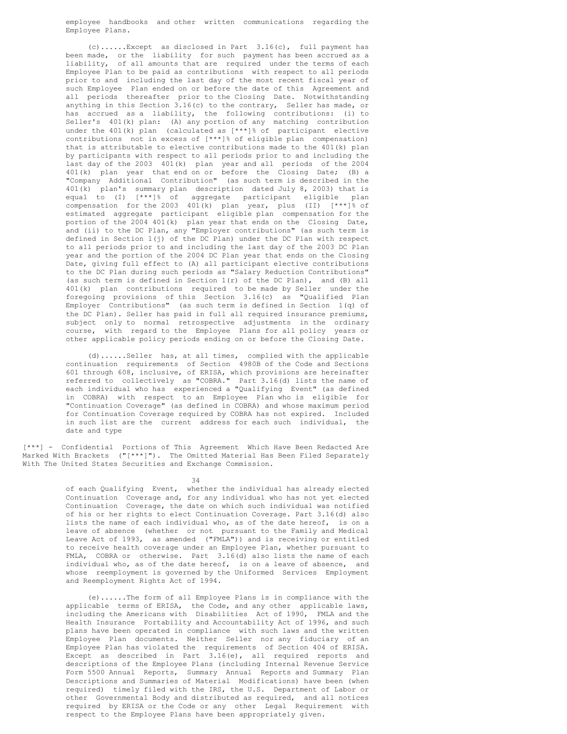employee handbooks and other written communications regarding the Employee Plans.

(c)......Except as disclosed in Part 3.16(c), full payment has been made, or the liability for such payment has been accrued as a liability, of all amounts that are required under the terms of each Employee Plan to be paid as contributions with respect to all periods prior to and including the last day of the most recent fiscal year of such Employee Plan ended on or before the date of this Agreement and all periods thereafter prior to the Closing Date. Notwithstanding anything in this Section 3.16(c) to the contrary, Seller has made, or has accrued as a liability, the following contributions: (i) to Seller's 401(k) plan: (A) any portion of any matching contribution under the 401(k) plan (calculated as [***]% of participant elective contributions not in excess of [***]% of eligible plan compensation) that is attributable to elective contributions made to the 401(k) plan by participants with respect to all periods prior to and including the last day of the 2003 401(k) plan year and all periods of the 2004 401(k) plan year that end on or before the Closing Date; (B) a "Company Additional Contribution" (as such term is described in the 401(k) plan's summary plan description dated July 8, 2003) that is equal to (I) [***]% of aggregate participant eligible plan compensation for the 2003 401(k) plan year, plus (II) [***]% of estimated aggregate participant eligible plan compensation for the portion of the 2004 401(k) plan year that ends on the Closing Date, and (ii) to the DC Plan, any "Employer contributions" (as such term is defined in Section 1(j) of the DC Plan) under the DC Plan with respect to all periods prior to and including the last day of the 2003 DC Plan year and the portion of the 2004 DC Plan year that ends on the Closing Date, giving full effect to (A) all participant elective contributions to the DC Plan during such periods as "Salary Reduction Contributions" (as such term is defined in Section 1(r) of the DC Plan), and (B) all 401(k) plan contributions required to be made by Seller under the foregoing provisions of this Section 3.16(c) as "Qualified Plan Employer Contributions" (as such term is defined in Section 1(q) of the DC Plan). Seller has paid in full all required insurance premiums, subject only to normal retrospective adjustments in the ordinary course, with regard to the Employee Plans for all policy years or other applicable policy periods ending on or before the Closing Date.

(d)......Seller has, at all times, complied with the applicable continuation requirements of Section 4980B of the Code and Sections 601 through 608, inclusive, of ERISA, which provisions are hereinafter referred to collectively as "COBRA." Part 3.16(d) lists the name of each individual who has experienced a "Qualifying Event" (as defined in COBRA) with respect to an Employee Plan who is eligible for "Continuation Coverage" (as defined in COBRA) and whose maximum period for Continuation Coverage required by COBRA has not expired. Included in such list are the current address for each such individual, the date and type

[***] - Confidential Portions of This Agreement Which Have Been Redacted Are Marked With Brackets ("[***]"). The Omitted Material Has Been Filed Separately With The United States Securities and Exchange Commission.

of each Qualifying Event, whether the individual has already elected Continuation Coverage and, for any individual who has not yet elected Continuation Coverage, the date on which such individual was notified of his or her rights to elect Continuation Coverage. Part 3.16(d) also lists the name of each individual who, as of the date hereof, is on a leave of absence (whether or not pursuant to the Family and Medical Leave Act of 1993, as amended ("FMLA")) and is receiving or entitled to receive health coverage under an Employee Plan, whether pursuant to FMLA, COBRA or otherwise. Part 3.16(d) also lists the name of each individual who, as of the date hereof, is on a leave of absence, and whose reemployment is governed by the Uniformed Services Employment and Reemployment Rights Act of 1994.

(e)......The form of all Employee Plans is in compliance with the applicable terms of ERISA, the Code, and any other applicable laws, including the Americans with Disabilities Act of 1990, FMLA and the Health Insurance Portability and Accountability Act of 1996, and such plans have been operated in compliance with such laws and the written Employee Plan documents. Neither Seller nor any fiduciary of an Employee Plan has violated the requirements of Section 404 of ERISA. Except as described in Part 3.16(e), all required reports and descriptions of the Employee Plans (including Internal Revenue Service Form 5500 Annual Reports, Summary Annual Reports and Summary Plan Descriptions and Summaries of Material Modifications) have been (when required) timely filed with the IRS, the U.S. Department of Labor or other Governmental Body and distributed as required, and all notices required by ERISA or the Code or any other Legal Requirement with respect to the Employee Plans have been appropriately given.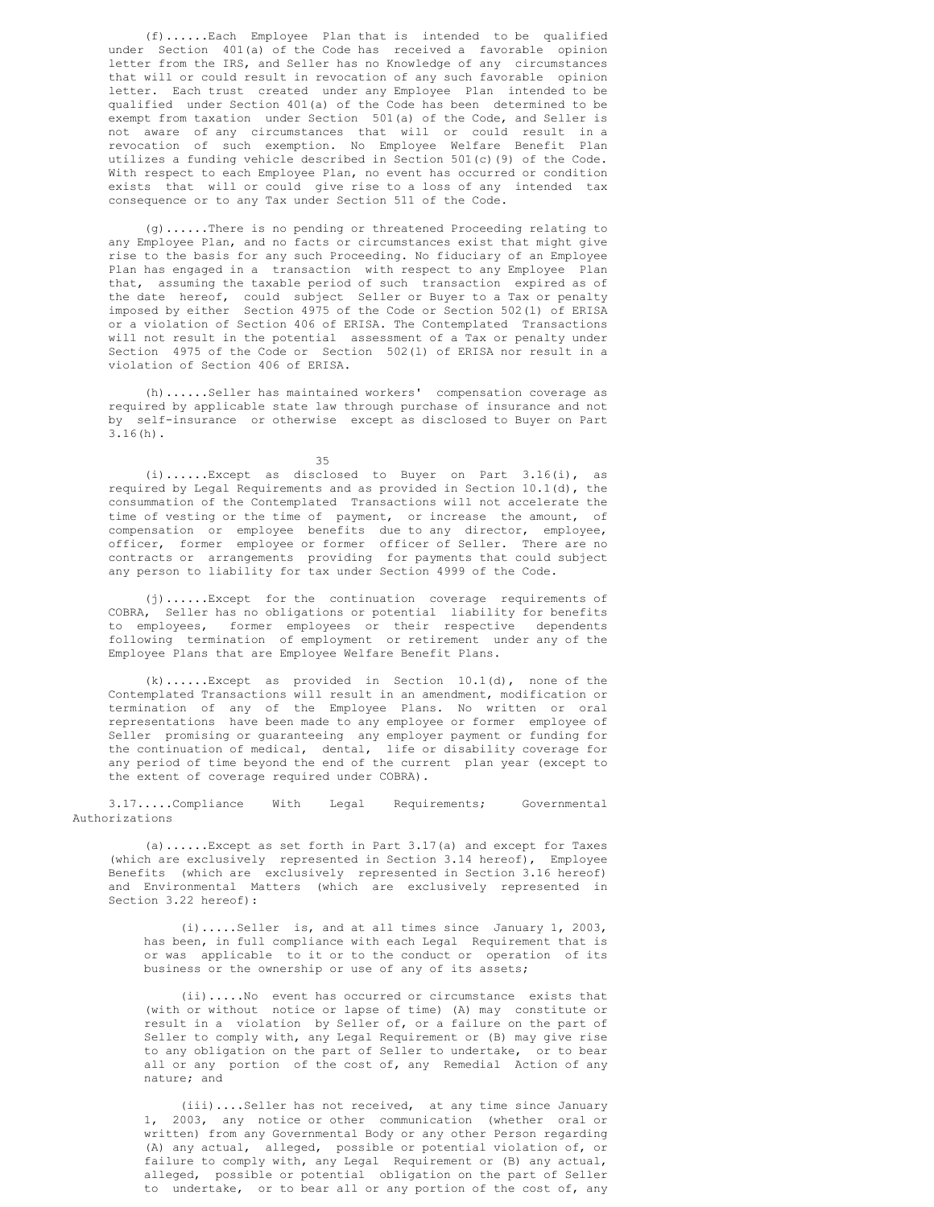(f)......Each Employee Plan that is intended to be qualified under Section 401(a) of the Code has received a favorable opinion letter from the IRS, and Seller has no Knowledge of any circumstances that will or could result in revocation of any such favorable opinion letter. Each trust created under any Employee Plan intended to be qualified under Section 401(a) of the Code has been determined to be exempt from taxation under Section 501(a) of the Code, and Seller is not aware of any circumstances that will or could result in a revocation of such exemption. No Employee Welfare Benefit Plan utilizes a funding vehicle described in Section 501(c)(9) of the Code. With respect to each Employee Plan, no event has occurred or condition exists that will or could give rise to a loss of any intended tax consequence or to any Tax under Section 511 of the Code.

(g)......There is no pending or threatened Proceeding relating to any Employee Plan, and no facts or circumstances exist that might give rise to the basis for any such Proceeding. No fiduciary of an Employee Plan has engaged in a transaction with respect to any Employee Plan that, assuming the taxable period of such transaction expired as of the date hereof, could subject Seller or Buyer to a Tax or penalty imposed by either Section 4975 of the Code or Section 502(l) of ERISA or a violation of Section 406 of ERISA. The Contemplated Transactions will not result in the potential assessment of a Tax or penalty under Section 4975 of the Code or Section 502(l) of ERISA nor result in a violation of Section 406 of ERISA.

(h)......Seller has maintained workers' compensation coverage as required by applicable state law through purchase of insurance and not by self-insurance or otherwise except as disclosed to Buyer on Part 3.16(h).

(i)......Except as disclosed to Buyer on Part 3.16(i), as required by Legal Requirements and as provided in Section 10.1(d), the consummation of the Contemplated Transactions will not accelerate the time of vesting or the time of payment, or increase the amount, of compensation or employee benefits due to any director, employee, officer, former employee or former officer of Seller. There are no contracts or arrangements providing for payments that could subject any person to liability for tax under Section 4999 of the Code.

(j)......Except for the continuation coverage requirements of COBRA, Seller has no obligations or potential liability for benefits to employees, former employees or their respective dependents following termination of employment or retirement under any of the Employee Plans that are Employee Welfare Benefit Plans.

(k)......Except as provided in Section 10.1(d), none of the Contemplated Transactions will result in an amendment, modification or termination of any of the Employee Plans. No written or oral representations have been made to any employee or former employee of Seller promising or guaranteeing any employer payment or funding for the continuation of medical, dental, life or disability coverage for any period of time beyond the end of the current plan year (except to the extent of coverage required under COBRA).

3.17.....Compliance With Legal Requirements; Governmental Authorizations

(a)......Except as set forth in Part 3.17(a) and except for Taxes (which are exclusively represented in Section 3.14 hereof), Employee Benefits (which are exclusively represented in Section 3.16 hereof) and Environmental Matters (which are exclusively represented in Section 3.22 hereof):

(i).....Seller is, and at all times since January 1, 2003, has been, in full compliance with each Legal Requirement that is or was applicable to it or to the conduct or operation of its business or the ownership or use of any of its assets;

(ii).....No event has occurred or circumstance exists that (with or without notice or lapse of time) (A) may constitute or result in a violation by Seller of, or a failure on the part of Seller to comply with, any Legal Requirement or (B) may give rise to any obligation on the part of Seller to undertake, or to bear all or any portion of the cost of, any Remedial Action of any nature; and

(iii)....Seller has not received, at any time since January 1, 2003, any notice or other communication (whether oral or written) from any Governmental Body or any other Person regarding (A) any actual, alleged, possible or potential violation of, or failure to comply with, any Legal Requirement or (B) any actual, alleged, possible or potential obligation on the part of Seller to undertake, or to bear all or any portion of the cost of, any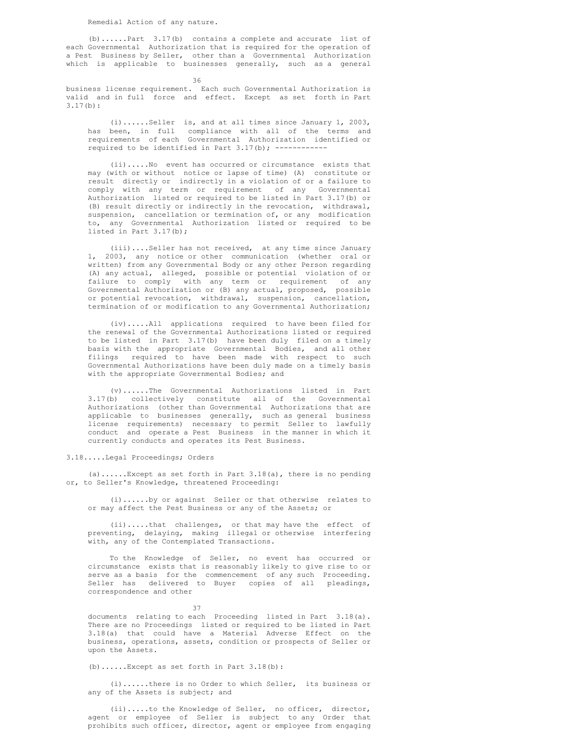Remedial Action of any nature.

(b)......Part 3.17(b) contains a complete and accurate list of each Governmental Authorization that is required for the operation of a Pest Business by Seller, other than a Governmental Authorization which is applicable to businesses generally, such as a general business license requirement. Each such Governmental Authorization is valid and in full force and effect. Except as set forth in Part 3.17(b):

(i)......Seller is, and at all times since January 1, 2003, has been, in full compliance with all of the terms and requirements of each Governmental Authorization identified or required to be identified in Part 3.17(b); ------------

(ii).....No event has occurred or circumstance exists that may (with or without notice or lapse of time) (A) constitute or result directly or indirectly in a violation of or a failure to comply with any term or requirement of any Governmental Authorization listed or required to be listed in Part 3.17(b) or (B) result directly or indirectly in the revocation, withdrawal, suspension, cancellation or termination of, or any modification to, any Governmental Authorization listed or required to be listed in Part 3.17(b);

(iii)....Seller has not received, at any time since January 1, 2003, any notice or other communication (whether oral or written) from any Governmental Body or any other Person regarding (A) any actual, alleged, possible or potential violation of or failure to comply with any term or requirement of any Governmental Authorization or (B) any actual, proposed, possible or potential revocation, withdrawal, suspension, cancellation, termination of or modification to any Governmental Authorization;

(iv).....All applications required to have been filed for the renewal of the Governmental Authorizations listed or required to be listed in Part 3.17(b) have been duly filed on a timely basis with the appropriate Governmental Bodies, and all other filings required to have been made with respect to such Governmental Authorizations have been duly made on a timely basis with the appropriate Governmental Bodies; and

(v)......The Governmental Authorizations listed in Part 3.17(b) collectively constitute all of the Governmental Authorizations (other than Governmental Authorizations that are applicable to businesses generally, such as general business license requirements) necessary to permit Seller to lawfully conduct and operate a Pest Business in the manner in which it currently conducts and operates its Pest Business.

3.18.....Legal Proceedings; Orders

(a)......Except as set forth in Part 3.18(a), there is no pending or, to Seller's Knowledge, threatened Proceeding:

(i)......by or against Seller or that otherwise relates to or may affect the Pest Business or any of the Assets; or

(ii).....that challenges, or that may have the effect of preventing, delaying, making illegal or otherwise interfering with, any of the Contemplated Transactions.

To the Knowledge of Seller, no event has occurred or circumstance exists that is reasonably likely to give rise to or serve as a basis for the commencement of any such Proceeding. Seller has delivered to Buyer copies of all pleadings, correspondence and other documents relating to each Proceeding listed in Part 3.18(a). There are no Proceedings listed or required to be listed in Part 3.18(a) that could have a Material Adverse Effect on the business, operations, assets, condition or prospects of Seller or upon the Assets.

(b)......Except as set forth in Part 3.18(b):

(i)......there is no Order to which Seller, its business or any of the Assets is subject; and

(ii).....to the Knowledge of Seller, no officer, director, agent or employee of Seller is subject to any Order that prohibits such officer, director, agent or employee from engaging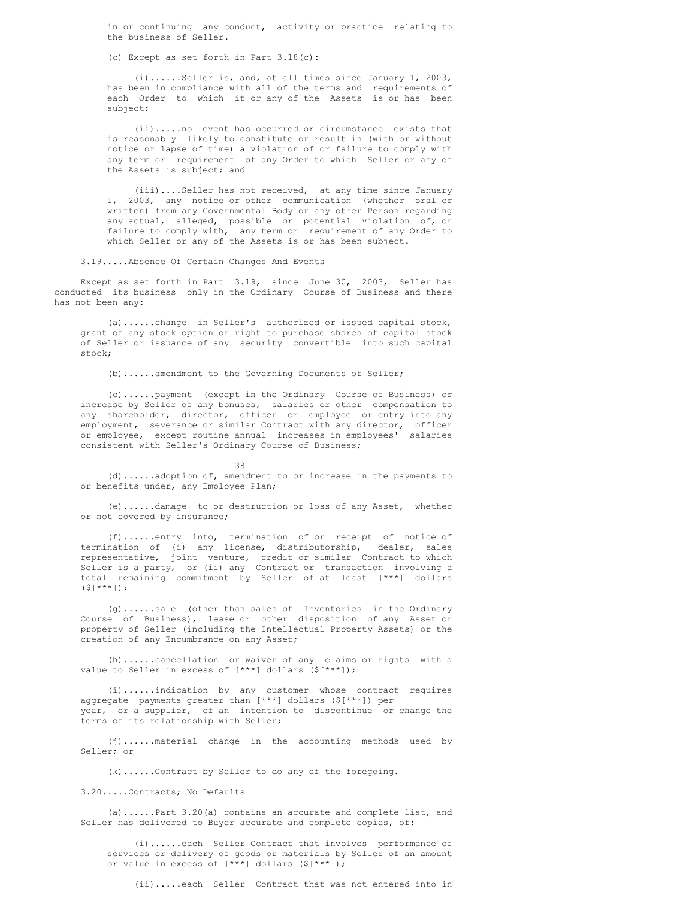in or continuing any conduct, activity or practice relating to the business of Seller.

(c) Except as set forth in Part 3.18(c):

(i)......Seller is, and, at all times since January 1, 2003, has been in compliance with all of the terms and requirements of each Order to which it or any of the Assets is or has been subject;

(ii).....no event has occurred or circumstance exists that is reasonably likely to constitute or result in (with or without notice or lapse of time) a violation of or failure to comply with any term or requirement of any Order to which Seller or any of the Assets is subject; and

(iii)....Seller has not received, at any time since January 1, 2003, any notice or other communication (whether oral or written) from any Governmental Body or any other Person regarding any actual, alleged, possible or potential violation of, or failure to comply with, any term or requirement of any Order to which Seller or any of the Assets is or has been subject.

3.19.....Absence Of Certain Changes And Events

Except as set forth in Part 3.19, since June 30, 2003, Seller has conducted its business only in the Ordinary Course of Business and there has not been any:

(a)......change in Seller's authorized or issued capital stock, grant of any stock option or right to purchase shares of capital stock of Seller or issuance of any security convertible into such capital stock;

(b)......amendment to the Governing Documents of Seller;

(c)......payment (except in the Ordinary Course of Business) or increase by Seller of any bonuses, salaries or other compensation to any shareholder, director, officer or employee or entry into any employment, severance or similar Contract with any director, officer or employee, except routine annual increases in employees' salaries consistent with Seller's Ordinary Course of Business;

(d)......adoption of, amendment to or increase in the payments to or benefits under, any Employee Plan;

(e)......damage to or destruction or loss of any Asset, whether or not covered by insurance;

(f)......entry into, termination of or receipt of notice of termination of (i) any license, distributorship, dealer, sales representative, joint venture, credit or similar Contract to which Seller is a party, or (ii) any Contract or transaction involving a total remaining commitment by Seller of at least [***] dollars ($[***]);

(g)......sale (other than sales of Inventories in the Ordinary Course of Business), lease or other disposition of any Asset or property of Seller (including the Intellectual Property Assets) or the creation of any Encumbrance on any Asset;

(h)......cancellation or waiver of any claims or rights with a value to Seller in excess of [***] dollars ($[***]);

(i)......indication by any customer whose contract requires aggregate payments greater than [***] dollars ($[***]) per year, or a supplier, of an intention to discontinue or change the terms of its relationship with Seller;

(j)......material change in the accounting methods used by Seller; or

(k)......Contract by Seller to do any of the foregoing.

3.20.....Contracts; No Defaults

(a)......Part 3.20(a) contains an accurate and complete list, and Seller has delivered to Buyer accurate and complete copies, of:

(i)......each Seller Contract that involves performance of services or delivery of goods or materials by Seller of an amount or value in excess of [***] dollars ($[***]);

(ii).....each Seller Contract that was not entered into in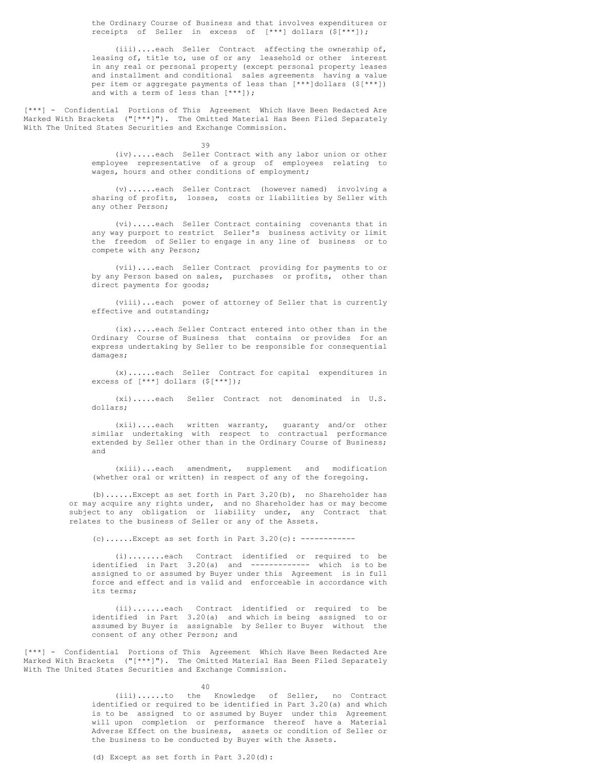the Ordinary Course of Business and that involves expenditures or receipts of Seller in excess of [***] dollars ($[***]);

(iii)....each Seller Contract affecting the ownership of, leasing of, title to, use of or any leasehold or other interest in any real or personal property (except personal property leases and installment and conditional sales agreements having a value per item or aggregate payments of less than [***]dollars ($[***]) and with a term of less than [***]);

[***] - Confidential Portions of This Agreement Which Have Been Redacted Are Marked With Brackets ("[***]"). The Omitted Material Has Been Filed Separately With The United States Securities and Exchange Commission.

(iv).....each Seller Contract with any labor union or other employee representative of a group of employees relating to wages, hours and other conditions of employment;

(v)......each Seller Contract (however named) involving a sharing of profits, losses, costs or liabilities by Seller with any other Person;

(vi).....each Seller Contract containing covenants that in any way purport to restrict Seller's business activity or limit the freedom of Seller to engage in any line of business or to compete with any Person;

(vii)....each Seller Contract providing for payments to or by any Person based on sales, purchases or profits, other than direct payments for goods;

(viii)...each power of attorney of Seller that is currently effective and outstanding;

(ix).....each Seller Contract entered into other than in the Ordinary Course of Business that contains or provides for an express undertaking by Seller to be responsible for consequential damages;

(x)......each Seller Contract for capital expenditures in excess of [***] dollars ($[***]);

(xi).....each Seller Contract not denominated in U.S. dollars;

(xii)....each written warranty, guaranty and/or other similar undertaking with respect to contractual performance extended by Seller other than in the Ordinary Course of Business; and

(xiii)...each amendment, supplement and modification (whether oral or written) in respect of any of the foregoing.

(b)......Except as set forth in Part 3.20(b), no Shareholder has or may acquire any rights under, and no Shareholder has or may become subject to any obligation or liability under, any Contract that relates to the business of Seller or any of the Assets.

(c)......Except as set forth in Part 3.20(c): ------------

(i)........each Contract identified or required to be identified in Part 3.20(a) and ------------ which is to be assigned to or assumed by Buyer under this Agreement is in full force and effect and is valid and enforceable in accordance with its terms;

(ii).......each Contract identified or required to be identified in Part 3.20(a) and which is being assigned to or assumed by Buyer is assignable by Seller to Buyer without the consent of any other Person; and

[***] - Confidential Portions of This Agreement Which Have Been Redacted Are Marked With Brackets ("[***]"). The Omitted Material Has Been Filed Separately With The United States Securities and Exchange Commission.

(iii)......to the Knowledge of Seller, no Contract identified or required to be identified in Part 3.20(a) and which is to be assigned to or assumed by Buyer under this Agreement will upon completion or performance thereof have a Material Adverse Effect on the business, assets or condition of Seller or the business to be conducted by Buyer with the Assets.

(d) Except as set forth in Part 3.20(d):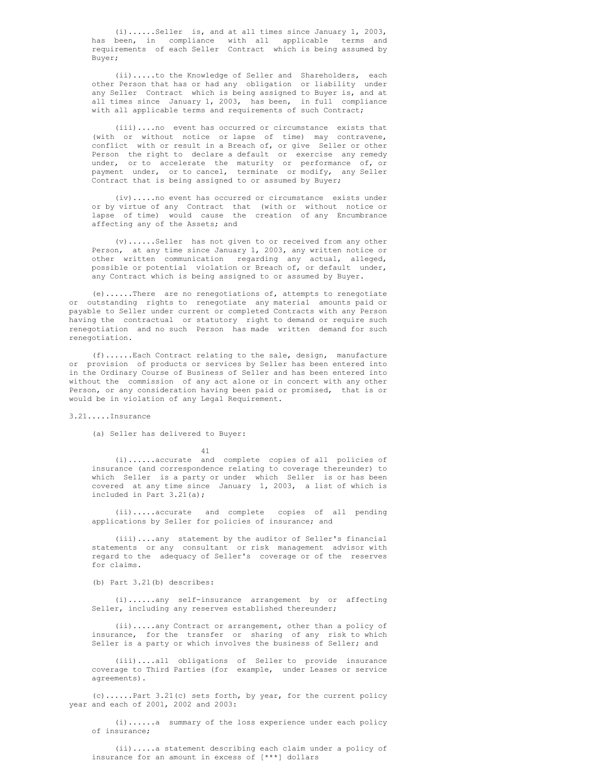(i)......Seller is, and at all times since January 1, 2003, has been, in compliance with all applicable terms and requirements of each Seller Contract which is being assumed by Buyer;

(ii).....to the Knowledge of Seller and Shareholders, each other Person that has or had any obligation or liability under any Seller Contract which is being assigned to Buyer is, and at all times since January 1, 2003, has been, in full compliance with all applicable terms and requirements of such Contract;

(iii)....no event has occurred or circumstance exists that (with or without notice or lapse of time) may contravene, conflict with or result in a Breach of, or give Seller or other Person the right to declare a default or exercise any remedy under, or to accelerate the maturity or performance of, or payment under, or to cancel, terminate or modify, any Seller Contract that is being assigned to or assumed by Buyer;

(iv).....no event has occurred or circumstance exists under or by virtue of any Contract that (with or without notice or lapse of time) would cause the creation of any Encumbrance affecting any of the Assets; and

(v)......Seller has not given to or received from any other Person, at any time since January 1, 2003, any written notice or other written communication regarding any actual, alleged, possible or potential violation or Breach of, or default under, any Contract which is being assigned to or assumed by Buyer.

(e)......There are no renegotiations of, attempts to renegotiate or outstanding rights to renegotiate any material amounts paid or payable to Seller under current or completed Contracts with any Person having the contractual or statutory right to demand or require such renegotiation and no such Person has made written demand for such renegotiation.

(f)......Each Contract relating to the sale, design, manufacture or provision of products or services by Seller has been entered into in the Ordinary Course of Business of Seller and has been entered into without the commission of any act alone or in concert with any other Person, or any consideration having been paid or promised, that is or would be in violation of any Legal Requirement.

3.21.....Insurance

(a) Seller has delivered to Buyer:

(i)......accurate and complete copies of all policies of insurance (and correspondence relating to coverage thereunder) to which Seller is a party or under which Seller is or has been covered at any time since January 1, 2003, a list of which is included in Part 3.21(a);

(ii).....accurate and complete copies of all pending applications by Seller for policies of insurance; and

(iii)....any statement by the auditor of Seller's financial statements or any consultant or risk management advisor with regard to the adequacy of Seller's coverage or of the reserves for claims.

(b) Part 3.21(b) describes:

(i)......any self-insurance arrangement by or affecting Seller, including any reserves established thereunder;

(ii).....any Contract or arrangement, other than a policy of insurance, for the transfer or sharing of any risk to which Seller is a party or which involves the business of Seller; and

(iii)....all obligations of Seller to provide insurance coverage to Third Parties (for example, under Leases or service agreements).

(c)......Part 3.21(c) sets forth, by year, for the current policy year and each of 2001, 2002 and 2003:

(i)......a summary of the loss experience under each policy of insurance;

(ii).....a statement describing each claim under a policy of insurance for an amount in excess of [***] dollars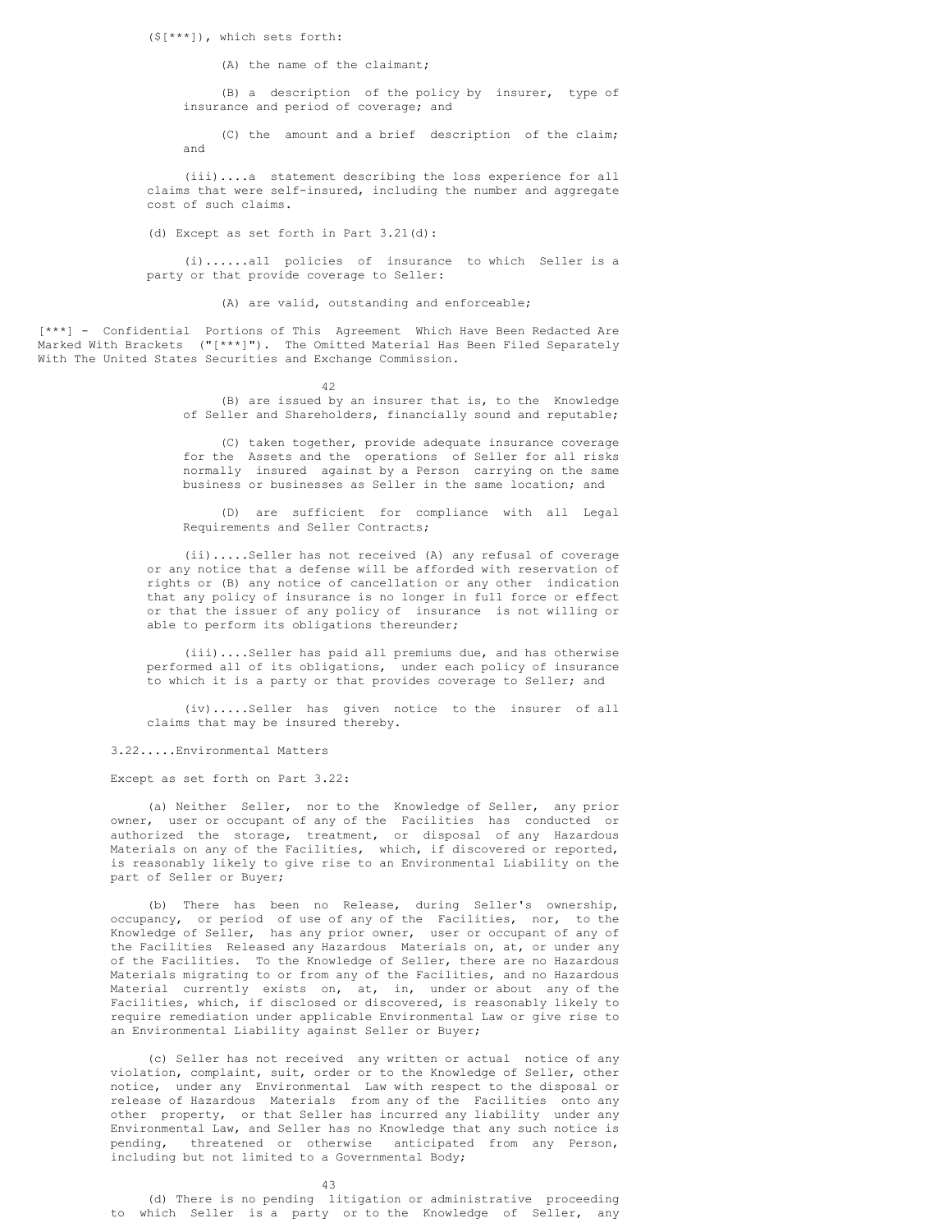($[***]), which sets forth:

(A) the name of the claimant;

(B) a description of the policy by insurer, type of insurance and period of coverage; and

(C) the amount and a brief description of the claim; and

(iii)....a statement describing the loss experience for all claims that were self-insured, including the number and aggregate cost of such claims.

(d) Except as set forth in Part 3.21(d):

(i)......all policies of insurance to which Seller is a party or that provide coverage to Seller:

(A) are valid, outstanding and enforceable;

[***] - Confidential Portions of This Agreement Which Have Been Redacted Are Marked With Brackets ("[***]"). The Omitted Material Has Been Filed Separately With The United States Securities and Exchange Commission.

(B) are issued by an insurer that is, to the Knowledge of Seller and Shareholders, financially sound and reputable;

(C) taken together, provide adequate insurance coverage for the Assets and the operations of Seller for all risks normally insured against by a Person carrying on the same business or businesses as Seller in the same location; and

(D) are sufficient for compliance with all Legal Requirements and Seller Contracts;

(ii).....Seller has not received (A) any refusal of coverage or any notice that a defense will be afforded with reservation of rights or (B) any notice of cancellation or any other indication that any policy of insurance is no longer in full force or effect or that the issuer of any policy of insurance is not willing or able to perform its obligations thereunder;

(iii)....Seller has paid all premiums due, and has otherwise performed all of its obligations, under each policy of insurance to which it is a party or that provides coverage to Seller; and

(iv).....Seller has given notice to the insurer of all claims that may be insured thereby.

3.22.....Environmental Matters

Except as set forth on Part 3.22:

(a) Neither Seller, nor to the Knowledge of Seller, any prior owner, user or occupant of any of the Facilities has conducted or authorized the storage, treatment, or disposal of any Hazardous Materials on any of the Facilities, which, if discovered or reported, is reasonably likely to give rise to an Environmental Liability on the part of Seller or Buyer;

(b) There has been no Release, during Seller's ownership, occupancy, or period of use of any of the Facilities, nor, to the Knowledge of Seller, has any prior owner, user or occupant of any of the Facilities Released any Hazardous Materials on, at, or under any of the Facilities. To the Knowledge of Seller, there are no Hazardous Materials migrating to or from any of the Facilities, and no Hazardous Material currently exists on, at, in, under or about any of the Facilities, which, if disclosed or discovered, is reasonably likely to require remediation under applicable Environmental Law or give rise to an Environmental Liability against Seller or Buyer;

(c) Seller has not received any written or actual notice of any violation, complaint, suit, order or to the Knowledge of Seller, other notice, under any Environmental Law with respect to the disposal or release of Hazardous Materials from any of the Facilities onto any other property, or that Seller has incurred any liability under any Environmental Law, and Seller has no Knowledge that any such notice is pending, threatened or otherwise anticipated from any Person, including but not limited to a Governmental Body;

(d) There is no pending litigation or administrative proceeding to which Seller is a party or to the Knowledge of Seller, any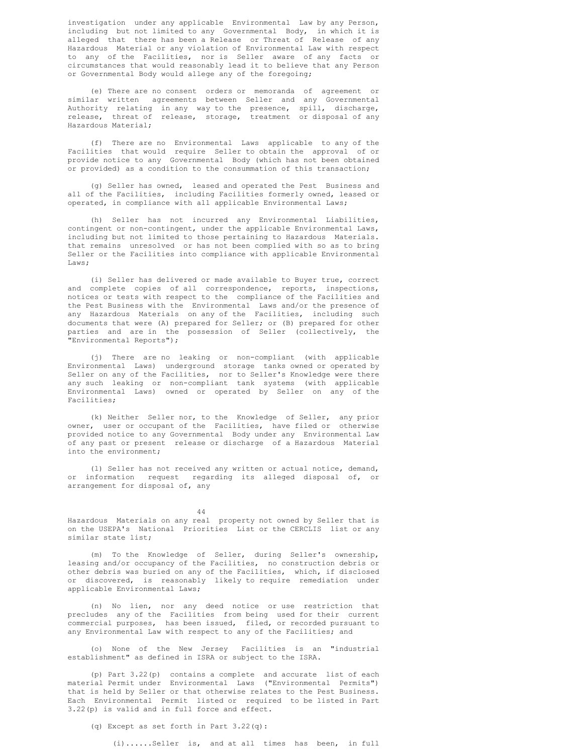investigation under any applicable Environmental Law by any Person, including but not limited to any Governmental Body, in which it is alleged that there has been a Release or Threat of Release of any Hazardous Material or any violation of Environmental Law with respect to any of the Facilities, nor is Seller aware of any facts or circumstances that would reasonably lead it to believe that any Person or Governmental Body would allege any of the foregoing;

(e) There are no consent orders or memoranda of agreement or similar written agreements between Seller and any Governmental Authority relating in any way to the presence, spill, discharge, release, threat of release, storage, treatment or disposal of any Hazardous Material;

(f) There are no Environmental Laws applicable to any of the Facilities that would require Seller to obtain the approval of or provide notice to any Governmental Body (which has not been obtained or provided) as a condition to the consummation of this transaction;

(g) Seller has owned, leased and operated the Pest Business and all of the Facilities, including Facilities formerly owned, leased or operated, in compliance with all applicable Environmental Laws;

(h) Seller has not incurred any Environmental Liabilities, contingent or non-contingent, under the applicable Environmental Laws, including but not limited to those pertaining to Hazardous Materials. that remains unresolved or has not been complied with so as to bring Seller or the Facilities into compliance with applicable Environmental Laws;

(i) Seller has delivered or made available to Buyer true, correct and complete copies of all correspondence, reports, inspections, notices or tests with respect to the compliance of the Facilities and the Pest Business with the Environmental Laws and/or the presence of any Hazardous Materials on any of the Facilities, including such documents that were (A) prepared for Seller; or (B) prepared for other parties and are in the possession of Seller (collectively, the "Environmental Reports");

(j) There are no leaking or non-compliant (with applicable Environmental Laws) underground storage tanks owned or operated by Seller on any of the Facilities, nor to Seller's Knowledge were there any such leaking or non-compliant tank systems (with applicable Environmental Laws) owned or operated by Seller on any of the Facilities;

(k) Neither Seller nor, to the Knowledge of Seller, any prior owner, user or occupant of the Facilities, have filed or otherwise provided notice to any Governmental Body under any Environmental Law of any past or present release or discharge of a Hazardous Material into the environment;

(l) Seller has not received any written or actual notice, demand, or information request regarding its alleged disposal of, or arrangement for disposal of, any Hazardous Materials on any real property not owned by Seller that is on the USEPA's National Priorities List or the CERCLIS list or any similar state list;

(m) To the Knowledge of Seller, during Seller's ownership, leasing and/or occupancy of the Facilities, no construction debris or other debris was buried on any of the Facilities, which, if disclosed or discovered, is reasonably likely to require remediation under applicable Environmental Laws;

(n) No lien, nor any deed notice or use restriction that precludes any of the Facilities from being used for their current commercial purposes, has been issued, filed, or recorded pursuant to any Environmental Law with respect to any of the Facilities; and

(o) None of the New Jersey Facilities is an "industrial establishment" as defined in ISRA or subject to the ISRA.

(p) Part 3.22(p) contains a complete and accurate list of each material Permit under Environmental Laws ("Environmental Permits") that is held by Seller or that otherwise relates to the Pest Business. Each Environmental Permit listed or required to be listed in Part 3.22(p) is valid and in full force and effect.

(q) Except as set forth in Part 3.22(q):

(i)......Seller is, and at all times has been, in full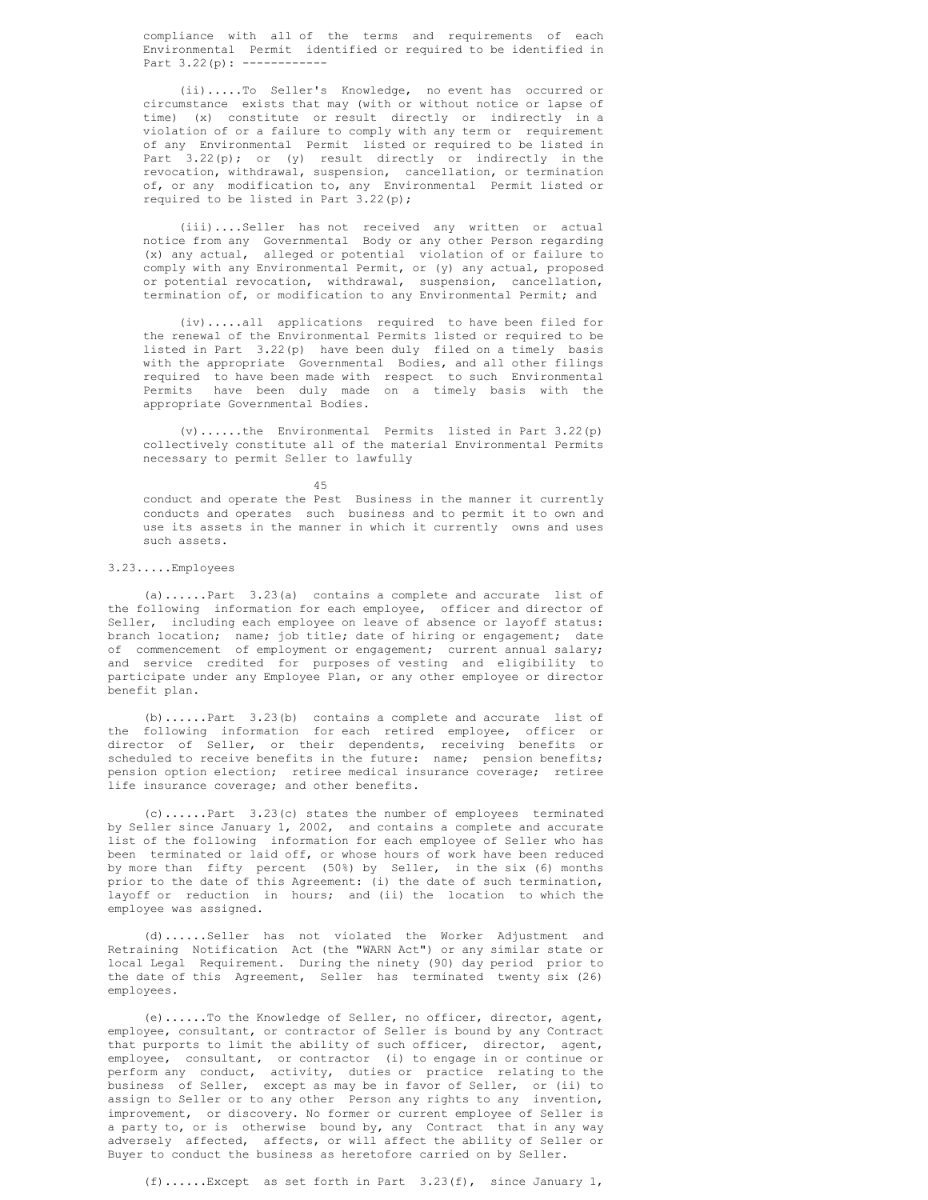compliance with all of the terms and requirements of each Environmental Permit identified or required to be identified in Part 3.22(p):

(ii).....To Seller's Knowledge, no event has occurred or circumstance exists that may (with or without notice or lapse of time) (x) constitute or result directly or indirectly in a violation of or a failure to comply with any term or requirement of any Environmental Permit listed or required to be listed in Part 3.22(p); or (y) result directly or indirectly in the revocation, withdrawal, suspension, cancellation, or termination of, or any modification to, any Environmental Permit listed or required to be listed in Part 3.22(p);

(iii)....Seller has not received any written or actual notice from any Governmental Body or any other Person regarding (x) any actual, alleged or potential violation of or failure to comply with any Environmental Permit, or (y) any actual, proposed or potential revocation, withdrawal, suspension, cancellation, termination of, or modification to any Environmental Permit; and

(iv).....all applications required to have been filed for the renewal of the Environmental Permits listed or required to be listed in Part 3.22(p) have been duly filed on a timely basis with the appropriate Governmental Bodies, and all other filings required to have been made with respect to such Environmental Permits have been duly made on a timely basis with the appropriate Governmental Bodies.

(v)......the Environmental Permits listed in Part 3.22(p) collectively constitute all of the material Environmental Permits necessary to permit Seller to lawfully conduct and operate the Pest Business in the manner it currently conducts and operates such business and to permit it to own and use its assets in the manner in which it currently owns and uses such assets.

3.23.....Employees

(a)......Part 3.23(a) contains a complete and accurate list of the following information for each employee, officer and director of Seller, including each employee on leave of absence or layoff status: branch location; name; job title; date of hiring or engagement; date of commencement of employment or engagement; current annual salary; and service credited for purposes of vesting and eligibility to participate under any Employee Plan, or any other employee or director benefit plan.

(b)......Part 3.23(b) contains a complete and accurate list of the following information for each retired employee, officer or director of Seller, or their dependents, receiving benefits or scheduled to receive benefits in the future: name; pension benefits; pension option election; retiree medical insurance coverage; retiree life insurance coverage; and other benefits.

(c)......Part 3.23(c) states the number of employees terminated by Seller since January 1, 2002, and contains a complete and accurate list of the following information for each employee of Seller who has been terminated or laid off, or whose hours of work have been reduced by more than fifty percent (50%) by Seller, in the six (6) months prior to the date of this Agreement: (i) the date of such termination, layoff or reduction in hours; and (ii) the location to which the employee was assigned.

(d)......Seller has not violated the Worker Adjustment and Retraining Notification Act (the "WARN Act") or any similar state or local Legal Requirement. During the ninety (90) day period prior to the date of this Agreement, Seller has terminated twenty six (26) employees.

(e)......To the Knowledge of Seller, no officer, director, agent, employee, consultant, or contractor of Seller is bound by any Contract that purports to limit the ability of such officer, director, agent, employee, consultant, or contractor (i) to engage in or continue or perform any conduct, activity, duties or practice relating to the business of Seller, except as may be in favor of Seller, or (ii) to assign to Seller or to any other Person any rights to any invention, improvement, or discovery. No former or current employee of Seller is a party to, or is otherwise bound by, any Contract that in any way adversely affected, affects, or will affect the ability of Seller or Buyer to conduct the business as heretofore carried on by Seller.

(f)......Except as set forth in Part 3.23(f), since January 1,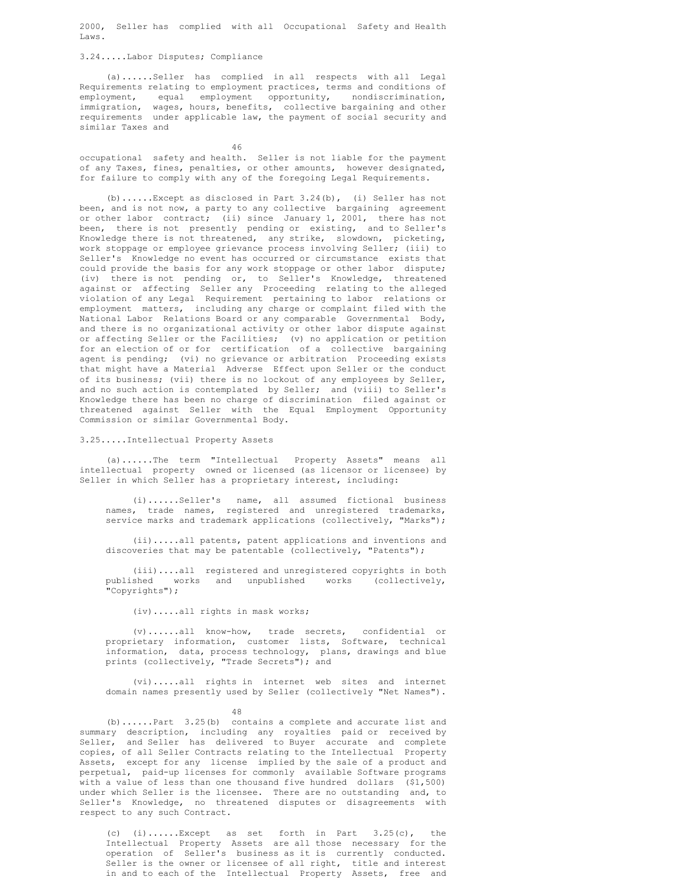2000, Seller has complied with all Occupational Safety and Health Laws.

3.24.....Labor Disputes; Compliance

(a)......Seller has complied in all respects with all Legal Requirements relating to employment practices, terms and conditions of employment, equal employment opportunity, nondiscrimination, immigration, wages, hours, benefits, collective bargaining and other requirements under applicable law, the payment of social security and similar Taxes and occupational safety and health. Seller is not liable for the payment of any Taxes, fines, penalties, or other amounts, however designated, for failure to comply with any of the foregoing Legal Requirements.

(b)......Except as disclosed in Part 3.24(b), (i) Seller has not been, and is not now, a party to any collective bargaining agreement or other labor contract; (ii) since January 1, 2001, there has not been, there is not presently pending or existing, and to Seller's Knowledge there is not threatened, any strike, slowdown, picketing, work stoppage or employee grievance process involving Seller; (iii) to Seller's Knowledge no event has occurred or circumstance exists that could provide the basis for any work stoppage or other labor dispute; (iv) there is not pending or, to Seller's Knowledge, threatened against or affecting Seller any Proceeding relating to the alleged violation of any Legal Requirement pertaining to labor relations or employment matters, including any charge or complaint filed with the National Labor Relations Board or any comparable Governmental Body, and there is no organizational activity or other labor dispute against or affecting Seller or the Facilities; (v) no application or petition for an election of or for certification of a collective bargaining agent is pending; (vi) no grievance or arbitration Proceeding exists that might have a Material Adverse Effect upon Seller or the conduct of its business; (vii) there is no lockout of any employees by Seller, and no such action is contemplated by Seller; and (viii) to Seller's Knowledge there has been no charge of discrimination filed against or threatened against Seller with the Equal Employment Opportunity Commission or similar Governmental Body.

3.25.....Intellectual Property Assets

(a)......The term "Intellectual Property Assets" means all intellectual property owned or licensed (as licensor or licensee) by Seller in which Seller has a proprietary interest, including:

(i)......Seller's name, all assumed fictional business names, trade names, registered and unregistered trademarks, service marks and trademark applications (collectively, "Marks");

(ii).....all patents, patent applications and inventions and discoveries that may be patentable (collectively, "Patents");

(iii)....all registered and unregistered copyrights in both published works and unpublished works (collectively, "Copyrights");

(iv).....all rights in mask works;

(v)......all know-how, trade secrets, confidential or proprietary information, customer lists, Software, technical information, data, process technology, plans, drawings and blue prints (collectively, "Trade Secrets"); and

(vi).....all rights in internet web sites and internet domain names presently used by Seller (collectively "Net Names").

(b)......Part 3.25(b) contains a complete and accurate list and summary description, including any royalties paid or received by Seller, and Seller has delivered to Buyer accurate and complete copies, of all Seller Contracts relating to the Intellectual Property Assets, except for any license implied by the sale of a product and perpetual, paid-up licenses for commonly available Software programs with a value of less than one thousand five hundred dollars ($1,500) under which Seller is the licensee. There are no outstanding and, to Seller's Knowledge, no threatened disputes or disagreements with respect to any such Contract.

(c) (i)......Except as set forth in Part 3.25(c), the Intellectual Property Assets are all those necessary for the operation of Seller's business as it is currently conducted. Seller is the owner or licensee of all right, title and interest in and to each of the Intellectual Property Assets, free and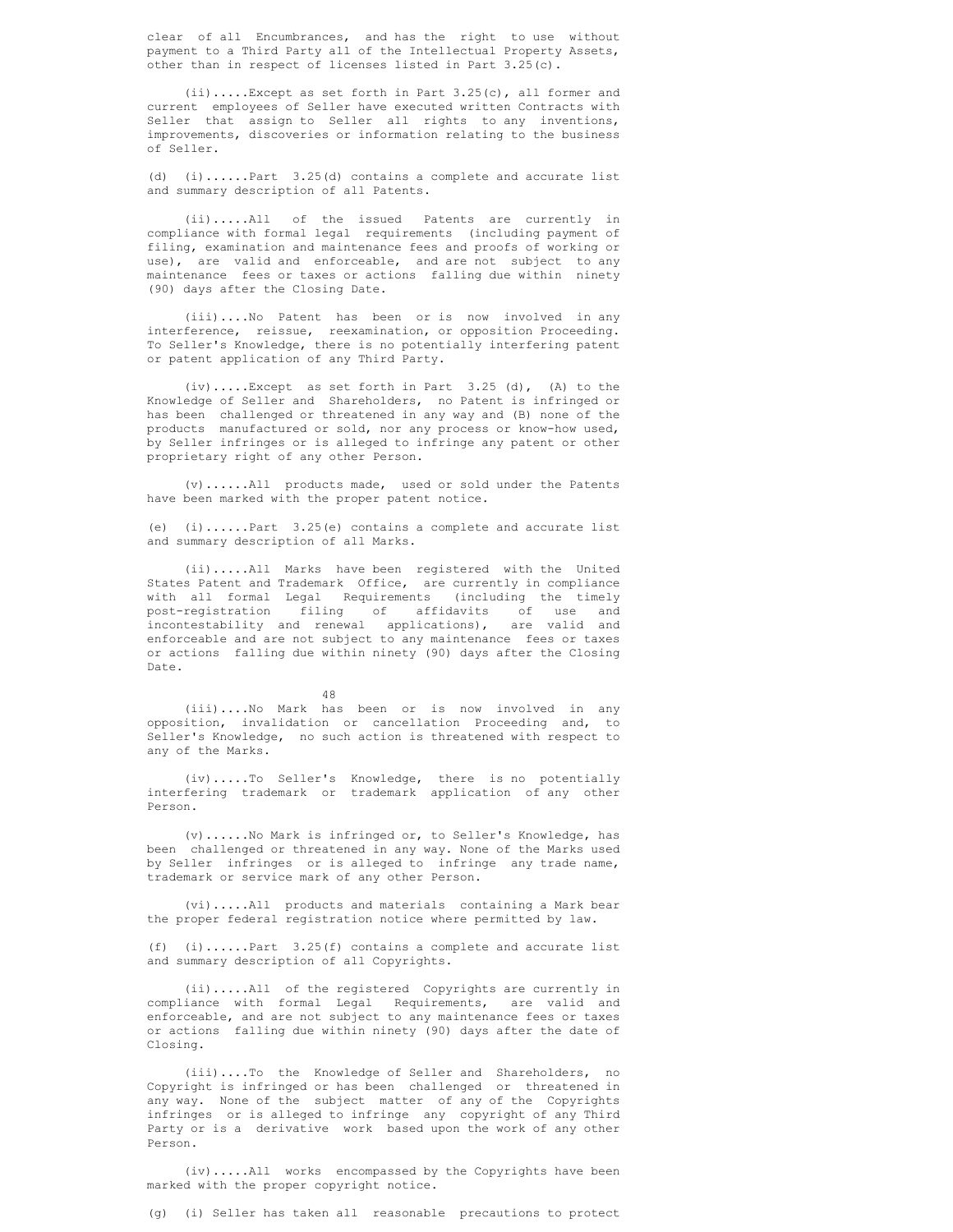clear of all Encumbrances, and has the right to use without payment to a Third Party all of the Intellectual Property Assets, other than in respect of licenses listed in Part 3.25(c).

(ii).....Except as set forth in Part 3.25(c), all former and current employees of Seller have executed written Contracts with Seller that assign to Seller all rights to any inventions, improvements, discoveries or information relating to the business of Seller.

(d) (i)......Part 3.25(d) contains a complete and accurate list and summary description of all Patents.

(ii).....All of the issued Patents are currently in compliance with formal legal requirements (including payment of filing, examination and maintenance fees and proofs of working or use), are valid and enforceable, and are not subject to any maintenance fees or taxes or actions falling due within ninety (90) days after the Closing Date.

(iii)....No Patent has been or is now involved in any interference, reissue, reexamination, or opposition Proceeding. To Seller's Knowledge, there is no potentially interfering patent or patent application of any Third Party.

(iv).....Except as set forth in Part 3.25 (d), (A) to the Knowledge of Seller and Shareholders, no Patent is infringed or has been challenged or threatened in any way and (B) none of the products manufactured or sold, nor any process or know-how used, by Seller infringes or is alleged to infringe any patent or other proprietary right of any other Person.

(v)......All products made, used or sold under the Patents have been marked with the proper patent notice.

(e) (i)......Part 3.25(e) contains a complete and accurate list and summary description of all Marks.

(ii).....All Marks have been registered with the United States Patent and Trademark Office, are currently in compliance with all formal Legal Requirements (including the timely post-registration filing of affidavits of use and incontestability and renewal applications), are valid and enforceable and are not subject to any maintenance fees or taxes or actions falling due within ninety (90) days after the Closing Date.

(iii)....No Mark has been or is now involved in any opposition, invalidation or cancellation Proceeding and, to Seller's Knowledge, no such action is threatened with respect to any of the Marks.

(iv).....To Seller's Knowledge, there is no potentially interfering trademark or trademark application of any other Person.

(v)......No Mark is infringed or, to Seller's Knowledge, has been challenged or threatened in any way. None of the Marks used by Seller infringes or is alleged to infringe any trade name, trademark or service mark of any other Person.

(vi).....All products and materials containing a Mark bear the proper federal registration notice where permitted by law.

(f) (i)......Part 3.25(f) contains a complete and accurate list and summary description of all Copyrights.

(ii).....All of the registered Copyrights are currently in compliance with formal Legal Requirements, are valid and enforceable, and are not subject to any maintenance fees or taxes or actions falling due within ninety (90) days after the date of Closing.

(iii)....To the Knowledge of Seller and Shareholders, no Copyright is infringed or has been challenged or threatened in any way. None of the subject matter of any of the Copyrights infringes or is alleged to infringe any copyright of any Third Party or is a derivative work based upon the work of any other Person.

(iv).....All works encompassed by the Copyrights have been marked with the proper copyright notice.

(g) (i) Seller has taken all reasonable precautions to protect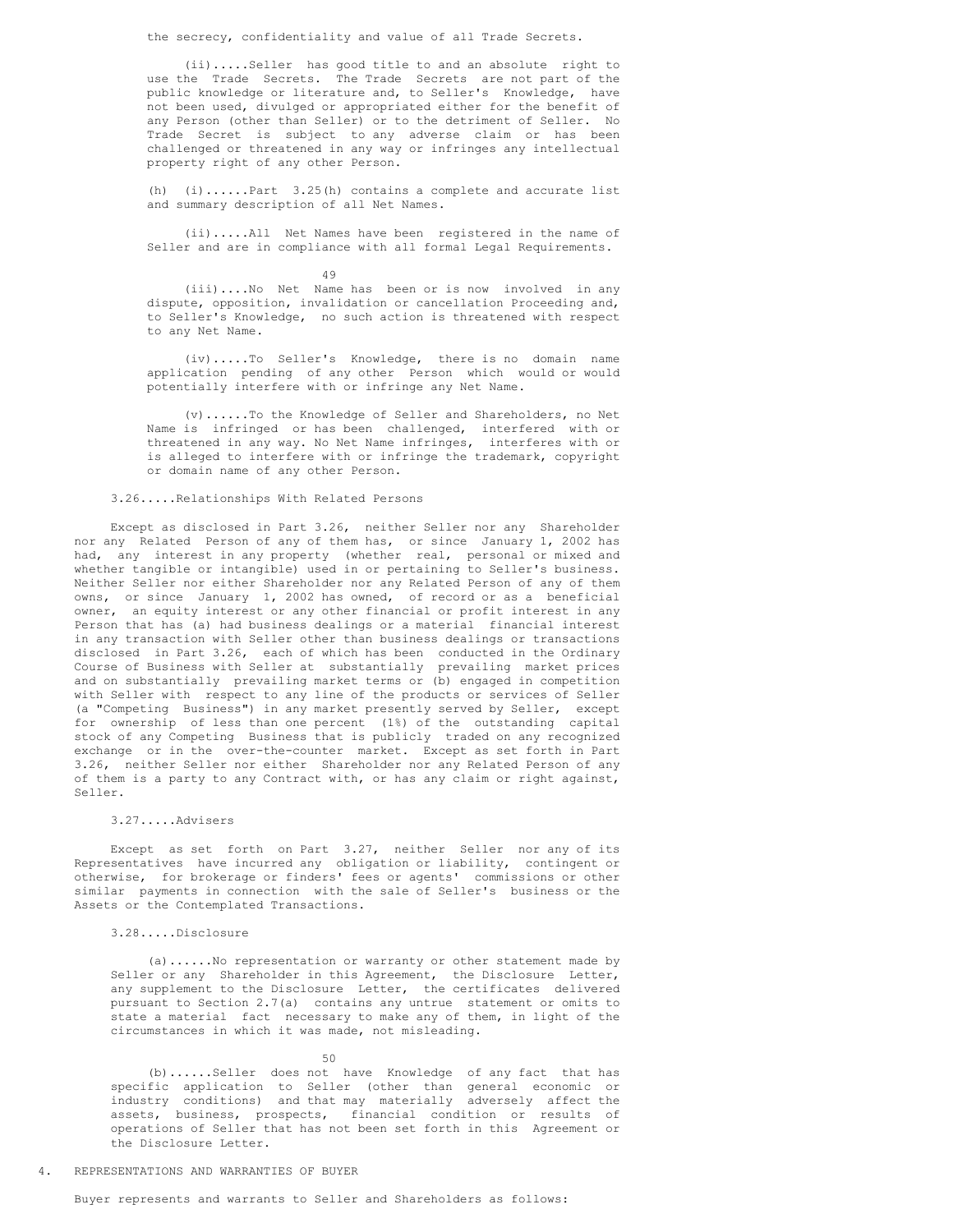the secrecy, confidentiality and value of all Trade Secrets.

(ii).....Seller has good title to and an absolute right to use the Trade Secrets. The Trade Secrets are not part of the public knowledge or literature and, to Seller's Knowledge, have not been used, divulged or appropriated either for the benefit of any Person (other than Seller) or to the detriment of Seller. No Trade Secret is subject to any adverse claim or has been challenged or threatened in any way or infringes any intellectual property right of any other Person.

(h) (i)......Part 3.25(h) contains a complete and accurate list and summary description of all Net Names.

(ii).....All Net Names have been registered in the name of Seller and are in compliance with all formal Legal Requirements.

(iii)....No Net Name has been or is now involved in any dispute, opposition, invalidation or cancellation Proceeding and, to Seller's Knowledge, no such action is threatened with respect to any Net Name.

(iv).....To Seller's Knowledge, there is no domain name application pending of any other Person which would or would potentially interfere with or infringe any Net Name.

(v)......To the Knowledge of Seller and Shareholders, no Net Name is infringed or has been challenged, interfered with or threatened in any way. No Net Name infringes, interferes with or is alleged to interfere with or infringe the trademark, copyright or domain name of any other Person.

3.26.....Relationships With Related Persons

Except as disclosed in Part 3.26, neither Seller nor any Shareholder nor any Related Person of any of them has, or since January 1, 2002 has had, any interest in any property (whether real, personal or mixed and whether tangible or intangible) used in or pertaining to Seller's business. Neither Seller nor either Shareholder nor any Related Person of any of them owns, or since January 1, 2002 has owned, of record or as a beneficial owner, an equity interest or any other financial or profit interest in any Person that has (a) had business dealings or a material financial interest in any transaction with Seller other than business dealings or transactions disclosed in Part 3.26, each of which has been conducted in the Ordinary Course of Business with Seller at substantially prevailing market prices and on substantially prevailing market terms or (b) engaged in competition with Seller with respect to any line of the products or services of Seller (a "Competing Business") in any market presently served by Seller, except for ownership of less than one percent (1%) of the outstanding capital stock of any Competing Business that is publicly traded on any recognized exchange or in the over-the-counter market. Except as set forth in Part 3.26, neither Seller nor either Shareholder nor any Related Person of any of them is a party to any Contract with, or has any claim or right against, Seller.

3.27.....Advisers

Except as set forth on Part 3.27, neither Seller nor any of its Representatives have incurred any obligation or liability, contingent or otherwise, for brokerage or finders' fees or agents' commissions or other similar payments in connection with the sale of Seller's business or the Assets or the Contemplated Transactions.

3.28.....Disclosure

(a)......No representation or warranty or other statement made by Seller or any Shareholder in this Agreement, the Disclosure Letter, any supplement to the Disclosure Letter, the certificates delivered pursuant to Section 2.7(a) contains any untrue statement or omits to state a material fact necessary to make any of them, in light of the circumstances in which it was made, not misleading.

(b)......Seller does not have Knowledge of any fact that has specific application to Seller (other than general economic or industry conditions) and that may materially adversely affect the assets, business, prospects, financial condition or results of operations of Seller that has not been set forth in this Agreement or the Disclosure Letter.

4. REPRESENTATIONS AND WARRANTIES OF BUYER

Buyer represents and warrants to Seller and Shareholders as follows: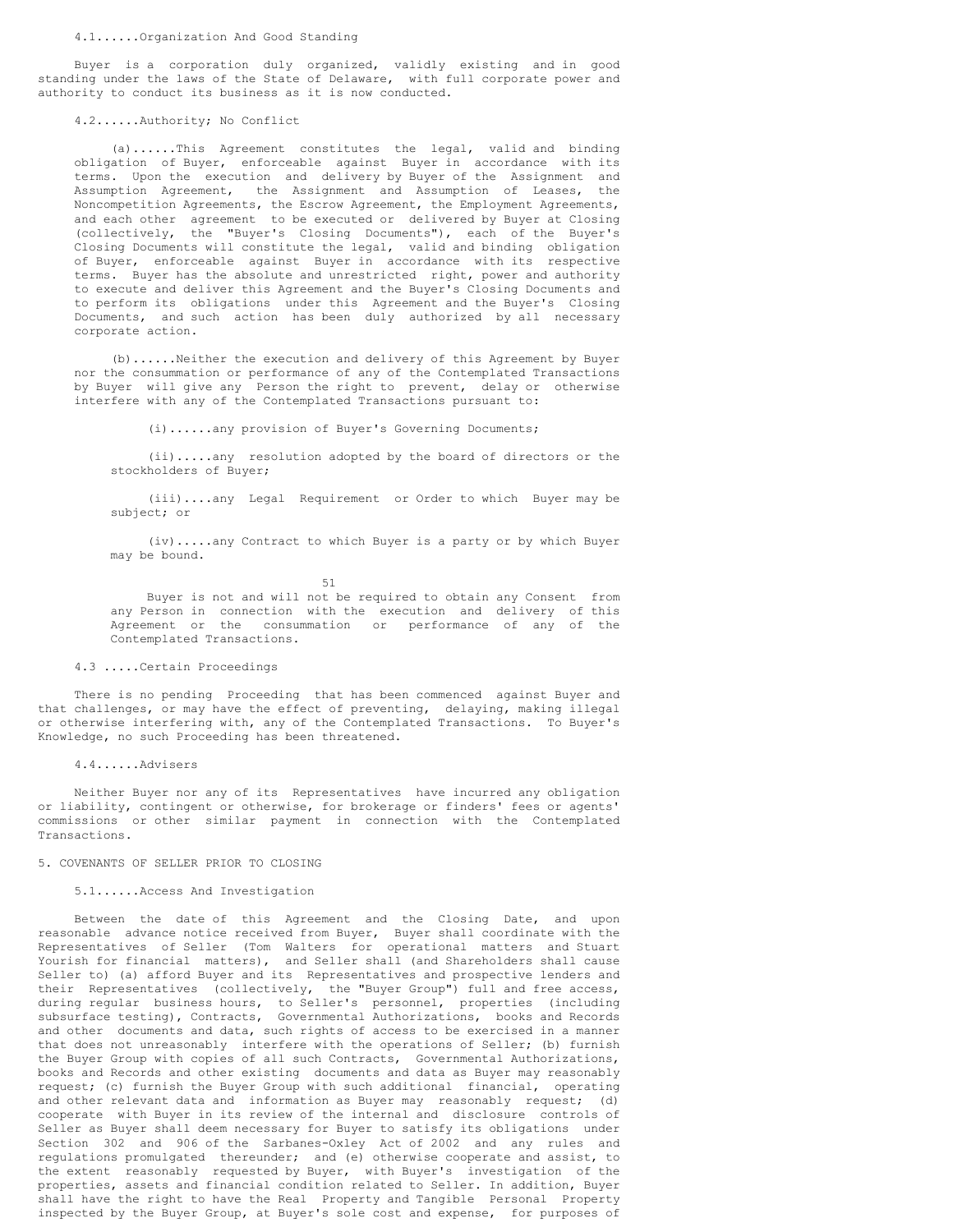4.1......Organization And Good Standing

Buyer is a corporation duly organized, validly existing and in good standing under the laws of the State of Delaware, with full corporate power and authority to conduct its business as it is now conducted.

4.2......Authority; No Conflict

(a)......This Agreement constitutes the legal, valid and binding obligation of Buyer, enforceable against Buyer in accordance with its terms. Upon the execution and delivery by Buyer of the Assignment and Assumption Agreement, the Assignment and Assumption of Leases, the Noncompetition Agreements, the Escrow Agreement, the Employment Agreements, and each other agreement to be executed or delivered by Buyer at Closing (collectively, the "Buyer's Closing Documents"), each of the Buyer's Closing Documents will constitute the legal, valid and binding obligation of Buyer, enforceable against Buyer in accordance with its respective terms. Buyer has the absolute and unrestricted right, power and authority to execute and deliver this Agreement and the Buyer's Closing Documents and to perform its obligations under this Agreement and the Buyer's Closing Documents, and such action has been duly authorized by all necessary corporate action.

(b)......Neither the execution and delivery of this Agreement by Buyer nor the consummation or performance of any of the Contemplated Transactions by Buyer will give any Person the right to prevent, delay or otherwise interfere with any of the Contemplated Transactions pursuant to:

(i)......any provision of Buyer's Governing Documents;

(ii).....any resolution adopted by the board of directors or the stockholders of Buyer;

(iii)....any Legal Requirement or Order to which Buyer may be subject; or

(iv).....any Contract to which Buyer is a party or by which Buyer may be bound.

Buyer is not and will not be required to obtain any Consent from any Person in connection with the execution and delivery of this Agreement or the consummation or performance of any of the Contemplated Transactions.

4.3 .....Certain Proceedings

There is no pending Proceeding that has been commenced against Buyer and that challenges, or may have the effect of preventing, delaying, making illegal or otherwise interfering with, any of the Contemplated Transactions. To Buyer's Knowledge, no such Proceeding has been threatened.

4.4......Advisers

Neither Buyer nor any of its Representatives have incurred any obligation or liability, contingent or otherwise, for brokerage or finders' fees or agents' commissions or other similar payment in connection with the Contemplated Transactions.

5. COVENANTS OF SELLER PRIOR TO CLOSING

5.1......Access And Investigation

Between the date of this Agreement and the Closing Date, and upon reasonable advance notice received from Buyer, Buyer shall coordinate with the Representatives of Seller (Tom Walters for operational matters and Stuart Yourish for financial matters), and Seller shall (and Shareholders shall cause Seller to) (a) afford Buyer and its Representatives and prospective lenders and their Representatives (collectively, the "Buyer Group") full and free access, during regular business hours, to Seller's personnel, properties (including subsurface testing), Contracts, Governmental Authorizations, books and Records and other documents and data, such rights of access to be exercised in a manner that does not unreasonably interfere with the operations of Seller; (b) furnish the Buyer Group with copies of all such Contracts, Governmental Authorizations, books and Records and other existing documents and data as Buyer may reasonably request; (c) furnish the Buyer Group with such additional financial, operating and other relevant data and information as Buyer may reasonably request; (d) cooperate with Buyer in its review of the internal and disclosure controls of Seller as Buyer shall deem necessary for Buyer to satisfy its obligations under Section 302 and 906 of the Sarbanes-Oxley Act of 2002 and any rules and regulations promulgated thereunder; and (e) otherwise cooperate and assist, to the extent reasonably requested by Buyer, with Buyer's investigation of the properties, assets and financial condition related to Seller. In addition, Buyer shall have the right to have the Real Property and Tangible Personal Property inspected by the Buyer Group, at Buyer's sole cost and expense, for purposes of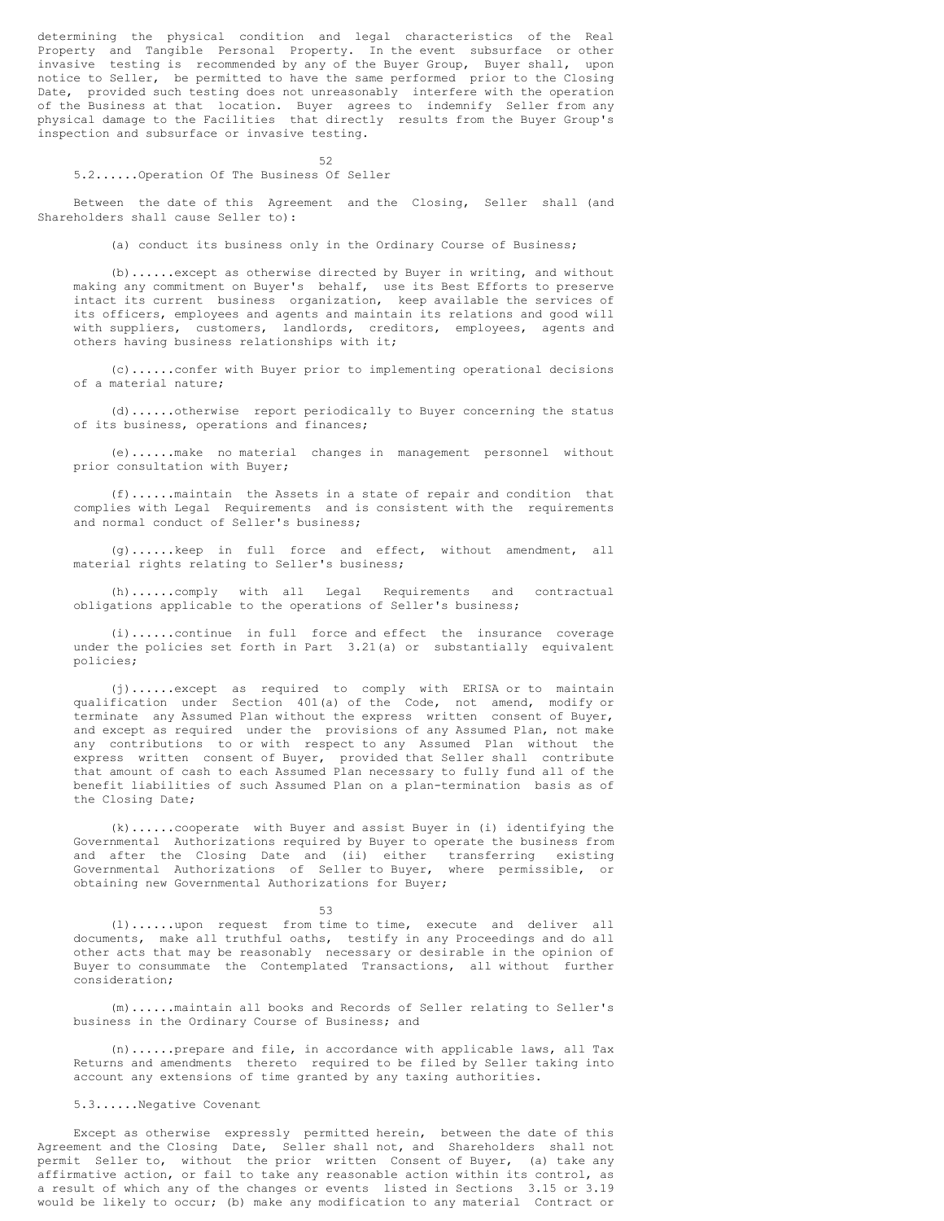determining the physical condition and legal characteristics of the Real Property and Tangible Personal Property. In the event subsurface or other invasive testing is recommended by any of the Buyer Group, Buyer shall, upon notice to Seller, be permitted to have the same performed prior to the Closing Date, provided such testing does not unreasonably interfere with the operation of the Business at that location. Buyer agrees to indemnify Seller from any physical damage to the Facilities that directly results from the Buyer Group's inspection and subsurface or invasive testing.

5.2......Operation Of The Business Of Seller

Between the date of this Agreement and the Closing, Seller shall (and Shareholders shall cause Seller to):

(a) conduct its business only in the Ordinary Course of Business;

(b)......except as otherwise directed by Buyer in writing, and without making any commitment on Buyer's behalf, use its Best Efforts to preserve intact its current business organization, keep available the services of its officers, employees and agents and maintain its relations and good will with suppliers, customers, landlords, creditors, employees, agents and others having business relationships with it;

(c)......confer with Buyer prior to implementing operational decisions of a material nature;

(d)......otherwise report periodically to Buyer concerning the status of its business, operations and finances;

(e)......make no material changes in management personnel without prior consultation with Buyer;

(f)......maintain the Assets in a state of repair and condition that complies with Legal Requirements and is consistent with the requirements and normal conduct of Seller's business;

(g)......keep in full force and effect, without amendment, all material rights relating to Seller's business;

(h)......comply with all Legal Requirements and contractual obligations applicable to the operations of Seller's business;

(i)......continue in full force and effect the insurance coverage under the policies set forth in Part 3.21(a) or substantially equivalent policies;

(j)......except as required to comply with ERISA or to maintain qualification under Section 401(a) of the Code, not amend, modify or terminate any Assumed Plan without the express written consent of Buyer, and except as required under the provisions of any Assumed Plan, not make any contributions to or with respect to any Assumed Plan without the express written consent of Buyer, provided that Seller shall contribute that amount of cash to each Assumed Plan necessary to fully fund all of the benefit liabilities of such Assumed Plan on a plan-termination basis as of the Closing Date;

(k)......cooperate with Buyer and assist Buyer in (i) identifying the Governmental Authorizations required by Buyer to operate the business from and after the Closing Date and (ii) either transferring existing Governmental Authorizations of Seller to Buyer, where permissible, or obtaining new Governmental Authorizations for Buyer;

(l)......upon request from time to time, execute and deliver all documents, make all truthful oaths, testify in any Proceedings and do all other acts that may be reasonably necessary or desirable in the opinion of Buyer to consummate the Contemplated Transactions, all without further consideration;

(m)......maintain all books and Records of Seller relating to Seller's business in the Ordinary Course of Business; and

(n)......prepare and file, in accordance with applicable laws, all Tax Returns and amendments thereto required to be filed by Seller taking into account any extensions of time granted by any taxing authorities.

5.3......Negative Covenant

Except as otherwise expressly permitted herein, between the date of this Agreement and the Closing Date, Seller shall not, and Shareholders shall not permit Seller to, without the prior written Consent of Buyer, (a) take any affirmative action, or fail to take any reasonable action within its control, as a result of which any of the changes or events listed in Sections 3.15 or 3.19 would be likely to occur; (b) make any modification to any material Contract or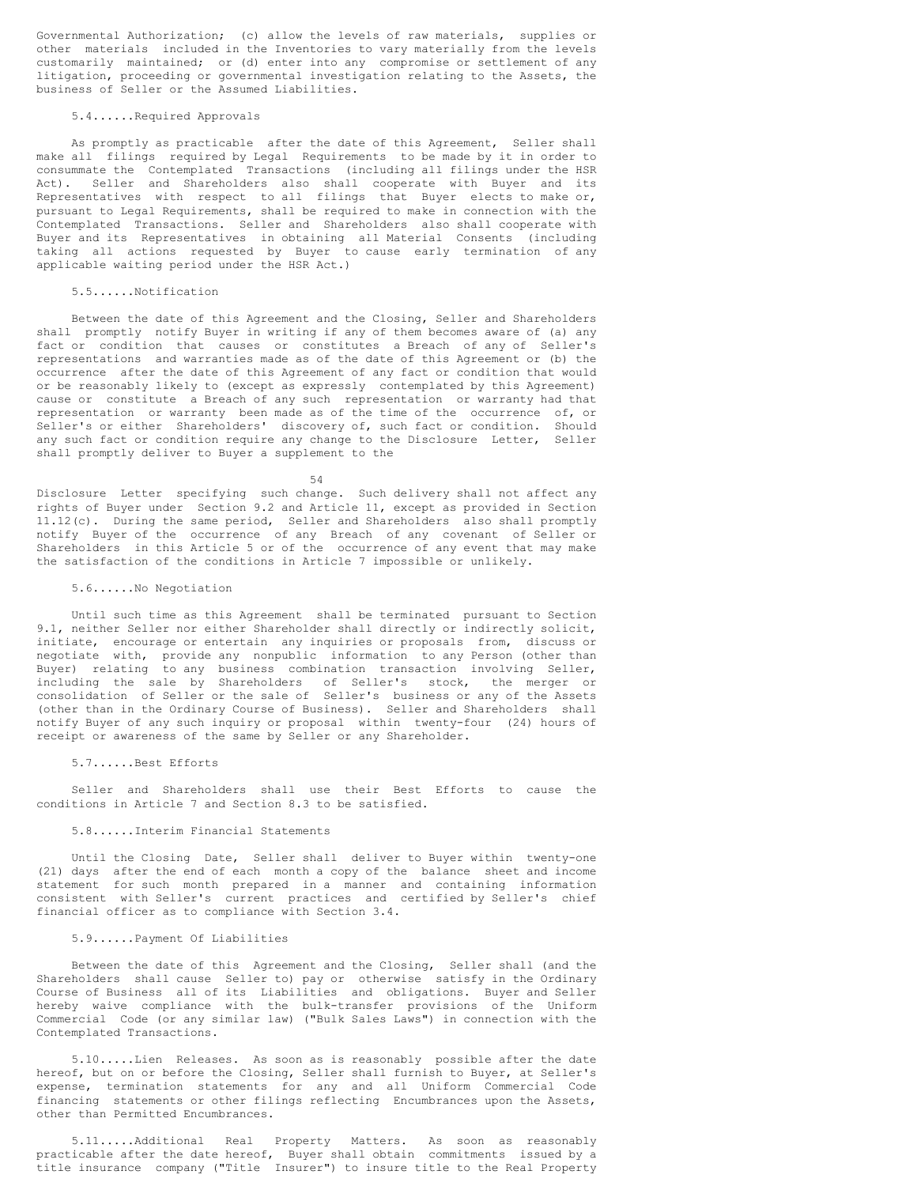Governmental Authorization; (c) allow the levels of raw materials, supplies or other materials included in the Inventories to vary materially from the levels customarily maintained; or (d) enter into any compromise or settlement of any litigation, proceeding or governmental investigation relating to the Assets, the business of Seller or the Assumed Liabilities.

5.4......Required Approvals

As promptly as practicable after the date of this Agreement, Seller shall make all filings required by Legal Requirements to be made by it in order to consummate the Contemplated Transactions (including all filings under the HSR Act). Seller and Shareholders also shall cooperate with Buyer and its Representatives with respect to all filings that Buyer elects to make or, pursuant to Legal Requirements, shall be required to make in connection with the Contemplated Transactions. Seller and Shareholders also shall cooperate with Buyer and its Representatives in obtaining all Material Consents (including taking all actions requested by Buyer to cause early termination of any applicable waiting period under the HSR Act.)

5.5......Notification

Between the date of this Agreement and the Closing, Seller and Shareholders shall promptly notify Buyer in writing if any of them becomes aware of (a) any fact or condition that causes or constitutes a Breach of any of Seller's representations and warranties made as of the date of this Agreement or (b) the occurrence after the date of this Agreement of any fact or condition that would or be reasonably likely to (except as expressly contemplated by this Agreement) cause or constitute a Breach of any such representation or warranty had that representation or warranty been made as of the time of the occurrence of, or Seller's or either Shareholders' discovery of, such fact or condition. Should any such fact or condition require any change to the Disclosure Letter, Seller shall promptly deliver to Buyer a supplement to the Disclosure Letter specifying such change. Such delivery shall not affect any rights of Buyer under Section 9.2 and Article 11, except as provided in Section 11.12(c). During the same period, Seller and Shareholders also shall promptly notify Buyer of the occurrence of any Breach of any covenant of Seller or Shareholders in this Article 5 or of the occurrence of any event that may make the satisfaction of the conditions in Article 7 impossible or unlikely.

5.6......No Negotiation

Until such time as this Agreement shall be terminated pursuant to Section 9.1, neither Seller nor either Shareholder shall directly or indirectly solicit, initiate, encourage or entertain any inquiries or proposals from, discuss or negotiate with, provide any nonpublic information to any Person (other than Buyer) relating to any business combination transaction involving Seller, including the sale by Shareholders of Seller's stock, the merger or consolidation of Seller or the sale of Seller's business or any of the Assets (other than in the Ordinary Course of Business). Seller and Shareholders shall notify Buyer of any such inquiry or proposal within twenty-four (24) hours of receipt or awareness of the same by Seller or any Shareholder.

5.7......Best Efforts

Seller and Shareholders shall use their Best Efforts to cause the conditions in Article 7 and Section 8.3 to be satisfied.

5.8......Interim Financial Statements

Until the Closing Date, Seller shall deliver to Buyer within twenty-one (21) days after the end of each month a copy of the balance sheet and income statement for such month prepared in a manner and containing information consistent with Seller's current practices and certified by Seller's chief financial officer as to compliance with Section 3.4.

5.9......Payment Of Liabilities

Between the date of this Agreement and the Closing, Seller shall (and the Shareholders shall cause Seller to) pay or otherwise satisfy in the Ordinary Course of Business all of its Liabilities and obligations. Buyer and Seller hereby waive compliance with the bulk-transfer provisions of the Uniform Commercial Code (or any similar law) ("Bulk Sales Laws") in connection with the Contemplated Transactions.

5.10.....Lien Releases. As soon as is reasonably possible after the date hereof, but on or before the Closing, Seller shall furnish to Buyer, at Seller's expense, termination statements for any and all Uniform Commercial Code financing statements or other filings reflecting Encumbrances upon the Assets, other than Permitted Encumbrances.

5.11.....Additional Real Property Matters. As soon as reasonably practicable after the date hereof, Buyer shall obtain commitments issued by a title insurance company ("Title Insurer") to insure title to the Real Property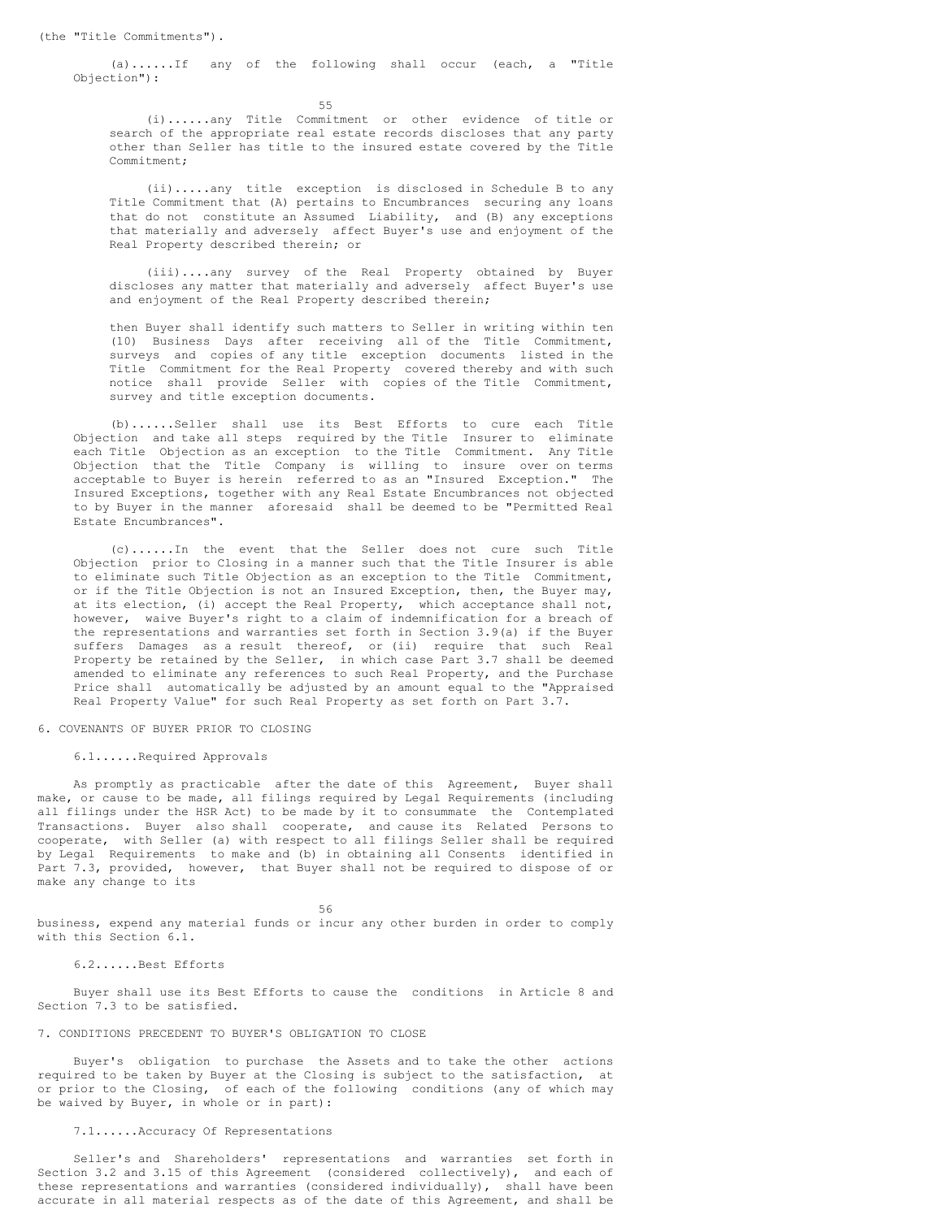(the "Title Commitments").

(a)......If any of the following shall occur (each, a "Title Objection"):

(i)......any Title Commitment or other evidence of title or search of the appropriate real estate records discloses that any party other than Seller has title to the insured estate covered by the Title Commitment;

(ii).....any title exception is disclosed in Schedule B to any Title Commitment that (A) pertains to Encumbrances securing any loans that do not constitute an Assumed Liability, and (B) any exceptions that materially and adversely affect Buyer's use and enjoyment of the Real Property described therein; or

(iii)....any survey of the Real Property obtained by Buyer discloses any matter that materially and adversely affect Buyer's use and enjoyment of the Real Property described therein;

then Buyer shall identify such matters to Seller in writing within ten (10) Business Days after receiving all of the Title Commitment, surveys and copies of any title exception documents listed in the Title Commitment for the Real Property covered thereby and with such notice shall provide Seller with copies of the Title Commitment, survey and title exception documents.

(b)......Seller shall use its Best Efforts to cure each Title Objection and take all steps required by the Title Insurer to eliminate each Title Objection as an exception to the Title Commitment. Any Title Objection that the Title Company is willing to insure over on terms acceptable to Buyer is herein referred to as an "Insured Exception." The Insured Exceptions, together with any Real Estate Encumbrances not objected to by Buyer in the manner aforesaid shall be deemed to be "Permitted Real Estate Encumbrances".

(c)......In the event that the Seller does not cure such Title Objection prior to Closing in a manner such that the Title Insurer is able to eliminate such Title Objection as an exception to the Title Commitment, or if the Title Objection is not an Insured Exception, then, the Buyer may, at its election, (i) accept the Real Property, which acceptance shall not, however, waive Buyer's right to a claim of indemnification for a breach of the representations and warranties set forth in Section 3.9(a) if the Buyer suffers Damages as a result thereof, or (ii) require that such Real Property be retained by the Seller, in which case Part 3.7 shall be deemed amended to eliminate any references to such Real Property, and the Purchase Price shall automatically be adjusted by an amount equal to the "Appraised Real Property Value" for such Real Property as set forth on Part 3.7.

## 6. COVENANTS OF BUYER PRIOR TO CLOSING

### 6.1......Required Approvals

As promptly as practicable after the date of this Agreement, Buyer shall make, or cause to be made, all filings required by Legal Requirements (including all filings under the HSR Act) to be made by it to consummate the Contemplated Transactions. Buyer also shall cooperate, and cause its Related Persons to cooperate, with Seller (a) with respect to all filings Seller shall be required by Legal Requirements to make and (b) in obtaining all Consents identified in Part 7.3, provided, however, that Buyer shall not be required to dispose of or make any change to its business, expend any material funds or incur any other burden in order to comply with this Section 6.1.

### 6.2......Best Efforts

Buyer shall use its Best Efforts to cause the conditions in Article 8 and Section 7.3 to be satisfied.

## 7. CONDITIONS PRECEDENT TO BUYER'S OBLIGATION TO CLOSE

Buyer's obligation to purchase the Assets and to take the other actions required to be taken by Buyer at the Closing is subject to the satisfaction, at or prior to the Closing, of each of the following conditions (any of which may be waived by Buyer, in whole or in part):

### 7.1......Accuracy Of Representations

Seller's and Shareholders' representations and warranties set forth in Section 3.2 and 3.15 of this Agreement (considered collectively), and each of these representations and warranties (considered individually), shall have been accurate in all material respects as of the date of this Agreement, and shall be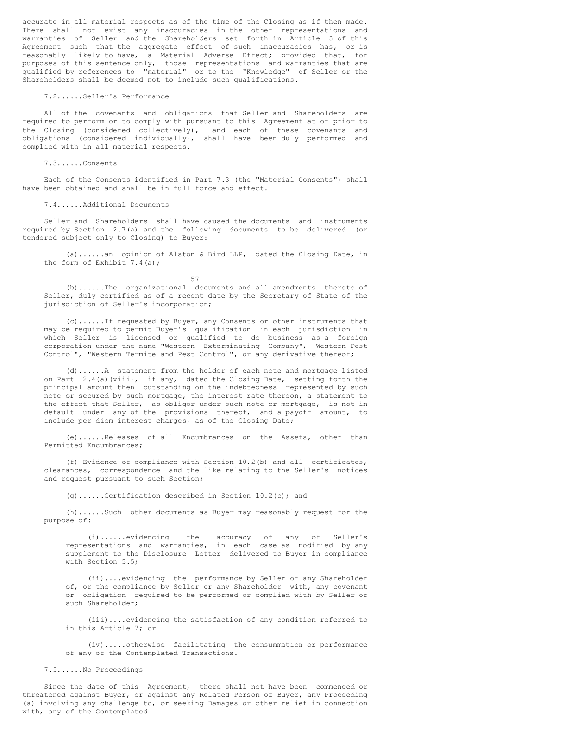accurate in all material respects as of the time of the Closing as if then made. There shall not exist any inaccuracies in the other representations and warranties of Seller and the Shareholders set forth in Article 3 of this Agreement such that the aggregate effect of such inaccuracies has, or is reasonably likely to have, a Material Adverse Effect; provided that, for purposes of this sentence only, those representations and warranties that are qualified by references to "material" or to the "Knowledge" of Seller or the Shareholders shall be deemed not to include such qualifications.

7.2......Seller's Performance

All of the covenants and obligations that Seller and Shareholders are required to perform or to comply with pursuant to this Agreement at or prior to the Closing (considered collectively), and each of these covenants and obligations (considered individually), shall have been duly performed and complied with in all material respects.

7.3......Consents

Each of the Consents identified in Part 7.3 (the "Material Consents") shall have been obtained and shall be in full force and effect.

7.4......Additional Documents

Seller and Shareholders shall have caused the documents and instruments required by Section 2.7(a) and the following documents to be delivered (or tendered subject only to Closing) to Buyer:

(a)......an opinion of Alston & Bird LLP, dated the Closing Date, in the form of Exhibit 7.4(a);

(b)......The organizational documents and all amendments thereto of Seller, duly certified as of a recent date by the Secretary of State of the jurisdiction of Seller's incorporation;

(c)......If requested by Buyer, any Consents or other instruments that may be required to permit Buyer's qualification in each jurisdiction in which Seller is licensed or qualified to do business as a foreign corporation under the name "Western Exterminating Company", Western Pest Control", "Western Termite and Pest Control", or any derivative thereof;

(d)......A statement from the holder of each note and mortgage listed on Part 2.4(a)(viii), if any, dated the Closing Date, setting forth the principal amount then outstanding on the indebtedness represented by such note or secured by such mortgage, the interest rate thereon, a statement to the effect that Seller, as obligor under such note or mortgage, is not in default under any of the provisions thereof, and a payoff amount, to include per diem interest charges, as of the Closing Date;

(e)......Releases of all Encumbrances on the Assets, other than Permitted Encumbrances;

(f) Evidence of compliance with Section 10.2(b) and all certificates, clearances, correspondence and the like relating to the Seller's notices and request pursuant to such Section;

(g)......Certification described in Section 10.2(c); and

(h)......Such other documents as Buyer may reasonably request for the purpose of:

(i)......evidencing the accuracy of any of Seller's representations and warranties, in each case as modified by any supplement to the Disclosure Letter delivered to Buyer in compliance with Section 5.5;

(ii)....evidencing the performance by Seller or any Shareholder of, or the compliance by Seller or any Shareholder with, any covenant or obligation required to be performed or complied with by Seller or such Shareholder;

(iii)....evidencing the satisfaction of any condition referred to in this Article 7; or

(iv).....otherwise facilitating the consummation or performance of any of the Contemplated Transactions.

7.5......No Proceedings

Since the date of this Agreement, there shall not have been commenced or threatened against Buyer, or against any Related Person of Buyer, any Proceeding (a) involving any challenge to, or seeking Damages or other relief in connection with, any of the Contemplated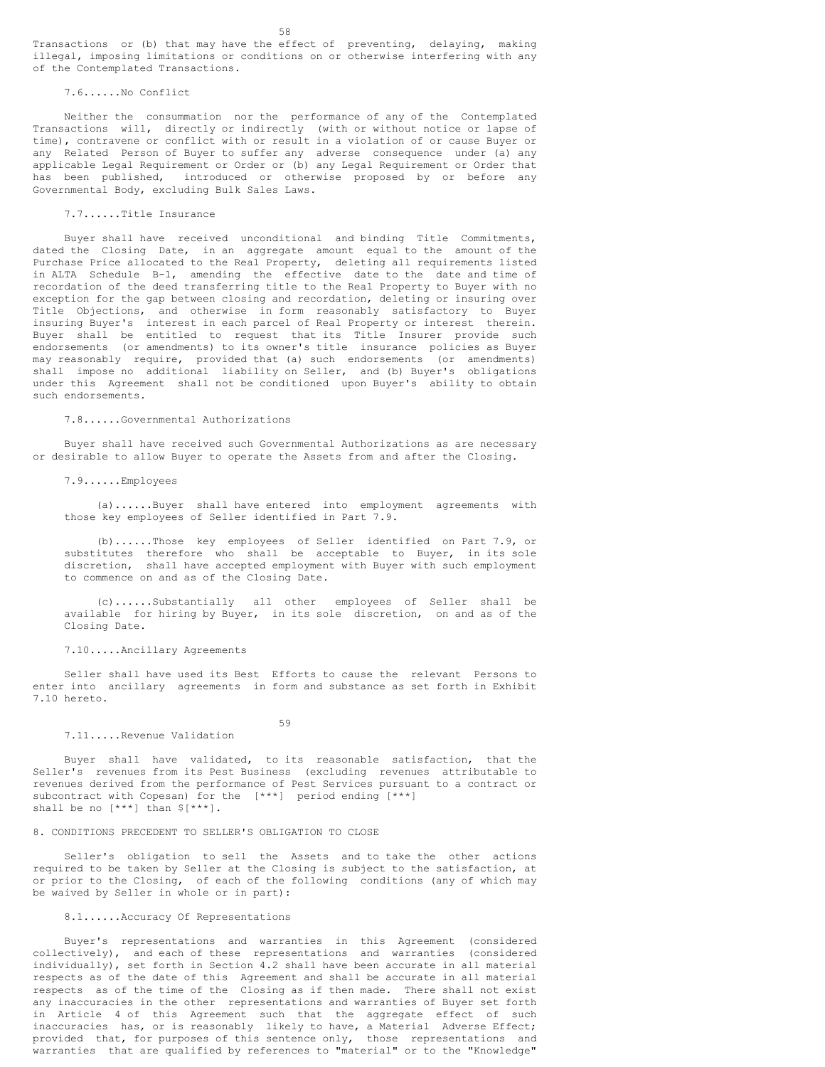Transactions or (b) that may have the effect of preventing, delaying, making illegal, imposing limitations or conditions on or otherwise interfering with any of the Contemplated Transactions.

7.6......No Conflict

Neither the consummation nor the performance of any of the Contemplated Transactions will, directly or indirectly (with or without notice or lapse of time), contravene or conflict with or result in a violation of or cause Buyer or any Related Person of Buyer to suffer any adverse consequence under (a) any applicable Legal Requirement or Order or (b) any Legal Requirement or Order that has been published, introduced or otherwise proposed by or before any Governmental Body, excluding Bulk Sales Laws.

7.7......Title Insurance

Buyer shall have received unconditional and binding Title Commitments, dated the Closing Date, in an aggregate amount equal to the amount of the Purchase Price allocated to the Real Property, deleting all requirements listed in ALTA Schedule B-1, amending the effective date to the date and time of recordation of the deed transferring title to the Real Property to Buyer with no exception for the gap between closing and recordation, deleting or insuring over Title Objections, and otherwise in form reasonably satisfactory to Buyer insuring Buyer's interest in each parcel of Real Property or interest therein. Buyer shall be entitled to request that its Title Insurer provide such endorsements (or amendments) to its owner's title insurance policies as Buyer may reasonably require, provided that (a) such endorsements (or amendments) shall impose no additional liability on Seller, and (b) Buyer's obligations under this Agreement shall not be conditioned upon Buyer's ability to obtain such endorsements.

7.8......Governmental Authorizations

Buyer shall have received such Governmental Authorizations as are necessary or desirable to allow Buyer to operate the Assets from and after the Closing.

7.9......Employees

(a)......Buyer shall have entered into employment agreements with those key employees of Seller identified in Part 7.9.

(b)......Those key employees of Seller identified on Part 7.9, or substitutes therefore who shall be acceptable to Buyer, in its sole discretion, shall have accepted employment with Buyer with such employment to commence on and as of the Closing Date.

(c)......Substantially all other employees of Seller shall be available for hiring by Buyer, in its sole discretion, on and as of the Closing Date.

7.10.....Ancillary Agreements

Seller shall have used its Best Efforts to cause the relevant Persons to enter into ancillary agreements in form and substance as set forth in Exhibit 7.10 hereto.

7.11.....Revenue Validation

Buyer shall have validated, to its reasonable satisfaction, that the Seller's revenues from its Pest Business (excluding revenues attributable to revenues derived from the performance of Pest Services pursuant to a contract or subcontract with Copesan) for the [***] period ending [***] shall be no [***] than $[***].

8. CONDITIONS PRECEDENT TO SELLER'S OBLIGATION TO CLOSE

Seller's obligation to sell the Assets and to take the other actions required to be taken by Seller at the Closing is subject to the satisfaction, at or prior to the Closing, of each of the following conditions (any of which may be waived by Seller in whole or in part):

8.1......Accuracy Of Representations

Buyer's representations and warranties in this Agreement (considered collectively), and each of these representations and warranties (considered individually), set forth in Section 4.2 shall have been accurate in all material respects as of the date of this Agreement and shall be accurate in all material respects as of the time of the Closing as if then made. There shall not exist any inaccuracies in the other representations and warranties of Buyer set forth in Article 4 of this Agreement such that the aggregate effect of such inaccuracies has, or is reasonably likely to have, a Material Adverse Effect; provided that, for purposes of this sentence only, those representations and warranties that are qualified by references to "material" or to the "Knowledge"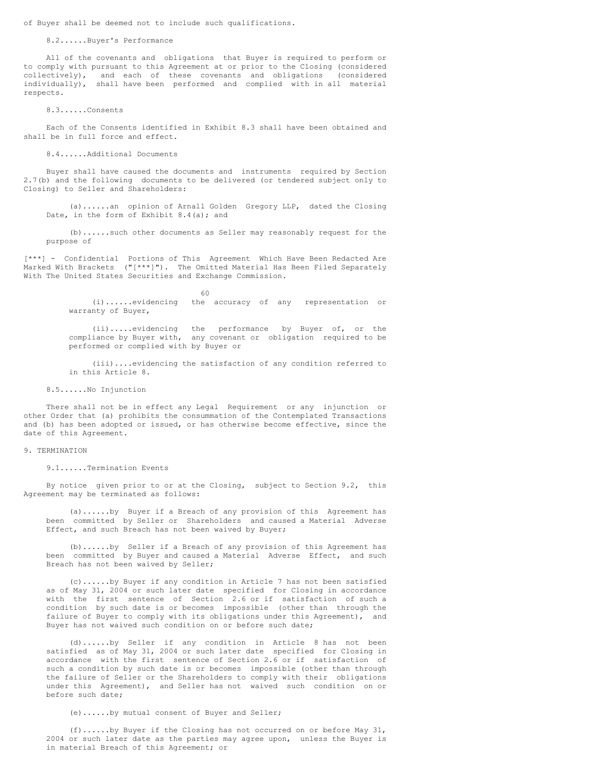of Buyer shall be deemed not to include such qualifications.

8.2......Buyer's Performance

All of the covenants and obligations that Buyer is required to perform or to comply with pursuant to this Agreement at or prior to the Closing (considered collectively), and each of these covenants and obligations (considered individually), shall have been performed and complied with in all material respects.

8.3......Consents

Each of the Consents identified in Exhibit 8.3 shall have been obtained and shall be in full force and effect.

8.4......Additional Documents

Buyer shall have caused the documents and instruments required by Section 2.7(b) and the following documents to be delivered (or tendered subject only to Closing) to Seller and Shareholders:

(a)......an opinion of Arnall Golden Gregory LLP, dated the Closing Date, in the form of Exhibit 8.4(a); and

(b)......such other documents as Seller may reasonably request for the purpose of

[***] - Confidential Portions of This Agreement Which Have Been Redacted Are Marked With Brackets ("[***]"). The Omitted Material Has Been Filed Separately With The United States Securities and Exchange Commission.

(i)......evidencing the accuracy of any representation or warranty of Buyer,

(ii).....evidencing the performance by Buyer of, or the compliance by Buyer with, any covenant or obligation required to be performed or complied with by Buyer or

(iii)....evidencing the satisfaction of any condition referred to in this Article 8.

8.5......No Injunction

There shall not be in effect any Legal Requirement or any injunction or other Order that (a) prohibits the consummation of the Contemplated Transactions and (b) has been adopted or issued, or has otherwise become effective, since the date of this Agreement.

9. TERMINATION

9.1......Termination Events

By notice given prior to or at the Closing, subject to Section 9.2, this Agreement may be terminated as follows:

(a)......by Buyer if a Breach of any provision of this Agreement has been committed by Seller or Shareholders and caused a Material Adverse Effect, and such Breach has not been waived by Buyer;

(b)......by Seller if a Breach of any provision of this Agreement has been committed by Buyer and caused a Material Adverse Effect, and such Breach has not been waived by Seller;

(c)......by Buyer if any condition in Article 7 has not been satisfied as of May 31, 2004 or such later date specified for Closing in accordance with the first sentence of Section 2.6 or if satisfaction of such a condition by such date is or becomes impossible (other than through the failure of Buyer to comply with its obligations under this Agreement), and Buyer has not waived such condition on or before such date;

(d)......by Seller if any condition in Article 8 has not been satisfied as of May 31, 2004 or such later date specified for Closing in accordance with the first sentence of Section 2.6 or if satisfaction of such a condition by such date is or becomes impossible (other than through the failure of Seller or the Shareholders to comply with their obligations under this Agreement), and Seller has not waived such condition on or before such date;

(e)......by mutual consent of Buyer and Seller;

(f)......by Buyer if the Closing has not occurred on or before May 31, 2004 or such later date as the parties may agree upon, unless the Buyer is in material Breach of this Agreement; or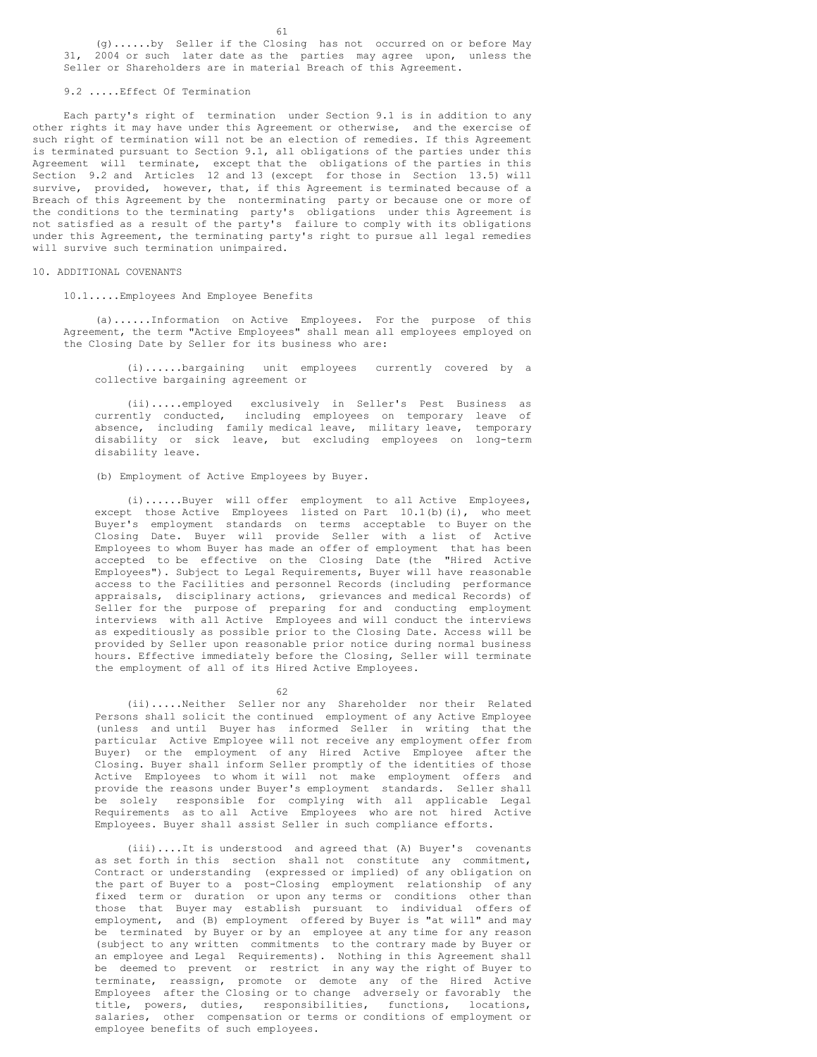(g)......by Seller if the Closing has not occurred on or before May 31, 2004 or such later date as the parties may agree upon, unless the Seller or Shareholders are in material Breach of this Agreement.

9.2 .....Effect Of Termination

Each party's right of termination under Section 9.1 is in addition to any other rights it may have under this Agreement or otherwise, and the exercise of such right of termination will not be an election of remedies. If this Agreement is terminated pursuant to Section 9.1, all obligations of the parties under this Agreement will terminate, except that the obligations of the parties in this Section 9.2 and Articles 12 and 13 (except for those in Section 13.5) will survive, provided, however, that, if this Agreement is terminated because of a Breach of this Agreement by the nonterminating party or because one or more of the conditions to the terminating party's obligations under this Agreement is not satisfied as a result of the party's failure to comply with its obligations under this Agreement, the terminating party's right to pursue all legal remedies will survive such termination unimpaired.

## 10. ADDITIONAL COVENANTS

10.1.....Employees And Employee Benefits

(a)......Information on Active Employees. For the purpose of this Agreement, the term "Active Employees" shall mean all employees employed on the Closing Date by Seller for its business who are:

(i)......bargaining unit employees currently covered by a collective bargaining agreement or

(ii).....employed exclusively in Seller's Pest Business as currently conducted, including employees on temporary leave of absence, including family medical leave, military leave, temporary disability or sick leave, but excluding employees on long-term disability leave.

(b) Employment of Active Employees by Buyer.

(i)......Buyer will offer employment to all Active Employees, except those Active Employees listed on Part 10.1(b)(i), who meet Buyer's employment standards on terms acceptable to Buyer on the Closing Date. Buyer will provide Seller with a list of Active Employees to whom Buyer has made an offer of employment that has been accepted to be effective on the Closing Date (the "Hired Active Employees"). Subject to Legal Requirements, Buyer will have reasonable access to the Facilities and personnel Records (including performance appraisals, disciplinary actions, grievances and medical Records) of Seller for the purpose of preparing for and conducting employment interviews with all Active Employees and will conduct the interviews as expeditiously as possible prior to the Closing Date. Access will be provided by Seller upon reasonable prior notice during normal business hours. Effective immediately before the Closing, Seller will terminate the employment of all of its Hired Active Employees.

(ii).....Neither Seller nor any Shareholder nor their Related Persons shall solicit the continued employment of any Active Employee (unless and until Buyer has informed Seller in writing that the particular Active Employee will not receive any employment offer from Buyer) or the employment of any Hired Active Employee after the Closing. Buyer shall inform Seller promptly of the identities of those Active Employees to whom it will not make employment offers and provide the reasons under Buyer's employment standards. Seller shall be solely responsible for complying with all applicable Legal Requirements as to all Active Employees who are not hired Active Employees. Buyer shall assist Seller in such compliance efforts.

(iii)....It is understood and agreed that (A) Buyer's covenants as set forth in this section shall not constitute any commitment, Contract or understanding (expressed or implied) of any obligation on the part of Buyer to a post-Closing employment relationship of any fixed term or duration or upon any terms or conditions other than those that Buyer may establish pursuant to individual offers of employment, and (B) employment offered by Buyer is "at will" and may be terminated by Buyer or by an employee at any time for any reason (subject to any written commitments to the contrary made by Buyer or an employee and Legal Requirements). Nothing in this Agreement shall be deemed to prevent or restrict in any way the right of Buyer to terminate, reassign, promote or demote any of the Hired Active Employees after the Closing or to change adversely or favorably the title, powers, duties, responsibilities, functions, locations, salaries, other compensation or terms or conditions of employment or employee benefits of such employees.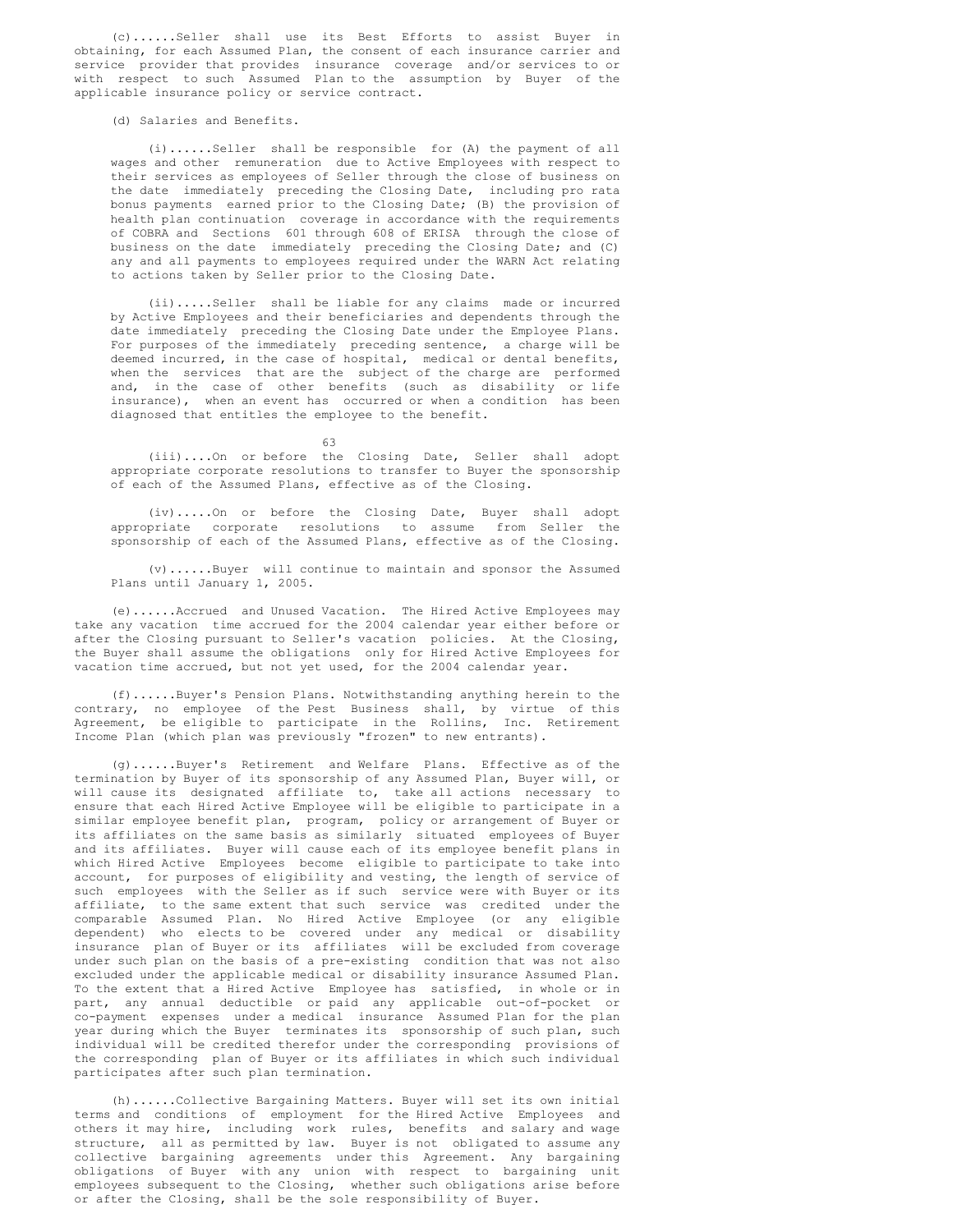(c)......Seller shall use its Best Efforts to assist Buyer in obtaining, for each Assumed Plan, the consent of each insurance carrier and service provider that provides insurance coverage and/or services to or with respect to such Assumed Plan to the assumption by Buyer of the applicable insurance policy or service contract.

(d) Salaries and Benefits.

(i)......Seller shall be responsible for (A) the payment of all wages and other remuneration due to Active Employees with respect to their services as employees of Seller through the close of business on the date immediately preceding the Closing Date, including pro rata bonus payments earned prior to the Closing Date; (B) the provision of health plan continuation coverage in accordance with the requirements of COBRA and Sections 601 through 608 of ERISA through the close of business on the date immediately preceding the Closing Date; and (C) any and all payments to employees required under the WARN Act relating to actions taken by Seller prior to the Closing Date.

(ii).....Seller shall be liable for any claims made or incurred by Active Employees and their beneficiaries and dependents through the date immediately preceding the Closing Date under the Employee Plans. For purposes of the immediately preceding sentence, a charge will be deemed incurred, in the case of hospital, medical or dental benefits, when the services that are the subject of the charge are performed and, in the case of other benefits (such as disability or life insurance), when an event has occurred or when a condition has been diagnosed that entitles the employee to the benefit.

(iii)....On or before the Closing Date, Seller shall adopt appropriate corporate resolutions to transfer to Buyer the sponsorship of each of the Assumed Plans, effective as of the Closing.

(iv).....On or before the Closing Date, Buyer shall adopt appropriate corporate resolutions to assume from Seller the sponsorship of each of the Assumed Plans, effective as of the Closing.

(v)......Buyer will continue to maintain and sponsor the Assumed Plans until January 1, 2005.

(e)......Accrued and Unused Vacation. The Hired Active Employees may take any vacation time accrued for the 2004 calendar year either before or after the Closing pursuant to Seller's vacation policies. At the Closing, the Buyer shall assume the obligations only for Hired Active Employees for vacation time accrued, but not yet used, for the 2004 calendar year.

(f)......Buyer's Pension Plans. Notwithstanding anything herein to the contrary, no employee of the Pest Business shall, by virtue of this Agreement, be eligible to participate in the Rollins, Inc. Retirement Income Plan (which plan was previously "frozen" to new entrants).

(g)......Buyer's Retirement and Welfare Plans. Effective as of the termination by Buyer of its sponsorship of any Assumed Plan, Buyer will, or will cause its designated affiliate to, take all actions necessary to ensure that each Hired Active Employee will be eligible to participate in a similar employee benefit plan, program, policy or arrangement of Buyer or its affiliates on the same basis as similarly situated employees of Buyer and its affiliates. Buyer will cause each of its employee benefit plans in which Hired Active Employees become eligible to participate to take into account, for purposes of eligibility and vesting, the length of service of such employees with the Seller as if such service were with Buyer or its affiliate, to the same extent that such service was credited under the comparable Assumed Plan. No Hired Active Employee (or any eligible dependent) who elects to be covered under any medical or disability insurance plan of Buyer or its affiliates will be excluded from coverage under such plan on the basis of a pre-existing condition that was not also excluded under the applicable medical or disability insurance Assumed Plan. To the extent that a Hired Active Employee has satisfied, in whole or in part, any annual deductible or paid any applicable out-of-pocket or co-payment expenses under a medical insurance Assumed Plan for the plan year during which the Buyer terminates its sponsorship of such plan, such individual will be credited therefor under the corresponding provisions of the corresponding plan of Buyer or its affiliates in which such individual participates after such plan termination.

(h)......Collective Bargaining Matters. Buyer will set its own initial terms and conditions of employment for the Hired Active Employees and others it may hire, including work rules, benefits and salary and wage structure, all as permitted by law. Buyer is not obligated to assume any collective bargaining agreements under this Agreement. Any bargaining obligations of Buyer with any union with respect to bargaining unit employees subsequent to the Closing, whether such obligations arise before or after the Closing, shall be the sole responsibility of Buyer.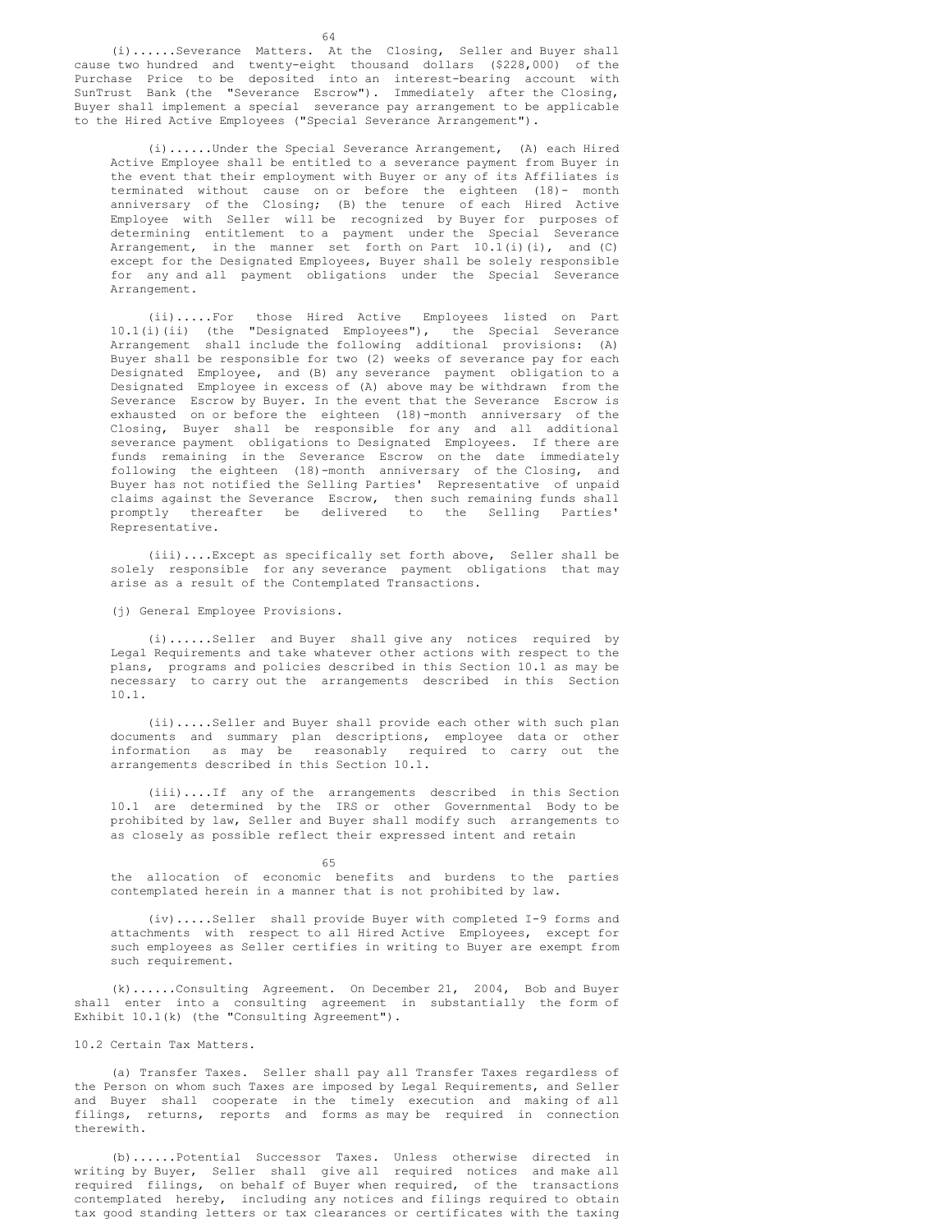(i)......Severance Matters. At the Closing, Seller and Buyer shall cause two hundred and twenty-eight thousand dollars ($228,000) of the Purchase Price to be deposited into an interest-bearing account with SunTrust Bank (the "Severance Escrow"). Immediately after the Closing, Buyer shall implement a special severance pay arrangement to be applicable to the Hired Active Employees ("Special Severance Arrangement").

(i)......Under the Special Severance Arrangement, (A) each Hired Active Employee shall be entitled to a severance payment from Buyer in the event that their employment with Buyer or any of its Affiliates is terminated without cause on or before the eighteen (18)- month anniversary of the Closing; (B) the tenure of each Hired Active Employee with Seller will be recognized by Buyer for purposes of determining entitlement to a payment under the Special Severance Arrangement, in the manner set forth on Part 10.1(i)(i), and (C) except for the Designated Employees, Buyer shall be solely responsible for any and all payment obligations under the Special Severance Arrangement.

(ii).....For those Hired Active Employees listed on Part 10.1(i)(ii) (the "Designated Employees"), the Special Severance Arrangement shall include the following additional provisions: (A) Buyer shall be responsible for two (2) weeks of severance pay for each Designated Employee, and (B) any severance payment obligation to a Designated Employee in excess of (A) above may be withdrawn from the Severance Escrow by Buyer. In the event that the Severance Escrow is exhausted on or before the eighteen (18)-month anniversary of the Closing, Buyer shall be responsible for any and all additional severance payment obligations to Designated Employees. If there are funds remaining in the Severance Escrow on the date immediately following the eighteen (18)-month anniversary of the Closing, and Buyer has not notified the Selling Parties' Representative of unpaid claims against the Severance Escrow, then such remaining funds shall promptly thereafter be delivered to the Selling Parties' Representative.

(iii)....Except as specifically set forth above, Seller shall be solely responsible for any severance payment obligations that may arise as a result of the Contemplated Transactions.

(j) General Employee Provisions.

(i)......Seller and Buyer shall give any notices required by Legal Requirements and take whatever other actions with respect to the plans, programs and policies described in this Section 10.1 as may be necessary to carry out the arrangements described in this Section 10.1.

(ii).....Seller and Buyer shall provide each other with such plan documents and summary plan descriptions, employee data or other information as may be reasonably required to carry out the arrangements described in this Section 10.1.

(iii)....If any of the arrangements described in this Section 10.1 are determined by the IRS or other Governmental Body to be prohibited by law, Seller and Buyer shall modify such arrangements to as closely as possible reflect their expressed intent and retain the allocation of economic benefits and burdens to the parties contemplated herein in a manner that is not prohibited by law.

(iv).....Seller shall provide Buyer with completed I-9 forms and attachments with respect to all Hired Active Employees, except for such employees as Seller certifies in writing to Buyer are exempt from such requirement.

(k)......Consulting Agreement. On December 21, 2004, Bob and Buyer shall enter into a consulting agreement in substantially the form of Exhibit 10.1(k) (the "Consulting Agreement").

10.2 Certain Tax Matters.

(a) Transfer Taxes. Seller shall pay all Transfer Taxes regardless of the Person on whom such Taxes are imposed by Legal Requirements, and Seller and Buyer shall cooperate in the timely execution and making of all filings, returns, reports and forms as may be required in connection therewith.

(b)......Potential Successor Taxes. Unless otherwise directed in writing by Buyer, Seller shall give all required notices and make all required filings, on behalf of Buyer when required, of the transactions contemplated hereby, including any notices and filings required to obtain tax good standing letters or tax clearances or certificates with the taxing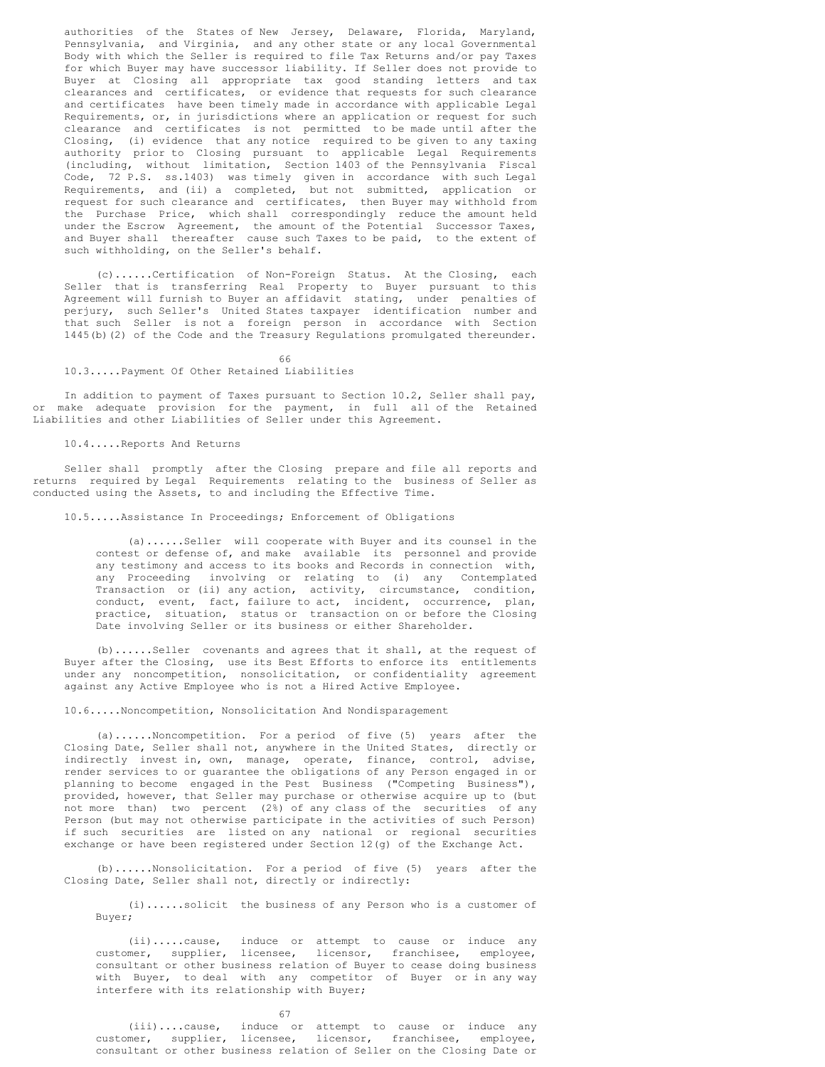authorities of the States of New Jersey, Delaware, Florida, Maryland, Pennsylvania, and Virginia, and any other state or any local Governmental Body with which the Seller is required to file Tax Returns and/or pay Taxes for which Buyer may have successor liability. If Seller does not provide to Buyer at Closing all appropriate tax good standing letters and tax clearances and certificates, or evidence that requests for such clearance and certificates have been timely made in accordance with applicable Legal Requirements, or, in jurisdictions where an application or request for such clearance and certificates is not permitted to be made until after the Closing, (i) evidence that any notice required to be given to any taxing authority prior to Closing pursuant to applicable Legal Requirements (including, without limitation, Section 1403 of the Pennsylvania Fiscal Code, 72 P.S. ss.1403) was timely given in accordance with such Legal Requirements, and (ii) a completed, but not submitted, application or request for such clearance and certificates, then Buyer may withhold from the Purchase Price, which shall correspondingly reduce the amount held under the Escrow Agreement, the amount of the Potential Successor Taxes, and Buyer shall thereafter cause such Taxes to be paid, to the extent of such withholding, on the Seller's behalf.

(c)......Certification of Non-Foreign Status. At the Closing, each Seller that is transferring Real Property to Buyer pursuant to this Agreement will furnish to Buyer an affidavit stating, under penalties of perjury, such Seller's United States taxpayer identification number and that such Seller is not a foreign person in accordance with Section 1445(b)(2) of the Code and the Treasury Regulations promulgated thereunder.

10.3.....Payment Of Other Retained Liabilities

In addition to payment of Taxes pursuant to Section 10.2, Seller shall pay, or make adequate provision for the payment, in full all of the Retained Liabilities and other Liabilities of Seller under this Agreement.

10.4.....Reports And Returns

Seller shall promptly after the Closing prepare and file all reports and returns required by Legal Requirements relating to the business of Seller as conducted using the Assets, to and including the Effective Time.

10.5.....Assistance In Proceedings; Enforcement of Obligations

(a)......Seller will cooperate with Buyer and its counsel in the contest or defense of, and make available its personnel and provide any testimony and access to its books and Records in connection with, any Proceeding involving or relating to (i) any Contemplated Transaction or (ii) any action, activity, circumstance, condition, conduct, event, fact, failure to act, incident, occurrence, plan, practice, situation, status or transaction on or before the Closing Date involving Seller or its business or either Shareholder.

(b)......Seller covenants and agrees that it shall, at the request of Buyer after the Closing, use its Best Efforts to enforce its entitlements under any noncompetition, nonsolicitation, or confidentiality agreement against any Active Employee who is not a Hired Active Employee.

10.6.....Noncompetition, Nonsolicitation And Nondisparagement

(a)......Noncompetition. For a period of five (5) years after the Closing Date, Seller shall not, anywhere in the United States, directly or indirectly invest in, own, manage, operate, finance, control, advise, render services to or guarantee the obligations of any Person engaged in or planning to become engaged in the Pest Business ("Competing Business"), provided, however, that Seller may purchase or otherwise acquire up to (but not more than) two percent (2%) of any class of the securities of any Person (but may not otherwise participate in the activities of such Person) if such securities are listed on any national or regional securities exchange or have been registered under Section 12(g) of the Exchange Act.

(b)......Nonsolicitation. For a period of five (5) years after the Closing Date, Seller shall not, directly or indirectly:

(i)......solicit the business of any Person who is a customer of Buyer;

(ii).....cause, induce or attempt to cause or induce any customer, supplier, licensee, licensor, franchisee, employee, consultant or other business relation of Buyer to cease doing business with Buyer, to deal with any competitor of Buyer or in any way interfere with its relationship with Buyer;

(iii)....cause, induce or attempt to cause or induce any customer, supplier, licensee, licensor, franchisee, employee, consultant or other business relation of Seller on the Closing Date or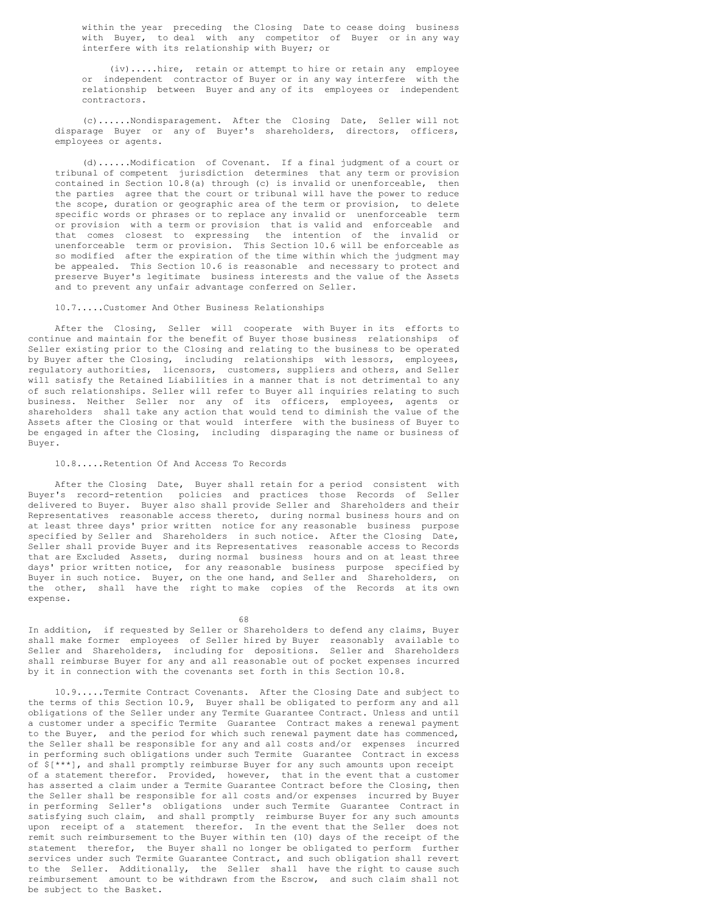within the year preceding the Closing Date to cease doing business with Buyer, to deal with any competitor of Buyer or in any way interfere with its relationship with Buyer; or

(iv).....hire, retain or attempt to hire or retain any employee or independent contractor of Buyer or in any way interfere with the relationship between Buyer and any of its employees or independent contractors.

(c)......Nondisparagement. After the Closing Date, Seller will not disparage Buyer or any of Buyer's shareholders, directors, officers, employees or agents.

(d)......Modification of Covenant. If a final judgment of a court or tribunal of competent jurisdiction determines that any term or provision contained in Section 10.8(a) through (c) is invalid or unenforceable, then the parties agree that the court or tribunal will have the power to reduce the scope, duration or geographic area of the term or provision, to delete specific words or phrases or to replace any invalid or unenforceable term or provision with a term or provision that is valid and enforceable and that comes closest to expressing the intention of the invalid or unenforceable term or provision. This Section 10.6 will be enforceable as so modified after the expiration of the time within which the judgment may be appealed. This Section 10.6 is reasonable and necessary to protect and preserve Buyer's legitimate business interests and the value of the Assets and to prevent any unfair advantage conferred on Seller.

10.7.....Customer And Other Business Relationships

After the Closing, Seller will cooperate with Buyer in its efforts to continue and maintain for the benefit of Buyer those business relationships of Seller existing prior to the Closing and relating to the business to be operated by Buyer after the Closing, including relationships with lessors, employees, regulatory authorities, licensors, customers, suppliers and others, and Seller will satisfy the Retained Liabilities in a manner that is not detrimental to any of such relationships. Seller will refer to Buyer all inquiries relating to such business. Neither Seller nor any of its officers, employees, agents or shareholders shall take any action that would tend to diminish the value of the Assets after the Closing or that would interfere with the business of Buyer to be engaged in after the Closing, including disparaging the name or business of Buyer.

10.8.....Retention Of And Access To Records

After the Closing Date, Buyer shall retain for a period consistent with Buyer's record-retention policies and practices those Records of Seller delivered to Buyer. Buyer also shall provide Seller and Shareholders and their Representatives reasonable access thereto, during normal business hours and on at least three days' prior written notice for any reasonable business purpose specified by Seller and Shareholders in such notice. After the Closing Date, Seller shall provide Buyer and its Representatives reasonable access to Records that are Excluded Assets, during normal business hours and on at least three days' prior written notice, for any reasonable business purpose specified by Buyer in such notice. Buyer, on the one hand, and Seller and Shareholders, on the other, shall have the right to make copies of the Records at its own expense.

In addition, if requested by Seller or Shareholders to defend any claims, Buyer shall make former employees of Seller hired by Buyer reasonably available to Seller and Shareholders, including for depositions. Seller and Shareholders shall reimburse Buyer for any and all reasonable out of pocket expenses incurred by it in connection with the covenants set forth in this Section 10.8.

10.9.....Termite Contract Covenants. After the Closing Date and subject to the terms of this Section 10.9, Buyer shall be obligated to perform any and all obligations of the Seller under any Termite Guarantee Contract. Unless and until a customer under a specific Termite Guarantee Contract makes a renewal payment to the Buyer, and the period for which such renewal payment date has commenced, the Seller shall be responsible for any and all costs and/or expenses incurred in performing such obligations under such Termite Guarantee Contract in excess of $[***], and shall promptly reimburse Buyer for any such amounts upon receipt of a statement therefor. Provided, however, that in the event that a customer has asserted a claim under a Termite Guarantee Contract before the Closing, then the Seller shall be responsible for all costs and/or expenses incurred by Buyer in performing Seller's obligations under such Termite Guarantee Contract in satisfying such claim, and shall promptly reimburse Buyer for any such amounts upon receipt of a statement therefor. In the event that the Seller does not remit such reimbursement to the Buyer within ten (10) days of the receipt of the statement therefor, the Buyer shall no longer be obligated to perform further services under such Termite Guarantee Contract, and such obligation shall revert to the Seller. Additionally, the Seller shall have the right to cause such reimbursement amount to be withdrawn from the Escrow, and such claim shall not be subject to the Basket.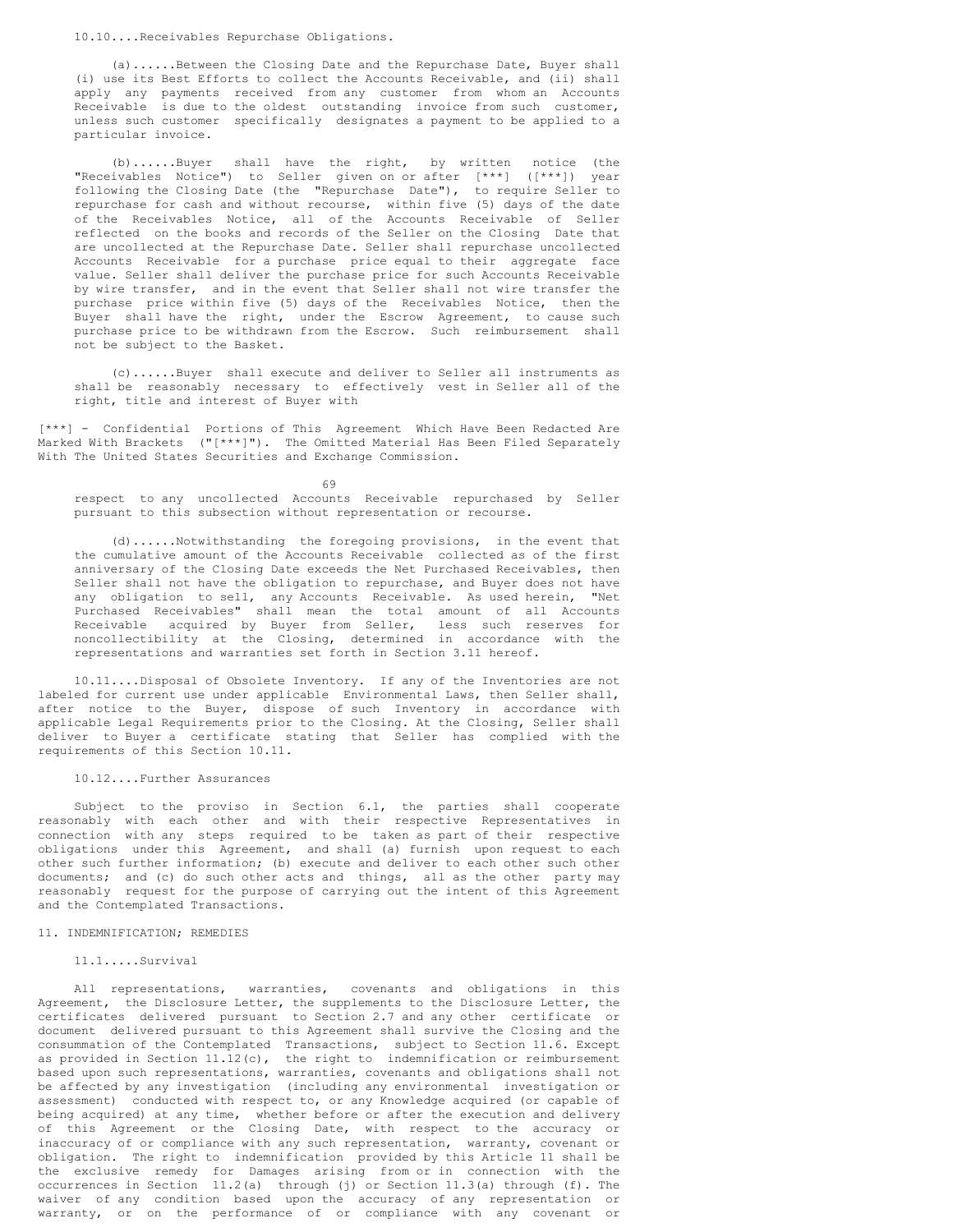10.10....Receivables Repurchase Obligations.

(a)......Between the Closing Date and the Repurchase Date, Buyer shall (i) use its Best Efforts to collect the Accounts Receivable, and (ii) shall apply any payments received from any customer from whom an Accounts Receivable is due to the oldest outstanding invoice from such customer, unless such customer specifically designates a payment to be applied to a particular invoice.

(b)......Buyer shall have the right, by written notice (the "Receivables Notice") to Seller given on or after [***] ([***]) year following the Closing Date (the "Repurchase Date"), to require Seller to repurchase for cash and without recourse, within five (5) days of the date of the Receivables Notice, all of the Accounts Receivable of Seller reflected on the books and records of the Seller on the Closing Date that are uncollected at the Repurchase Date. Seller shall repurchase uncollected Accounts Receivable for a purchase price equal to their aggregate face value. Seller shall deliver the purchase price for such Accounts Receivable by wire transfer, and in the event that Seller shall not wire transfer the purchase price within five (5) days of the Receivables Notice, then the Buyer shall have the right, under the Escrow Agreement, to cause such purchase price to be withdrawn from the Escrow. Such reimbursement shall not be subject to the Basket.

(c)......Buyer shall execute and deliver to Seller all instruments as shall be reasonably necessary to effectively vest in Seller all of the right, title and interest of Buyer with

[***] - Confidential Portions of This Agreement Which Have Been Redacted Are Marked With Brackets ("[***]"). The Omitted Material Has Been Filed Separately With The United States Securities and Exchange Commission.

respect to any uncollected Accounts Receivable repurchased by Seller pursuant to this subsection without representation or recourse.

(d)......Notwithstanding the foregoing provisions, in the event that the cumulative amount of the Accounts Receivable collected as of the first anniversary of the Closing Date exceeds the Net Purchased Receivables, then Seller shall not have the obligation to repurchase, and Buyer does not have any obligation to sell, any Accounts Receivable. As used herein, "Net Purchased Receivables" shall mean the total amount of all Accounts Receivable acquired by Buyer from Seller, less such reserves for noncollectibility at the Closing, determined in accordance with the representations and warranties set forth in Section 3.11 hereof.

10.11....Disposal of Obsolete Inventory. If any of the Inventories are not labeled for current use under applicable Environmental Laws, then Seller shall, after notice to the Buyer, dispose of such Inventory in accordance with applicable Legal Requirements prior to the Closing. At the Closing, Seller shall deliver to Buyer a certificate stating that Seller has complied with the requirements of this Section 10.11.

10.12....Further Assurances

Subject to the proviso in Section 6.1, the parties shall cooperate reasonably with each other and with their respective Representatives in connection with any steps required to be taken as part of their respective obligations under this Agreement, and shall (a) furnish upon request to each other such further information; (b) execute and deliver to each other such other documents; and (c) do such other acts and things, all as the other party may reasonably request for the purpose of carrying out the intent of this Agreement and the Contemplated Transactions.

## 11. INDEMNIFICATION; REMEDIES

11.1.....Survival

All representations, warranties, covenants and obligations in this Agreement, the Disclosure Letter, the supplements to the Disclosure Letter, the certificates delivered pursuant to Section 2.7 and any other certificate or document delivered pursuant to this Agreement shall survive the Closing and the consummation of the Contemplated Transactions, subject to Section 11.6. Except as provided in Section 11.12(c), the right to indemnification or reimbursement based upon such representations, warranties, covenants and obligations shall not be affected by any investigation (including any environmental investigation or assessment) conducted with respect to, or any Knowledge acquired (or capable of being acquired) at any time, whether before or after the execution and delivery of this Agreement or the Closing Date, with respect to the accuracy or inaccuracy of or compliance with any such representation, warranty, covenant or obligation. The right to indemnification provided by this Article 11 shall be the exclusive remedy for Damages arising from or in connection with the occurrences in Section 11.2(a) through (j) or Section 11.3(a) through (f). The waiver of any condition based upon the accuracy of any representation or warranty, or on the performance of or compliance with any covenant or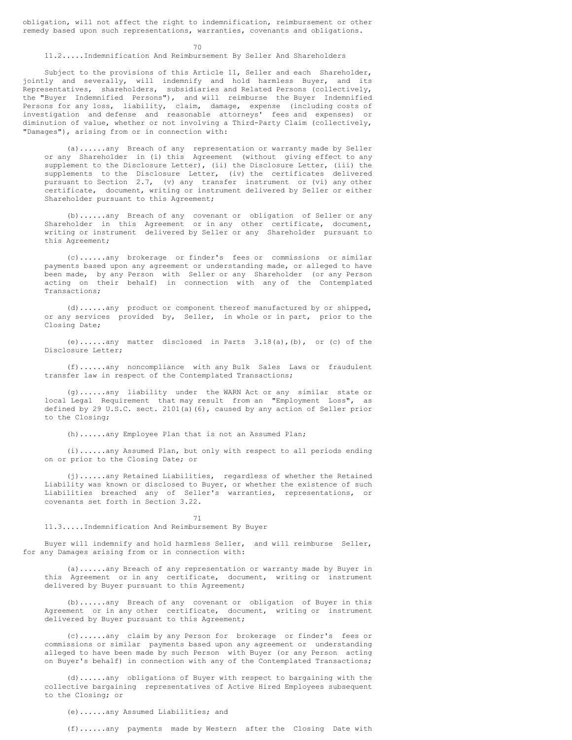obligation, will not affect the right to indemnification, reimbursement or other remedy based upon such representations, warranties, covenants and obligations.

## 11.2.....Indemnification And Reimbursement By Seller And Shareholders

Subject to the provisions of this Article 11, Seller and each Shareholder, jointly and severally, will indemnify and hold harmless Buyer, and its Representatives, shareholders, subsidiaries and Related Persons (collectively, the "Buyer Indemnified Persons"), and will reimburse the Buyer Indemnified Persons for any loss, liability, claim, damage, expense (including costs of investigation and defense and reasonable attorneys' fees and expenses) or diminution of value, whether or not involving a Third-Party Claim (collectively, "Damages"), arising from or in connection with:

(a)......any Breach of any representation or warranty made by Seller or any Shareholder in (i) this Agreement (without giving effect to any supplement to the Disclosure Letter), (ii) the Disclosure Letter, (iii) the supplements to the Disclosure Letter, (iv) the certificates delivered pursuant to Section 2.7, (v) any transfer instrument or (vi) any other certificate, document, writing or instrument delivered by Seller or either Shareholder pursuant to this Agreement;

(b)......any Breach of any covenant or obligation of Seller or any Shareholder in this Agreement or in any other certificate, document, writing or instrument delivered by Seller or any Shareholder pursuant to this Agreement;

(c)......any brokerage or finder's fees or commissions or similar payments based upon any agreement or understanding made, or alleged to have been made, by any Person with Seller or any Shareholder (or any Person acting on their behalf) in connection with any of the Contemplated Transactions;

(d)......any product or component thereof manufactured by or shipped, or any services provided by, Seller, in whole or in part, prior to the Closing Date;

(e)......any matter disclosed in Parts 3.18(a),(b), or (c) of the Disclosure Letter;

(f)......any noncompliance with any Bulk Sales Laws or fraudulent transfer law in respect of the Contemplated Transactions;

(g)......any liability under the WARN Act or any similar state or local Legal Requirement that may result from an "Employment Loss", as defined by 29 U.S.C. sect. 2101(a)(6), caused by any action of Seller prior to the Closing;

(h)......any Employee Plan that is not an Assumed Plan;

(i)......any Assumed Plan, but only with respect to all periods ending on or prior to the Closing Date; or

(j)......any Retained Liabilities, regardless of whether the Retained Liability was known or disclosed to Buyer, or whether the existence of such Liabilities breached any of Seller's warranties, representations, or covenants set forth in Section 3.22.

## 11.3.....Indemnification And Reimbursement By Buyer

Buyer will indemnify and hold harmless Seller, and will reimburse Seller, for any Damages arising from or in connection with:

(a)......any Breach of any representation or warranty made by Buyer in this Agreement or in any certificate, document, writing or instrument delivered by Buyer pursuant to this Agreement;

(b)......any Breach of any covenant or obligation of Buyer in this Agreement or in any other certificate, document, writing or instrument delivered by Buyer pursuant to this Agreement;

(c)......any claim by any Person for brokerage or finder's fees or commissions or similar payments based upon any agreement or understanding alleged to have been made by such Person with Buyer (or any Person acting on Buyer's behalf) in connection with any of the Contemplated Transactions;

(d)......any obligations of Buyer with respect to bargaining with the collective bargaining representatives of Active Hired Employees subsequent to the Closing; or

(e)......any Assumed Liabilities; and

(f)......any payments made by Western after the Closing Date with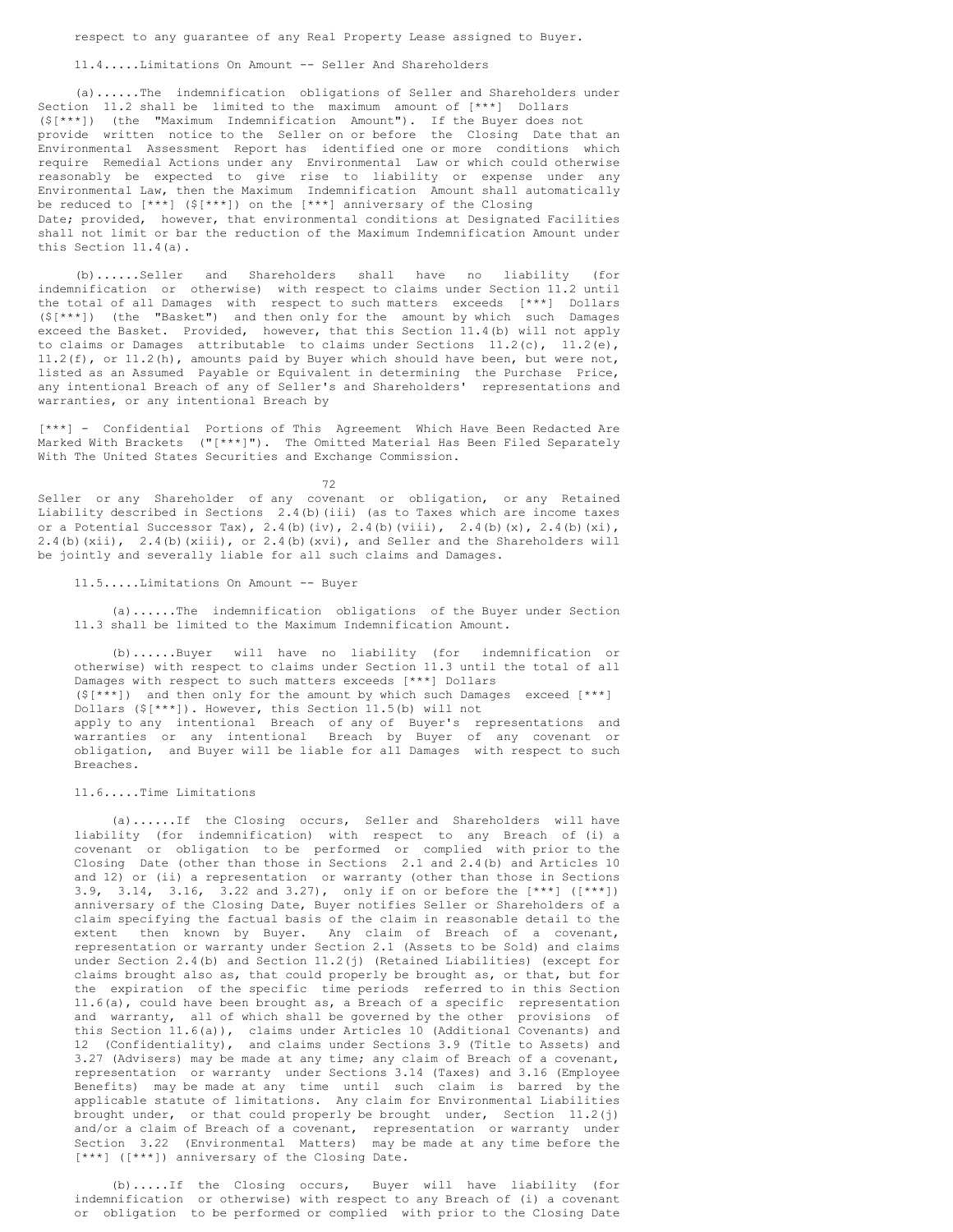respect to any guarantee of any Real Property Lease assigned to Buyer.

11.4.....Limitations On Amount -- Seller And Shareholders

(a)......The indemnification obligations of Seller and Shareholders under Section 11.2 shall be limited to the maximum amount of [***] Dollars ($[***]) (the "Maximum Indemnification Amount"). If the Buyer does not provide written notice to the Seller on or before the Closing Date that an Environmental Assessment Report has identified one or more conditions which require Remedial Actions under any Environmental Law or which could otherwise reasonably be expected to give rise to liability or expense under any Environmental Law, then the Maximum Indemnification Amount shall automatically be reduced to [***] ($[***]) on the [***] anniversary of the Closing Date; provided, however, that environmental conditions at Designated Facilities shall not limit or bar the reduction of the Maximum Indemnification Amount under this Section 11.4(a).

(b)......Seller and Shareholders shall have no liability (for indemnification or otherwise) with respect to claims under Section 11.2 until the total of all Damages with respect to such matters exceeds [***] Dollars ($[***]) (the "Basket") and then only for the amount by which such Damages exceed the Basket. Provided, however, that this Section 11.4(b) will not apply to claims or Damages attributable to claims under Sections 11.2(c), 11.2(e), 11.2(f), or 11.2(h), amounts paid by Buyer which should have been, but were not, listed as an Assumed Payable or Equivalent in determining the Purchase Price, any intentional Breach of any of Seller's and Shareholders' representations and warranties, or any intentional Breach by

[***] - Confidential Portions of This Agreement Which Have Been Redacted Are Marked With Brackets ("[***]"). The Omitted Material Has Been Filed Separately With The United States Securities and Exchange Commission.

Seller or any Shareholder of any covenant or obligation, or any Retained Liability described in Sections 2.4(b)(iii) (as to Taxes which are income taxes or a Potential Successor Tax), 2.4(b)(iv), 2.4(b)(viii), 2.4(b)(x), 2.4(b)(xi), 2.4(b)(xii), 2.4(b)(xiii), or 2.4(b)(xvi), and Seller and the Shareholders will be jointly and severally liable for all such claims and Damages.

11.5.....Limitations On Amount -- Buyer

(a)......The indemnification obligations of the Buyer under Section 11.3 shall be limited to the Maximum Indemnification Amount.

(b)......Buyer will have no liability (for indemnification or otherwise) with respect to claims under Section 11.3 until the total of all Damages with respect to such matters exceeds [***] Dollars ($[***]) and then only for the amount by which such Damages exceed [***] Dollars ($[***]). However, this Section 11.5(b) will not apply to any intentional Breach of any of Buyer's representations and warranties or any intentional Breach by Buyer of any covenant or obligation, and Buyer will be liable for all Damages with respect to such Breaches.

11.6.....Time Limitations

(a)......If the Closing occurs, Seller and Shareholders will have liability (for indemnification) with respect to any Breach of (i) a covenant or obligation to be performed or complied with prior to the Closing Date (other than those in Sections 2.1 and 2.4(b) and Articles 10 and 12) or (ii) a representation or warranty (other than those in Sections 3.9, 3.14, 3.16, 3.22 and 3.27), only if on or before the [***] ([***]) anniversary of the Closing Date, Buyer notifies Seller or Shareholders of a claim specifying the factual basis of the claim in reasonable detail to the extent then known by Buyer. Any claim of Breach of a covenant, representation or warranty under Section 2.1 (Assets to be Sold) and claims under Section 2.4(b) and Section 11.2(j) (Retained Liabilities) (except for claims brought also as, that could properly be brought as, or that, but for the expiration of the specific time periods referred to in this Section 11.6(a), could have been brought as, a Breach of a specific representation and warranty, all of which shall be governed by the other provisions of this Section 11.6(a)), claims under Articles 10 (Additional Covenants) and 12 (Confidentiality), and claims under Sections 3.9 (Title to Assets) and 3.27 (Advisers) may be made at any time; any claim of Breach of a covenant, representation or warranty under Sections 3.14 (Taxes) and 3.16 (Employee Benefits) may be made at any time until such claim is barred by the applicable statute of limitations. Any claim for Environmental Liabilities brought under, or that could properly be brought under, Section 11.2(j) and/or a claim of Breach of a covenant, representation or warranty under Section 3.22 (Environmental Matters) may be made at any time before the [***] ([***]) anniversary of the Closing Date.

(b).....If the Closing occurs, Buyer will have liability (for indemnification or otherwise) with respect to any Breach of (i) a covenant or obligation to be performed or complied with prior to the Closing Date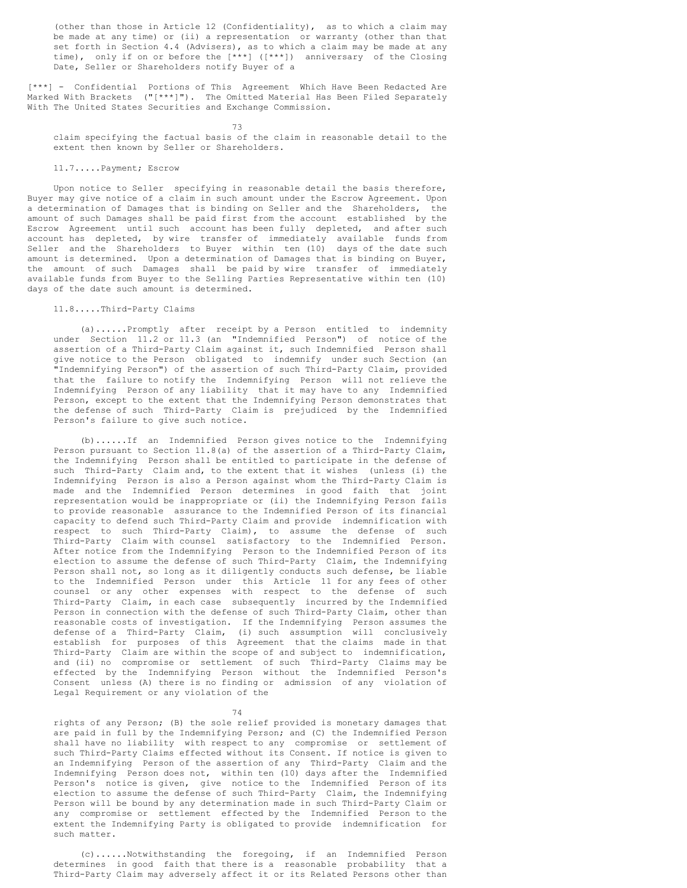(other than those in Article 12 (Confidentiality), as to which a claim may be made at any time) or (ii) a representation or warranty (other than that set forth in Section 4.4 (Advisers), as to which a claim may be made at any time), only if on or before the [***] ([***]) anniversary of the Closing Date, Seller or Shareholders notify Buyer of a

[***] - Confidential Portions of This Agreement Which Have Been Redacted Are Marked With Brackets ("[***]"). The Omitted Material Has Been Filed Separately With The United States Securities and Exchange Commission.

claim specifying the factual basis of the claim in reasonable detail to the extent then known by Seller or Shareholders.

11.7.....Payment; Escrow

Upon notice to Seller specifying in reasonable detail the basis therefore, Buyer may give notice of a claim in such amount under the Escrow Agreement. Upon a determination of Damages that is binding on Seller and the Shareholders, the amount of such Damages shall be paid first from the account established by the Escrow Agreement until such account has been fully depleted, and after such account has depleted, by wire transfer of immediately available funds from Seller and the Shareholders to Buyer within ten (10) days of the date such amount is determined. Upon a determination of Damages that is binding on Buyer, the amount of such Damages shall be paid by wire transfer of immediately available funds from Buyer to the Selling Parties Representative within ten (10) days of the date such amount is determined.

11.8.....Third-Party Claims

(a)......Promptly after receipt by a Person entitled to indemnity under Section 11.2 or 11.3 (an "Indemnified Person") of notice of the assertion of a Third-Party Claim against it, such Indemnified Person shall give notice to the Person obligated to indemnify under such Section (an "Indemnifying Person") of the assertion of such Third-Party Claim, provided that the failure to notify the Indemnifying Person will not relieve the Indemnifying Person of any liability that it may have to any Indemnified Person, except to the extent that the Indemnifying Person demonstrates that the defense of such Third-Party Claim is prejudiced by the Indemnified Person's failure to give such notice.

(b)......If an Indemnified Person gives notice to the Indemnifying Person pursuant to Section 11.8(a) of the assertion of a Third-Party Claim, the Indemnifying Person shall be entitled to participate in the defense of such Third-Party Claim and, to the extent that it wishes (unless (i) the Indemnifying Person is also a Person against whom the Third-Party Claim is made and the Indemnified Person determines in good faith that joint representation would be inappropriate or (ii) the Indemnifying Person fails to provide reasonable assurance to the Indemnified Person of its financial capacity to defend such Third-Party Claim and provide indemnification with respect to such Third-Party Claim), to assume the defense of such Third-Party Claim with counsel satisfactory to the Indemnified Person. After notice from the Indemnifying Person to the Indemnified Person of its election to assume the defense of such Third-Party Claim, the Indemnifying Person shall not, so long as it diligently conducts such defense, be liable to the Indemnified Person under this Article 11 for any fees of other counsel or any other expenses with respect to the defense of such Third-Party Claim, in each case subsequently incurred by the Indemnified Person in connection with the defense of such Third-Party Claim, other than reasonable costs of investigation. If the Indemnifying Person assumes the defense of a Third-Party Claim, (i) such assumption will conclusively establish for purposes of this Agreement that the claims made in that Third-Party Claim are within the scope of and subject to indemnification, and (ii) no compromise or settlement of such Third-Party Claims may be effected by the Indemnifying Person without the Indemnified Person's Consent unless (A) there is no finding or admission of any violation of Legal Requirement or any violation of the rights of any Person; (B) the sole relief provided is monetary damages that are paid in full by the Indemnifying Person; and (C) the Indemnified Person shall have no liability with respect to any compromise or settlement of such Third-Party Claims effected without its Consent. If notice is given to an Indemnifying Person of the assertion of any Third-Party Claim and the Indemnifying Person does not, within ten (10) days after the Indemnified Person's notice is given, give notice to the Indemnified Person of its election to assume the defense of such Third-Party Claim, the Indemnifying Person will be bound by any determination made in such Third-Party Claim or any compromise or settlement effected by the Indemnified Person to the extent the Indemnifying Party is obligated to provide indemnification for such matter.

(c)......Notwithstanding the foregoing, if an Indemnified Person determines in good faith that there is a reasonable probability that a Third-Party Claim may adversely affect it or its Related Persons other than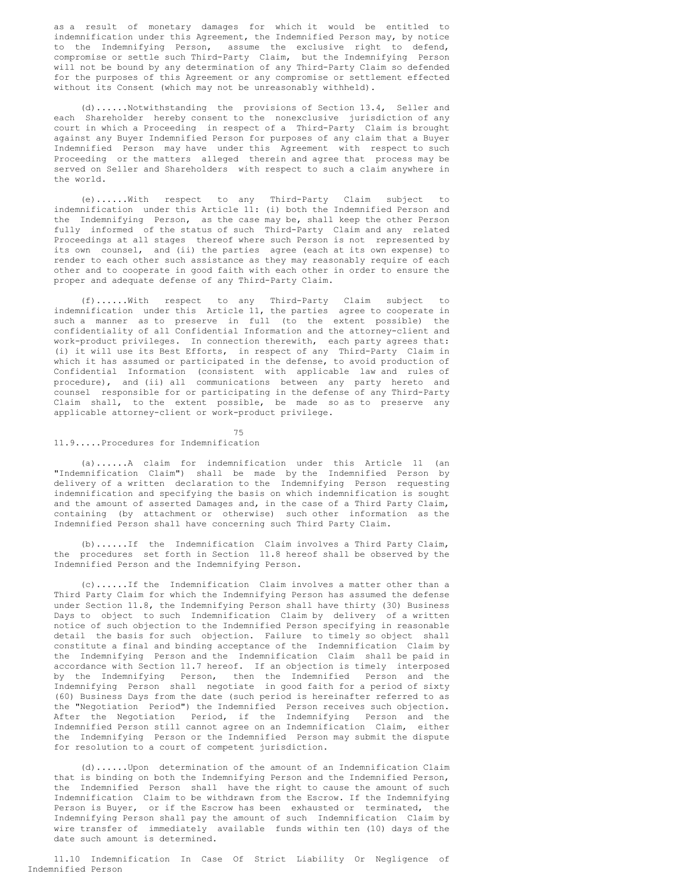as a result of monetary damages for which it would be entitled to indemnification under this Agreement, the Indemnified Person may, by notice to the Indemnifying Person, assume the exclusive right to defend, compromise or settle such Third-Party Claim, but the Indemnifying Person will not be bound by any determination of any Third-Party Claim so defended for the purposes of this Agreement or any compromise or settlement effected without its Consent (which may not be unreasonably withheld).

(d)......Notwithstanding the provisions of Section 13.4, Seller and each Shareholder hereby consent to the nonexclusive jurisdiction of any court in which a Proceeding in respect of a Third-Party Claim is brought against any Buyer Indemnified Person for purposes of any claim that a Buyer Indemnified Person may have under this Agreement with respect to such Proceeding or the matters alleged therein and agree that process may be served on Seller and Shareholders with respect to such a claim anywhere in the world.

(e)......With respect to any Third-Party Claim subject to indemnification under this Article 11: (i) both the Indemnified Person and the Indemnifying Person, as the case may be, shall keep the other Person fully informed of the status of such Third-Party Claim and any related Proceedings at all stages thereof where such Person is not represented by its own counsel, and (ii) the parties agree (each at its own expense) to render to each other such assistance as they may reasonably require of each other and to cooperate in good faith with each other in order to ensure the proper and adequate defense of any Third-Party Claim.

(f)......With respect to any Third-Party Claim subject to indemnification under this Article 11, the parties agree to cooperate in such a manner as to preserve in full (to the extent possible) the confidentiality of all Confidential Information and the attorney-client and work-product privileges. In connection therewith, each party agrees that: (i) it will use its Best Efforts, in respect of any Third-Party Claim in which it has assumed or participated in the defense, to avoid production of Confidential Information (consistent with applicable law and rules of procedure), and (ii) all communications between any party hereto and counsel responsible for or participating in the defense of any Third-Party Claim shall, to the extent possible, be made so as to preserve any applicable attorney-client or work-product privilege.

11.9.....Procedures for Indemnification

(a)......A claim for indemnification under this Article 11 (an "Indemnification Claim") shall be made by the Indemnified Person by delivery of a written declaration to the Indemnifying Person requesting indemnification and specifying the basis on which indemnification is sought and the amount of asserted Damages and, in the case of a Third Party Claim, containing (by attachment or otherwise) such other information as the Indemnified Person shall have concerning such Third Party Claim.

(b)......If the Indemnification Claim involves a Third Party Claim, the procedures set forth in Section 11.8 hereof shall be observed by the Indemnified Person and the Indemnifying Person.

(c)......If the Indemnification Claim involves a matter other than a Third Party Claim for which the Indemnifying Person has assumed the defense under Section 11.8, the Indemnifying Person shall have thirty (30) Business Days to object to such Indemnification Claim by delivery of a written notice of such objection to the Indemnified Person specifying in reasonable detail the basis for such objection. Failure to timely so object shall constitute a final and binding acceptance of the Indemnification Claim by the Indemnifying Person and the Indemnification Claim shall be paid in accordance with Section 11.7 hereof. If an objection is timely interposed by the Indemnifying Person, then the Indemnified Person and the Indemnifying Person shall negotiate in good faith for a period of sixty (60) Business Days from the date (such period is hereinafter referred to as the "Negotiation Period") the Indemnified Person receives such objection. After the Negotiation Period, if the Indemnifying Person and the Indemnified Person still cannot agree on an Indemnification Claim, either the Indemnifying Person or the Indemnified Person may submit the dispute for resolution to a court of competent jurisdiction.

(d)......Upon determination of the amount of an Indemnification Claim that is binding on both the Indemnifying Person and the Indemnified Person, the Indemnified Person shall have the right to cause the amount of such Indemnification Claim to be withdrawn from the Escrow. If the Indemnifying Person is Buyer, or if the Escrow has been exhausted or terminated, the Indemnifying Person shall pay the amount of such Indemnification Claim by wire transfer of immediately available funds within ten (10) days of the date such amount is determined.

11.10 Indemnification In Case Of Strict Liability Or Negligence of Indemnified Person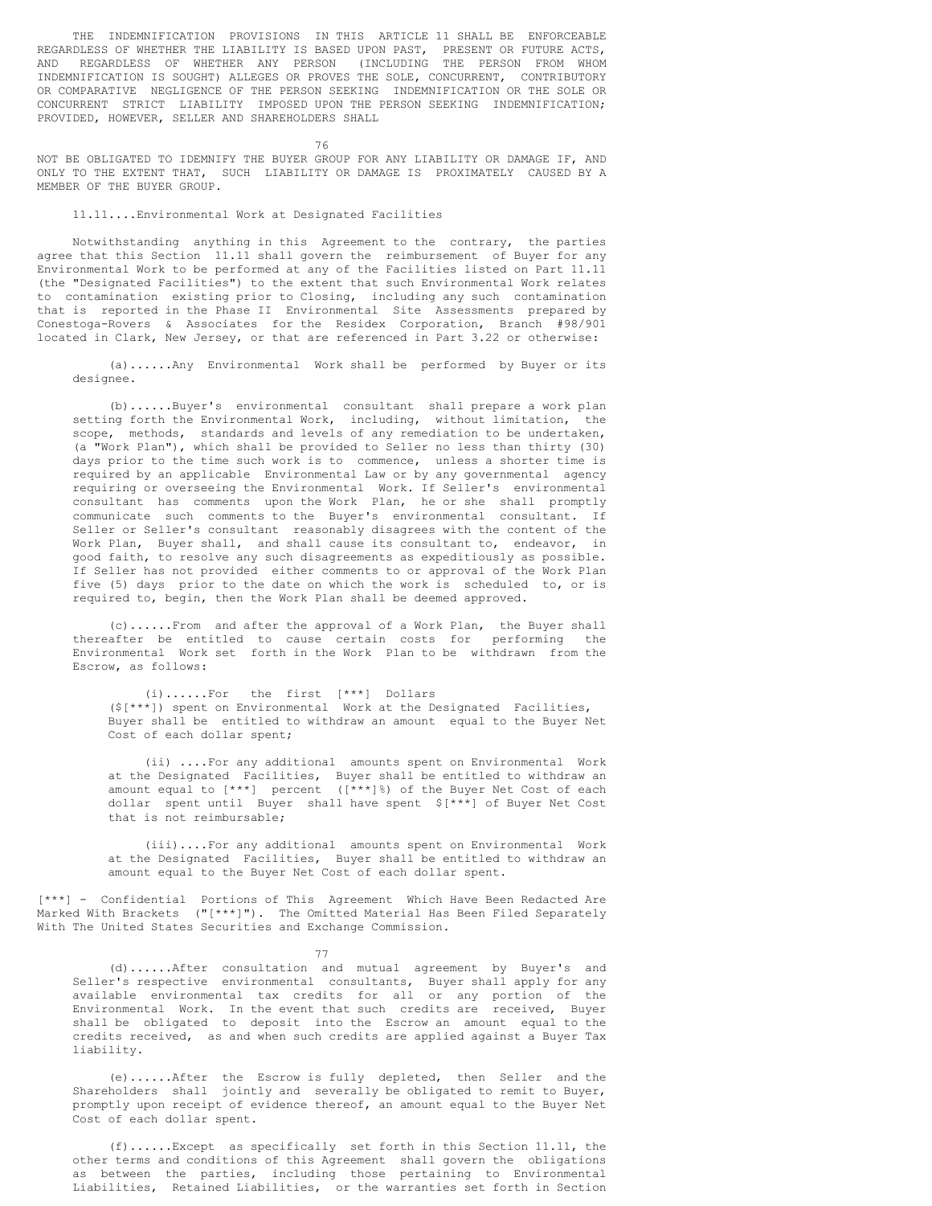THE INDEMNIFICATION PROVISIONS IN THIS ARTICLE 11 SHALL BE ENFORCEABLE REGARDLESS OF WHETHER THE LIABILITY IS BASED UPON PAST, PRESENT OR FUTURE ACTS, AND REGARDLESS OF WHETHER ANY PERSON (INCLUDING THE PERSON FROM WHOM INDEMNIFICATION IS SOUGHT) ALLEGES OR PROVES THE SOLE, CONCURRENT, CONTRIBUTORY OR COMPARATIVE NEGLIGENCE OF THE PERSON SEEKING INDEMNIFICATION OR THE SOLE OR CONCURRENT STRICT LIABILITY IMPOSED UPON THE PERSON SEEKING INDEMNIFICATION; PROVIDED, HOWEVER, SELLER AND SHAREHOLDERS SHALL NOT BE OBLIGATED TO IDEMNIFY THE BUYER GROUP FOR ANY LIABILITY OR DAMAGE IF, AND ONLY TO THE EXTENT THAT, SUCH LIABILITY OR DAMAGE IS PROXIMATELY CAUSED BY A MEMBER OF THE BUYER GROUP.

11.11....Environmental Work at Designated Facilities

Notwithstanding anything in this Agreement to the contrary, the parties agree that this Section 11.11 shall govern the reimbursement of Buyer for any Environmental Work to be performed at any of the Facilities listed on Part 11.11 (the "Designated Facilities") to the extent that such Environmental Work relates to contamination existing prior to Closing, including any such contamination that is reported in the Phase II Environmental Site Assessments prepared by Conestoga-Rovers & Associates for the Residex Corporation, Branch #98/901 located in Clark, New Jersey, or that are referenced in Part 3.22 or otherwise:

(a)......Any Environmental Work shall be performed by Buyer or its designee.

(b)......Buyer's environmental consultant shall prepare a work plan setting forth the Environmental Work, including, without limitation, the scope, methods, standards and levels of any remediation to be undertaken, (a "Work Plan"), which shall be provided to Seller no less than thirty (30) days prior to the time such work is to commence, unless a shorter time is required by an applicable Environmental Law or by any governmental agency requiring or overseeing the Environmental Work. If Seller's environmental consultant has comments upon the Work Plan, he or she shall promptly communicate such comments to the Buyer's environmental consultant. If Seller or Seller's consultant reasonably disagrees with the content of the Work Plan, Buyer shall, and shall cause its consultant to, endeavor, in good faith, to resolve any such disagreements as expeditiously as possible. If Seller has not provided either comments to or approval of the Work Plan five (5) days prior to the date on which the work is scheduled to, or is required to, begin, then the Work Plan shall be deemed approved.

(c)......From and after the approval of a Work Plan, the Buyer shall thereafter be entitled to cause certain costs for performing the Environmental Work set forth in the Work Plan to be withdrawn from the Escrow, as follows:

(i)......For the first [***] Dollars ($[***]) spent on Environmental Work at the Designated Facilities, Buyer shall be entitled to withdraw an amount equal to the Buyer Net Cost of each dollar spent;

(ii) ....For any additional amounts spent on Environmental Work at the Designated Facilities, Buyer shall be entitled to withdraw an amount equal to [***] percent ([***]%) of the Buyer Net Cost of each dollar spent until Buyer shall have spent $[***] of Buyer Net Cost that is not reimbursable;

(iii)....For any additional amounts spent on Environmental Work at the Designated Facilities, Buyer shall be entitled to withdraw an amount equal to the Buyer Net Cost of each dollar spent.

[***] - Confidential Portions of This Agreement Which Have Been Redacted Are Marked With Brackets ("[***]"). The Omitted Material Has Been Filed Separately With The United States Securities and Exchange Commission.

(d)......After consultation and mutual agreement by Buyer's and Seller's respective environmental consultants, Buyer shall apply for any available environmental tax credits for all or any portion of the Environmental Work. In the event that such credits are received, Buyer shall be obligated to deposit into the Escrow an amount equal to the credits received, as and when such credits are applied against a Buyer Tax liability.

(e)......After the Escrow is fully depleted, then Seller and the Shareholders shall jointly and severally be obligated to remit to Buyer, promptly upon receipt of evidence thereof, an amount equal to the Buyer Net Cost of each dollar spent.

(f)......Except as specifically set forth in this Section 11.11, the other terms and conditions of this Agreement shall govern the obligations as between the parties, including those pertaining to Environmental Liabilities, Retained Liabilities, or the warranties set forth in Section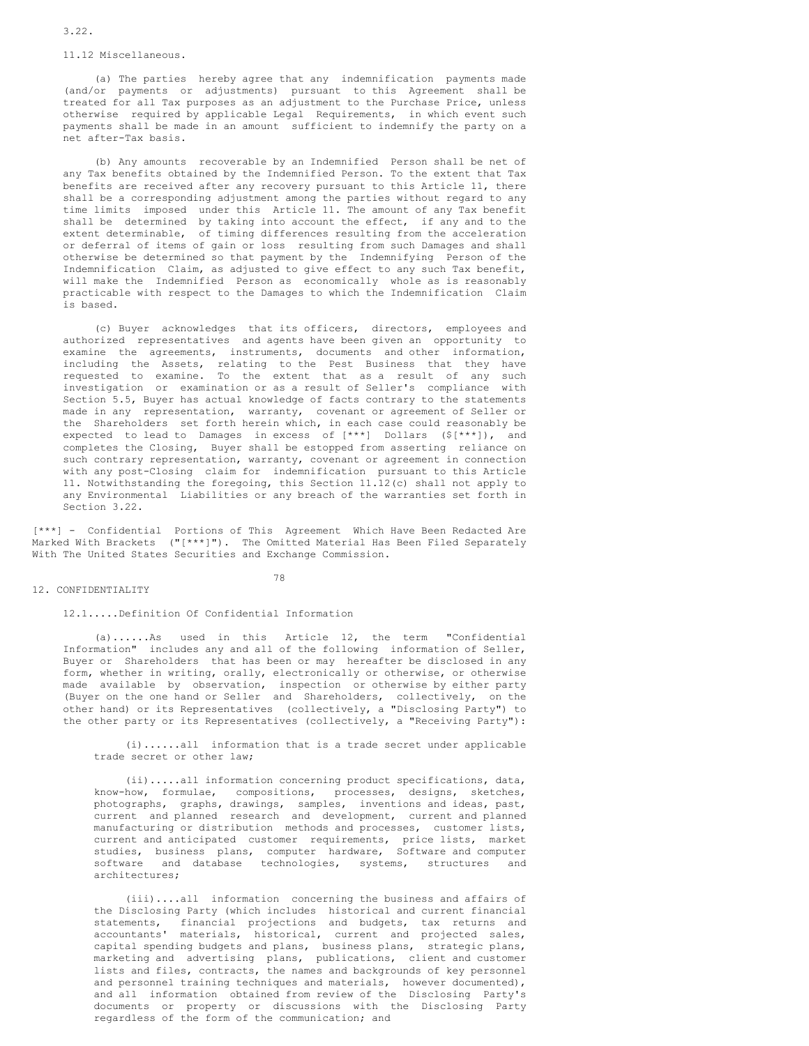3.22.

11.12 Miscellaneous.

(a) The parties hereby agree that any indemnification payments made (and/or payments or adjustments) pursuant to this Agreement shall be treated for all Tax purposes as an adjustment to the Purchase Price, unless otherwise required by applicable Legal Requirements, in which event such payments shall be made in an amount sufficient to indemnify the party on a net after-Tax basis.

(b) Any amounts recoverable by an Indemnified Person shall be net of any Tax benefits obtained by the Indemnified Person. To the extent that Tax benefits are received after any recovery pursuant to this Article 11, there shall be a corresponding adjustment among the parties without regard to any time limits imposed under this Article 11. The amount of any Tax benefit shall be determined by taking into account the effect, if any and to the extent determinable, of timing differences resulting from the acceleration or deferral of items of gain or loss resulting from such Damages and shall otherwise be determined so that payment by the Indemnifying Person of the Indemnification Claim, as adjusted to give effect to any such Tax benefit, will make the Indemnified Person as economically whole as is reasonably practicable with respect to the Damages to which the Indemnification Claim is based.

(c) Buyer acknowledges that its officers, directors, employees and authorized representatives and agents have been given an opportunity to examine the agreements, instruments, documents and other information, including the Assets, relating to the Pest Business that they have requested to examine. To the extent that as a result of any such investigation or examination or as a result of Seller's compliance with Section 5.5, Buyer has actual knowledge of facts contrary to the statements made in any representation, warranty, covenant or agreement of Seller or the Shareholders set forth herein which, in each case could reasonably be expected to lead to Damages in excess of [***] Dollars ($[***]), and completes the Closing, Buyer shall be estopped from asserting reliance on such contrary representation, warranty, covenant or agreement in connection with any post-Closing claim for indemnification pursuant to this Article 11. Notwithstanding the foregoing, this Section 11.12(c) shall not apply to any Environmental Liabilities or any breach of the warranties set forth in Section 3.22.

[***] - Confidential Portions of This Agreement Which Have Been Redacted Are Marked With Brackets ("[***]"). The Omitted Material Has Been Filed Separately With The United States Securities and Exchange Commission.

## 12. CONFIDENTIALITY

12.1.....Definition Of Confidential Information

(a)......As used in this Article 12, the term "Confidential Information" includes any and all of the following information of Seller, Buyer or Shareholders that has been or may hereafter be disclosed in any form, whether in writing, orally, electronically or otherwise, or otherwise made available by observation, inspection or otherwise by either party (Buyer on the one hand or Seller and Shareholders, collectively, on the other hand) or its Representatives (collectively, a "Disclosing Party") to the other party or its Representatives (collectively, a "Receiving Party"):

(i)......all information that is a trade secret under applicable trade secret or other law;

(ii).....all information concerning product specifications, data, know-how, formulae, compositions, processes, designs, sketches, photographs, graphs, drawings, samples, inventions and ideas, past, current and planned research and development, current and planned manufacturing or distribution methods and processes, customer lists, current and anticipated customer requirements, price lists, market studies, business plans, computer hardware, Software and computer software and database technologies, systems, structures and architectures;

(iii)....all information concerning the business and affairs of the Disclosing Party (which includes historical and current financial statements, financial projections and budgets, tax returns and accountants' materials, historical, current and projected sales, capital spending budgets and plans, business plans, strategic plans, marketing and advertising plans, publications, client and customer lists and files, contracts, the names and backgrounds of key personnel and personnel training techniques and materials, however documented), and all information obtained from review of the Disclosing Party's documents or property or discussions with the Disclosing Party regardless of the form of the communication; and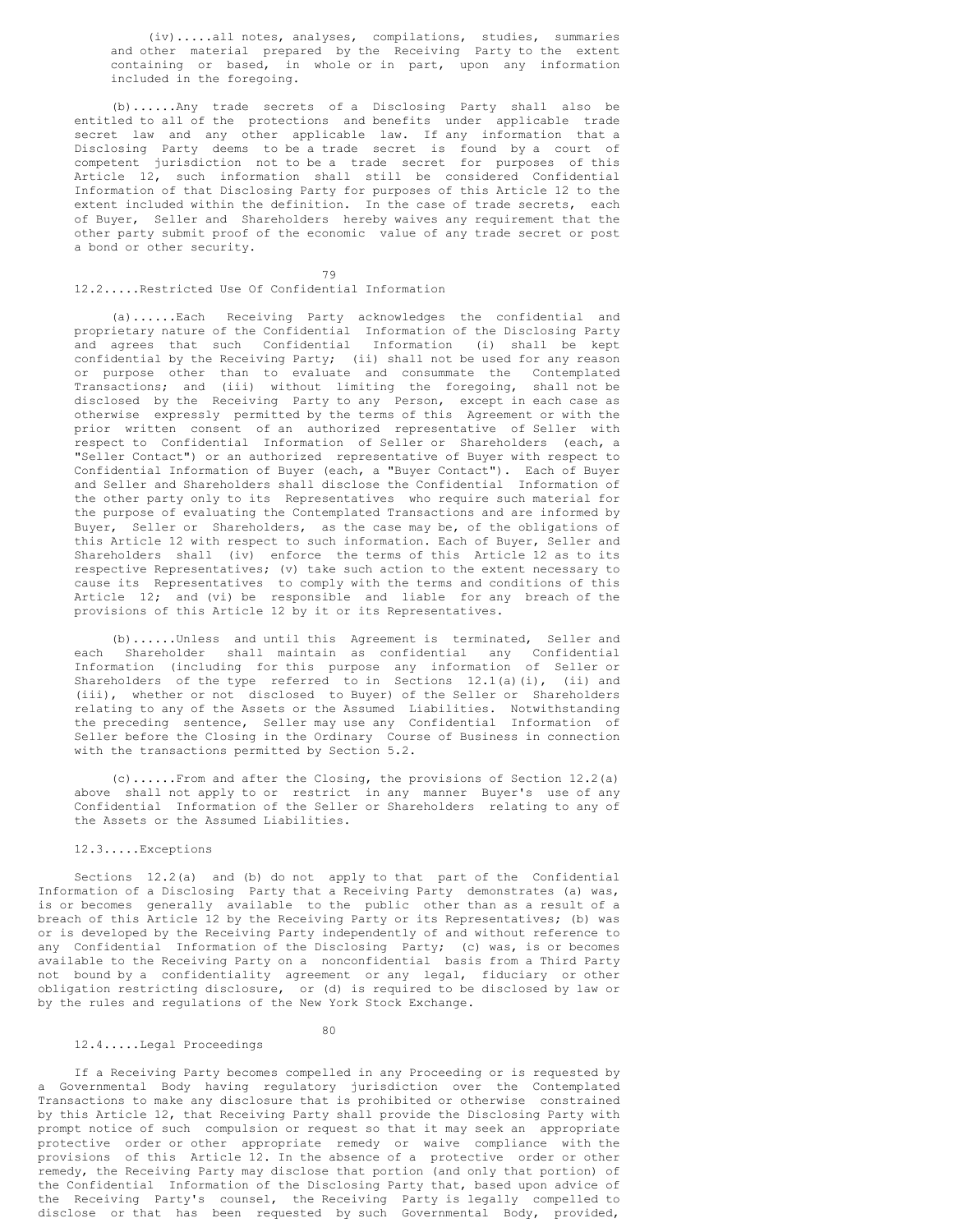(iv).....all notes, analyses, compilations, studies, summaries and other material prepared by the Receiving Party to the extent containing or based, in whole or in part, upon any information included in the foregoing.

(b)......Any trade secrets of a Disclosing Party shall also be entitled to all of the protections and benefits under applicable trade secret law and any other applicable law. If any information that a Disclosing Party deems to be a trade secret is found by a court of competent jurisdiction not to be a trade secret for purposes of this Article 12, such information shall still be considered Confidential Information of that Disclosing Party for purposes of this Article 12 to the extent included within the definition. In the case of trade secrets, each of Buyer, Seller and Shareholders hereby waives any requirement that the other party submit proof of the economic value of any trade secret or post a bond or other security.

12.2.....Restricted Use Of Confidential Information

(a)......Each Receiving Party acknowledges the confidential and proprietary nature of the Confidential Information of the Disclosing Party and agrees that such Confidential Information (i) shall be kept confidential by the Receiving Party; (ii) shall not be used for any reason or purpose other than to evaluate and consummate the Contemplated Transactions; and (iii) without limiting the foregoing, shall not be disclosed by the Receiving Party to any Person, except in each case as otherwise expressly permitted by the terms of this Agreement or with the prior written consent of an authorized representative of Seller with respect to Confidential Information of Seller or Shareholders (each, a "Seller Contact") or an authorized representative of Buyer with respect to Confidential Information of Buyer (each, a "Buyer Contact"). Each of Buyer and Seller and Shareholders shall disclose the Confidential Information of the other party only to its Representatives who require such material for the purpose of evaluating the Contemplated Transactions and are informed by Buyer, Seller or Shareholders, as the case may be, of the obligations of this Article 12 with respect to such information. Each of Buyer, Seller and Shareholders shall (iv) enforce the terms of this Article 12 as to its respective Representatives; (v) take such action to the extent necessary to cause its Representatives to comply with the terms and conditions of this Article 12; and (vi) be responsible and liable for any breach of the provisions of this Article 12 by it or its Representatives.

(b)......Unless and until this Agreement is terminated, Seller and each Shareholder shall maintain as confidential any Confidential Information (including for this purpose any information of Seller or Shareholders of the type referred to in Sections 12.1(a)(i), (ii) and (iii), whether or not disclosed to Buyer) of the Seller or Shareholders relating to any of the Assets or the Assumed Liabilities. Notwithstanding the preceding sentence, Seller may use any Confidential Information of Seller before the Closing in the Ordinary Course of Business in connection with the transactions permitted by Section 5.2.

(c)......From and after the Closing, the provisions of Section 12.2(a) above shall not apply to or restrict in any manner Buyer's use of any Confidential Information of the Seller or Shareholders relating to any of the Assets or the Assumed Liabilities.

12.3.....Exceptions

Sections 12.2(a) and (b) do not apply to that part of the Confidential Information of a Disclosing Party that a Receiving Party demonstrates (a) was, is or becomes generally available to the public other than as a result of a breach of this Article 12 by the Receiving Party or its Representatives; (b) was or is developed by the Receiving Party independently of and without reference to any Confidential Information of the Disclosing Party; (c) was, is or becomes available to the Receiving Party on a nonconfidential basis from a Third Party not bound by a confidentiality agreement or any legal, fiduciary or other obligation restricting disclosure, or (d) is required to be disclosed by law or by the rules and regulations of the New York Stock Exchange.

12.4.....Legal Proceedings

If a Receiving Party becomes compelled in any Proceeding or is requested by a Governmental Body having regulatory jurisdiction over the Contemplated Transactions to make any disclosure that is prohibited or otherwise constrained by this Article 12, that Receiving Party shall provide the Disclosing Party with prompt notice of such compulsion or request so that it may seek an appropriate protective order or other appropriate remedy or waive compliance with the provisions of this Article 12. In the absence of a protective order or other remedy, the Receiving Party may disclose that portion (and only that portion) of the Confidential Information of the Disclosing Party that, based upon advice of the Receiving Party's counsel, the Receiving Party is legally compelled to disclose or that has been requested by such Governmental Body, provided,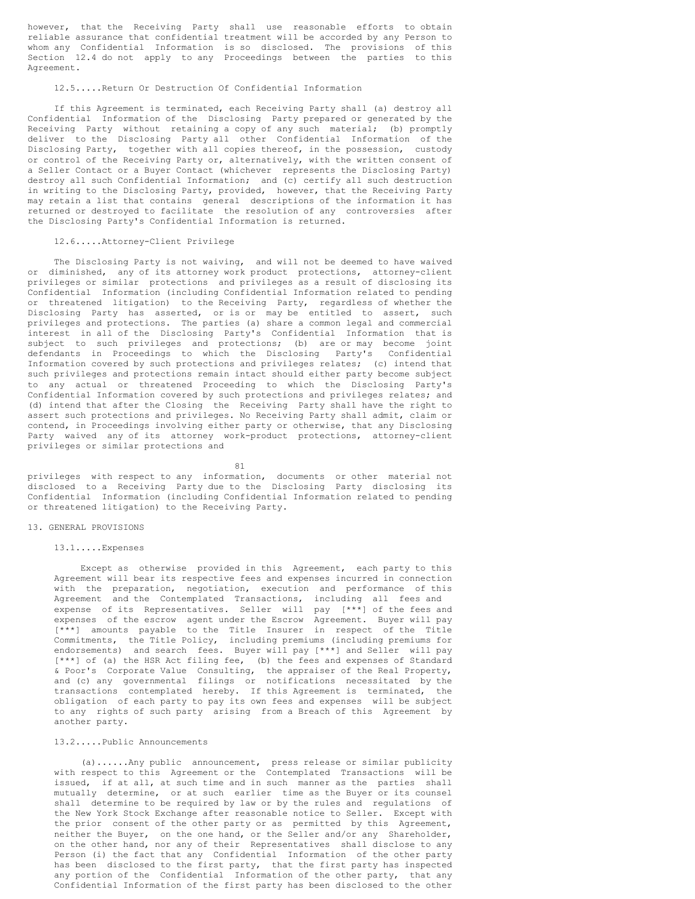however, that the Receiving Party shall use reasonable efforts to obtain reliable assurance that confidential treatment will be accorded by any Person to whom any Confidential Information is so disclosed. The provisions of this Section 12.4 do not apply to any Proceedings between the parties to this Agreement.

### 12.5.....Return Or Destruction Of Confidential Information

If this Agreement is terminated, each Receiving Party shall (a) destroy all Confidential Information of the Disclosing Party prepared or generated by the Receiving Party without retaining a copy of any such material; (b) promptly deliver to the Disclosing Party all other Confidential Information of the Disclosing Party, together with all copies thereof, in the possession, custody or control of the Receiving Party or, alternatively, with the written consent of a Seller Contact or a Buyer Contact (whichever represents the Disclosing Party) destroy all such Confidential Information; and (c) certify all such destruction in writing to the Disclosing Party, provided, however, that the Receiving Party may retain a list that contains general descriptions of the information it has returned or destroyed to facilitate the resolution of any controversies after the Disclosing Party's Confidential Information is returned.

### 12.6.....Attorney-Client Privilege

The Disclosing Party is not waiving, and will not be deemed to have waived or diminished, any of its attorney work product protections, attorney-client privileges or similar protections and privileges as a result of disclosing its Confidential Information (including Confidential Information related to pending or threatened litigation) to the Receiving Party, regardless of whether the Disclosing Party has asserted, or is or may be entitled to assert, such privileges and protections. The parties (a) share a common legal and commercial interest in all of the Disclosing Party's Confidential Information that is subject to such privileges and protections; (b) are or may become joint defendants in Proceedings to which the Disclosing Party's Confidential Information covered by such protections and privileges relates; (c) intend that such privileges and protections remain intact should either party become subject to any actual or threatened Proceeding to which the Disclosing Party's Confidential Information covered by such protections and privileges relates; and (d) intend that after the Closing the Receiving Party shall have the right to assert such protections and privileges. No Receiving Party shall admit, claim or contend, in Proceedings involving either party or otherwise, that any Disclosing Party waived any of its attorney work-product protections, attorney-client privileges or similar protections and privileges with respect to any information, documents or other material not disclosed to a Receiving Party due to the Disclosing Party disclosing its Confidential Information (including Confidential Information related to pending or threatened litigation) to the Receiving Party.

## 13. GENERAL PROVISIONS

### 13.1.....Expenses

Except as otherwise provided in this Agreement, each party to this Agreement will bear its respective fees and expenses incurred in connection with the preparation, negotiation, execution and performance of this Agreement and the Contemplated Transactions, including all fees and expense of its Representatives. Seller will pay [***] of the fees and expenses of the escrow agent under the Escrow Agreement. Buyer will pay [***] amounts payable to the Title Insurer in respect of the Title Commitments, the Title Policy, including premiums (including premiums for endorsements) and search fees. Buyer will pay [***] and Seller will pay [***] of (a) the HSR Act filing fee, (b) the fees and expenses of Standard & Poor's Corporate Value Consulting, the appraiser of the Real Property, and (c) any governmental filings or notifications necessitated by the transactions contemplated hereby. If this Agreement is terminated, the obligation of each party to pay its own fees and expenses will be subject to any rights of such party arising from a Breach of this Agreement by another party.

### 13.2.....Public Announcements

(a)......Any public announcement, press release or similar publicity with respect to this Agreement or the Contemplated Transactions will be issued, if at all, at such time and in such manner as the parties shall mutually determine, or at such earlier time as the Buyer or its counsel shall determine to be required by law or by the rules and regulations of the New York Stock Exchange after reasonable notice to Seller. Except with the prior consent of the other party or as permitted by this Agreement, neither the Buyer, on the one hand, or the Seller and/or any Shareholder, on the other hand, nor any of their Representatives shall disclose to any Person (i) the fact that any Confidential Information of the other party has been disclosed to the first party, that the first party has inspected any portion of the Confidential Information of the other party, that any Confidential Information of the first party has been disclosed to the other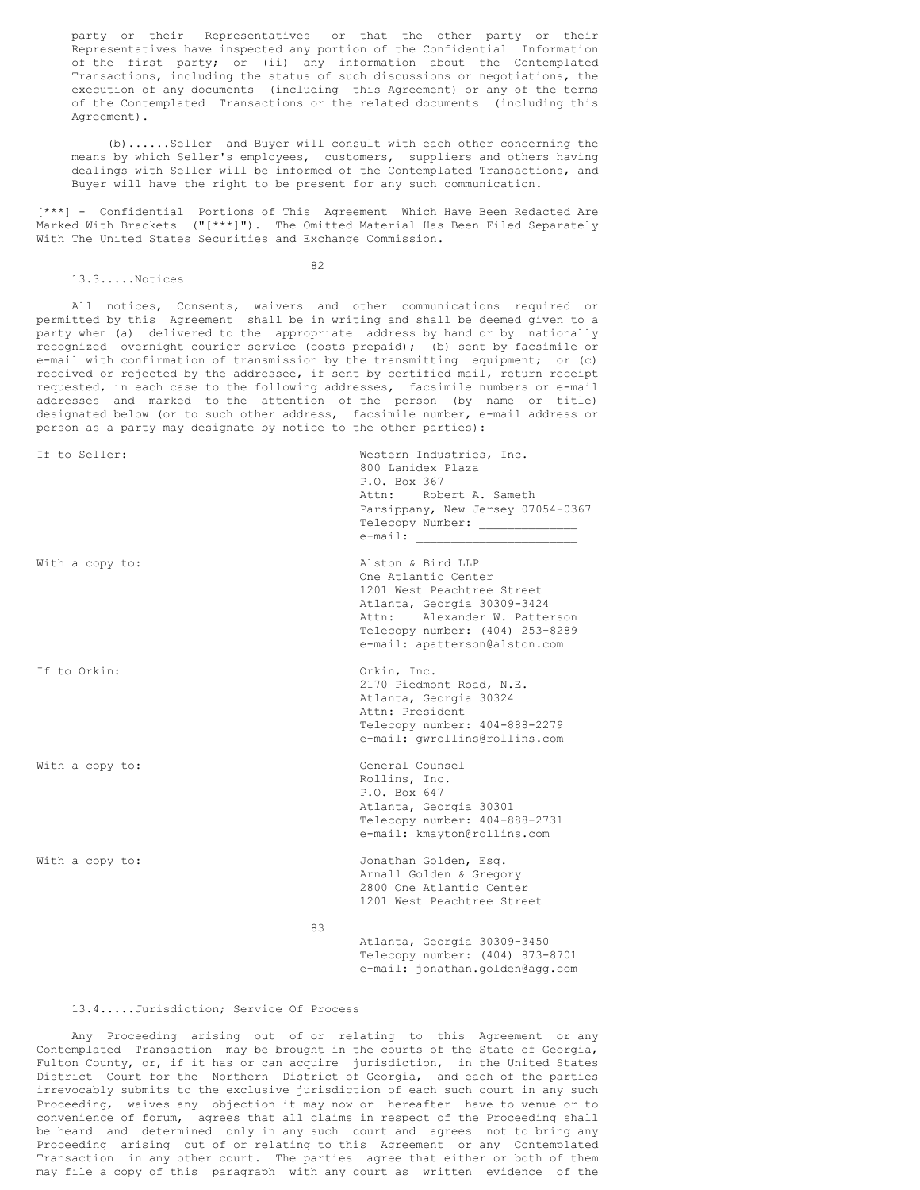party or their Representatives or that the other party or their Representatives have inspected any portion of the Confidential Information of the first party; or (ii) any information about the Contemplated Transactions, including the status of such discussions or negotiations, the execution of any documents (including this Agreement) or any of the terms of the Contemplated Transactions or the related documents (including this Agreement).

(b)......Seller and Buyer will consult with each other concerning the means by which Seller's employees, customers, suppliers and others having dealings with Seller will be informed of the Contemplated Transactions, and Buyer will have the right to be present for any such communication.

[***] - Confidential Portions of This Agreement Which Have Been Redacted Are Marked With Brackets ("[***]"). The Omitted Material Has Been Filed Separately With The United States Securities and Exchange Commission.

13.3.....Notices

All notices, Consents, waivers and other communications required or permitted by this Agreement shall be in writing and shall be deemed given to a party when (a) delivered to the appropriate address by hand or by nationally recognized overnight courier service (costs prepaid); (b) sent by facsimile or e-mail with confirmation of transmission by the transmitting equipment; or (c) received or rejected by the addressee, if sent by certified mail, return receipt requested, in each case to the following addresses, facsimile numbers or e-mail addresses and marked to the attention of the person (by name or title) designated below (or to such other address, facsimile number, e-mail address or person as a party may designate by notice to the other parties):

If to Seller:

Western Industries, Inc.
800 Lanidex Plaza
P.O. Box 367
Attn: Robert A. Sameth
Parsippany, New Jersey 07054-0367
Telecopy Number: _____________
e-mail: ______________________

With a copy to:

Alston & Bird LLP
One Atlantic Center
1201 West Peachtree Street
Atlanta, Georgia 30309-3424
Attn: Alexander W. Patterson
Telecopy number: (404) 253-8289
e-mail: apatterson@alston.com

If to Orkin:

Orkin, Inc.
2170 Piedmont Road, N.E.
Atlanta, Georgia 30324
Attn: President
Telecopy number: 404-888-2279
e-mail: gwrollins@rollins.com

With a copy to:

General Counsel
Rollins, Inc.
P.O. Box 647
Atlanta, Georgia 30301
Telecopy number: 404-888-2731
e-mail: kmayton@rollins.com

With a copy to:

Jonathan Golden, Esq.
Arnall Golden & Gregory
2800 One Atlantic Center
1201 West Peachtree Street
Atlanta, Georgia 30309-3450
Telecopy number: (404) 873-8701
e-mail: jonathan.golden@agg.com

13.4.....Jurisdiction; Service Of Process

Any Proceeding arising out of or relating to this Agreement or any Contemplated Transaction may be brought in the courts of the State of Georgia, Fulton County, or, if it has or can acquire jurisdiction, in the United States District Court for the Northern District of Georgia, and each of the parties irrevocably submits to the exclusive jurisdiction of each such court in any such Proceeding, waives any objection it may now or hereafter have to venue or to convenience of forum, agrees that all claims in respect of the Proceeding shall be heard and determined only in any such court and agrees not to bring any Proceeding arising out of or relating to this Agreement or any Contemplated Transaction in any other court. The parties agree that either or both of them may file a copy of this paragraph with any court as written evidence of the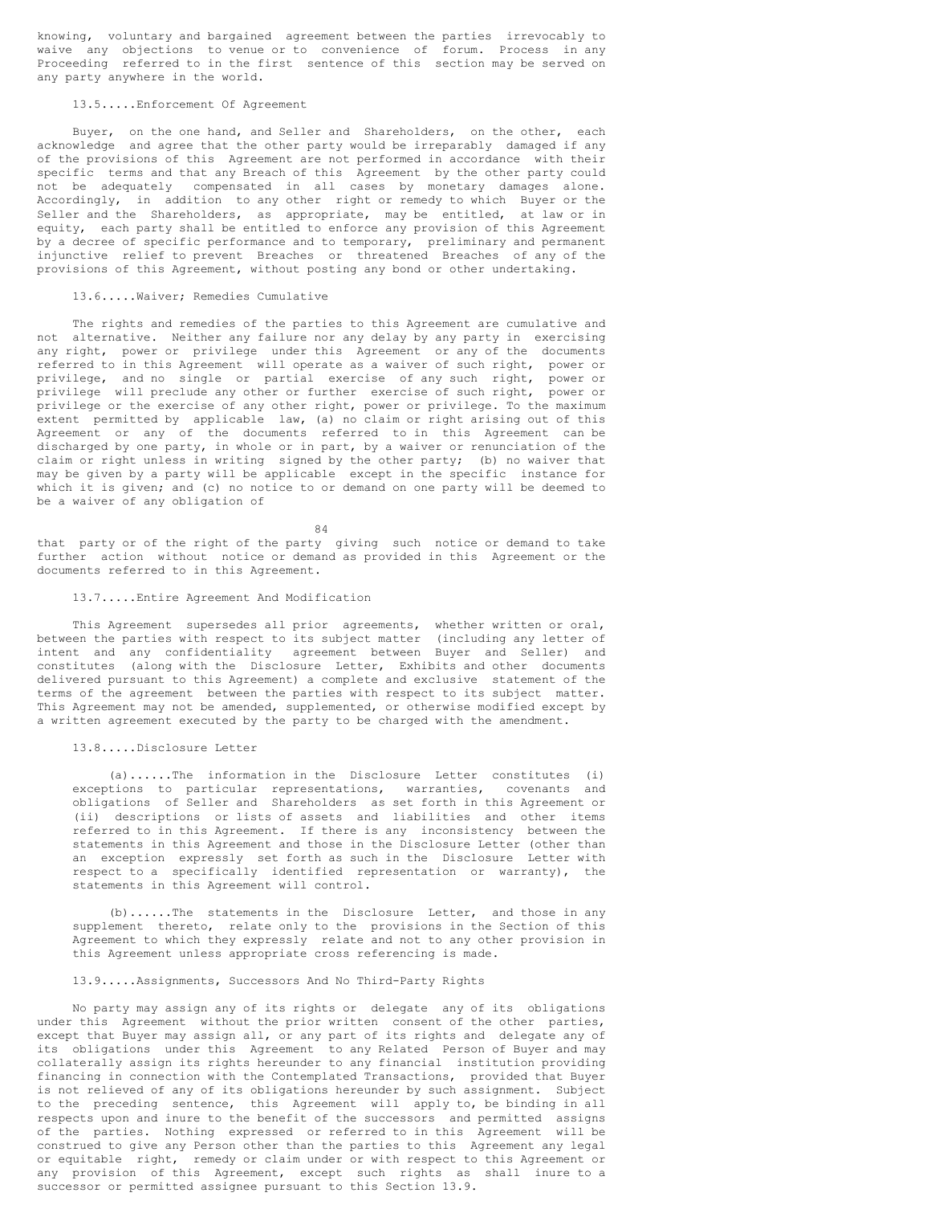knowing, voluntary and bargained agreement between the parties irrevocably to waive any objections to venue or to convenience of forum. Process in any Proceeding referred to in the first sentence of this section may be served on any party anywhere in the world.

### 13.5.....Enforcement Of Agreement

Buyer, on the one hand, and Seller and Shareholders, on the other, each acknowledge and agree that the other party would be irreparably damaged if any of the provisions of this Agreement are not performed in accordance with their specific terms and that any Breach of this Agreement by the other party could not be adequately compensated in all cases by monetary damages alone. Accordingly, in addition to any other right or remedy to which Buyer or the Seller and the Shareholders, as appropriate, may be entitled, at law or in equity, each party shall be entitled to enforce any provision of this Agreement by a decree of specific performance and to temporary, preliminary and permanent injunctive relief to prevent Breaches or threatened Breaches of any of the provisions of this Agreement, without posting any bond or other undertaking.

### 13.6.....Waiver; Remedies Cumulative

The rights and remedies of the parties to this Agreement are cumulative and not alternative. Neither any failure nor any delay by any party in exercising any right, power or privilege under this Agreement or any of the documents referred to in this Agreement will operate as a waiver of such right, power or privilege, and no single or partial exercise of any such right, power or privilege will preclude any other or further exercise of such right, power or privilege or the exercise of any other right, power or privilege. To the maximum extent permitted by applicable law, (a) no claim or right arising out of this Agreement or any of the documents referred to in this Agreement can be discharged by one party, in whole or in part, by a waiver or renunciation of the claim or right unless in writing signed by the other party; (b) no waiver that may be given by a party will be applicable except in the specific instance for which it is given; and (c) no notice to or demand on one party will be deemed to be a waiver of any obligation of that party or of the right of the party giving such notice or demand to take further action without notice or demand as provided in this Agreement or the documents referred to in this Agreement.

### 13.7.....Entire Agreement And Modification

This Agreement supersedes all prior agreements, whether written or oral, between the parties with respect to its subject matter (including any letter of intent and any confidentiality agreement between Buyer and Seller) and constitutes (along with the Disclosure Letter, Exhibits and other documents delivered pursuant to this Agreement) a complete and exclusive statement of the terms of the agreement between the parties with respect to its subject matter. This Agreement may not be amended, supplemented, or otherwise modified except by a written agreement executed by the party to be charged with the amendment.

### 13.8.....Disclosure Letter

(a)......The information in the Disclosure Letter constitutes (i) exceptions to particular representations, warranties, covenants and obligations of Seller and Shareholders as set forth in this Agreement or (ii) descriptions or lists of assets and liabilities and other items referred to in this Agreement. If there is any inconsistency between the statements in this Agreement and those in the Disclosure Letter (other than an exception expressly set forth as such in the Disclosure Letter with respect to a specifically identified representation or warranty), the statements in this Agreement will control.

(b)......The statements in the Disclosure Letter, and those in any supplement thereto, relate only to the provisions in the Section of this Agreement to which they expressly relate and not to any other provision in this Agreement unless appropriate cross referencing is made.

### 13.9.....Assignments, Successors And No Third-Party Rights

No party may assign any of its rights or delegate any of its obligations under this Agreement without the prior written consent of the other parties, except that Buyer may assign all, or any part of its rights and delegate any of its obligations under this Agreement to any Related Person of Buyer and may collaterally assign its rights hereunder to any financial institution providing financing in connection with the Contemplated Transactions, provided that Buyer is not relieved of any of its obligations hereunder by such assignment. Subject to the preceding sentence, this Agreement will apply to, be binding in all respects upon and inure to the benefit of the successors and permitted assigns of the parties. Nothing expressed or referred to in this Agreement will be construed to give any Person other than the parties to this Agreement any legal or equitable right, remedy or claim under or with respect to this Agreement or any provision of this Agreement, except such rights as shall inure to a successor or permitted assignee pursuant to this Section 13.9.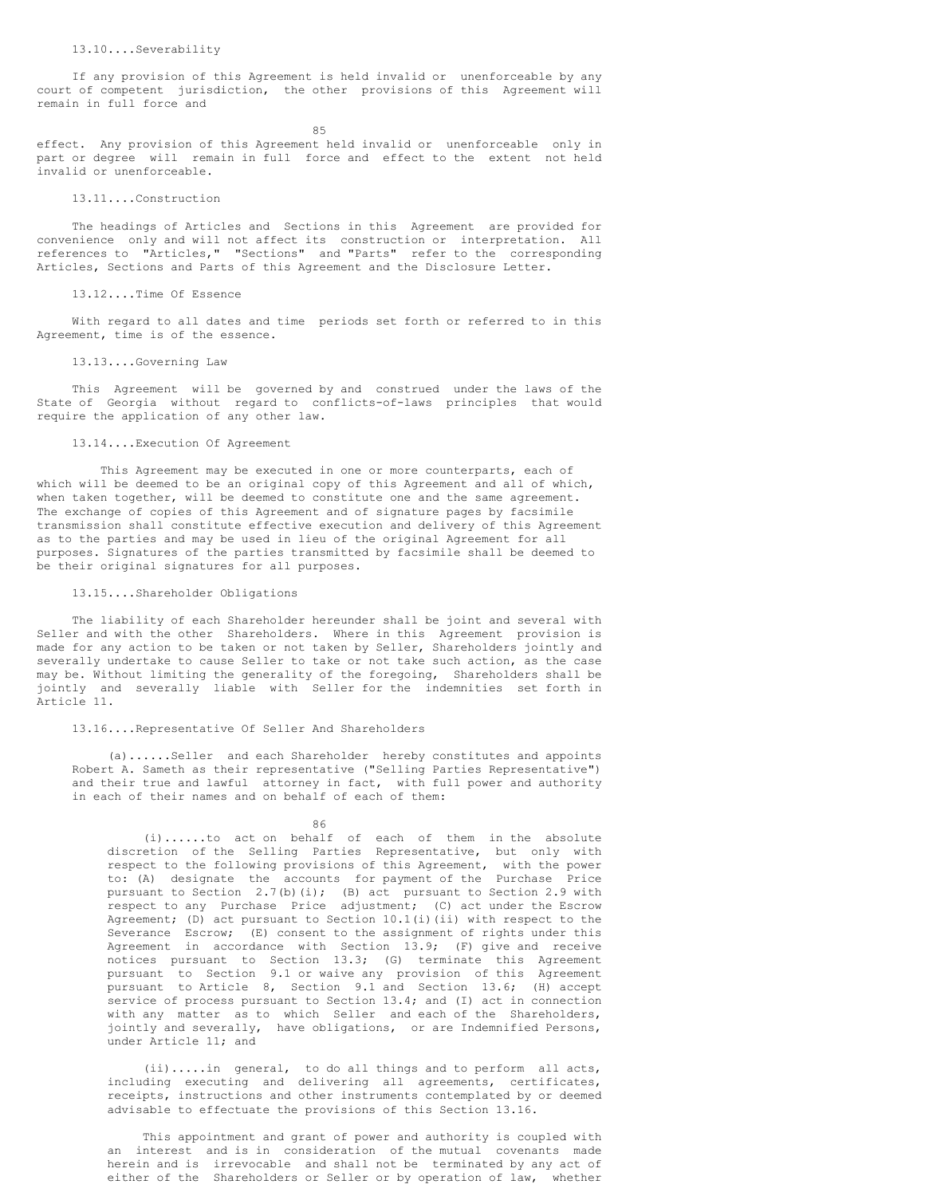### 13.10....Severability

If any provision of this Agreement is held invalid or unenforceable by any court of competent jurisdiction, the other provisions of this Agreement will remain in full force and effect. Any provision of this Agreement held invalid or unenforceable only in part or degree will remain in full force and effect to the extent not held invalid or unenforceable.

### 13.11....Construction

The headings of Articles and Sections in this Agreement are provided for convenience only and will not affect its construction or interpretation. All references to "Articles," "Sections" and "Parts" refer to the corresponding Articles, Sections and Parts of this Agreement and the Disclosure Letter.

### 13.12....Time Of Essence

With regard to all dates and time periods set forth or referred to in this Agreement, time is of the essence.

### 13.13....Governing Law

This Agreement will be governed by and construed under the laws of the State of Georgia without regard to conflicts-of-laws principles that would require the application of any other law.

### 13.14....Execution Of Agreement

This Agreement may be executed in one or more counterparts, each of which will be deemed to be an original copy of this Agreement and all of which, when taken together, will be deemed to constitute one and the same agreement. The exchange of copies of this Agreement and of signature pages by facsimile transmission shall constitute effective execution and delivery of this Agreement as to the parties and may be used in lieu of the original Agreement for all purposes. Signatures of the parties transmitted by facsimile shall be deemed to be their original signatures for all purposes.

### 13.15....Shareholder Obligations

The liability of each Shareholder hereunder shall be joint and several with Seller and with the other Shareholders. Where in this Agreement provision is made for any action to be taken or not taken by Seller, Shareholders jointly and severally undertake to cause Seller to take or not take such action, as the case may be. Without limiting the generality of the foregoing, Shareholders shall be jointly and severally liable with Seller for the indemnities set forth in Article 11.

### 13.16....Representative Of Seller And Shareholders

(a)......Seller and each Shareholder hereby constitutes and appoints Robert A. Sameth as their representative ("Selling Parties Representative") and their true and lawful attorney in fact, with full power and authority in each of their names and on behalf of each of them:

(i)......to act on behalf of each of them in the absolute discretion of the Selling Parties Representative, but only with respect to the following provisions of this Agreement, with the power to: (A) designate the accounts for payment of the Purchase Price pursuant to Section 2.7(b)(i); (B) act pursuant to Section 2.9 with respect to any Purchase Price adjustment; (C) act under the Escrow Agreement; (D) act pursuant to Section 10.1(i)(ii) with respect to the Severance Escrow; (E) consent to the assignment of rights under this Agreement in accordance with Section 13.9; (F) give and receive notices pursuant to Section 13.3; (G) terminate this Agreement pursuant to Section 9.1 or waive any provision of this Agreement pursuant to Article 8, Section 9.1 and Section 13.6; (H) accept service of process pursuant to Section 13.4; and (I) act in connection with any matter as to which Seller and each of the Shareholders, jointly and severally, have obligations, or are Indemnified Persons, under Article 11; and

(ii).....in general, to do all things and to perform all acts, including executing and delivering all agreements, certificates, receipts, instructions and other instruments contemplated by or deemed advisable to effectuate the provisions of this Section 13.16.

This appointment and grant of power and authority is coupled with an interest and is in consideration of the mutual covenants made herein and is irrevocable and shall not be terminated by any act of either of the Shareholders or Seller or by operation of law, whether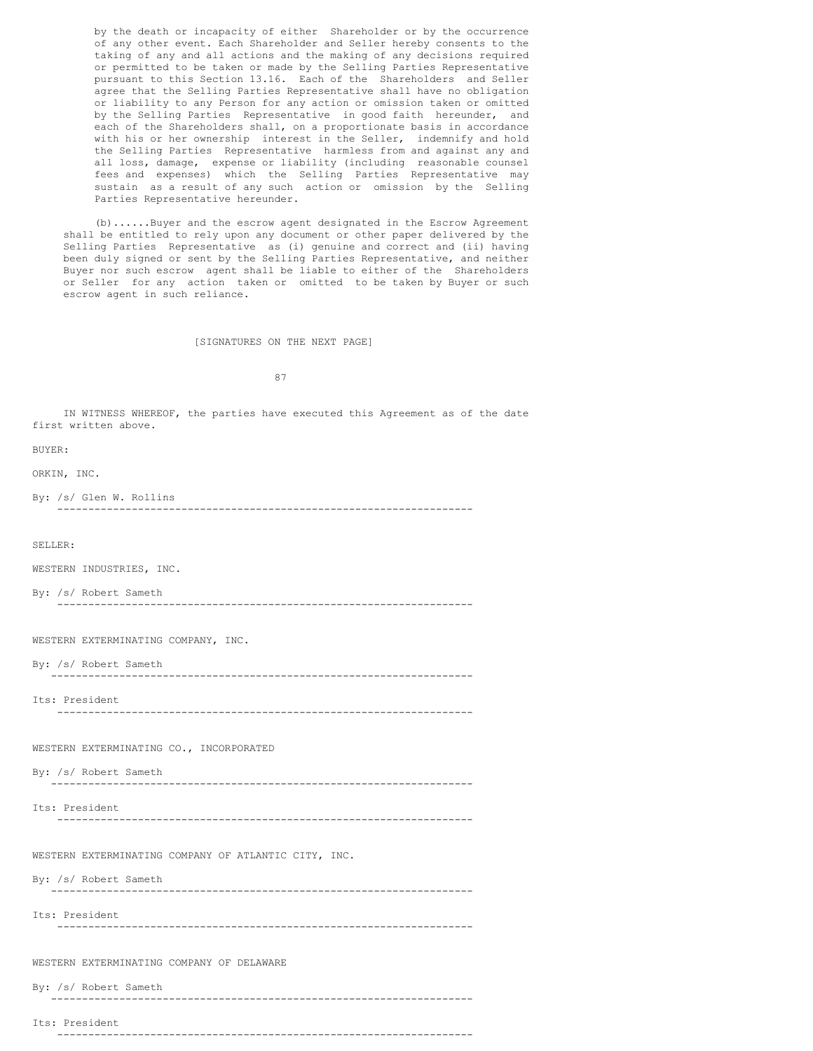by the death or incapacity of either Shareholder or by the occurrence of any other event. Each Shareholder and Seller hereby consents to the taking of any and all actions and the making of any decisions required or permitted to be taken or made by the Selling Parties Representative pursuant to this Section 13.16. Each of the Shareholders and Seller agree that the Selling Parties Representative shall have no obligation or liability to any Person for any action or omission taken or omitted by the Selling Parties Representative in good faith hereunder, and each of the Shareholders shall, on a proportionate basis in accordance with his or her ownership interest in the Seller, indemnify and hold the Selling Parties Representative harmless from and against any and all loss, damage, expense or liability (including reasonable counsel fees and expenses) which the Selling Parties Representative may sustain as a result of any such action or omission by the Selling Parties Representative hereunder.

(b)......Buyer and the escrow agent designated in the Escrow Agreement shall be entitled to rely upon any document or other paper delivered by the Selling Parties Representative as (i) genuine and correct and (ii) having been duly signed or sent by the Selling Parties Representative, and neither Buyer nor such escrow agent shall be liable to either of the Shareholders or Seller for any action taken or omitted to be taken by Buyer or such escrow agent in such reliance.

[SIGNATURES ON THE NEXT PAGE]

IN WITNESS WHEREOF, the parties have executed this Agreement as of the date first written above.

BUYER:

ORKIN, INC.

By: /s/ Glen W. Rollins

SELLER:

WESTERN INDUSTRIES, INC.

By: /s/ Robert Sameth

WESTERN EXTERMINATING COMPANY, INC.

By: /s/ Robert Sameth

Its: President

WESTERN EXTERMINATING CO., INCORPORATED

By: /s/ Robert Sameth

Its: President

WESTERN EXTERMINATING COMPANY OF ATLANTIC CITY, INC.

By: /s/ Robert Sameth

Its: President

WESTERN EXTERMINATING COMPANY OF DELAWARE

By: /s/ Robert Sameth

Its: President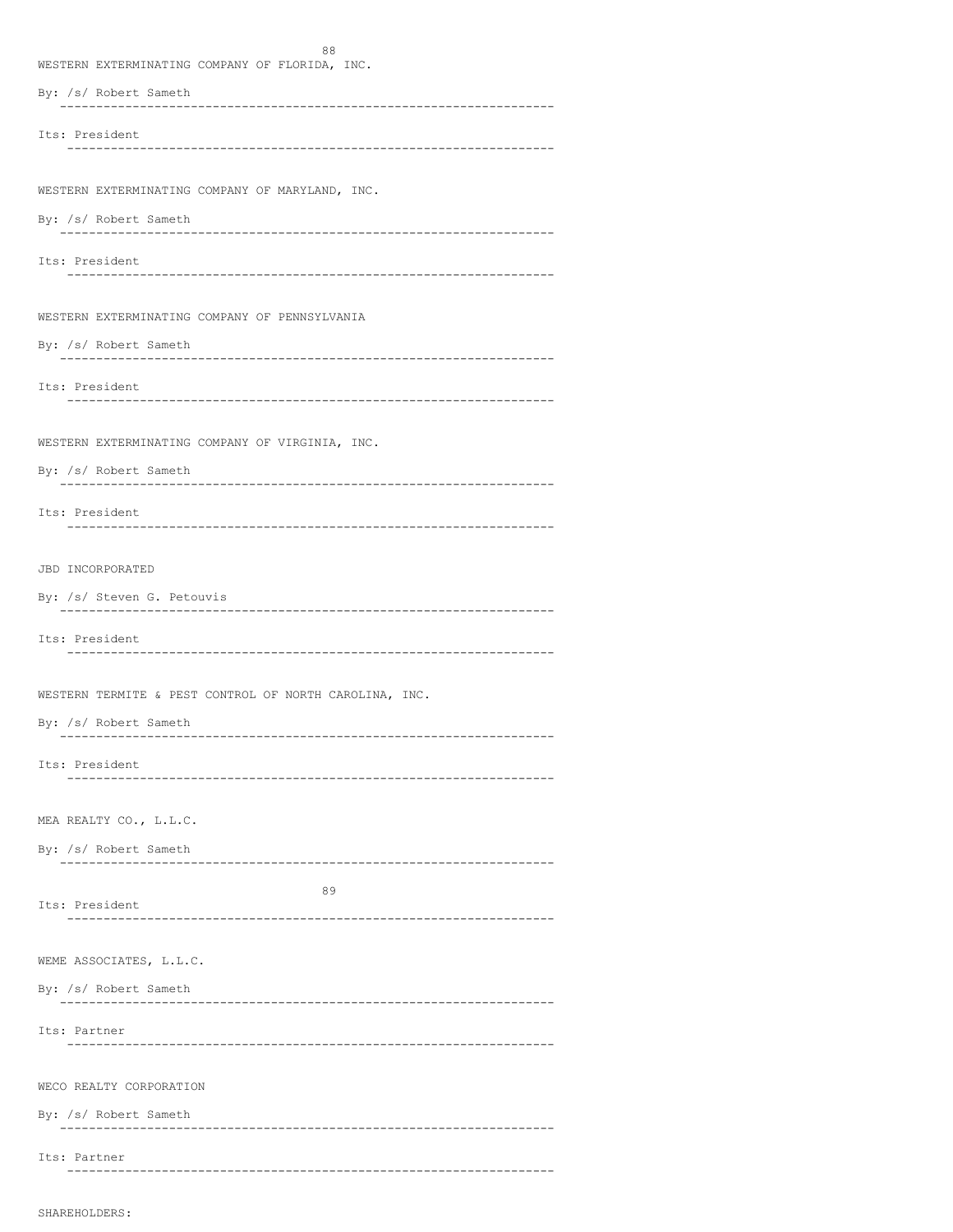WESTERN EXTERMINATING COMPANY OF FLORIDA, INC.

By: /s/ Robert Sameth

---

Its: President

---

WESTERN EXTERMINATING COMPANY OF MARYLAND, INC.

By: /s/ Robert Sameth

---

Its: President

---

WESTERN EXTERMINATING COMPANY OF PENNSYLVANIA

By: /s/ Robert Sameth

---

Its: President

---

WESTERN EXTERMINATING COMPANY OF VIRGINIA, INC.

By: /s/ Robert Sameth

---

Its: President

---

JBD INCORPORATED

By: /s/ Steven G. Petouvis

---

Its: President

---

WESTERN TERMITE & PEST CONTROL OF NORTH CAROLINA, INC.

By: /s/ Robert Sameth

---

Its: President

---

MEA REALTY CO., L.L.C.

By: /s/ Robert Sameth

---

Its: President

---

WEME ASSOCIATES, L.L.C.

By: /s/ Robert Sameth

---

Its: Partner

---

WECO REALTY CORPORATION

By: /s/ Robert Sameth

---

Its: Partner

---

SHAREHOLDERS: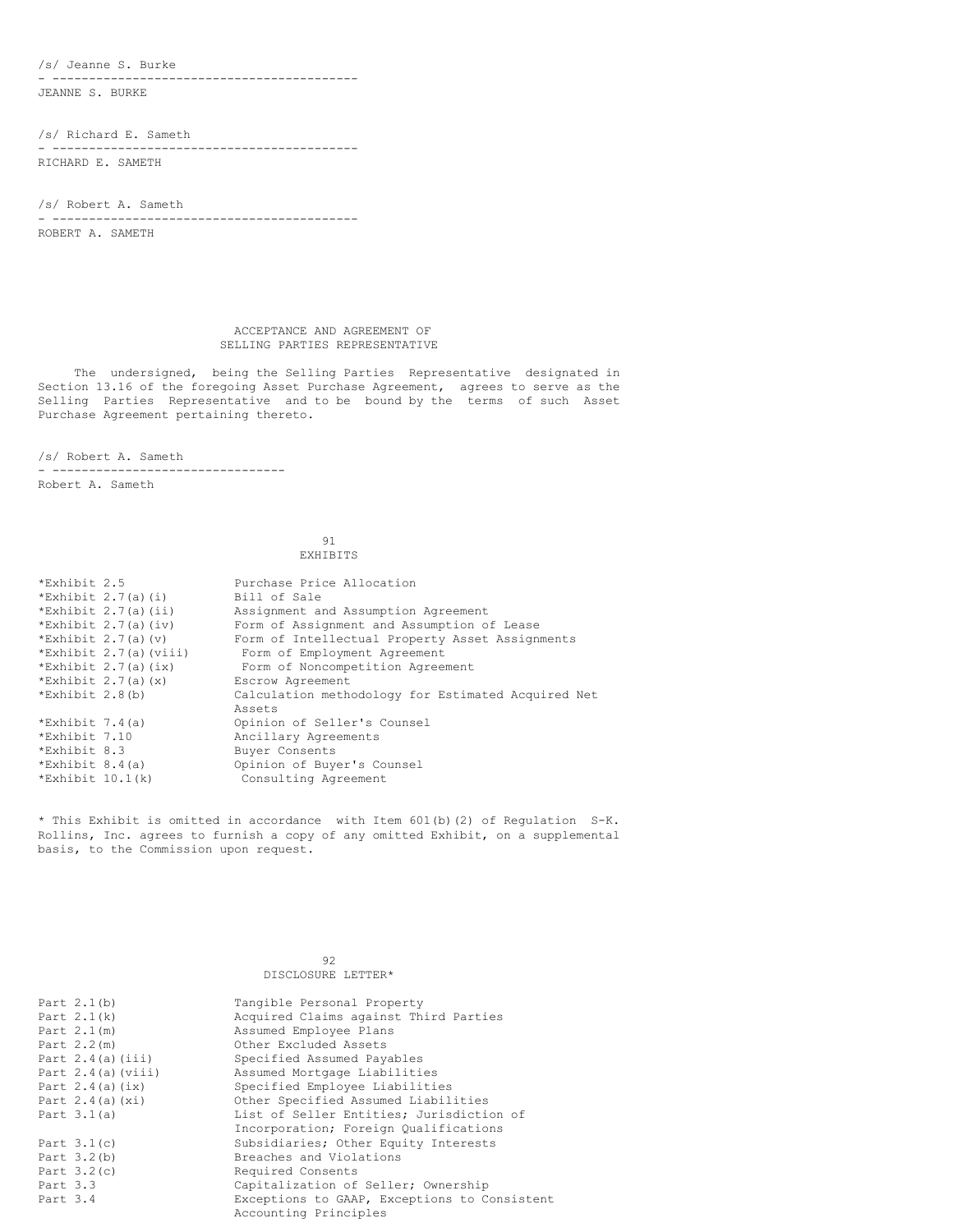/s/ Jeanne S. Burke

JEANNE S. BURKE

/s/ Richard E. Sameth

RICHARD E. SAMETH

/s/ Robert A. Sameth

ROBERT A. SAMETH

## ACCEPTANCE AND AGREEMENT OF SELLING PARTIES REPRESENTATIVE

The undersigned, being the Selling Parties Representative designated in Section 13.16 of the foregoing Asset Purchase Agreement, agrees to serve as the Selling Parties Representative and to be bound by the terms of such Asset Purchase Agreement pertaining thereto.

/s/ Robert A. Sameth

Robert A. Sameth

## EXHIBITS

| | |
|---|---|
| *Exhibit 2.5 | Purchase Price Allocation |
| *Exhibit 2.7(a)(i) | Bill of Sale |
| *Exhibit 2.7(a)(ii) | Assignment and Assumption Agreement |
| *Exhibit 2.7(a)(iv) | Form of Assignment and Assumption of Lease |
| *Exhibit 2.7(a)(v) | Form of Intellectual Property Asset Assignments |
| *Exhibit 2.7(a)(viii) | Form of Employment Agreement |
| *Exhibit 2.7(a)(ix) | Form of Noncompetition Agreement |
| *Exhibit 2.7(a)(x) | Escrow Agreement |
| *Exhibit 2.8(b) | Calculation methodology for Estimated Acquired Net Assets |
| *Exhibit 7.4(a) | Opinion of Seller's Counsel |
| *Exhibit 7.10 | Ancillary Agreements |
| *Exhibit 8.3 | Buyer Consents |
| *Exhibit 8.4(a) | Opinion of Buyer's Counsel |
| *Exhibit 10.1(k) | Consulting Agreement |

* This Exhibit is omitted in accordance with Item 601(b)(2) of Regulation S-K. Rollins, Inc. agrees to furnish a copy of any omitted Exhibit, on a supplemental basis, to the Commission upon request.

## DISCLOSURE LETTER*

| | |
|---|---|
| Part 2.1(b) | Tangible Personal Property |
| Part 2.1(k) | Acquired Claims against Third Parties |
| Part 2.1(m) | Assumed Employee Plans |
| Part 2.2(m) | Other Excluded Assets |
| Part 2.4(a)(iii) | Specified Assumed Payables |
| Part 2.4(a)(viii) | Assumed Mortgage Liabilities |
| Part 2.4(a)(ix) | Specified Employee Liabilities |
| Part 2.4(a)(xi) | Other Specified Assumed Liabilities |
| Part 3.1(a) | List of Seller Entities; Jurisdiction of Incorporation; Foreign Qualifications |
| Part 3.1(c) | Subsidiaries; Other Equity Interests |
| Part 3.2(b) | Breaches and Violations |
| Part 3.2(c) | Required Consents |
| Part 3.3 | Capitalization of Seller; Ownership |
| Part 3.4 | Exceptions to GAAP, Exceptions to Consistent Accounting Principles |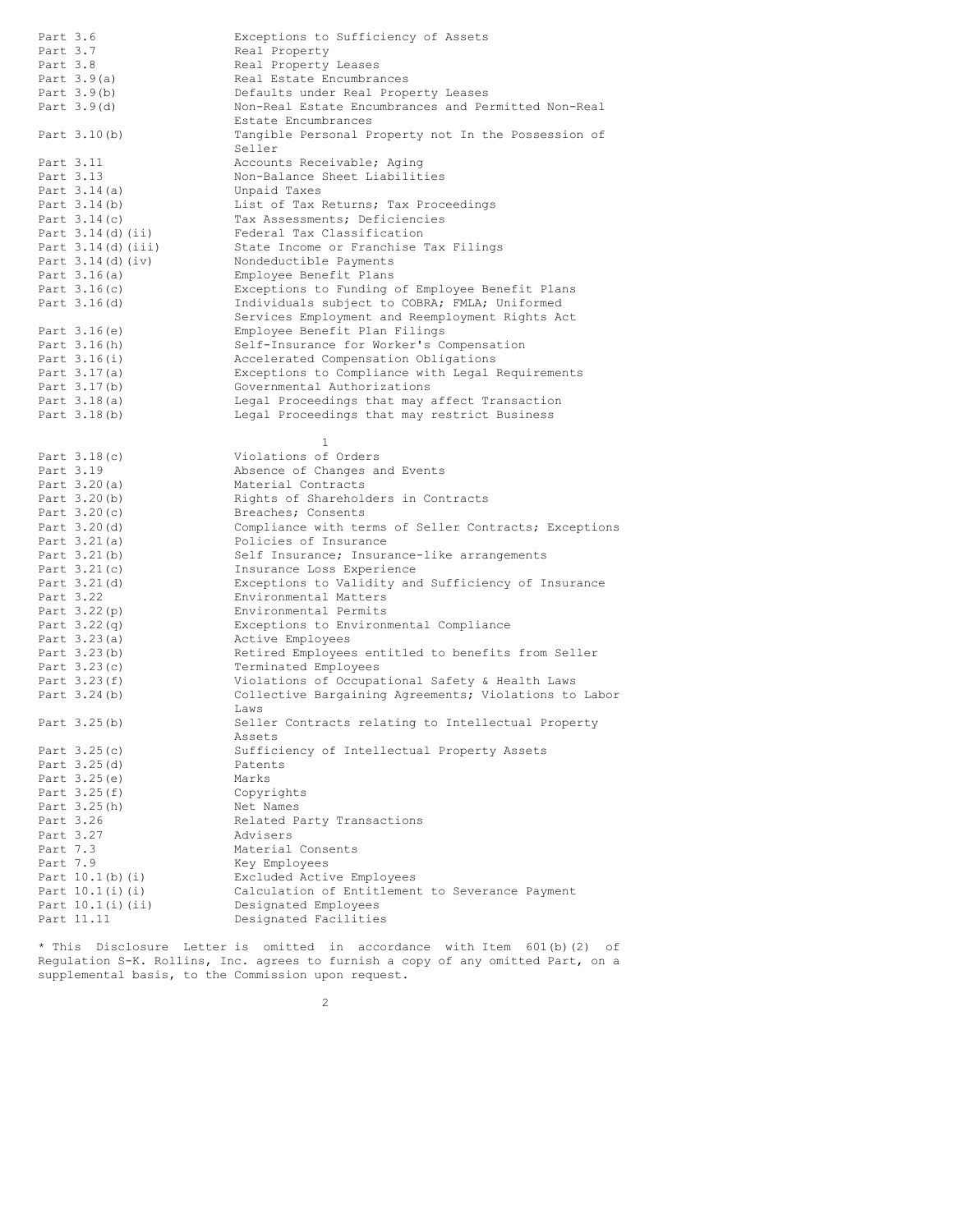| | |
|---|---|
| Part 3.6 | Exceptions to Sufficiency of Assets |
| Part 3.7 | Real Property |
| Part 3.8 | Real Property Leases |
| Part 3.9(a) | Real Estate Encumbrances |
| Part 3.9(b) | Defaults under Real Property Leases |
| Part 3.9(d) | Non-Real Estate Encumbrances and Permitted Non-Real Estate Encumbrances |
| Part 3.10(b) | Tangible Personal Property not In the Possession of Seller |
| Part 3.11 | Accounts Receivable; Aging |
| Part 3.13 | Non-Balance Sheet Liabilities |
| Part 3.14(a) | Unpaid Taxes |
| Part 3.14(b) | List of Tax Returns; Tax Proceedings |
| Part 3.14(c) | Tax Assessments; Deficiencies |
| Part 3.14(d)(ii) | Federal Tax Classification |
| Part 3.14(d)(iii) | State Income or Franchise Tax Filings |
| Part 3.14(d)(iv) | Nondeductible Payments |
| Part 3.16(a) | Employee Benefit Plans |
| Part 3.16(c) | Exceptions to Funding of Employee Benefit Plans |
| Part 3.16(d) | Individuals subject to COBRA; FMLA; Uniformed Services Employment and Reemployment Rights Act |
| Part 3.16(e) | Employee Benefit Plan Filings |
| Part 3.16(h) | Self-Insurance for Worker's Compensation |
| Part 3.16(i) | Accelerated Compensation Obligations |
| Part 3.17(a) | Exceptions to Compliance with Legal Requirements |
| Part 3.17(b) | Governmental Authorizations |
| Part 3.18(a) | Legal Proceedings that may affect Transaction |
| Part 3.18(b) | Legal Proceedings that may restrict Business |
| Part 3.18(c) | Violations of Orders |
| Part 3.19 | Absence of Changes and Events |
| Part 3.20(a) | Material Contracts |
| Part 3.20(b) | Rights of Shareholders in Contracts |
| Part 3.20(c) | Breaches; Consents |
| Part 3.20(d) | Compliance with terms of Seller Contracts; Exceptions |
| Part 3.21(a) | Policies of Insurance |
| Part 3.21(b) | Self Insurance; Insurance-like arrangements |
| Part 3.21(c) | Insurance Loss Experience |
| Part 3.21(d) | Exceptions to Validity and Sufficiency of Insurance |
| Part 3.22 | Environmental Matters |
| Part 3.22(p) | Environmental Permits |
| Part 3.22(q) | Exceptions to Environmental Compliance |
| Part 3.23(a) | Active Employees |
| Part 3.23(b) | Retired Employees entitled to benefits from Seller |
| Part 3.23(c) | Terminated Employees |
| Part 3.23(f) | Violations of Occupational Safety & Health Laws |
| Part 3.24(b) | Collective Bargaining Agreements; Violations to Labor Laws |
| Part 3.25(b) | Seller Contracts relating to Intellectual Property Assets |
| Part 3.25(c) | Sufficiency of Intellectual Property Assets |
| Part 3.25(d) | Patents |
| Part 3.25(e) | Marks |
| Part 3.25(f) | Copyrights |
| Part 3.25(h) | Net Names |
| Part 3.26 | Related Party Transactions |
| Part 3.27 | Advisers |
| Part 7.3 | Material Consents |
| Part 7.9 | Key Employees |
| Part 10.1(b)(i) | Excluded Active Employees |
| Part 10.1(i)(i) | Calculation of Entitlement to Severance Payment |
| Part 10.1(i)(ii) | Designated Employees |
| Part 11.11 | Designated Facilities |

* This Disclosure Letter is omitted in accordance with Item 601(b)(2) of Regulation S-K. Rollins, Inc. agrees to furnish a copy of any omitted Part, on a supplemental basis, to the Commission upon request.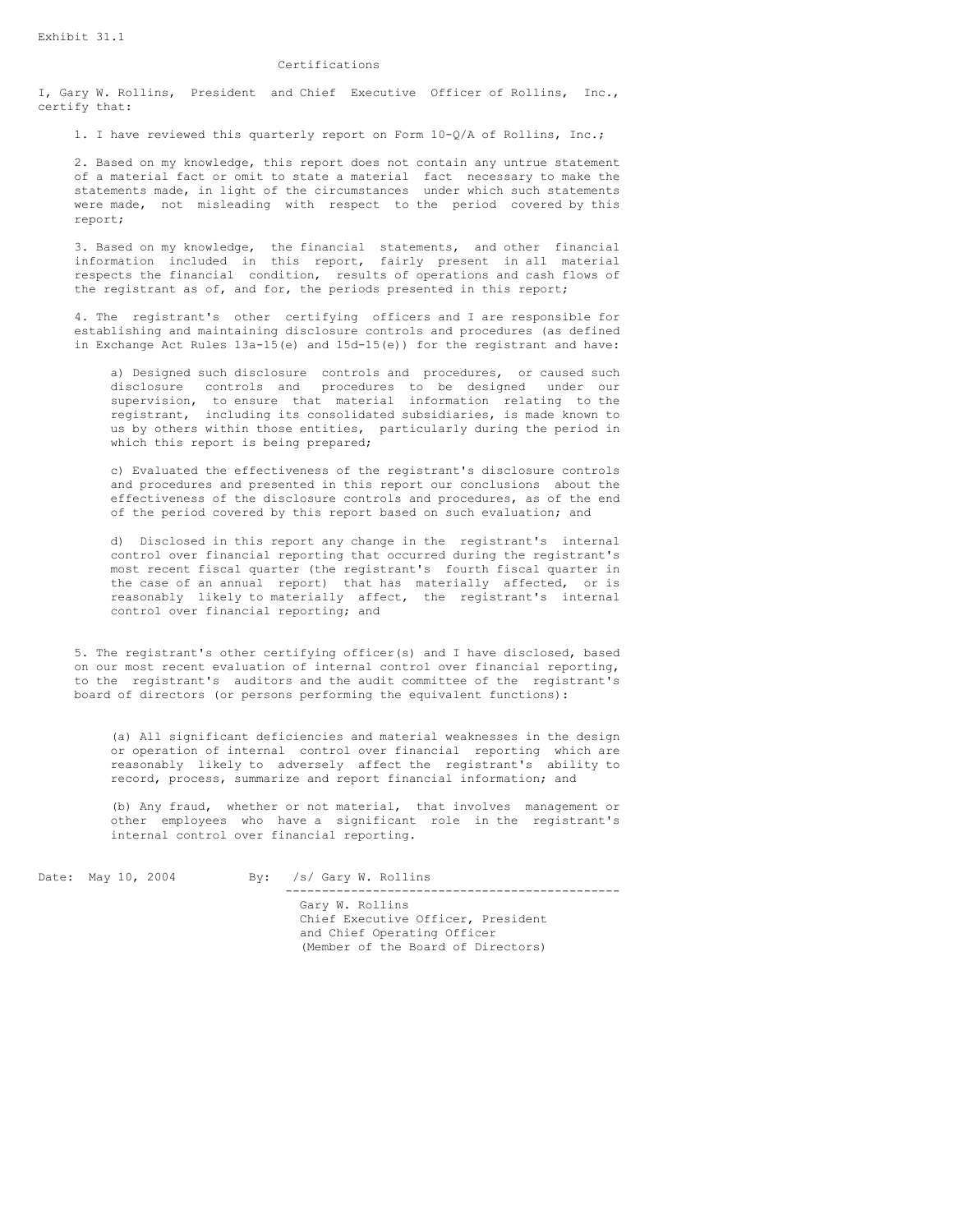Exhibit 31.1

## Certifications

I, Gary W. Rollins, President and Chief Executive Officer of Rollins, Inc., certify that:

1. I have reviewed this quarterly report on Form 10-Q/A of Rollins, Inc.;

2. Based on my knowledge, this report does not contain any untrue statement of a material fact or omit to state a material fact necessary to make the statements made, in light of the circumstances under which such statements were made, not misleading with respect to the period covered by this report;

3. Based on my knowledge, the financial statements, and other financial information included in this report, fairly present in all material respects the financial condition, results of operations and cash flows of the registrant as of, and for, the periods presented in this report;

4. The registrant's other certifying officers and I are responsible for establishing and maintaining disclosure controls and procedures (as defined in Exchange Act Rules 13a-15(e) and 15d-15(e)) for the registrant and have:

   a) Designed such disclosure controls and procedures, or caused such disclosure controls and procedures to be designed under our supervision, to ensure that material information relating to the registrant, including its consolidated subsidiaries, is made known to us by others within those entities, particularly during the period in which this report is being prepared;

   c) Evaluated the effectiveness of the registrant's disclosure controls and procedures and presented in this report our conclusions about the effectiveness of the disclosure controls and procedures, as of the end of the period covered by this report based on such evaluation; and

   d) Disclosed in this report any change in the registrant's internal control over financial reporting that occurred during the registrant's most recent fiscal quarter (the registrant's fourth fiscal quarter in the case of an annual report) that has materially affected, or is reasonably likely to materially affect, the registrant's internal control over financial reporting; and

5. The registrant's other certifying officer(s) and I have disclosed, based on our most recent evaluation of internal control over financial reporting, to the registrant's auditors and the audit committee of the registrant's board of directors (or persons performing the equivalent functions):

   (a) All significant deficiencies and material weaknesses in the design or operation of internal control over financial reporting which are reasonably likely to adversely affect the registrant's ability to record, process, summarize and report financial information; and

   (b) Any fraud, whether or not material, that involves management or other employees who have a significant role in the registrant's internal control over financial reporting.

Date: May 10, 2004

By: /s/ Gary W. Rollins

Gary W. Rollins
Chief Executive Officer, President and Chief Operating Officer
(Member of the Board of Directors)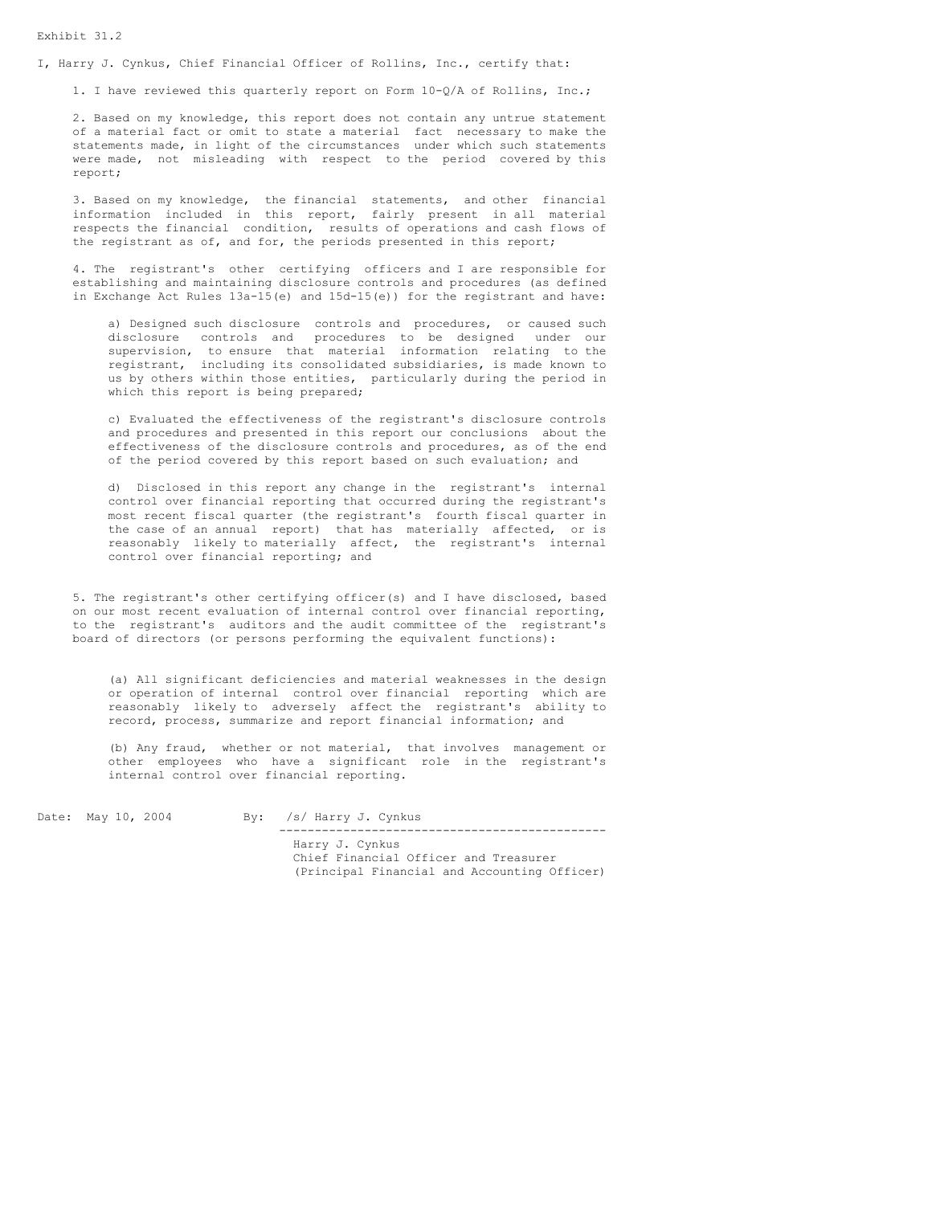Exhibit 31.2

I, Harry J. Cynkus, Chief Financial Officer of Rollins, Inc., certify that:

1. I have reviewed this quarterly report on Form 10-Q/A of Rollins, Inc.;

2. Based on my knowledge, this report does not contain any untrue statement of a material fact or omit to state a material fact necessary to make the statements made, in light of the circumstances under which such statements were made, not misleading with respect to the period covered by this report;

3. Based on my knowledge, the financial statements, and other financial information included in this report, fairly present in all material respects the financial condition, results of operations and cash flows of the registrant as of, and for, the periods presented in this report;

4. The registrant's other certifying officers and I are responsible for establishing and maintaining disclosure controls and procedures (as defined in Exchange Act Rules 13a-15(e) and 15d-15(e)) for the registrant and have:

   a) Designed such disclosure controls and procedures, or caused such disclosure controls and procedures to be designed under our supervision, to ensure that material information relating to the registrant, including its consolidated subsidiaries, is made known to us by others within those entities, particularly during the period in which this report is being prepared;

   c) Evaluated the effectiveness of the registrant's disclosure controls and procedures and presented in this report our conclusions about the effectiveness of the disclosure controls and procedures, as of the end of the period covered by this report based on such evaluation; and

   d) Disclosed in this report any change in the registrant's internal control over financial reporting that occurred during the registrant's most recent fiscal quarter (the registrant's fourth fiscal quarter in the case of an annual report) that has materially affected, or is reasonably likely to materially affect, the registrant's internal control over financial reporting; and

5. The registrant's other certifying officer(s) and I have disclosed, based on our most recent evaluation of internal control over financial reporting, to the registrant's auditors and the audit committee of the registrant's board of directors (or persons performing the equivalent functions):

   (a) All significant deficiencies and material weaknesses in the design or operation of internal control over financial reporting which are reasonably likely to adversely affect the registrant's ability to record, process, summarize and report financial information; and

   (b) Any fraud, whether or not material, that involves management or other employees who have a significant role in the registrant's internal control over financial reporting.

Date: May 10, 2004          By: /s/ Harry J. Cynkus

Harry J. Cynkus
Chief Financial Officer and Treasurer
(Principal Financial and Accounting Officer)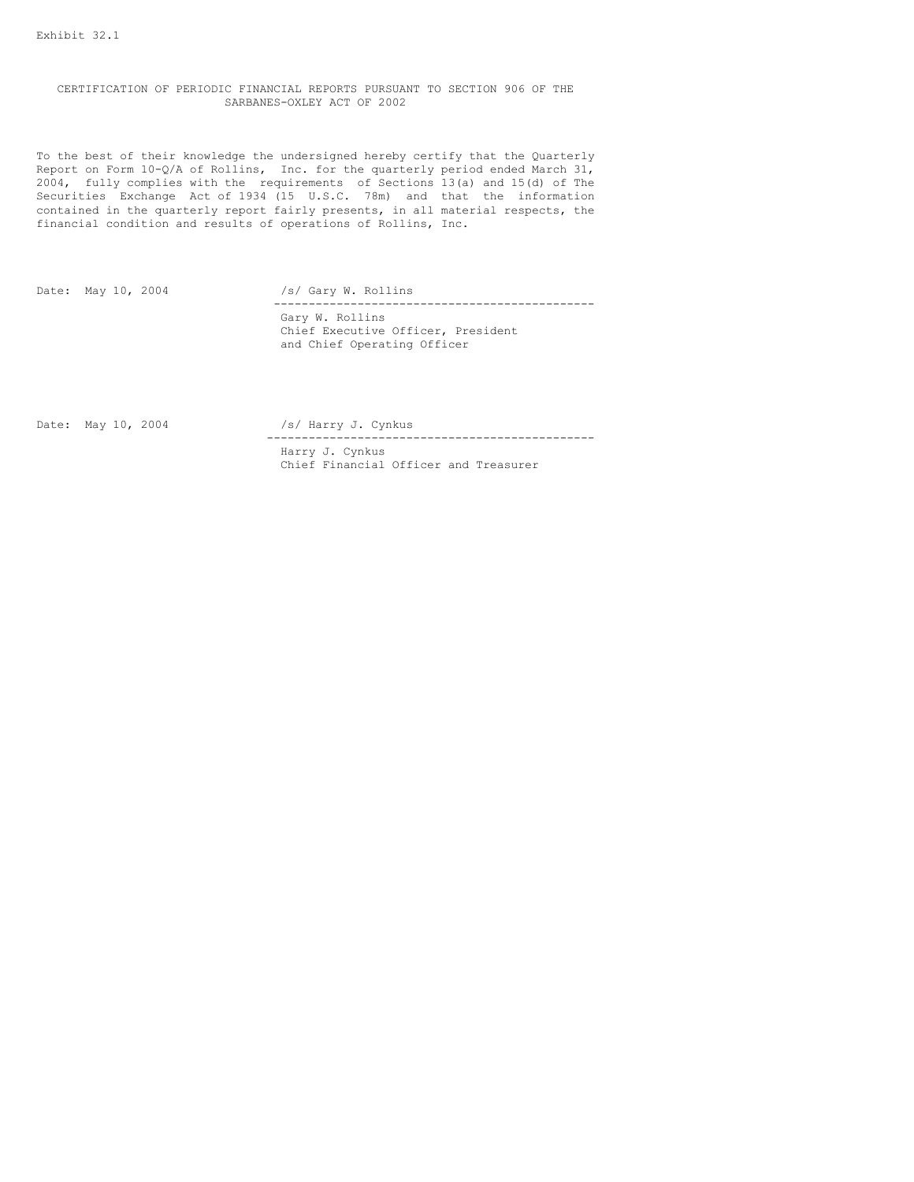Exhibit 32.1

CERTIFICATION OF PERIODIC FINANCIAL REPORTS PURSUANT TO SECTION 906 OF THE SARBANES-OXLEY ACT OF 2002

To the best of their knowledge the undersigned hereby certify that the Quarterly Report on Form 10-Q/A of Rollins, Inc. for the quarterly period ended March 31, 2004, fully complies with the requirements of Sections 13(a) and 15(d) of The Securities Exchange Act of 1934 (15 U.S.C. 78m) and that the information contained in the quarterly report fairly presents, in all material respects, the financial condition and results of operations of Rollins, Inc.

Date: May 10, 2004

/s/ Gary W. Rollins

---

Gary W. Rollins
Chief Executive Officer, President
and Chief Operating Officer

Date: May 10, 2004

/s/ Harry J. Cynkus

---

Harry J. Cynkus
Chief Financial Officer and Treasurer